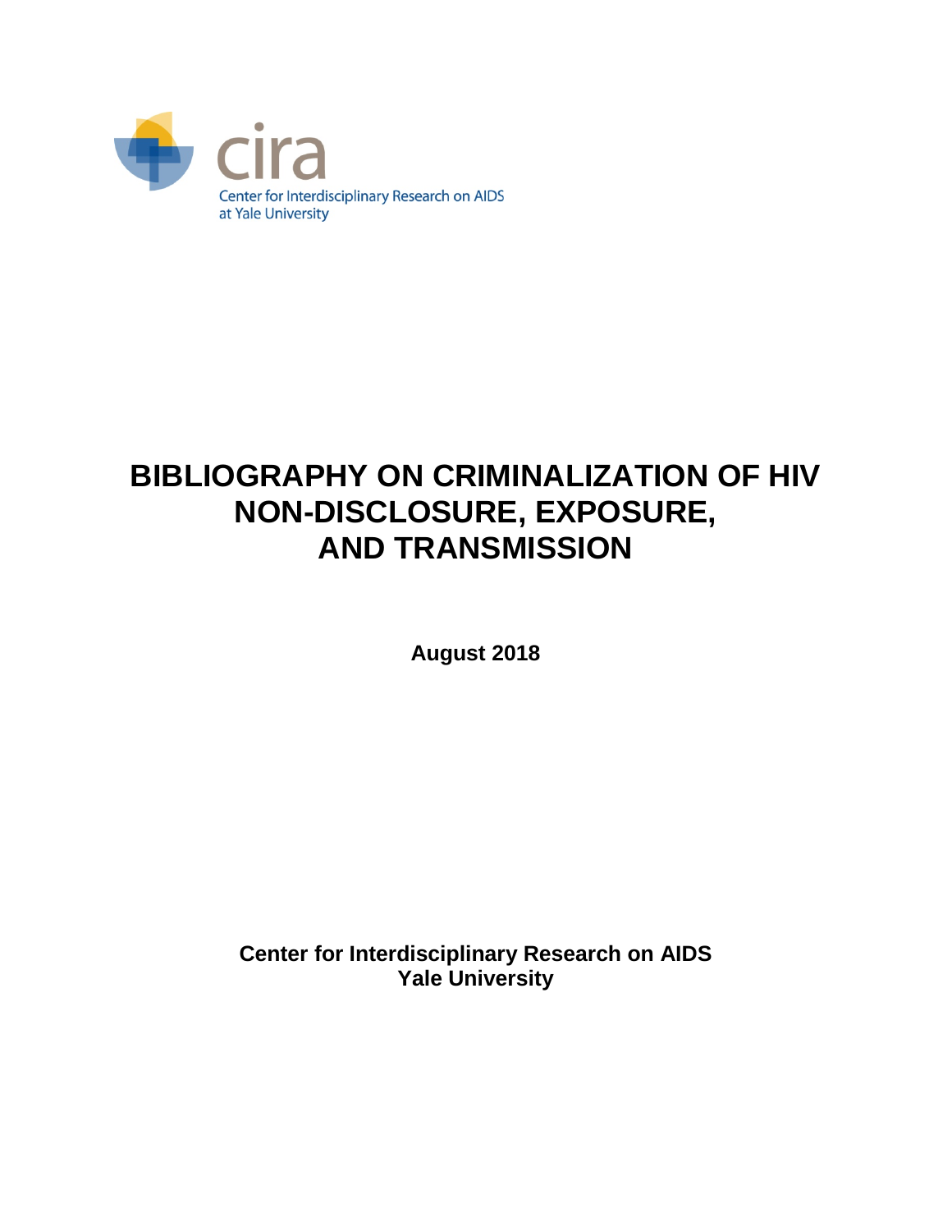cira

Center for Interdisciplinary Research on AIDS at Yale University

# BIBLIOGRAPHY ON CRIMINALIZATION OF HIV NON-DISCLOSURE, EXPOSURE, AND TRANSMISSION

**August 2018**

**Center for Interdisciplinary Research on AIDS**
**Yale University**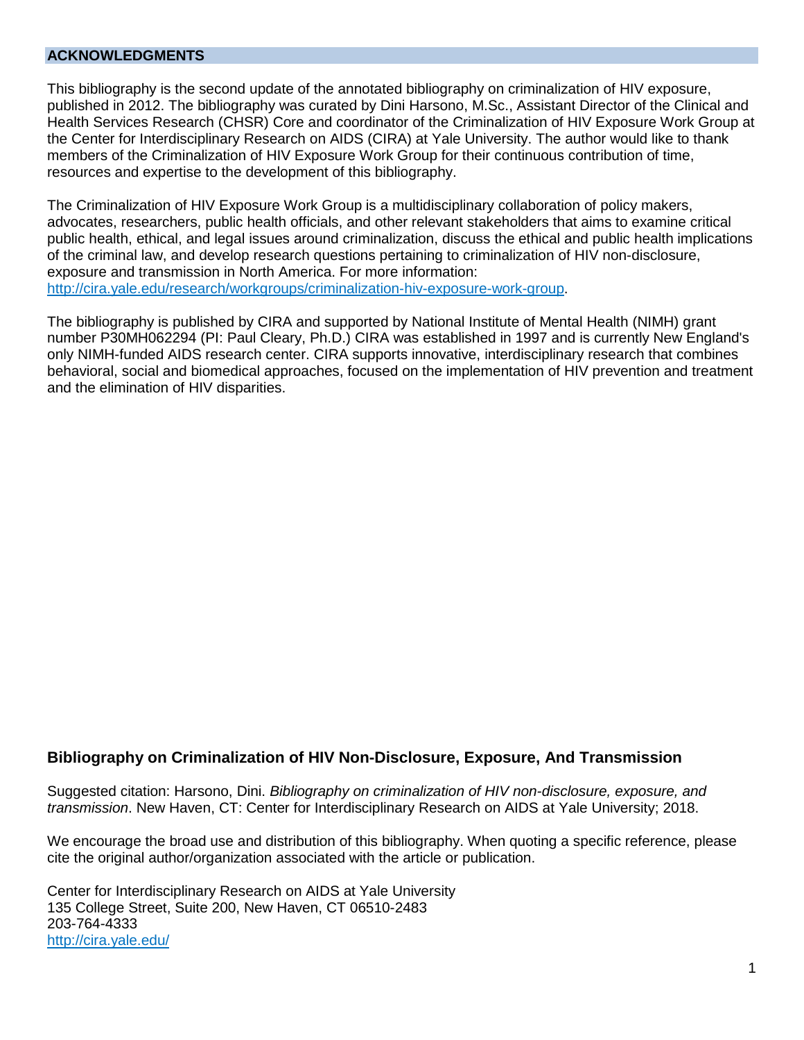## ACKNOWLEDGMENTS

This bibliography is the second update of the annotated bibliography on criminalization of HIV exposure, published in 2012. The bibliography was curated by Dini Harsono, M.Sc., Assistant Director of the Clinical and Health Services Research (CHSR) Core and coordinator of the Criminalization of HIV Exposure Work Group at the Center for Interdisciplinary Research on AIDS (CIRA) at Yale University. The author would like to thank members of the Criminalization of HIV Exposure Work Group for their continuous contribution of time, resources and expertise to the development of this bibliography.

The Criminalization of HIV Exposure Work Group is a multidisciplinary collaboration of policy makers, advocates, researchers, public health officials, and other relevant stakeholders that aims to examine critical public health, ethical, and legal issues around criminalization, discuss the ethical and public health implications of the criminal law, and develop research questions pertaining to criminalization of HIV non-disclosure, exposure and transmission in North America. For more information: [http://cira.yale.edu/research/workgroups/criminalization-hiv-exposure-work-group](http://cira.yale.edu/research/workgroups/criminalization-hiv-exposure-work-group).

The bibliography is published by CIRA and supported by National Institute of Mental Health (NIMH) grant number P30MH062294 (PI: Paul Cleary, Ph.D.) CIRA was established in 1997 and is currently New England's only NIMH-funded AIDS research center. CIRA supports innovative, interdisciplinary research that combines behavioral, social and biomedical approaches, focused on the implementation of HIV prevention and treatment and the elimination of HIV disparities.

### Bibliography on Criminalization of HIV Non-Disclosure, Exposure, And Transmission

Suggested citation: Harsono, Dini. *Bibliography on criminalization of HIV non-disclosure, exposure, and transmission*. New Haven, CT: Center for Interdisciplinary Research on AIDS at Yale University; 2018.

We encourage the broad use and distribution of this bibliography. When quoting a specific reference, please cite the original author/organization associated with the article or publication.

Center for Interdisciplinary Research on AIDS at Yale University
135 College Street, Suite 200, New Haven, CT 06510-2483
203-764-4333
[http://cira.yale.edu/](http://cira.yale.edu/)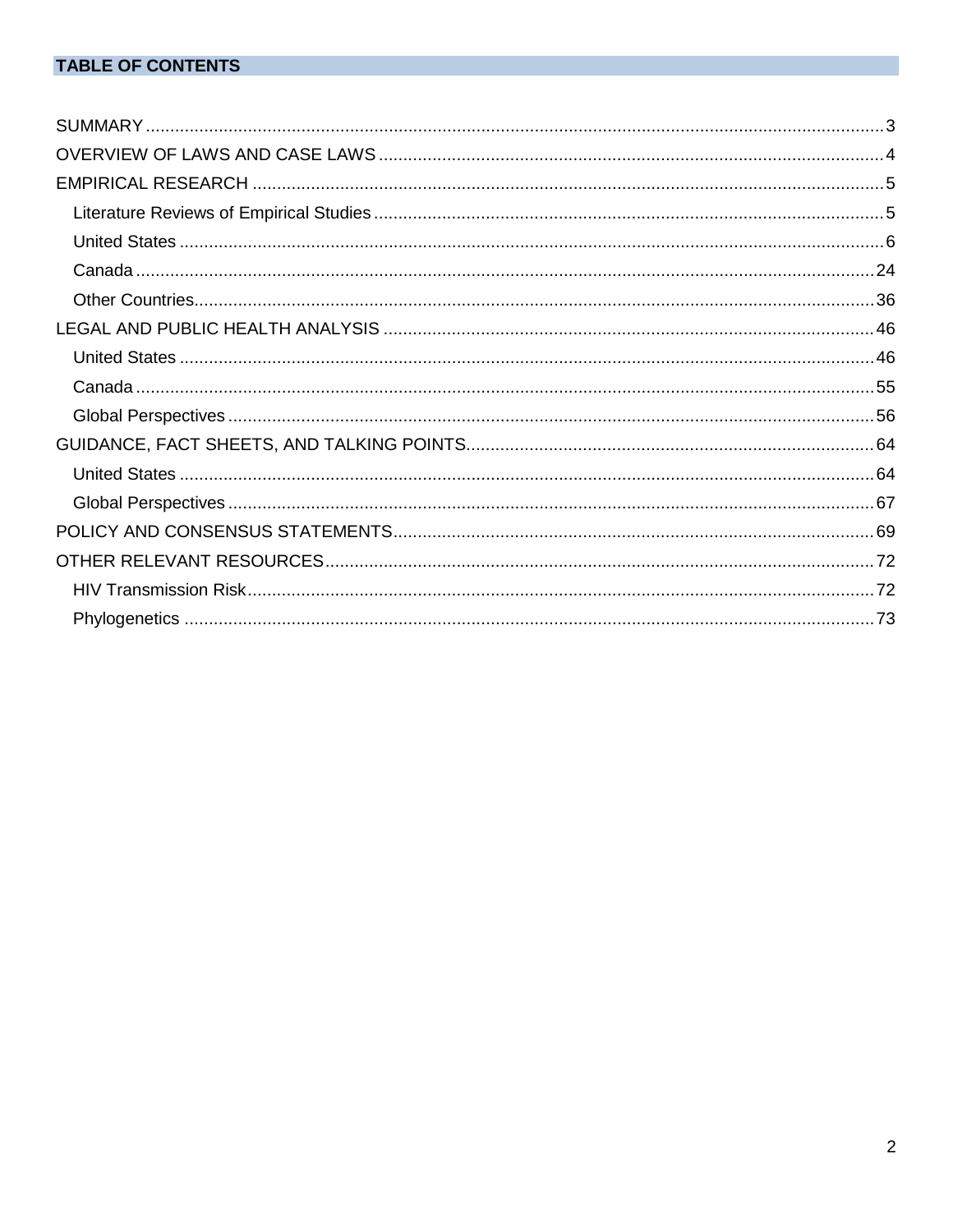## TABLE OF CONTENTS

- SUMMARY ..... 3
- OVERVIEW OF LAWS AND CASE LAWS ..... 4
- EMPIRICAL RESEARCH ..... 5
  - Literature Reviews of Empirical Studies ..... 5
  - United States ..... 6
  - Canada ..... 24
  - Other Countries ..... 36
- LEGAL AND PUBLIC HEALTH ANALYSIS ..... 46
  - United States ..... 46
  - Canada ..... 55
  - Global Perspectives ..... 56
- GUIDANCE, FACT SHEETS, AND TALKING POINTS ..... 64
  - United States ..... 64
  - Global Perspectives ..... 67
- POLICY AND CONSENSUS STATEMENTS ..... 69
- OTHER RELEVANT RESOURCES ..... 72
  - HIV Transmission Risk ..... 72
  - Phylogenetics ..... 73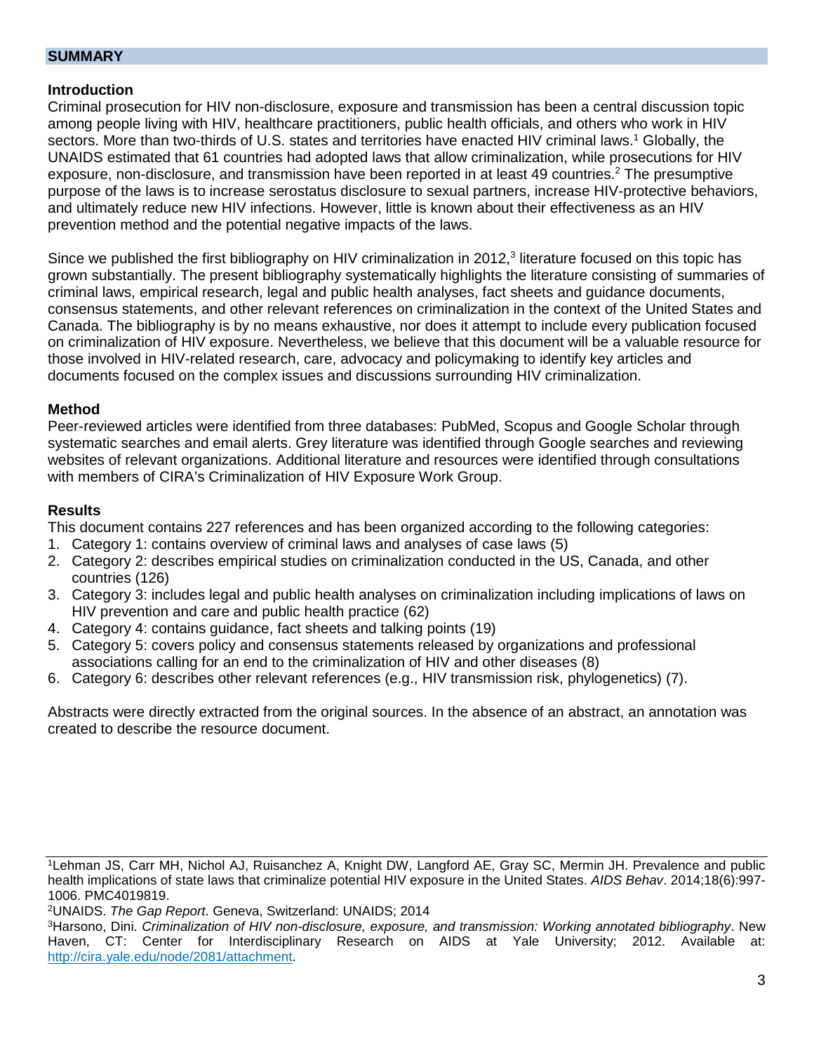## SUMMARY

### Introduction

Criminal prosecution for HIV non-disclosure, exposure and transmission has been a central discussion topic among people living with HIV, healthcare practitioners, public health officials, and others who work in HIV sectors. More than two-thirds of U.S. states and territories have enacted HIV criminal laws.[1] Globally, the UNAIDS estimated that 61 countries had adopted laws that allow criminalization, while prosecutions for HIV exposure, non-disclosure, and transmission have been reported in at least 49 countries.[2] The presumptive purpose of the laws is to increase serostatus disclosure to sexual partners, increase HIV-protective behaviors, and ultimately reduce new HIV infections. However, little is known about their effectiveness as an HIV prevention method and the potential negative impacts of the laws.

Since we published the first bibliography on HIV criminalization in 2012,[3] literature focused on this topic has grown substantially. The present bibliography systematically highlights the literature consisting of summaries of criminal laws, empirical research, legal and public health analyses, fact sheets and guidance documents, consensus statements, and other relevant references on criminalization in the context of the United States and Canada. The bibliography is by no means exhaustive, nor does it attempt to include every publication focused on criminalization of HIV exposure. Nevertheless, we believe that this document will be a valuable resource for those involved in HIV-related research, care, advocacy and policymaking to identify key articles and documents focused on the complex issues and discussions surrounding HIV criminalization.

### Method

Peer-reviewed articles were identified from three databases: PubMed, Scopus and Google Scholar through systematic searches and email alerts. Grey literature was identified through Google searches and reviewing websites of relevant organizations. Additional literature and resources were identified through consultations with members of CIRA's Criminalization of HIV Exposure Work Group.

### Results

This document contains 227 references and has been organized according to the following categories:

1. Category 1: contains overview of criminal laws and analyses of case laws (5)
2. Category 2: describes empirical studies on criminalization conducted in the US, Canada, and other countries (126)
3. Category 3: includes legal and public health analyses on criminalization including implications of laws on HIV prevention and care and public health practice (62)
4. Category 4: contains guidance, fact sheets and talking points (19)
5. Category 5: covers policy and consensus statements released by organizations and professional associations calling for an end to the criminalization of HIV and other diseases (8)
6. Category 6: describes other relevant references (e.g., HIV transmission risk, phylogenetics) (7).

Abstracts were directly extracted from the original sources. In the absence of an abstract, an annotation was created to describe the resource document.

---

[1] Lehman JS, Carr MH, Nichol AJ, Ruisanchez A, Knight DW, Langford AE, Gray SC, Mermin JH. Prevalence and public health implications of state laws that criminalize potential HIV exposure in the United States. *AIDS Behav*. 2014;18(6):997-1006. PMC4019819.

[2] UNAIDS. *The Gap Report*. Geneva, Switzerland: UNAIDS; 2014

[3] Harsono, Dini. *Criminalization of HIV non-disclosure, exposure, and transmission: Working annotated bibliography*. New Haven, CT: Center for Interdisciplinary Research on AIDS at Yale University; 2012. Available at: http://cira.yale.edu/node/2081/attachment.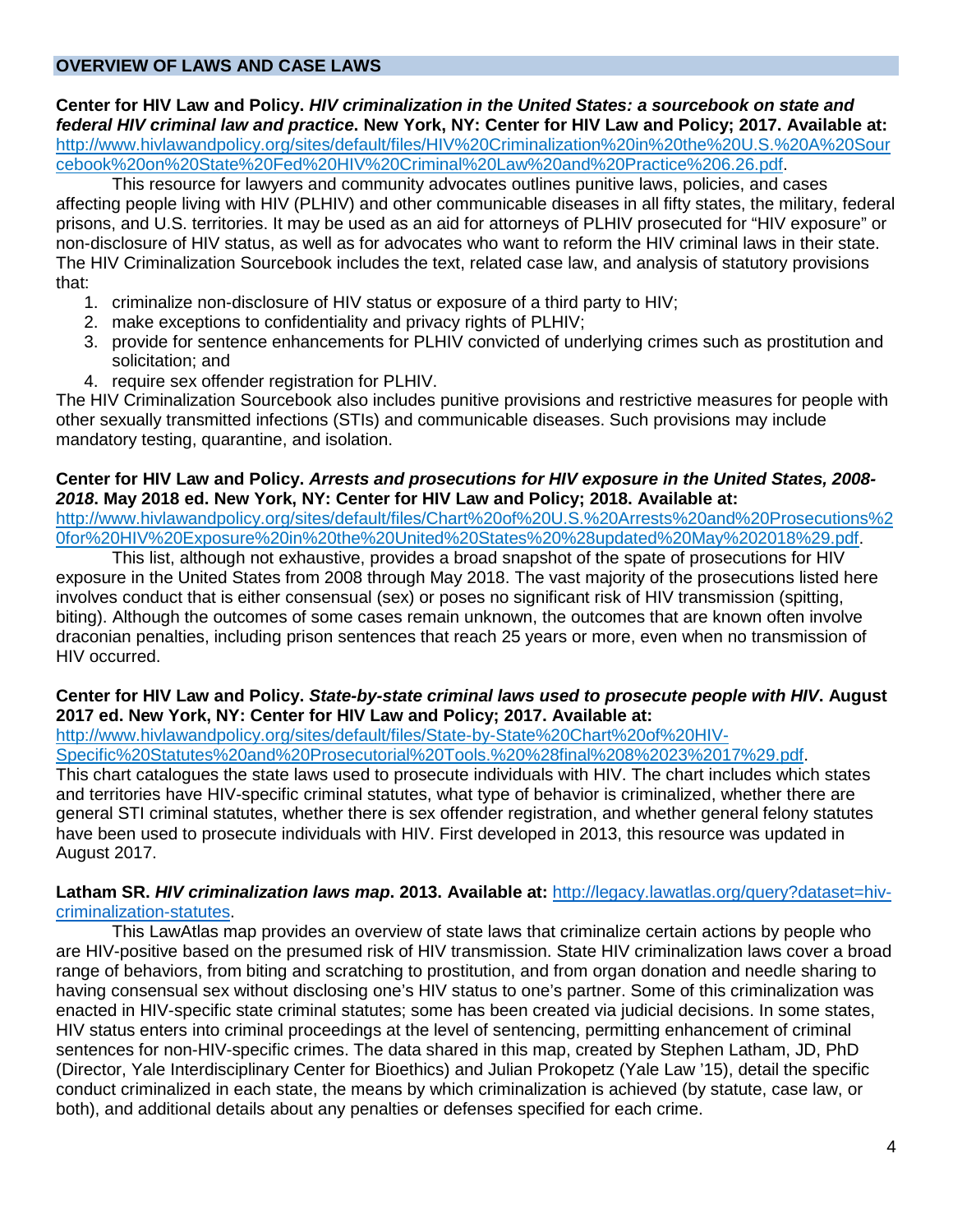## OVERVIEW OF LAWS AND CASE LAWS

**Center for HIV Law and Policy. *HIV criminalization in the United States: a sourcebook on state and federal HIV criminal law and practice*. New York, NY: Center for HIV Law and Policy; 2017. Available at:** [http://www.hivlawandpolicy.org/sites/default/files/HIV%20Criminalization%20in%20the%20U.S.%20A%20Sourcebook%20on%20State%20Fed%20HIV%20Criminal%20Law%20and%20Practice%206.26.pdf](http://www.hivlawandpolicy.org/sites/default/files/HIV%20Criminalization%20in%20the%20U.S.%20A%20Sourcebook%20on%20State%20Fed%20HIV%20Criminal%20Law%20and%20Practice%206.26.pdf).

This resource for lawyers and community advocates outlines punitive laws, policies, and cases affecting people living with HIV (PLHIV) and other communicable diseases in all fifty states, the military, federal prisons, and U.S. territories. It may be used as an aid for attorneys of PLHIV prosecuted for "HIV exposure" or non-disclosure of HIV status, as well as for advocates who want to reform the HIV criminal laws in their state. The HIV Criminalization Sourcebook includes the text, related case law, and analysis of statutory provisions that:

1. criminalize non-disclosure of HIV status or exposure of a third party to HIV;
2. make exceptions to confidentiality and privacy rights of PLHIV;
3. provide for sentence enhancements for PLHIV convicted of underlying crimes such as prostitution and solicitation; and
4. require sex offender registration for PLHIV.

The HIV Criminalization Sourcebook also includes punitive provisions and restrictive measures for people with other sexually transmitted infections (STIs) and communicable diseases. Such provisions may include mandatory testing, quarantine, and isolation.

**Center for HIV Law and Policy. *Arrests and prosecutions for HIV exposure in the United States, 2008-2018*. May 2018 ed. New York, NY: Center for HIV Law and Policy; 2018. Available at:** [http://www.hivlawandpolicy.org/sites/default/files/Chart%20of%20U.S.%20Arrests%20and%20Prosecutions%20for%20HIV%20Exposure%20in%20the%20United%20States%20%28updated%20May%202018%29.pdf](http://www.hivlawandpolicy.org/sites/default/files/Chart%20of%20U.S.%20Arrests%20and%20Prosecutions%20for%20HIV%20Exposure%20in%20the%20United%20States%20%28updated%20May%202018%29.pdf).

This list, although not exhaustive, provides a broad snapshot of the spate of prosecutions for HIV exposure in the United States from 2008 through May 2018. The vast majority of the prosecutions listed here involves conduct that is either consensual (sex) or poses no significant risk of HIV transmission (spitting, biting). Although the outcomes of some cases remain unknown, the outcomes that are known often involve draconian penalties, including prison sentences that reach 25 years or more, even when no transmission of HIV occurred.

**Center for HIV Law and Policy. *State-by-state criminal laws used to prosecute people with HIV*. August 2017 ed. New York, NY: Center for HIV Law and Policy; 2017. Available at:** [http://www.hivlawandpolicy.org/sites/default/files/State-by-State%20Chart%20of%20HIV-Specific%20Statutes%20and%20Prosecutorial%20Tools.%20%28final%208%2023%2017%29.pdf](http://www.hivlawandpolicy.org/sites/default/files/State-by-State%20Chart%20of%20HIV-Specific%20Statutes%20and%20Prosecutorial%20Tools.%20%28final%208%2023%2017%29.pdf).
This chart catalogues the state laws used to prosecute individuals with HIV. The chart includes which states and territories have HIV-specific criminal statutes, what type of behavior is criminalized, whether there are general STI criminal statutes, whether there is sex offender registration, and whether general felony statutes have been used to prosecute individuals with HIV. First developed in 2013, this resource was updated in August 2017.

**Latham SR. *HIV criminalization laws map*. 2013. Available at:** [http://legacy.lawatlas.org/query?dataset=hiv-criminalization-statutes](http://legacy.lawatlas.org/query?dataset=hiv-criminalization-statutes).

This LawAtlas map provides an overview of state laws that criminalize certain actions by people who are HIV-positive based on the presumed risk of HIV transmission. State HIV criminalization laws cover a broad range of behaviors, from biting and scratching to prostitution, and from organ donation and needle sharing to having consensual sex without disclosing one's HIV status to one's partner. Some of this criminalization was enacted in HIV-specific state criminal statutes; some has been created via judicial decisions. In some states, HIV status enters into criminal proceedings at the level of sentencing, permitting enhancement of criminal sentences for non-HIV-specific crimes. The data shared in this map, created by Stephen Latham, JD, PhD (Director, Yale Interdisciplinary Center for Bioethics) and Julian Prokopetz (Yale Law '15), detail the specific conduct criminalized in each state, the means by which criminalization is achieved (by statute, case law, or both), and additional details about any penalties or defenses specified for each crime.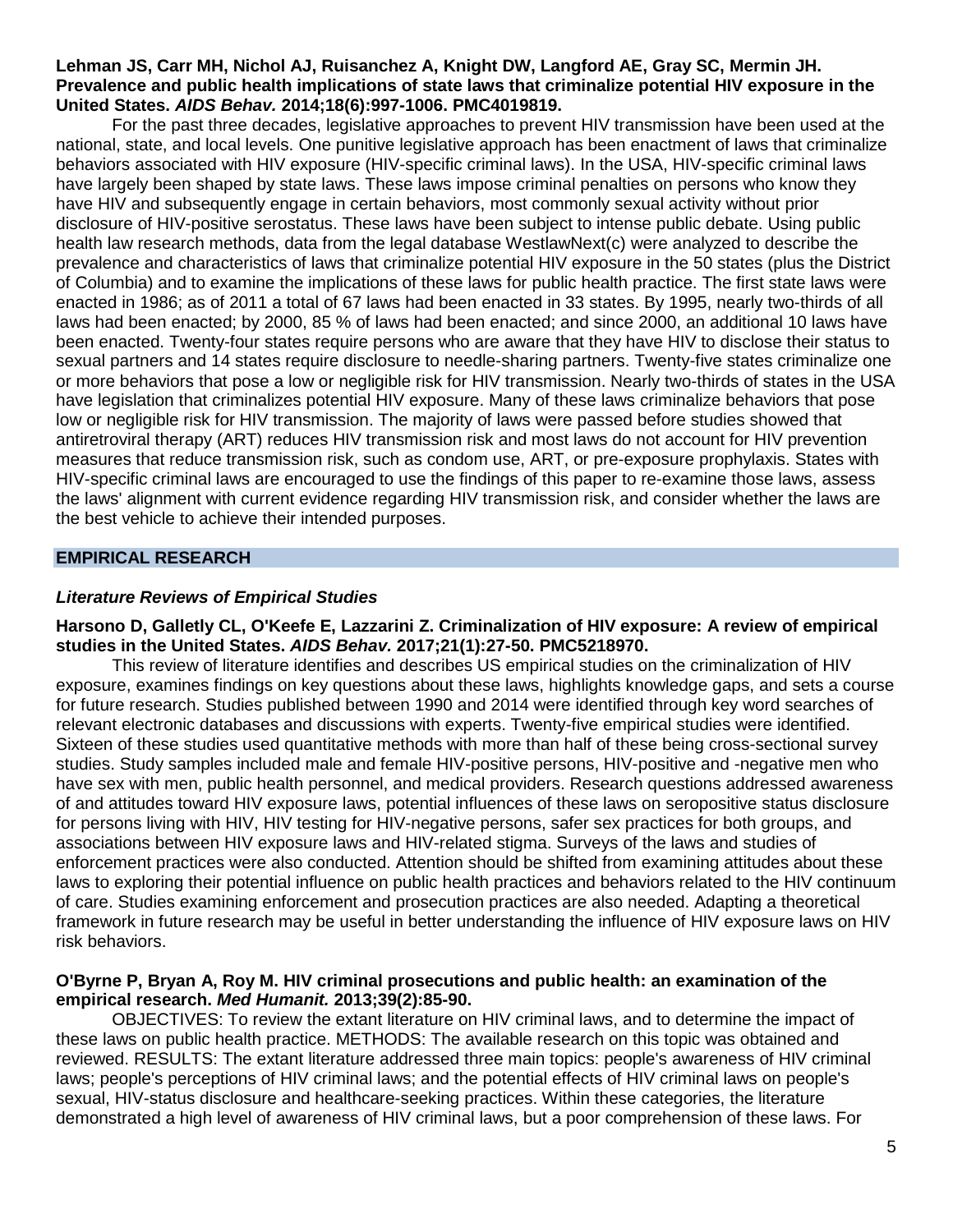**Lehman JS, Carr MH, Nichol AJ, Ruisanchez A, Knight DW, Langford AE, Gray SC, Mermin JH. Prevalence and public health implications of state laws that criminalize potential HIV exposure in the United States. *AIDS Behav.* 2014;18(6):997-1006. PMC4019819.**

For the past three decades, legislative approaches to prevent HIV transmission have been used at the national, state, and local levels. One punitive legislative approach has been enactment of laws that criminalize behaviors associated with HIV exposure (HIV-specific criminal laws). In the USA, HIV-specific criminal laws have largely been shaped by state laws. These laws impose criminal penalties on persons who know they have HIV and subsequently engage in certain behaviors, most commonly sexual activity without prior disclosure of HIV-positive serostatus. These laws have been subject to intense public debate. Using public health law research methods, data from the legal database WestlawNext(c) were analyzed to describe the prevalence and characteristics of laws that criminalize potential HIV exposure in the 50 states (plus the District of Columbia) and to examine the implications of these laws for public health practice. The first state laws were enacted in 1986; as of 2011 a total of 67 laws had been enacted in 33 states. By 1995, nearly two-thirds of all laws had been enacted; by 2000, 85 % of laws had been enacted; and since 2000, an additional 10 laws have been enacted. Twenty-four states require persons who are aware that they have HIV to disclose their status to sexual partners and 14 states require disclosure to needle-sharing partners. Twenty-five states criminalize one or more behaviors that pose a low or negligible risk for HIV transmission. Nearly two-thirds of states in the USA have legislation that criminalizes potential HIV exposure. Many of these laws criminalize behaviors that pose low or negligible risk for HIV transmission. The majority of laws were passed before studies showed that antiretroviral therapy (ART) reduces HIV transmission risk and most laws do not account for HIV prevention measures that reduce transmission risk, such as condom use, ART, or pre-exposure prophylaxis. States with HIV-specific criminal laws are encouraged to use the findings of this paper to re-examine those laws, assess the laws' alignment with current evidence regarding HIV transmission risk, and consider whether the laws are the best vehicle to achieve their intended purposes.

## EMPIRICAL RESEARCH

### *Literature Reviews of Empirical Studies*

**Harsono D, Galletly CL, O'Keefe E, Lazzarini Z. Criminalization of HIV exposure: A review of empirical studies in the United States. *AIDS Behav.* 2017;21(1):27-50. PMC5218970.**

This review of literature identifies and describes US empirical studies on the criminalization of HIV exposure, examines findings on key questions about these laws, highlights knowledge gaps, and sets a course for future research. Studies published between 1990 and 2014 were identified through key word searches of relevant electronic databases and discussions with experts. Twenty-five empirical studies were identified. Sixteen of these studies used quantitative methods with more than half of these being cross-sectional survey studies. Study samples included male and female HIV-positive persons, HIV-positive and -negative men who have sex with men, public health personnel, and medical providers. Research questions addressed awareness of and attitudes toward HIV exposure laws, potential influences of these laws on seropositive status disclosure for persons living with HIV, HIV testing for HIV-negative persons, safer sex practices for both groups, and associations between HIV exposure laws and HIV-related stigma. Surveys of the laws and studies of enforcement practices were also conducted. Attention should be shifted from examining attitudes about these laws to exploring their potential influence on public health practices and behaviors related to the HIV continuum of care. Studies examining enforcement and prosecution practices are also needed. Adapting a theoretical framework in future research may be useful in better understanding the influence of HIV exposure laws on HIV risk behaviors.

**O'Byrne P, Bryan A, Roy M. HIV criminal prosecutions and public health: an examination of the empirical research. *Med Humanit.* 2013;39(2):85-90.**

OBJECTIVES: To review the extant literature on HIV criminal laws, and to determine the impact of these laws on public health practice. METHODS: The available research on this topic was obtained and reviewed. RESULTS: The extant literature addressed three main topics: people's awareness of HIV criminal laws; people's perceptions of HIV criminal laws; and the potential effects of HIV criminal laws on people's sexual, HIV-status disclosure and healthcare-seeking practices. Within these categories, the literature demonstrated a high level of awareness of HIV criminal laws, but a poor comprehension of these laws. For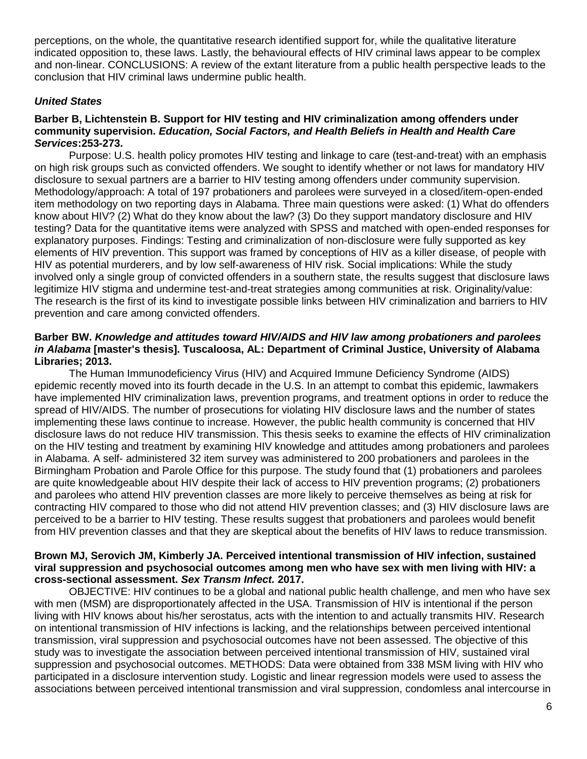perceptions, on the whole, the quantitative research identified support for, while the qualitative literature indicated opposition to, these laws. Lastly, the behavioural effects of HIV criminal laws appear to be complex and non-linear. CONCLUSIONS: A review of the extant literature from a public health perspective leads to the conclusion that HIV criminal laws undermine public health.

### *United States*

**Barber B, Lichtenstein B. Support for HIV testing and HIV criminalization among offenders under community supervision. *Education, Social Factors, and Health Beliefs in Health and Health Care Services*:253-273.**

Purpose: U.S. health policy promotes HIV testing and linkage to care (test-and-treat) with an emphasis on high risk groups such as convicted offenders. We sought to identify whether or not laws for mandatory HIV disclosure to sexual partners are a barrier to HIV testing among offenders under community supervision. Methodology/approach: A total of 197 probationers and parolees were surveyed in a closed/item-open-ended item methodology on two reporting days in Alabama. Three main questions were asked: (1) What do offenders know about HIV? (2) What do they know about the law? (3) Do they support mandatory disclosure and HIV testing? Data for the quantitative items were analyzed with SPSS and matched with open-ended responses for explanatory purposes. Findings: Testing and criminalization of non-disclosure were fully supported as key elements of HIV prevention. This support was framed by conceptions of HIV as a killer disease, of people with HIV as potential murderers, and by low self-awareness of HIV risk. Social implications: While the study involved only a single group of convicted offenders in a southern state, the results suggest that disclosure laws legitimize HIV stigma and undermine test-and-treat strategies among communities at risk. Originality/value: The research is the first of its kind to investigate possible links between HIV criminalization and barriers to HIV prevention and care among convicted offenders.

**Barber BW. *Knowledge and attitudes toward HIV/AIDS and HIV law among probationers and parolees in Alabama* [master's thesis]. Tuscaloosa, AL: Department of Criminal Justice, University of Alabama Libraries; 2013.**

The Human Immunodeficiency Virus (HIV) and Acquired Immune Deficiency Syndrome (AIDS) epidemic recently moved into its fourth decade in the U.S. In an attempt to combat this epidemic, lawmakers have implemented HIV criminalization laws, prevention programs, and treatment options in order to reduce the spread of HIV/AIDS. The number of prosecutions for violating HIV disclosure laws and the number of states implementing these laws continue to increase. However, the public health community is concerned that HIV disclosure laws do not reduce HIV transmission. This thesis seeks to examine the effects of HIV criminalization on the HIV testing and treatment by examining HIV knowledge and attitudes among probationers and parolees in Alabama. A self- administered 32 item survey was administered to 200 probationers and parolees in the Birmingham Probation and Parole Office for this purpose. The study found that (1) probationers and parolees are quite knowledgeable about HIV despite their lack of access to HIV prevention programs; (2) probationers and parolees who attend HIV prevention classes are more likely to perceive themselves as being at risk for contracting HIV compared to those who did not attend HIV prevention classes; and (3) HIV disclosure laws are perceived to be a barrier to HIV testing. These results suggest that probationers and parolees would benefit from HIV prevention classes and that they are skeptical about the benefits of HIV laws to reduce transmission.

**Brown MJ, Serovich JM, Kimberly JA. Perceived intentional transmission of HIV infection, sustained viral suppression and psychosocial outcomes among men who have sex with men living with HIV: a cross-sectional assessment. *Sex Transm Infect.* 2017.**

OBJECTIVE: HIV continues to be a global and national public health challenge, and men who have sex with men (MSM) are disproportionately affected in the USA. Transmission of HIV is intentional if the person living with HIV knows about his/her serostatus, acts with the intention to and actually transmits HIV. Research on intentional transmission of HIV infections is lacking, and the relationships between perceived intentional transmission, viral suppression and psychosocial outcomes have not been assessed. The objective of this study was to investigate the association between perceived intentional transmission of HIV, sustained viral suppression and psychosocial outcomes. METHODS: Data were obtained from 338 MSM living with HIV who participated in a disclosure intervention study. Logistic and linear regression models were used to assess the associations between perceived intentional transmission and viral suppression, condomless anal intercourse in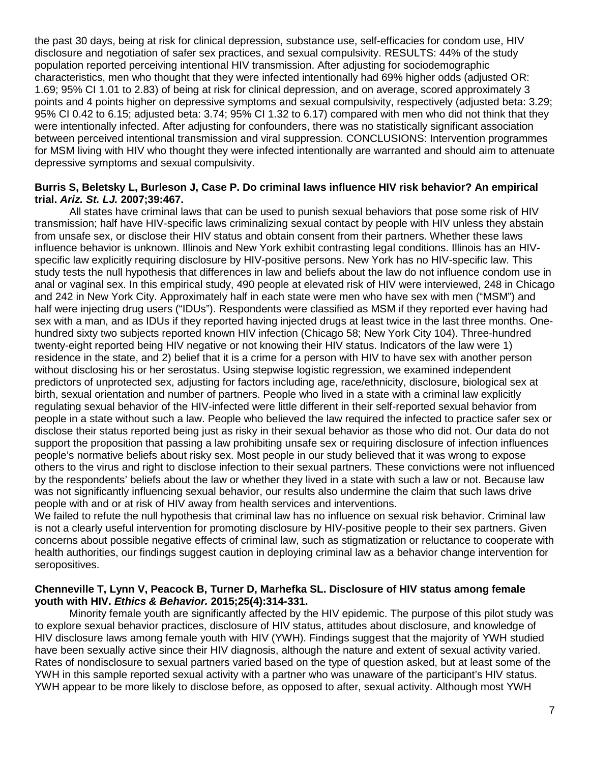the past 30 days, being at risk for clinical depression, substance use, self-efficacies for condom use, HIV disclosure and negotiation of safer sex practices, and sexual compulsivity. RESULTS: 44% of the study population reported perceiving intentional HIV transmission. After adjusting for sociodemographic characteristics, men who thought that they were infected intentionally had 69% higher odds (adjusted OR: 1.69; 95% CI 1.01 to 2.83) of being at risk for clinical depression, and on average, scored approximately 3 points and 4 points higher on depressive symptoms and sexual compulsivity, respectively (adjusted beta: 3.29; 95% CI 0.42 to 6.15; adjusted beta: 3.74; 95% CI 1.32 to 6.17) compared with men who did not think that they were intentionally infected. After adjusting for confounders, there was no statistically significant association between perceived intentional transmission and viral suppression. CONCLUSIONS: Intervention programmes for MSM living with HIV who thought they were infected intentionally are warranted and should aim to attenuate depressive symptoms and sexual compulsivity.

**Burris S, Beletsky L, Burleson J, Case P. Do criminal laws influence HIV risk behavior? An empirical trial. *Ariz. St. LJ.* 2007;39:467.**

All states have criminal laws that can be used to punish sexual behaviors that pose some risk of HIV transmission; half have HIV-specific laws criminalizing sexual contact by people with HIV unless they abstain from unsafe sex, or disclose their HIV status and obtain consent from their partners. Whether these laws influence behavior is unknown. Illinois and New York exhibit contrasting legal conditions. Illinois has an HIV-specific law explicitly requiring disclosure by HIV-positive persons. New York has no HIV-specific law. This study tests the null hypothesis that differences in law and beliefs about the law do not influence condom use in anal or vaginal sex. In this empirical study, 490 people at elevated risk of HIV were interviewed, 248 in Chicago and 242 in New York City. Approximately half in each state were men who have sex with men ("MSM") and half were injecting drug users ("IDUs"). Respondents were classified as MSM if they reported ever having had sex with a man, and as IDUs if they reported having injected drugs at least twice in the last three months. One-hundred sixty two subjects reported known HIV infection (Chicago 58; New York City 104). Three-hundred twenty-eight reported being HIV negative or not knowing their HIV status. Indicators of the law were 1) residence in the state, and 2) belief that it is a crime for a person with HIV to have sex with another person without disclosing his or her serostatus. Using stepwise logistic regression, we examined independent predictors of unprotected sex, adjusting for factors including age, race/ethnicity, disclosure, biological sex at birth, sexual orientation and number of partners. People who lived in a state with a criminal law explicitly regulating sexual behavior of the HIV-infected were little different in their self-reported sexual behavior from people in a state without such a law. People who believed the law required the infected to practice safer sex or disclose their status reported being just as risky in their sexual behavior as those who did not. Our data do not support the proposition that passing a law prohibiting unsafe sex or requiring disclosure of infection influences people's normative beliefs about risky sex. Most people in our study believed that it was wrong to expose others to the virus and right to disclose infection to their sexual partners. These convictions were not influenced by the respondents' beliefs about the law or whether they lived in a state with such a law or not. Because law was not significantly influencing sexual behavior, our results also undermine the claim that such laws drive people with and or at risk of HIV away from health services and interventions.

We failed to refute the null hypothesis that criminal law has no influence on sexual risk behavior. Criminal law is not a clearly useful intervention for promoting disclosure by HIV-positive people to their sex partners. Given concerns about possible negative effects of criminal law, such as stigmatization or reluctance to cooperate with health authorities, our findings suggest caution in deploying criminal law as a behavior change intervention for seropositives.

**Chenneville T, Lynn V, Peacock B, Turner D, Marhefka SL. Disclosure of HIV status among female youth with HIV. *Ethics & Behavior.* 2015;25(4):314-331.**

Minority female youth are significantly affected by the HIV epidemic. The purpose of this pilot study was to explore sexual behavior practices, disclosure of HIV status, attitudes about disclosure, and knowledge of HIV disclosure laws among female youth with HIV (YWH). Findings suggest that the majority of YWH studied have been sexually active since their HIV diagnosis, although the nature and extent of sexual activity varied. Rates of nondisclosure to sexual partners varied based on the type of question asked, but at least some of the YWH in this sample reported sexual activity with a partner who was unaware of the participant's HIV status. YWH appear to be more likely to disclose before, as opposed to after, sexual activity. Although most YWH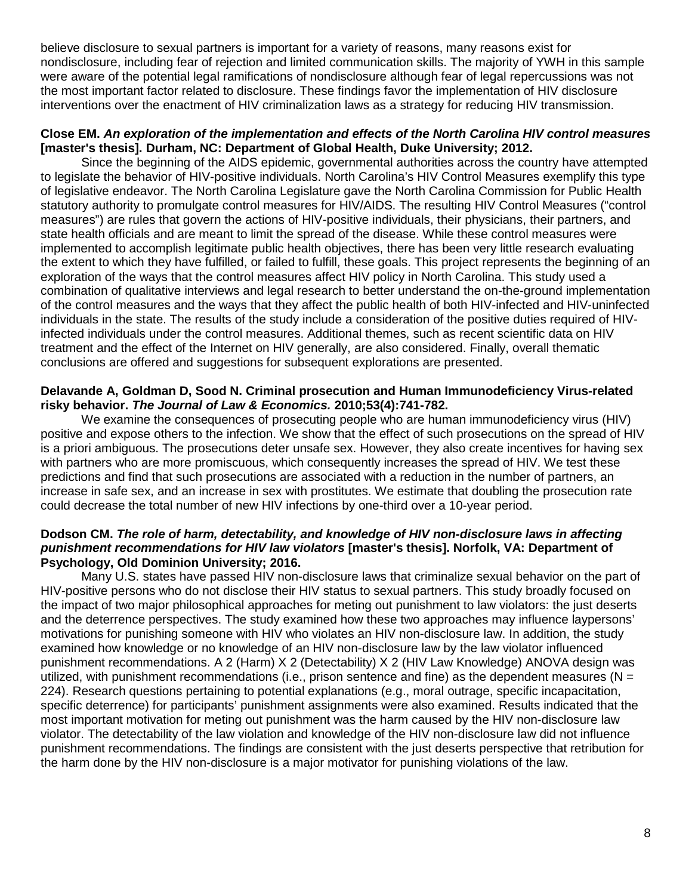believe disclosure to sexual partners is important for a variety of reasons, many reasons exist for nondisclosure, including fear of rejection and limited communication skills. The majority of YWH in this sample were aware of the potential legal ramifications of nondisclosure although fear of legal repercussions was not the most important factor related to disclosure. These findings favor the implementation of HIV disclosure interventions over the enactment of HIV criminalization laws as a strategy for reducing HIV transmission.

**Close EM. *An exploration of the implementation and effects of the North Carolina HIV control measures* [master's thesis]. Durham, NC: Department of Global Health, Duke University; 2012.**

Since the beginning of the AIDS epidemic, governmental authorities across the country have attempted to legislate the behavior of HIV-positive individuals. North Carolina's HIV Control Measures exemplify this type of legislative endeavor. The North Carolina Legislature gave the North Carolina Commission for Public Health statutory authority to promulgate control measures for HIV/AIDS. The resulting HIV Control Measures ("control measures") are rules that govern the actions of HIV-positive individuals, their physicians, their partners, and state health officials and are meant to limit the spread of the disease. While these control measures were implemented to accomplish legitimate public health objectives, there has been very little research evaluating the extent to which they have fulfilled, or failed to fulfill, these goals. This project represents the beginning of an exploration of the ways that the control measures affect HIV policy in North Carolina. This study used a combination of qualitative interviews and legal research to better understand the on-the-ground implementation of the control measures and the ways that they affect the public health of both HIV-infected and HIV-uninfected individuals in the state. The results of the study include a consideration of the positive duties required of HIV-infected individuals under the control measures. Additional themes, such as recent scientific data on HIV treatment and the effect of the Internet on HIV generally, are also considered. Finally, overall thematic conclusions are offered and suggestions for subsequent explorations are presented.

**Delavande A, Goldman D, Sood N. Criminal prosecution and Human Immunodeficiency Virus-related risky behavior. *The Journal of Law & Economics.* 2010;53(4):741-782.**

We examine the consequences of prosecuting people who are human immunodeficiency virus (HIV) positive and expose others to the infection. We show that the effect of such prosecutions on the spread of HIV is a priori ambiguous. The prosecutions deter unsafe sex. However, they also create incentives for having sex with partners who are more promiscuous, which consequently increases the spread of HIV. We test these predictions and find that such prosecutions are associated with a reduction in the number of partners, an increase in safe sex, and an increase in sex with prostitutes. We estimate that doubling the prosecution rate could decrease the total number of new HIV infections by one-third over a 10-year period.

**Dodson CM. *The role of harm, detectability, and knowledge of HIV non-disclosure laws in affecting punishment recommendations for HIV law violators* [master's thesis]. Norfolk, VA: Department of Psychology, Old Dominion University; 2016.**

Many U.S. states have passed HIV non-disclosure laws that criminalize sexual behavior on the part of HIV-positive persons who do not disclose their HIV status to sexual partners. This study broadly focused on the impact of two major philosophical approaches for meting out punishment to law violators: the just deserts and the deterrence perspectives. The study examined how these two approaches may influence laypersons' motivations for punishing someone with HIV who violates an HIV non-disclosure law. In addition, the study examined how knowledge or no knowledge of an HIV non-disclosure law by the law violator influenced punishment recommendations. A 2 (Harm) X 2 (Detectability) X 2 (HIV Law Knowledge) ANOVA design was utilized, with punishment recommendations (i.e., prison sentence and fine) as the dependent measures (N = 224). Research questions pertaining to potential explanations (e.g., moral outrage, specific incapacitation, specific deterrence) for participants' punishment assignments were also examined. Results indicated that the most important motivation for meting out punishment was the harm caused by the HIV non-disclosure law violator. The detectability of the law violation and knowledge of the HIV non-disclosure law did not influence punishment recommendations. The findings are consistent with the just deserts perspective that retribution for the harm done by the HIV non-disclosure is a major motivator for punishing violations of the law.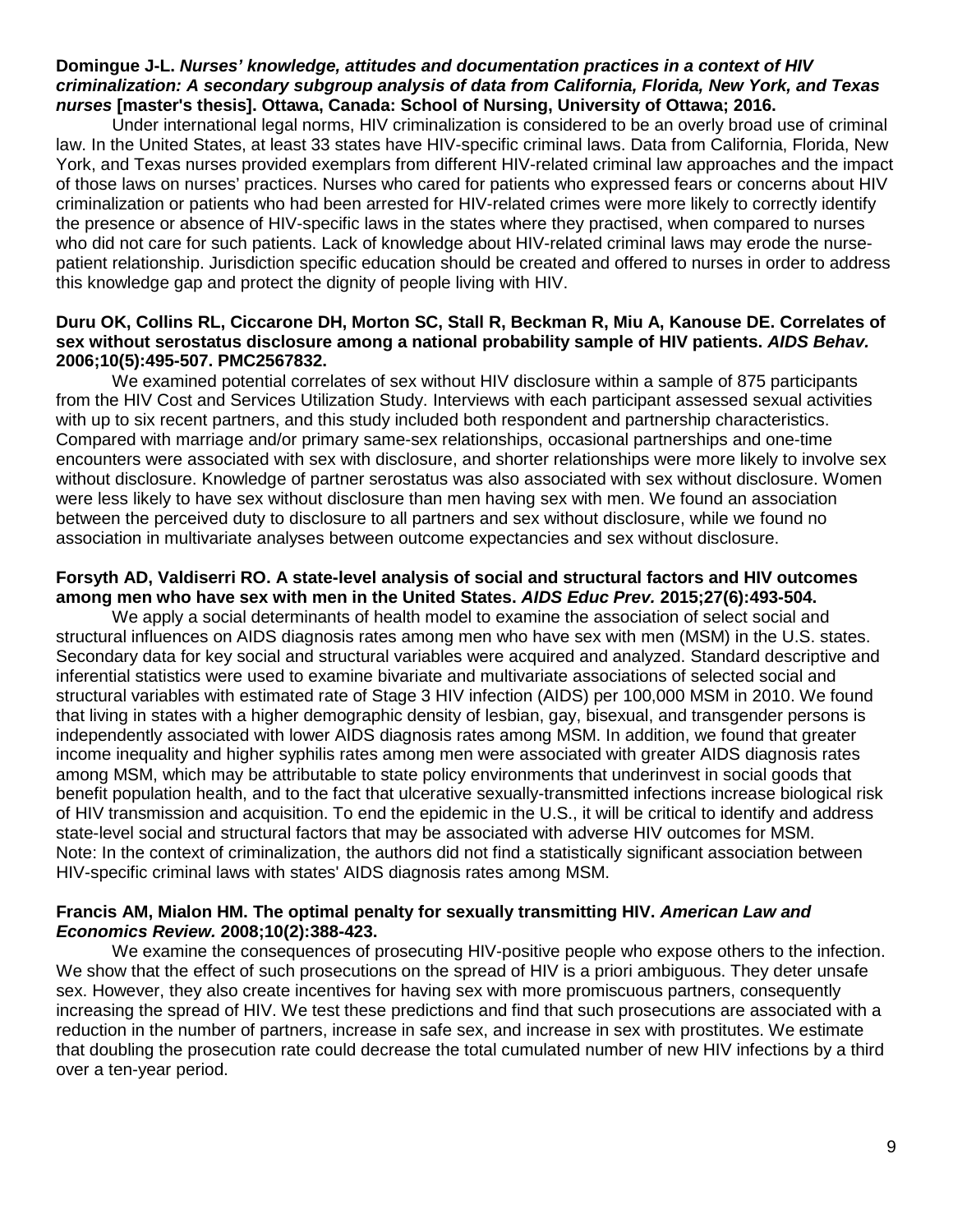**Domingue J-L. *Nurses' knowledge, attitudes and documentation practices in a context of HIV criminalization: A secondary subgroup analysis of data from California, Florida, New York, and Texas nurses* [master's thesis]. Ottawa, Canada: School of Nursing, University of Ottawa; 2016.**

Under international legal norms, HIV criminalization is considered to be an overly broad use of criminal law. In the United States, at least 33 states have HIV-specific criminal laws. Data from California, Florida, New York, and Texas nurses provided exemplars from different HIV-related criminal law approaches and the impact of those laws on nurses' practices. Nurses who cared for patients who expressed fears or concerns about HIV criminalization or patients who had been arrested for HIV-related crimes were more likely to correctly identify the presence or absence of HIV-specific laws in the states where they practised, when compared to nurses who did not care for such patients. Lack of knowledge about HIV-related criminal laws may erode the nurse-patient relationship. Jurisdiction specific education should be created and offered to nurses in order to address this knowledge gap and protect the dignity of people living with HIV.

**Duru OK, Collins RL, Ciccarone DH, Morton SC, Stall R, Beckman R, Miu A, Kanouse DE. Correlates of sex without serostatus disclosure among a national probability sample of HIV patients. *AIDS Behav.* 2006;10(5):495-507. PMC2567832.**

We examined potential correlates of sex without HIV disclosure within a sample of 875 participants from the HIV Cost and Services Utilization Study. Interviews with each participant assessed sexual activities with up to six recent partners, and this study included both respondent and partnership characteristics. Compared with marriage and/or primary same-sex relationships, occasional partnerships and one-time encounters were associated with sex with disclosure, and shorter relationships were more likely to involve sex without disclosure. Knowledge of partner serostatus was also associated with sex without disclosure. Women were less likely to have sex without disclosure than men having sex with men. We found an association between the perceived duty to disclosure to all partners and sex without disclosure, while we found no association in multivariate analyses between outcome expectancies and sex without disclosure.

**Forsyth AD, Valdiserri RO. A state-level analysis of social and structural factors and HIV outcomes among men who have sex with men in the United States. *AIDS Educ Prev.* 2015;27(6):493-504.**

We apply a social determinants of health model to examine the association of select social and structural influences on AIDS diagnosis rates among men who have sex with men (MSM) in the U.S. states. Secondary data for key social and structural variables were acquired and analyzed. Standard descriptive and inferential statistics were used to examine bivariate and multivariate associations of selected social and structural variables with estimated rate of Stage 3 HIV infection (AIDS) per 100,000 MSM in 2010. We found that living in states with a higher demographic density of lesbian, gay, bisexual, and transgender persons is independently associated with lower AIDS diagnosis rates among MSM. In addition, we found that greater income inequality and higher syphilis rates among men were associated with greater AIDS diagnosis rates among MSM, which may be attributable to state policy environments that underinvest in social goods that benefit population health, and to the fact that ulcerative sexually-transmitted infections increase biological risk of HIV transmission and acquisition. To end the epidemic in the U.S., it will be critical to identify and address state-level social and structural factors that may be associated with adverse HIV outcomes for MSM.
Note: In the context of criminalization, the authors did not find a statistically significant association between HIV-specific criminal laws with states' AIDS diagnosis rates among MSM.

**Francis AM, Mialon HM. The optimal penalty for sexually transmitting HIV. *American Law and Economics Review.* 2008;10(2):388-423.**

We examine the consequences of prosecuting HIV-positive people who expose others to the infection. We show that the effect of such prosecutions on the spread of HIV is a priori ambiguous. They deter unsafe sex. However, they also create incentives for having sex with more promiscuous partners, consequently increasing the spread of HIV. We test these predictions and find that such prosecutions are associated with a reduction in the number of partners, increase in safe sex, and increase in sex with prostitutes. We estimate that doubling the prosecution rate could decrease the total cumulated number of new HIV infections by a third over a ten-year period.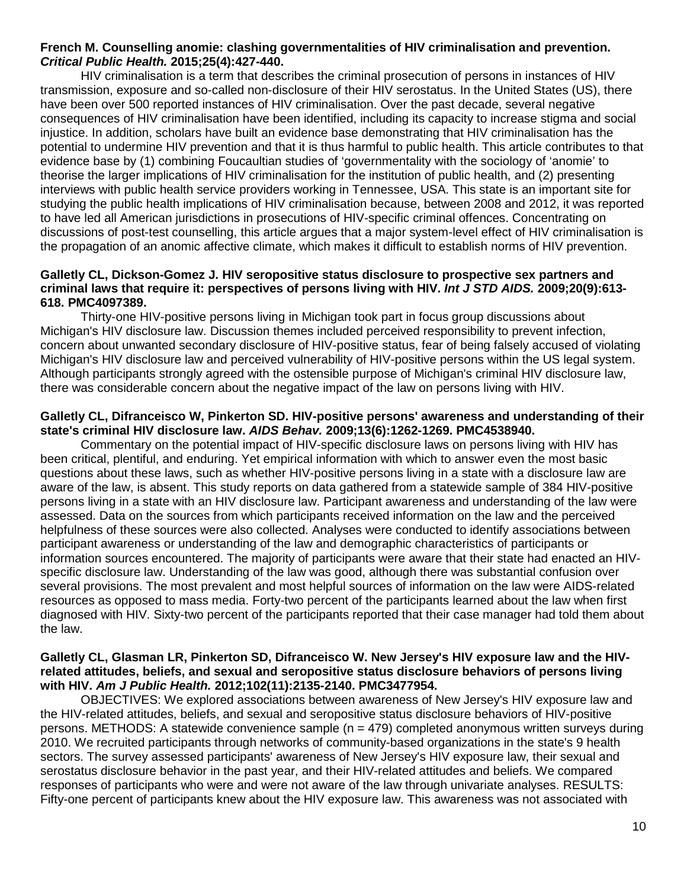**French M. Counselling anomie: clashing governmentalities of HIV criminalisation and prevention. *Critical Public Health.* 2015;25(4):427-440.**

HIV criminalisation is a term that describes the criminal prosecution of persons in instances of HIV transmission, exposure and so-called non-disclosure of their HIV serostatus. In the United States (US), there have been over 500 reported instances of HIV criminalisation. Over the past decade, several negative consequences of HIV criminalisation have been identified, including its capacity to increase stigma and social injustice. In addition, scholars have built an evidence base demonstrating that HIV criminalisation has the potential to undermine HIV prevention and that it is thus harmful to public health. This article contributes to that evidence base by (1) combining Foucaultian studies of 'governmentality with the sociology of 'anomie' to theorise the larger implications of HIV criminalisation for the institution of public health, and (2) presenting interviews with public health service providers working in Tennessee, USA. This state is an important site for studying the public health implications of HIV criminalisation because, between 2008 and 2012, it was reported to have led all American jurisdictions in prosecutions of HIV-specific criminal offences. Concentrating on discussions of post-test counselling, this article argues that a major system-level effect of HIV criminalisation is the propagation of an anomic affective climate, which makes it difficult to establish norms of HIV prevention.

**Galletly CL, Dickson-Gomez J. HIV seropositive status disclosure to prospective sex partners and criminal laws that require it: perspectives of persons living with HIV. *Int J STD AIDS.* 2009;20(9):613-618. PMC4097389.**

Thirty-one HIV-positive persons living in Michigan took part in focus group discussions about Michigan's HIV disclosure law. Discussion themes included perceived responsibility to prevent infection, concern about unwanted secondary disclosure of HIV-positive status, fear of being falsely accused of violating Michigan's HIV disclosure law and perceived vulnerability of HIV-positive persons within the US legal system. Although participants strongly agreed with the ostensible purpose of Michigan's criminal HIV disclosure law, there was considerable concern about the negative impact of the law on persons living with HIV.

**Galletly CL, Difranceisco W, Pinkerton SD. HIV-positive persons' awareness and understanding of their state's criminal HIV disclosure law. *AIDS Behav.* 2009;13(6):1262-1269. PMC4538940.**

Commentary on the potential impact of HIV-specific disclosure laws on persons living with HIV has been critical, plentiful, and enduring. Yet empirical information with which to answer even the most basic questions about these laws, such as whether HIV-positive persons living in a state with a disclosure law are aware of the law, is absent. This study reports on data gathered from a statewide sample of 384 HIV-positive persons living in a state with an HIV disclosure law. Participant awareness and understanding of the law were assessed. Data on the sources from which participants received information on the law and the perceived helpfulness of these sources were also collected. Analyses were conducted to identify associations between participant awareness or understanding of the law and demographic characteristics of participants or information sources encountered. The majority of participants were aware that their state had enacted an HIV-specific disclosure law. Understanding of the law was good, although there was substantial confusion over several provisions. The most prevalent and most helpful sources of information on the law were AIDS-related resources as opposed to mass media. Forty-two percent of the participants learned about the law when first diagnosed with HIV. Sixty-two percent of the participants reported that their case manager had told them about the law.

**Galletly CL, Glasman LR, Pinkerton SD, Difranceisco W. New Jersey's HIV exposure law and the HIV-related attitudes, beliefs, and sexual and seropositive status disclosure behaviors of persons living with HIV. *Am J Public Health.* 2012;102(11):2135-2140. PMC3477954.**

OBJECTIVES: We explored associations between awareness of New Jersey's HIV exposure law and the HIV-related attitudes, beliefs, and sexual and seropositive status disclosure behaviors of HIV-positive persons. METHODS: A statewide convenience sample (n = 479) completed anonymous written surveys during 2010. We recruited participants through networks of community-based organizations in the state's 9 health sectors. The survey assessed participants' awareness of New Jersey's HIV exposure law, their sexual and serostatus disclosure behavior in the past year, and their HIV-related attitudes and beliefs. We compared responses of participants who were and were not aware of the law through univariate analyses. RESULTS: Fifty-one percent of participants knew about the HIV exposure law. This awareness was not associated with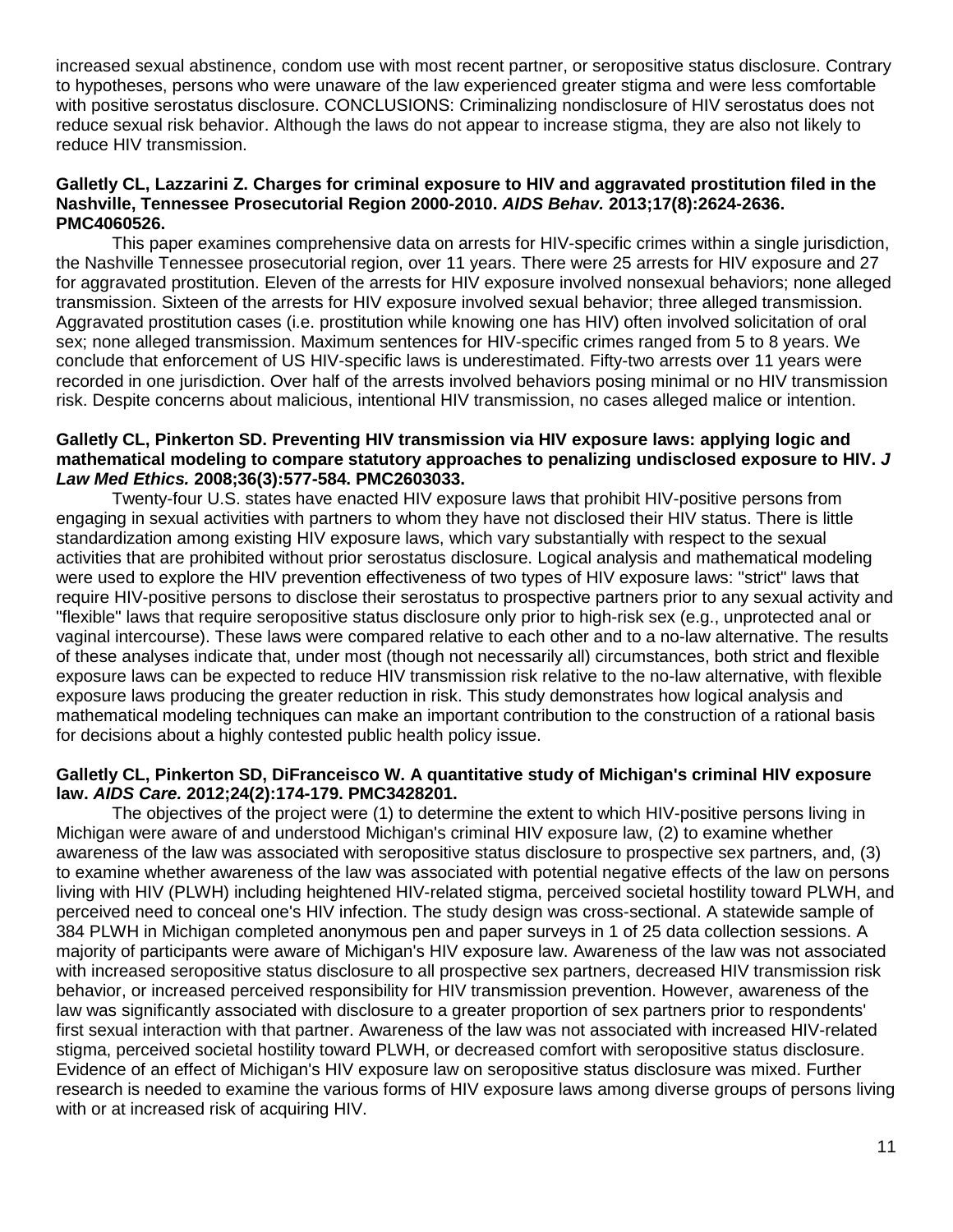increased sexual abstinence, condom use with most recent partner, or seropositive status disclosure. Contrary to hypotheses, persons who were unaware of the law experienced greater stigma and were less comfortable with positive serostatus disclosure. CONCLUSIONS: Criminalizing nondisclosure of HIV serostatus does not reduce sexual risk behavior. Although the laws do not appear to increase stigma, they are also not likely to reduce HIV transmission.

**Galletly CL, Lazzarini Z. Charges for criminal exposure to HIV and aggravated prostitution filed in the Nashville, Tennessee Prosecutorial Region 2000-2010. *AIDS Behav.* 2013;17(8):2624-2636. PMC4060526.**

This paper examines comprehensive data on arrests for HIV-specific crimes within a single jurisdiction, the Nashville Tennessee prosecutorial region, over 11 years. There were 25 arrests for HIV exposure and 27 for aggravated prostitution. Eleven of the arrests for HIV exposure involved nonsexual behaviors; none alleged transmission. Sixteen of the arrests for HIV exposure involved sexual behavior; three alleged transmission. Aggravated prostitution cases (i.e. prostitution while knowing one has HIV) often involved solicitation of oral sex; none alleged transmission. Maximum sentences for HIV-specific crimes ranged from 5 to 8 years. We conclude that enforcement of US HIV-specific laws is underestimated. Fifty-two arrests over 11 years were recorded in one jurisdiction. Over half of the arrests involved behaviors posing minimal or no HIV transmission risk. Despite concerns about malicious, intentional HIV transmission, no cases alleged malice or intention.

**Galletly CL, Pinkerton SD. Preventing HIV transmission via HIV exposure laws: applying logic and mathematical modeling to compare statutory approaches to penalizing undisclosed exposure to HIV. *J Law Med Ethics.* 2008;36(3):577-584. PMC2603033.**

Twenty-four U.S. states have enacted HIV exposure laws that prohibit HIV-positive persons from engaging in sexual activities with partners to whom they have not disclosed their HIV status. There is little standardization among existing HIV exposure laws, which vary substantially with respect to the sexual activities that are prohibited without prior serostatus disclosure. Logical analysis and mathematical modeling were used to explore the HIV prevention effectiveness of two types of HIV exposure laws: "strict" laws that require HIV-positive persons to disclose their serostatus to prospective partners prior to any sexual activity and "flexible" laws that require seropositive status disclosure only prior to high-risk sex (e.g., unprotected anal or vaginal intercourse). These laws were compared relative to each other and to a no-law alternative. The results of these analyses indicate that, under most (though not necessarily all) circumstances, both strict and flexible exposure laws can be expected to reduce HIV transmission risk relative to the no-law alternative, with flexible exposure laws producing the greater reduction in risk. This study demonstrates how logical analysis and mathematical modeling techniques can make an important contribution to the construction of a rational basis for decisions about a highly contested public health policy issue.

**Galletly CL, Pinkerton SD, DiFranceisco W. A quantitative study of Michigan's criminal HIV exposure law. *AIDS Care.* 2012;24(2):174-179. PMC3428201.**

The objectives of the project were (1) to determine the extent to which HIV-positive persons living in Michigan were aware of and understood Michigan's criminal HIV exposure law, (2) to examine whether awareness of the law was associated with seropositive status disclosure to prospective sex partners, and, (3) to examine whether awareness of the law was associated with potential negative effects of the law on persons living with HIV (PLWH) including heightened HIV-related stigma, perceived societal hostility toward PLWH, and perceived need to conceal one's HIV infection. The study design was cross-sectional. A statewide sample of 384 PLWH in Michigan completed anonymous pen and paper surveys in 1 of 25 data collection sessions. A majority of participants were aware of Michigan's HIV exposure law. Awareness of the law was not associated with increased seropositive status disclosure to all prospective sex partners, decreased HIV transmission risk behavior, or increased perceived responsibility for HIV transmission prevention. However, awareness of the law was significantly associated with disclosure to a greater proportion of sex partners prior to respondents' first sexual interaction with that partner. Awareness of the law was not associated with increased HIV-related stigma, perceived societal hostility toward PLWH, or decreased comfort with seropositive status disclosure. Evidence of an effect of Michigan's HIV exposure law on seropositive status disclosure was mixed. Further research is needed to examine the various forms of HIV exposure laws among diverse groups of persons living with or at increased risk of acquiring HIV.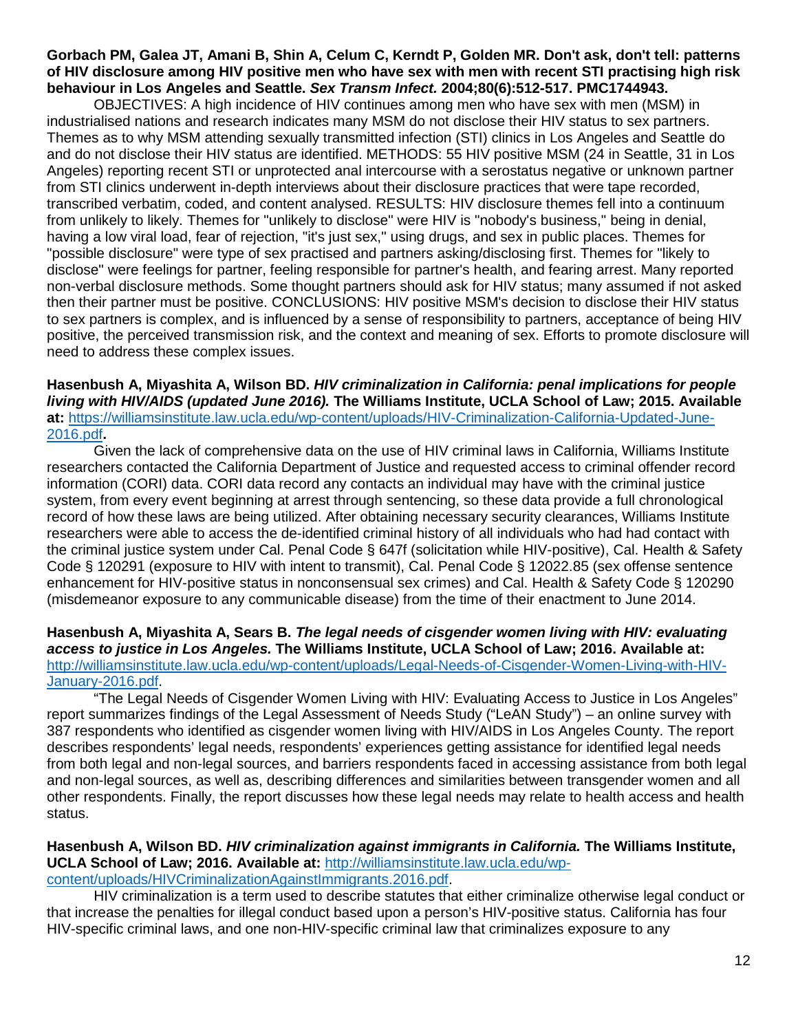**Gorbach PM, Galea JT, Amani B, Shin A, Celum C, Kerndt P, Golden MR. Don't ask, don't tell: patterns of HIV disclosure among HIV positive men who have sex with men with recent STI practising high risk behaviour in Los Angeles and Seattle. *Sex Transm Infect.* 2004;80(6):512-517. PMC1744943.**

OBJECTIVES: A high incidence of HIV continues among men who have sex with men (MSM) in industrialised nations and research indicates many MSM do not disclose their HIV status to sex partners. Themes as to why MSM attending sexually transmitted infection (STI) clinics in Los Angeles and Seattle do and do not disclose their HIV status are identified. METHODS: 55 HIV positive MSM (24 in Seattle, 31 in Los Angeles) reporting recent STI or unprotected anal intercourse with a serostatus negative or unknown partner from STI clinics underwent in-depth interviews about their disclosure practices that were tape recorded, transcribed verbatim, coded, and content analysed. RESULTS: HIV disclosure themes fell into a continuum from unlikely to likely. Themes for "unlikely to disclose" were HIV is "nobody's business," being in denial, having a low viral load, fear of rejection, "it's just sex," using drugs, and sex in public places. Themes for "possible disclosure" were type of sex practised and partners asking/disclosing first. Themes for "likely to disclose" were feelings for partner, feeling responsible for partner's health, and fearing arrest. Many reported non-verbal disclosure methods. Some thought partners should ask for HIV status; many assumed if not asked then their partner must be positive. CONCLUSIONS: HIV positive MSM's decision to disclose their HIV status to sex partners is complex, and is influenced by a sense of responsibility to partners, acceptance of being HIV positive, the perceived transmission risk, and the context and meaning of sex. Efforts to promote disclosure will need to address these complex issues.

**Hasenbush A, Miyashita A, Wilson BD. *HIV criminalization in California: penal implications for people living with HIV/AIDS (updated June 2016).* The Williams Institute, UCLA School of Law; 2015. Available at:** https://williamsinstitute.law.ucla.edu/wp-content/uploads/HIV-Criminalization-California-Updated-June-2016.pdf**.**

Given the lack of comprehensive data on the use of HIV criminal laws in California, Williams Institute researchers contacted the California Department of Justice and requested access to criminal offender record information (CORI) data. CORI data record any contacts an individual may have with the criminal justice system, from every event beginning at arrest through sentencing, so these data provide a full chronological record of how these laws are being utilized. After obtaining necessary security clearances, Williams Institute researchers were able to access the de-identified criminal history of all individuals who had had contact with the criminal justice system under Cal. Penal Code § 647f (solicitation while HIV-positive), Cal. Health & Safety Code § 120291 (exposure to HIV with intent to transmit), Cal. Penal Code § 12022.85 (sex offense sentence enhancement for HIV-positive status in nonconsensual sex crimes) and Cal. Health & Safety Code § 120290 (misdemeanor exposure to any communicable disease) from the time of their enactment to June 2014.

**Hasenbush A, Miyashita A, Sears B. *The legal needs of cisgender women living with HIV: evaluating access to justice in Los Angeles.* The Williams Institute, UCLA School of Law; 2016. Available at:** http://williamsinstitute.law.ucla.edu/wp-content/uploads/Legal-Needs-of-Cisgender-Women-Living-with-HIV-January-2016.pdf.

"The Legal Needs of Cisgender Women Living with HIV: Evaluating Access to Justice in Los Angeles" report summarizes findings of the Legal Assessment of Needs Study ("LeAN Study") – an online survey with 387 respondents who identified as cisgender women living with HIV/AIDS in Los Angeles County. The report describes respondents' legal needs, respondents' experiences getting assistance for identified legal needs from both legal and non-legal sources, and barriers respondents faced in accessing assistance from both legal and non-legal sources, as well as, describing differences and similarities between transgender women and all other respondents. Finally, the report discusses how these legal needs may relate to health access and health status.

**Hasenbush A, Wilson BD. *HIV criminalization against immigrants in California.* The Williams Institute, UCLA School of Law; 2016. Available at:** http://williamsinstitute.law.ucla.edu/wp-content/uploads/HIVCriminalizationAgainstImmigrants.2016.pdf.

HIV criminalization is a term used to describe statutes that either criminalize otherwise legal conduct or that increase the penalties for illegal conduct based upon a person's HIV-positive status. California has four HIV-specific criminal laws, and one non-HIV-specific criminal law that criminalizes exposure to any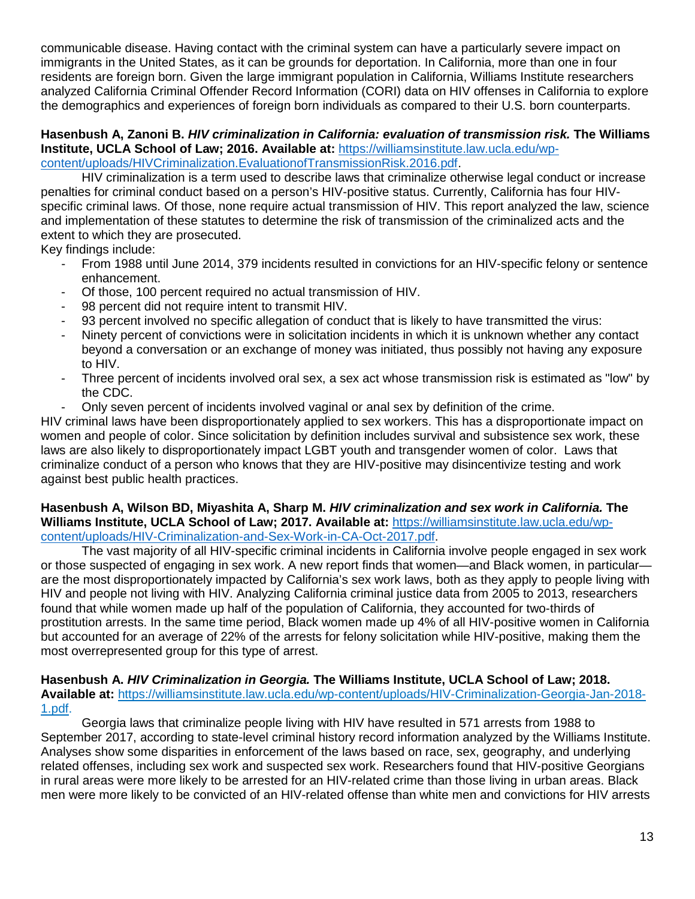communicable disease. Having contact with the criminal system can have a particularly severe impact on immigrants in the United States, as it can be grounds for deportation. In California, more than one in four residents are foreign born. Given the large immigrant population in California, Williams Institute researchers analyzed California Criminal Offender Record Information (CORI) data on HIV offenses in California to explore the demographics and experiences of foreign born individuals as compared to their U.S. born counterparts.

**Hasenbush A, Zanoni B. *HIV criminalization in California: evaluation of transmission risk.* The Williams Institute, UCLA School of Law; 2016. Available at:** [https://williamsinstitute.law.ucla.edu/wp-content/uploads/HIVCriminalization.EvaluationofTransmissionRisk.2016.pdf](https://williamsinstitute.law.ucla.edu/wp-content/uploads/HIVCriminalization.EvaluationofTransmissionRisk.2016.pdf).

HIV criminalization is a term used to describe laws that criminalize otherwise legal conduct or increase penalties for criminal conduct based on a person's HIV-positive status. Currently, California has four HIV-specific criminal laws. Of those, none require actual transmission of HIV. This report analyzed the law, science and implementation of these statutes to determine the risk of transmission of the criminalized acts and the extent to which they are prosecuted.

Key findings include:

- From 1988 until June 2014, 379 incidents resulted in convictions for an HIV-specific felony or sentence enhancement.
- Of those, 100 percent required no actual transmission of HIV.
- 98 percent did not require intent to transmit HIV.
- 93 percent involved no specific allegation of conduct that is likely to have transmitted the virus:
- Ninety percent of convictions were in solicitation incidents in which it is unknown whether any contact beyond a conversation or an exchange of money was initiated, thus possibly not having any exposure to HIV.
- Three percent of incidents involved oral sex, a sex act whose transmission risk is estimated as "low" by the CDC.
- Only seven percent of incidents involved vaginal or anal sex by definition of the crime.

HIV criminal laws have been disproportionately applied to sex workers. This has a disproportionate impact on women and people of color. Since solicitation by definition includes survival and subsistence sex work, these laws are also likely to disproportionately impact LGBT youth and transgender women of color. Laws that criminalize conduct of a person who knows that they are HIV-positive may disincentivize testing and work against best public health practices.

**Hasenbush A, Wilson BD, Miyashita A, Sharp M. *HIV criminalization and sex work in California.* The Williams Institute, UCLA School of Law; 2017. Available at:** [https://williamsinstitute.law.ucla.edu/wp-content/uploads/HIV-Criminalization-and-Sex-Work-in-CA-Oct-2017.pdf](https://williamsinstitute.law.ucla.edu/wp-content/uploads/HIV-Criminalization-and-Sex-Work-in-CA-Oct-2017.pdf).

The vast majority of all HIV-specific criminal incidents in California involve people engaged in sex work or those suspected of engaging in sex work. A new report finds that women—and Black women, in particular—are the most disproportionately impacted by California's sex work laws, both as they apply to people living with HIV and people not living with HIV. Analyzing California criminal justice data from 2005 to 2013, researchers found that while women made up half of the population of California, they accounted for two-thirds of prostitution arrests. In the same time period, Black women made up 4% of all HIV-positive women in California but accounted for an average of 22% of the arrests for felony solicitation while HIV-positive, making them the most overrepresented group for this type of arrest.

**Hasenbush A. *HIV Criminalization in Georgia.* The Williams Institute, UCLA School of Law; 2018. Available at:** [https://williamsinstitute.law.ucla.edu/wp-content/uploads/HIV-Criminalization-Georgia-Jan-2018-1.pdf](https://williamsinstitute.law.ucla.edu/wp-content/uploads/HIV-Criminalization-Georgia-Jan-2018-1.pdf).

Georgia laws that criminalize people living with HIV have resulted in 571 arrests from 1988 to September 2017, according to state-level criminal history record information analyzed by the Williams Institute. Analyses show some disparities in enforcement of the laws based on race, sex, geography, and underlying related offenses, including sex work and suspected sex work. Researchers found that HIV-positive Georgians in rural areas were more likely to be arrested for an HIV-related crime than those living in urban areas. Black men were more likely to be convicted of an HIV-related offense than white men and convictions for HIV arrests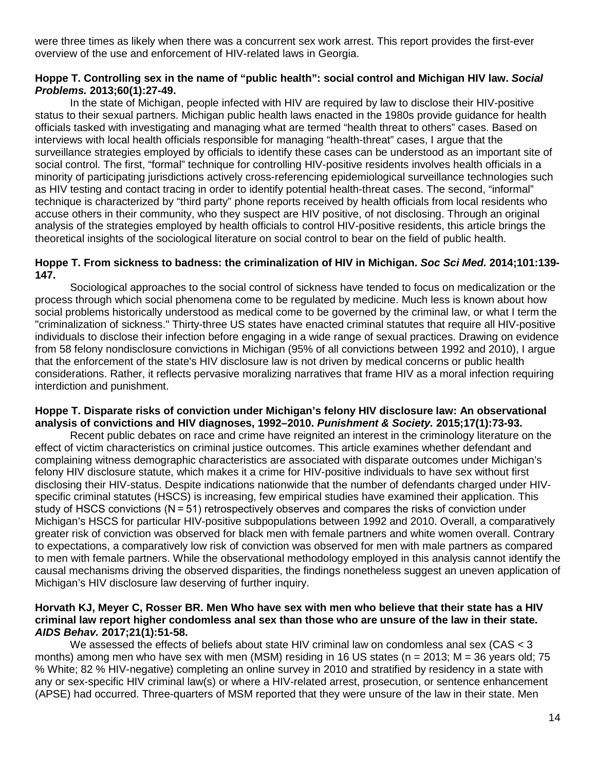were three times as likely when there was a concurrent sex work arrest. This report provides the first-ever overview of the use and enforcement of HIV-related laws in Georgia.

**Hoppe T. Controlling sex in the name of "public health": social control and Michigan HIV law. *Social Problems.* 2013;60(1):27-49.**

In the state of Michigan, people infected with HIV are required by law to disclose their HIV-positive status to their sexual partners. Michigan public health laws enacted in the 1980s provide guidance for health officials tasked with investigating and managing what are termed "health threat to others" cases. Based on interviews with local health officials responsible for managing "health-threat" cases, I argue that the surveillance strategies employed by officials to identify these cases can be understood as an important site of social control. The first, "formal" technique for controlling HIV-positive residents involves health officials in a minority of participating jurisdictions actively cross-referencing epidemiological surveillance technologies such as HIV testing and contact tracing in order to identify potential health-threat cases. The second, "informal" technique is characterized by "third party" phone reports received by health officials from local residents who accuse others in their community, who they suspect are HIV positive, of not disclosing. Through an original analysis of the strategies employed by health officials to control HIV-positive residents, this article brings the theoretical insights of the sociological literature on social control to bear on the field of public health.

**Hoppe T. From sickness to badness: the criminalization of HIV in Michigan. *Soc Sci Med.* 2014;101:139-147.**

Sociological approaches to the social control of sickness have tended to focus on medicalization or the process through which social phenomena come to be regulated by medicine. Much less is known about how social problems historically understood as medical come to be governed by the criminal law, or what I term the "criminalization of sickness." Thirty-three US states have enacted criminal statutes that require all HIV-positive individuals to disclose their infection before engaging in a wide range of sexual practices. Drawing on evidence from 58 felony nondisclosure convictions in Michigan (95% of all convictions between 1992 and 2010), I argue that the enforcement of the state's HIV disclosure law is not driven by medical concerns or public health considerations. Rather, it reflects pervasive moralizing narratives that frame HIV as a moral infection requiring interdiction and punishment.

**Hoppe T. Disparate risks of conviction under Michigan's felony HIV disclosure law: An observational analysis of convictions and HIV diagnoses, 1992–2010. *Punishment & Society.* 2015;17(1):73-93.**

Recent public debates on race and crime have reignited an interest in the criminology literature on the effect of victim characteristics on criminal justice outcomes. This article examines whether defendant and complaining witness demographic characteristics are associated with disparate outcomes under Michigan's felony HIV disclosure statute, which makes it a crime for HIV-positive individuals to have sex without first disclosing their HIV-status. Despite indications nationwide that the number of defendants charged under HIV-specific criminal statutes (HSCS) is increasing, few empirical studies have examined their application. This study of HSCS convictions (N = 51) retrospectively observes and compares the risks of conviction under Michigan's HSCS for particular HIV-positive subpopulations between 1992 and 2010. Overall, a comparatively greater risk of conviction was observed for black men with female partners and white women overall. Contrary to expectations, a comparatively low risk of conviction was observed for men with male partners as compared to men with female partners. While the observational methodology employed in this analysis cannot identify the causal mechanisms driving the observed disparities, the findings nonetheless suggest an uneven application of Michigan's HIV disclosure law deserving of further inquiry.

**Horvath KJ, Meyer C, Rosser BR. Men Who have sex with men who believe that their state has a HIV criminal law report higher condomless anal sex than those who are unsure of the law in their state. *AIDS Behav.* 2017;21(1):51-58.**

We assessed the effects of beliefs about state HIV criminal law on condomless anal sex (CAS < 3 months) among men who have sex with men (MSM) residing in 16 US states (n = 2013; M = 36 years old; 75 % White; 82 % HIV-negative) completing an online survey in 2010 and stratified by residency in a state with any or sex-specific HIV criminal law(s) or where a HIV-related arrest, prosecution, or sentence enhancement (APSE) had occurred. Three-quarters of MSM reported that they were unsure of the law in their state. Men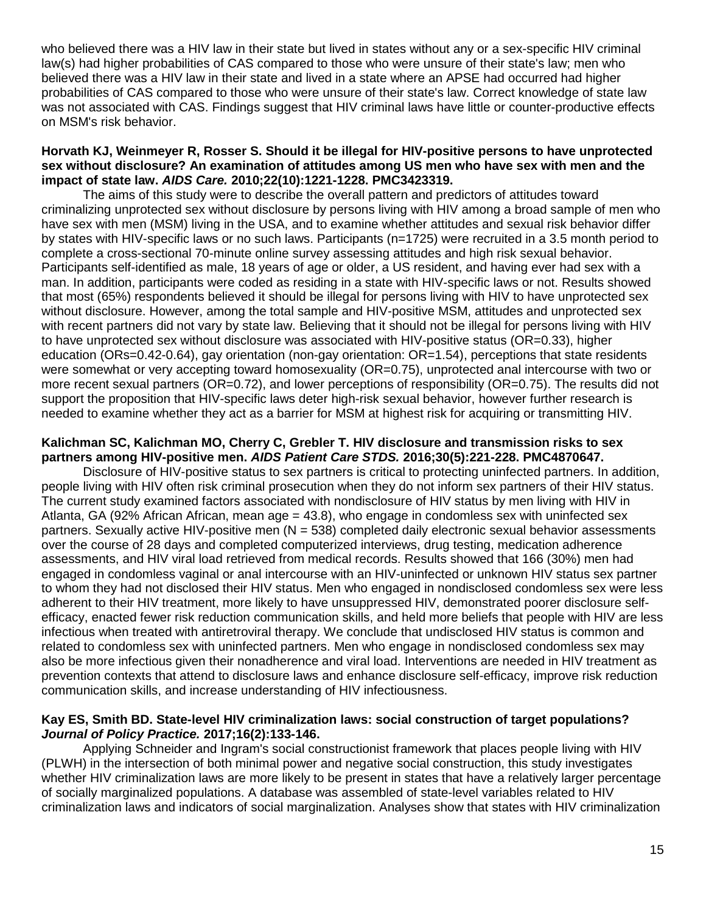who believed there was a HIV law in their state but lived in states without any or a sex-specific HIV criminal law(s) had higher probabilities of CAS compared to those who were unsure of their state's law; men who believed there was a HIV law in their state and lived in a state where an APSE had occurred had higher probabilities of CAS compared to those who were unsure of their state's law. Correct knowledge of state law was not associated with CAS. Findings suggest that HIV criminal laws have little or counter-productive effects on MSM's risk behavior.

**Horvath KJ, Weinmeyer R, Rosser S. Should it be illegal for HIV-positive persons to have unprotected sex without disclosure? An examination of attitudes among US men who have sex with men and the impact of state law. *AIDS Care.* 2010;22(10):1221-1228. PMC3423319.**

The aims of this study were to describe the overall pattern and predictors of attitudes toward criminalizing unprotected sex without disclosure by persons living with HIV among a broad sample of men who have sex with men (MSM) living in the USA, and to examine whether attitudes and sexual risk behavior differ by states with HIV-specific laws or no such laws. Participants (n=1725) were recruited in a 3.5 month period to complete a cross-sectional 70-minute online survey assessing attitudes and high risk sexual behavior. Participants self-identified as male, 18 years of age or older, a US resident, and having ever had sex with a man. In addition, participants were coded as residing in a state with HIV-specific laws or not. Results showed that most (65%) respondents believed it should be illegal for persons living with HIV to have unprotected sex without disclosure. However, among the total sample and HIV-positive MSM, attitudes and unprotected sex with recent partners did not vary by state law. Believing that it should not be illegal for persons living with HIV to have unprotected sex without disclosure was associated with HIV-positive status (OR=0.33), higher education (ORs=0.42-0.64), gay orientation (non-gay orientation: OR=1.54), perceptions that state residents were somewhat or very accepting toward homosexuality (OR=0.75), unprotected anal intercourse with two or more recent sexual partners (OR=0.72), and lower perceptions of responsibility (OR=0.75). The results did not support the proposition that HIV-specific laws deter high-risk sexual behavior, however further research is needed to examine whether they act as a barrier for MSM at highest risk for acquiring or transmitting HIV.

**Kalichman SC, Kalichman MO, Cherry C, Grebler T. HIV disclosure and transmission risks to sex partners among HIV-positive men. *AIDS Patient Care STDS.* 2016;30(5):221-228. PMC4870647.**

Disclosure of HIV-positive status to sex partners is critical to protecting uninfected partners. In addition, people living with HIV often risk criminal prosecution when they do not inform sex partners of their HIV status. The current study examined factors associated with nondisclosure of HIV status by men living with HIV in Atlanta, GA (92% African African, mean age = 43.8), who engage in condomless sex with uninfected sex partners. Sexually active HIV-positive men (N = 538) completed daily electronic sexual behavior assessments over the course of 28 days and completed computerized interviews, drug testing, medication adherence assessments, and HIV viral load retrieved from medical records. Results showed that 166 (30%) men had engaged in condomless vaginal or anal intercourse with an HIV-uninfected or unknown HIV status sex partner to whom they had not disclosed their HIV status. Men who engaged in nondisclosed condomless sex were less adherent to their HIV treatment, more likely to have unsuppressed HIV, demonstrated poorer disclosure self-efficacy, enacted fewer risk reduction communication skills, and held more beliefs that people with HIV are less infectious when treated with antiretroviral therapy. We conclude that undisclosed HIV status is common and related to condomless sex with uninfected partners. Men who engage in nondisclosed condomless sex may also be more infectious given their nonadherence and viral load. Interventions are needed in HIV treatment as prevention contexts that attend to disclosure laws and enhance disclosure self-efficacy, improve risk reduction communication skills, and increase understanding of HIV infectiousness.

**Kay ES, Smith BD. State-level HIV criminalization laws: social construction of target populations? *Journal of Policy Practice.* 2017;16(2):133-146.**

Applying Schneider and Ingram's social constructionist framework that places people living with HIV (PLWH) in the intersection of both minimal power and negative social construction, this study investigates whether HIV criminalization laws are more likely to be present in states that have a relatively larger percentage of socially marginalized populations. A database was assembled of state-level variables related to HIV criminalization laws and indicators of social marginalization. Analyses show that states with HIV criminalization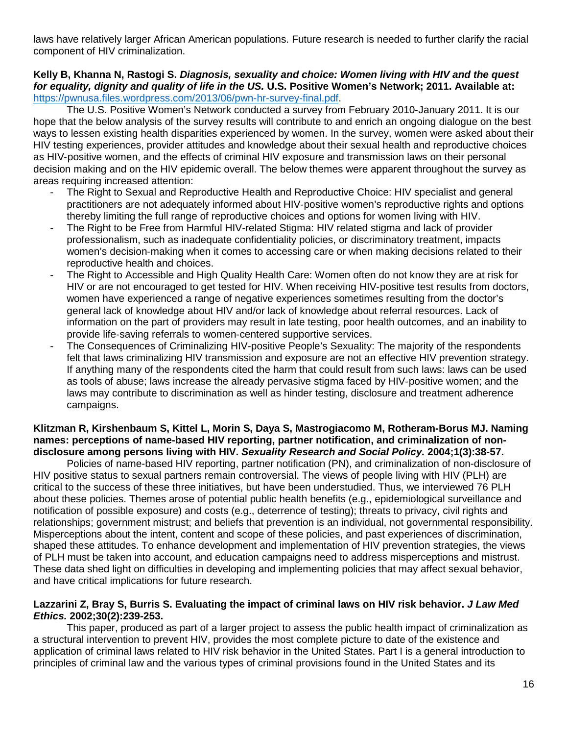laws have relatively larger African American populations. Future research is needed to further clarify the racial component of HIV criminalization.

**Kelly B, Khanna N, Rastogi S. *Diagnosis, sexuality and choice: Women living with HIV and the quest for equality, dignity and quality of life in the US.* U.S. Positive Women's Network; 2011. Available at:** [https://pwnusa.files.wordpress.com/2013/06/pwn-hr-survey-final.pdf](https://pwnusa.files.wordpress.com/2013/06/pwn-hr-survey-final.pdf).

The U.S. Positive Women's Network conducted a survey from February 2010-January 2011. It is our hope that the below analysis of the survey results will contribute to and enrich an ongoing dialogue on the best ways to lessen existing health disparities experienced by women. In the survey, women were asked about their HIV testing experiences, provider attitudes and knowledge about their sexual health and reproductive choices as HIV-positive women, and the effects of criminal HIV exposure and transmission laws on their personal decision making and on the HIV epidemic overall. The below themes were apparent throughout the survey as areas requiring increased attention:

- The Right to Sexual and Reproductive Health and Reproductive Choice: HIV specialist and general practitioners are not adequately informed about HIV-positive women's reproductive rights and options thereby limiting the full range of reproductive choices and options for women living with HIV.
- The Right to be Free from Harmful HIV-related Stigma: HIV related stigma and lack of provider professionalism, such as inadequate confidentiality policies, or discriminatory treatment, impacts women's decision-making when it comes to accessing care or when making decisions related to their reproductive health and choices.
- The Right to Accessible and High Quality Health Care: Women often do not know they are at risk for HIV or are not encouraged to get tested for HIV. When receiving HIV-positive test results from doctors, women have experienced a range of negative experiences sometimes resulting from the doctor's general lack of knowledge about HIV and/or lack of knowledge about referral resources. Lack of information on the part of providers may result in late testing, poor health outcomes, and an inability to provide life-saving referrals to women-centered supportive services.
- The Consequences of Criminalizing HIV-positive People's Sexuality: The majority of the respondents felt that laws criminalizing HIV transmission and exposure are not an effective HIV prevention strategy. If anything many of the respondents cited the harm that could result from such laws: laws can be used as tools of abuse; laws increase the already pervasive stigma faced by HIV-positive women; and the laws may contribute to discrimination as well as hinder testing, disclosure and treatment adherence campaigns.

**Klitzman R, Kirshenbaum S, Kittel L, Morin S, Daya S, Mastrogiacomo M, Rotheram-Borus MJ. Naming names: perceptions of name-based HIV reporting, partner notification, and criminalization of non-disclosure among persons living with HIV. *Sexuality Research and Social Policy.* 2004;1(3):38-57.**

Policies of name-based HIV reporting, partner notification (PN), and criminalization of non-disclosure of HIV positive status to sexual partners remain controversial. The views of people living with HIV (PLH) are critical to the success of these three initiatives, but have been understudied. Thus, we interviewed 76 PLH about these policies. Themes arose of potential public health benefits (e.g., epidemiological surveillance and notification of possible exposure) and costs (e.g., deterrence of testing); threats to privacy, civil rights and relationships; government mistrust; and beliefs that prevention is an individual, not governmental responsibility. Misperceptions about the intent, content and scope of these policies, and past experiences of discrimination, shaped these attitudes. To enhance development and implementation of HIV prevention strategies, the views of PLH must be taken into account, and education campaigns need to address misperceptions and mistrust. These data shed light on difficulties in developing and implementing policies that may affect sexual behavior, and have critical implications for future research.

**Lazzarini Z, Bray S, Burris S. Evaluating the impact of criminal laws on HIV risk behavior. *J Law Med Ethics.* 2002;30(2):239-253.**

This paper, produced as part of a larger project to assess the public health impact of criminalization as a structural intervention to prevent HIV, provides the most complete picture to date of the existence and application of criminal laws related to HIV risk behavior in the United States. Part I is a general introduction to principles of criminal law and the various types of criminal provisions found in the United States and its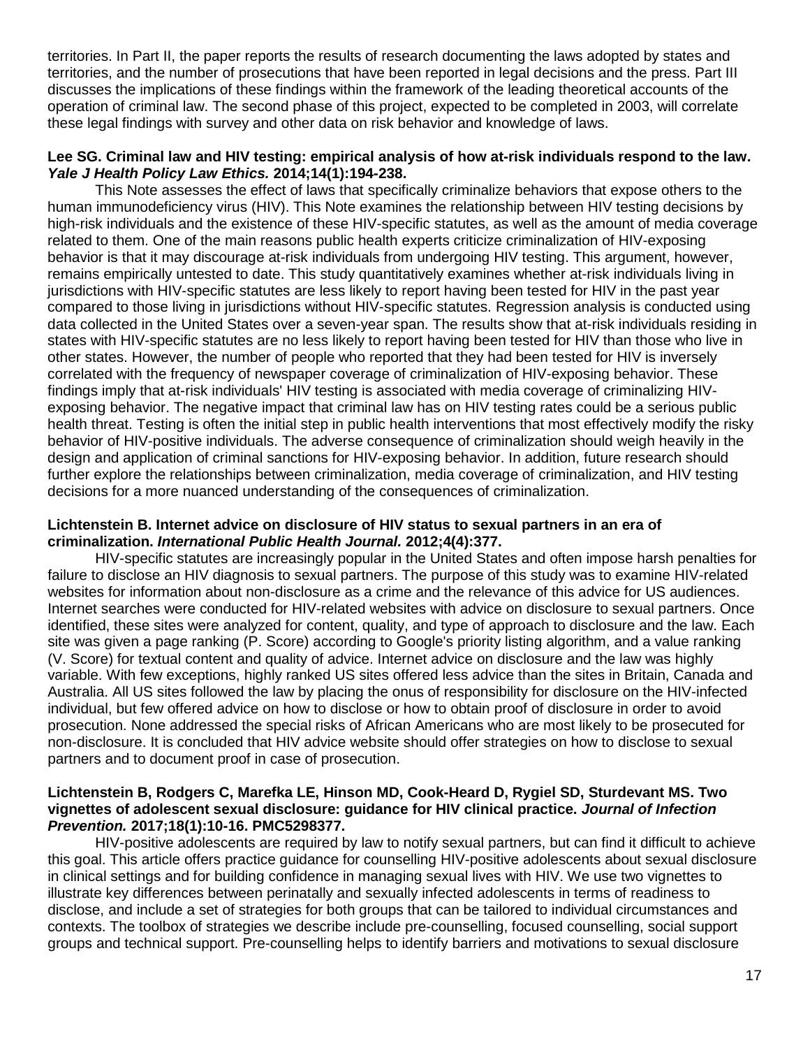territories. In Part II, the paper reports the results of research documenting the laws adopted by states and territories, and the number of prosecutions that have been reported in legal decisions and the press. Part III discusses the implications of these findings within the framework of the leading theoretical accounts of the operation of criminal law. The second phase of this project, expected to be completed in 2003, will correlate these legal findings with survey and other data on risk behavior and knowledge of laws.

**Lee SG. Criminal law and HIV testing: empirical analysis of how at-risk individuals respond to the law. *Yale J Health Policy Law Ethics.* 2014;14(1):194-238.**

This Note assesses the effect of laws that specifically criminalize behaviors that expose others to the human immunodeficiency virus (HIV). This Note examines the relationship between HIV testing decisions by high-risk individuals and the existence of these HIV-specific statutes, as well as the amount of media coverage related to them. One of the main reasons public health experts criticize criminalization of HIV-exposing behavior is that it may discourage at-risk individuals from undergoing HIV testing. This argument, however, remains empirically untested to date. This study quantitatively examines whether at-risk individuals living in jurisdictions with HIV-specific statutes are less likely to report having been tested for HIV in the past year compared to those living in jurisdictions without HIV-specific statutes. Regression analysis is conducted using data collected in the United States over a seven-year span. The results show that at-risk individuals residing in states with HIV-specific statutes are no less likely to report having been tested for HIV than those who live in other states. However, the number of people who reported that they had been tested for HIV is inversely correlated with the frequency of newspaper coverage of criminalization of HIV-exposing behavior. These findings imply that at-risk individuals' HIV testing is associated with media coverage of criminalizing HIV-exposing behavior. The negative impact that criminal law has on HIV testing rates could be a serious public health threat. Testing is often the initial step in public health interventions that most effectively modify the risky behavior of HIV-positive individuals. The adverse consequence of criminalization should weigh heavily in the design and application of criminal sanctions for HIV-exposing behavior. In addition, future research should further explore the relationships between criminalization, media coverage of criminalization, and HIV testing decisions for a more nuanced understanding of the consequences of criminalization.

**Lichtenstein B. Internet advice on disclosure of HIV status to sexual partners in an era of criminalization. *International Public Health Journal.* 2012;4(4):377.**

HIV-specific statutes are increasingly popular in the United States and often impose harsh penalties for failure to disclose an HIV diagnosis to sexual partners. The purpose of this study was to examine HIV-related websites for information about non-disclosure as a crime and the relevance of this advice for US audiences. Internet searches were conducted for HIV-related websites with advice on disclosure to sexual partners. Once identified, these sites were analyzed for content, quality, and type of approach to disclosure and the law. Each site was given a page ranking (P. Score) according to Google's priority listing algorithm, and a value ranking (V. Score) for textual content and quality of advice. Internet advice on disclosure and the law was highly variable. With few exceptions, highly ranked US sites offered less advice than the sites in Britain, Canada and Australia. All US sites followed the law by placing the onus of responsibility for disclosure on the HIV-infected individual, but few offered advice on how to disclose or how to obtain proof of disclosure in order to avoid prosecution. None addressed the special risks of African Americans who are most likely to be prosecuted for non-disclosure. It is concluded that HIV advice website should offer strategies on how to disclose to sexual partners and to document proof in case of prosecution.

**Lichtenstein B, Rodgers C, Marefka LE, Hinson MD, Cook-Heard D, Rygiel SD, Sturdevant MS. Two vignettes of adolescent sexual disclosure: guidance for HIV clinical practice. *Journal of Infection Prevention.* 2017;18(1):10-16. PMC5298377.**

HIV-positive adolescents are required by law to notify sexual partners, but can find it difficult to achieve this goal. This article offers practice guidance for counselling HIV-positive adolescents about sexual disclosure in clinical settings and for building confidence in managing sexual lives with HIV. We use two vignettes to illustrate key differences between perinatally and sexually infected adolescents in terms of readiness to disclose, and include a set of strategies for both groups that can be tailored to individual circumstances and contexts. The toolbox of strategies we describe include pre-counselling, focused counselling, social support groups and technical support. Pre-counselling helps to identify barriers and motivations to sexual disclosure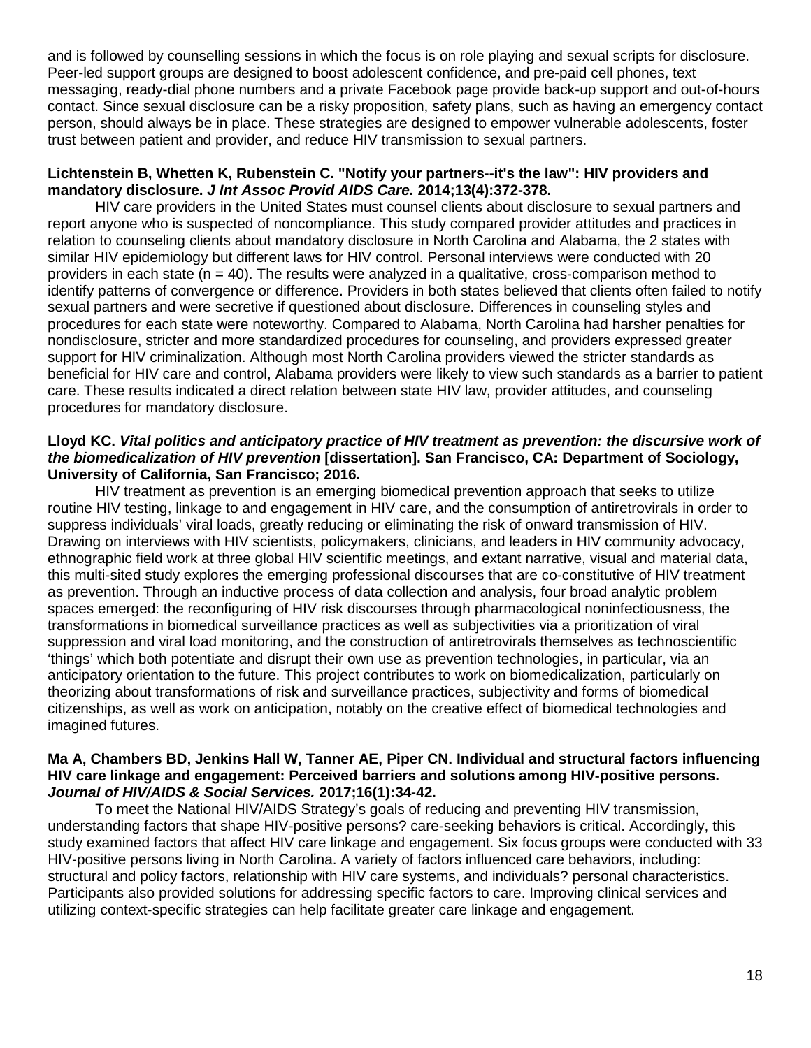and is followed by counselling sessions in which the focus is on role playing and sexual scripts for disclosure. Peer-led support groups are designed to boost adolescent confidence, and pre-paid cell phones, text messaging, ready-dial phone numbers and a private Facebook page provide back-up support and out-of-hours contact. Since sexual disclosure can be a risky proposition, safety plans, such as having an emergency contact person, should always be in place. These strategies are designed to empower vulnerable adolescents, foster trust between patient and provider, and reduce HIV transmission to sexual partners.

**Lichtenstein B, Whetten K, Rubenstein C. "Notify your partners--it's the law": HIV providers and mandatory disclosure. *J Int Assoc Provid AIDS Care.* 2014;13(4):372-378.**

HIV care providers in the United States must counsel clients about disclosure to sexual partners and report anyone who is suspected of noncompliance. This study compared provider attitudes and practices in relation to counseling clients about mandatory disclosure in North Carolina and Alabama, the 2 states with similar HIV epidemiology but different laws for HIV control. Personal interviews were conducted with 20 providers in each state (n = 40). The results were analyzed in a qualitative, cross-comparison method to identify patterns of convergence or difference. Providers in both states believed that clients often failed to notify sexual partners and were secretive if questioned about disclosure. Differences in counseling styles and procedures for each state were noteworthy. Compared to Alabama, North Carolina had harsher penalties for nondisclosure, stricter and more standardized procedures for counseling, and providers expressed greater support for HIV criminalization. Although most North Carolina providers viewed the stricter standards as beneficial for HIV care and control, Alabama providers were likely to view such standards as a barrier to patient care. These results indicated a direct relation between state HIV law, provider attitudes, and counseling procedures for mandatory disclosure.

**Lloyd KC. *Vital politics and anticipatory practice of HIV treatment as prevention: the discursive work of the biomedicalization of HIV prevention* [dissertation]. San Francisco, CA: Department of Sociology, University of California, San Francisco; 2016.**

HIV treatment as prevention is an emerging biomedical prevention approach that seeks to utilize routine HIV testing, linkage to and engagement in HIV care, and the consumption of antiretrovirals in order to suppress individuals' viral loads, greatly reducing or eliminating the risk of onward transmission of HIV. Drawing on interviews with HIV scientists, policymakers, clinicians, and leaders in HIV community advocacy, ethnographic field work at three global HIV scientific meetings, and extant narrative, visual and material data, this multi-sited study explores the emerging professional discourses that are co-constitutive of HIV treatment as prevention. Through an inductive process of data collection and analysis, four broad analytic problem spaces emerged: the reconfiguring of HIV risk discourses through pharmacological noninfectiousness, the transformations in biomedical surveillance practices as well as subjectivities via a prioritization of viral suppression and viral load monitoring, and the construction of antiretrovirals themselves as technoscientific 'things' which both potentiate and disrupt their own use as prevention technologies, in particular, via an anticipatory orientation to the future. This project contributes to work on biomedicalization, particularly on theorizing about transformations of risk and surveillance practices, subjectivity and forms of biomedical citizenships, as well as work on anticipation, notably on the creative effect of biomedical technologies and imagined futures.

**Ma A, Chambers BD, Jenkins Hall W, Tanner AE, Piper CN. Individual and structural factors influencing HIV care linkage and engagement: Perceived barriers and solutions among HIV-positive persons. *Journal of HIV/AIDS & Social Services.* 2017;16(1):34-42.**

To meet the National HIV/AIDS Strategy's goals of reducing and preventing HIV transmission, understanding factors that shape HIV-positive persons? care-seeking behaviors is critical. Accordingly, this study examined factors that affect HIV care linkage and engagement. Six focus groups were conducted with 33 HIV-positive persons living in North Carolina. A variety of factors influenced care behaviors, including: structural and policy factors, relationship with HIV care systems, and individuals? personal characteristics. Participants also provided solutions for addressing specific factors to care. Improving clinical services and utilizing context-specific strategies can help facilitate greater care linkage and engagement.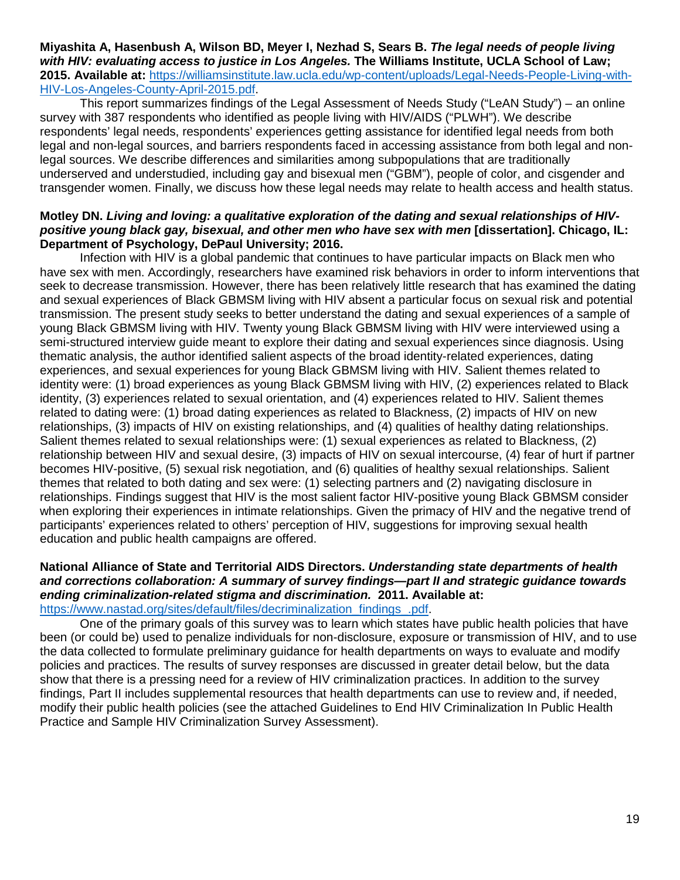**Miyashita A, Hasenbush A, Wilson BD, Meyer I, Nezhad S, Sears B. *The legal needs of people living with HIV: evaluating access to justice in Los Angeles.* The Williams Institute, UCLA School of Law; 2015. Available at:** [https://williamsinstitute.law.ucla.edu/wp-content/uploads/Legal-Needs-People-Living-with-HIV-Los-Angeles-County-April-2015.pdf](https://williamsinstitute.law.ucla.edu/wp-content/uploads/Legal-Needs-People-Living-with-HIV-Los-Angeles-County-April-2015.pdf).

This report summarizes findings of the Legal Assessment of Needs Study ("LeAN Study") – an online survey with 387 respondents who identified as people living with HIV/AIDS ("PLWH"). We describe respondents' legal needs, respondents' experiences getting assistance for identified legal needs from both legal and non-legal sources, and barriers respondents faced in accessing assistance from both legal and non-legal sources. We describe differences and similarities among subpopulations that are traditionally underserved and understudied, including gay and bisexual men ("GBM"), people of color, and cisgender and transgender women. Finally, we discuss how these legal needs may relate to health access and health status.

**Motley DN. *Living and loving: a qualitative exploration of the dating and sexual relationships of HIV-positive young black gay, bisexual, and other men who have sex with men* [dissertation]. Chicago, IL: Department of Psychology, DePaul University; 2016.**

Infection with HIV is a global pandemic that continues to have particular impacts on Black men who have sex with men. Accordingly, researchers have examined risk behaviors in order to inform interventions that seek to decrease transmission. However, there has been relatively little research that has examined the dating and sexual experiences of Black GBMSM living with HIV absent a particular focus on sexual risk and potential transmission. The present study seeks to better understand the dating and sexual experiences of a sample of young Black GBMSM living with HIV. Twenty young Black GBMSM living with HIV were interviewed using a semi-structured interview guide meant to explore their dating and sexual experiences since diagnosis. Using thematic analysis, the author identified salient aspects of the broad identity-related experiences, dating experiences, and sexual experiences for young Black GBMSM living with HIV. Salient themes related to identity were: (1) broad experiences as young Black GBMSM living with HIV, (2) experiences related to Black identity, (3) experiences related to sexual orientation, and (4) experiences related to HIV. Salient themes related to dating were: (1) broad dating experiences as related to Blackness, (2) impacts of HIV on new relationships, (3) impacts of HIV on existing relationships, and (4) qualities of healthy dating relationships. Salient themes related to sexual relationships were: (1) sexual experiences as related to Blackness, (2) relationship between HIV and sexual desire, (3) impacts of HIV on sexual intercourse, (4) fear of hurt if partner becomes HIV-positive, (5) sexual risk negotiation, and (6) qualities of healthy sexual relationships. Salient themes that related to both dating and sex were: (1) selecting partners and (2) navigating disclosure in relationships. Findings suggest that HIV is the most salient factor HIV-positive young Black GBMSM consider when exploring their experiences in intimate relationships. Given the primacy of HIV and the negative trend of participants' experiences related to others' perception of HIV, suggestions for improving sexual health education and public health campaigns are offered.

**National Alliance of State and Territorial AIDS Directors. *Understanding state departments of health and corrections collaboration: A summary of survey findings—part II and strategic guidance towards ending criminalization-related stigma and discrimination.* 2011. Available at:** [https://www.nastad.org/sites/default/files/decriminalization_findings_.pdf](https://www.nastad.org/sites/default/files/decriminalization_findings_.pdf).

One of the primary goals of this survey was to learn which states have public health policies that have been (or could be) used to penalize individuals for non-disclosure, exposure or transmission of HIV, and to use the data collected to formulate preliminary guidance for health departments on ways to evaluate and modify policies and practices. The results of survey responses are discussed in greater detail below, but the data show that there is a pressing need for a review of HIV criminalization practices. In addition to the survey findings, Part II includes supplemental resources that health departments can use to review and, if needed, modify their public health policies (see the attached Guidelines to End HIV Criminalization In Public Health Practice and Sample HIV Criminalization Survey Assessment).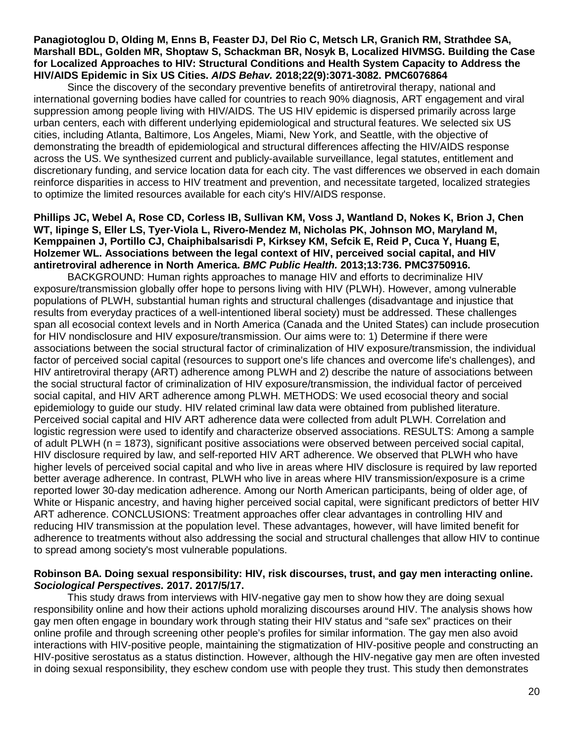**Panagiotoglou D, Olding M, Enns B, Feaster DJ, Del Rio C, Metsch LR, Granich RM, Strathdee SA, Marshall BDL, Golden MR, Shoptaw S, Schackman BR, Nosyk B, Localized HIVMSG. Building the Case for Localized Approaches to HIV: Structural Conditions and Health System Capacity to Address the HIV/AIDS Epidemic in Six US Cities. *AIDS Behav.* 2018;22(9):3071-3082. PMC6076864**

Since the discovery of the secondary preventive benefits of antiretroviral therapy, national and international governing bodies have called for countries to reach 90% diagnosis, ART engagement and viral suppression among people living with HIV/AIDS. The US HIV epidemic is dispersed primarily across large urban centers, each with different underlying epidemiological and structural features. We selected six US cities, including Atlanta, Baltimore, Los Angeles, Miami, New York, and Seattle, with the objective of demonstrating the breadth of epidemiological and structural differences affecting the HIV/AIDS response across the US. We synthesized current and publicly-available surveillance, legal statutes, entitlement and discretionary funding, and service location data for each city. The vast differences we observed in each domain reinforce disparities in access to HIV treatment and prevention, and necessitate targeted, localized strategies to optimize the limited resources available for each city's HIV/AIDS response.

**Phillips JC, Webel A, Rose CD, Corless IB, Sullivan KM, Voss J, Wantland D, Nokes K, Brion J, Chen WT, Iipinge S, Eller LS, Tyer-Viola L, Rivero-Mendez M, Nicholas PK, Johnson MO, Maryland M, Kemppainen J, Portillo CJ, Chaiphibalsarisdi P, Kirksey KM, Sefcik E, Reid P, Cuca Y, Huang E, Holzemer WL. Associations between the legal context of HIV, perceived social capital, and HIV antiretroviral adherence in North America. *BMC Public Health.* 2013;13:736. PMC3750916.**

BACKGROUND: Human rights approaches to manage HIV and efforts to decriminalize HIV exposure/transmission globally offer hope to persons living with HIV (PLWH). However, among vulnerable populations of PLWH, substantial human rights and structural challenges (disadvantage and injustice that results from everyday practices of a well-intentioned liberal society) must be addressed. These challenges span all ecosocial context levels and in North America (Canada and the United States) can include prosecution for HIV nondisclosure and HIV exposure/transmission. Our aims were to: 1) Determine if there were associations between the social structural factor of criminalization of HIV exposure/transmission, the individual factor of perceived social capital (resources to support one's life chances and overcome life's challenges), and HIV antiretroviral therapy (ART) adherence among PLWH and 2) describe the nature of associations between the social structural factor of criminalization of HIV exposure/transmission, the individual factor of perceived social capital, and HIV ART adherence among PLWH. METHODS: We used ecosocial theory and social epidemiology to guide our study. HIV related criminal law data were obtained from published literature. Perceived social capital and HIV ART adherence data were collected from adult PLWH. Correlation and logistic regression were used to identify and characterize observed associations. RESULTS: Among a sample of adult PLWH (n = 1873), significant positive associations were observed between perceived social capital, HIV disclosure required by law, and self-reported HIV ART adherence. We observed that PLWH who have higher levels of perceived social capital and who live in areas where HIV disclosure is required by law reported better average adherence. In contrast, PLWH who live in areas where HIV transmission/exposure is a crime reported lower 30-day medication adherence. Among our North American participants, being of older age, of White or Hispanic ancestry, and having higher perceived social capital, were significant predictors of better HIV ART adherence. CONCLUSIONS: Treatment approaches offer clear advantages in controlling HIV and reducing HIV transmission at the population level. These advantages, however, will have limited benefit for adherence to treatments without also addressing the social and structural challenges that allow HIV to continue to spread among society's most vulnerable populations.

**Robinson BA. Doing sexual responsibility: HIV, risk discourses, trust, and gay men interacting online. *Sociological Perspectives.* 2017. 2017/5/17.**

This study draws from interviews with HIV-negative gay men to show how they are doing sexual responsibility online and how their actions uphold moralizing discourses around HIV. The analysis shows how gay men often engage in boundary work through stating their HIV status and "safe sex" practices on their online profile and through screening other people's profiles for similar information. The gay men also avoid interactions with HIV-positive people, maintaining the stigmatization of HIV-positive people and constructing an HIV-positive serostatus as a status distinction. However, although the HIV-negative gay men are often invested in doing sexual responsibility, they eschew condom use with people they trust. This study then demonstrates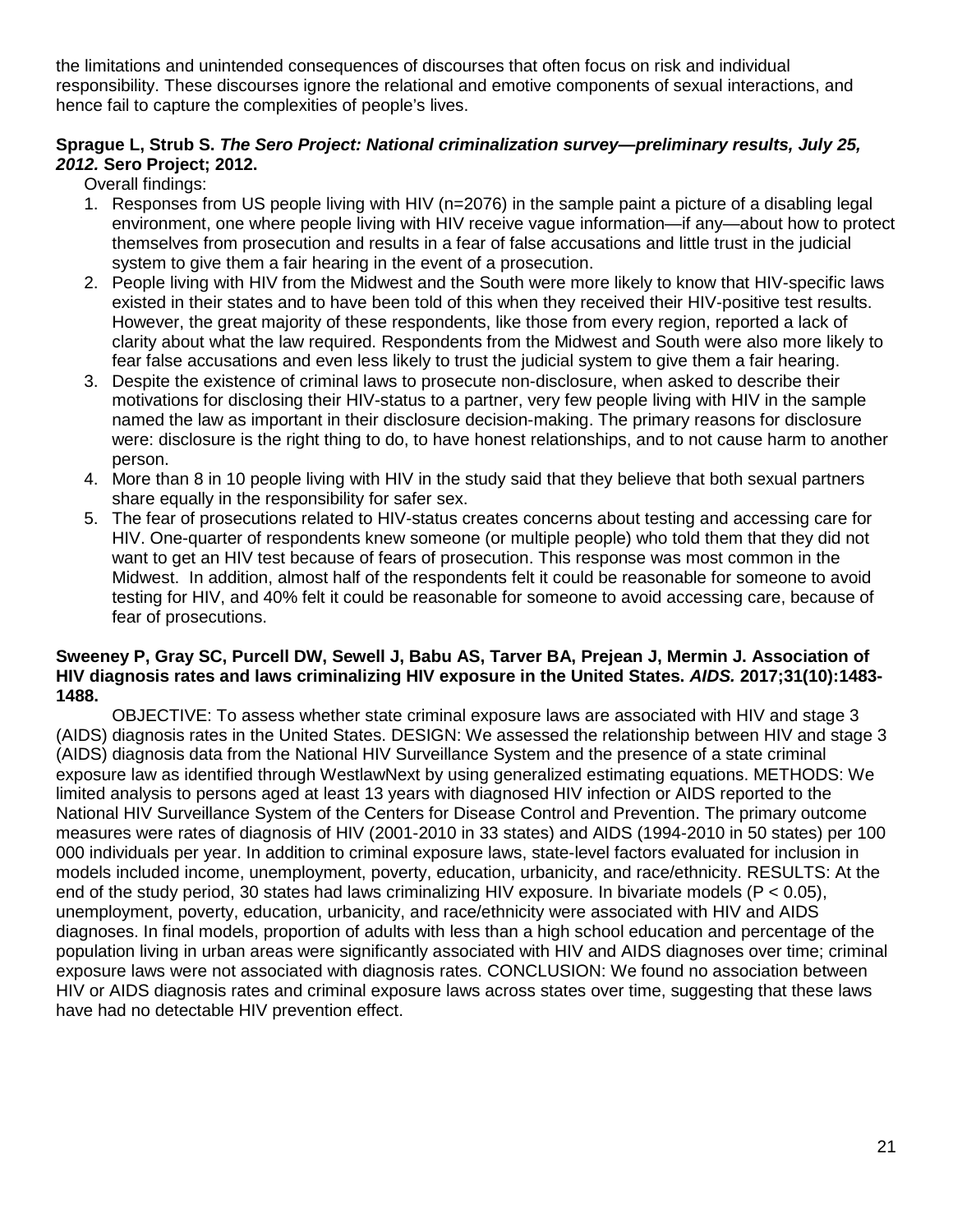the limitations and unintended consequences of discourses that often focus on risk and individual responsibility. These discourses ignore the relational and emotive components of sexual interactions, and hence fail to capture the complexities of people's lives.

**Sprague L, Strub S. *The Sero Project: National criminalization survey—preliminary results, July 25, 2012.* Sero Project; 2012.**

Overall findings:

1. Responses from US people living with HIV (n=2076) in the sample paint a picture of a disabling legal environment, one where people living with HIV receive vague information—if any—about how to protect themselves from prosecution and results in a fear of false accusations and little trust in the judicial system to give them a fair hearing in the event of a prosecution.
2. People living with HIV from the Midwest and the South were more likely to know that HIV-specific laws existed in their states and to have been told of this when they received their HIV-positive test results. However, the great majority of these respondents, like those from every region, reported a lack of clarity about what the law required. Respondents from the Midwest and South were also more likely to fear false accusations and even less likely to trust the judicial system to give them a fair hearing.
3. Despite the existence of criminal laws to prosecute non-disclosure, when asked to describe their motivations for disclosing their HIV-status to a partner, very few people living with HIV in the sample named the law as important in their disclosure decision-making. The primary reasons for disclosure were: disclosure is the right thing to do, to have honest relationships, and to not cause harm to another person.
4. More than 8 in 10 people living with HIV in the study said that they believe that both sexual partners share equally in the responsibility for safer sex.
5. The fear of prosecutions related to HIV-status creates concerns about testing and accessing care for HIV. One-quarter of respondents knew someone (or multiple people) who told them that they did not want to get an HIV test because of fears of prosecution. This response was most common in the Midwest. In addition, almost half of the respondents felt it could be reasonable for someone to avoid testing for HIV, and 40% felt it could be reasonable for someone to avoid accessing care, because of fear of prosecutions.

**Sweeney P, Gray SC, Purcell DW, Sewell J, Babu AS, Tarver BA, Prejean J, Mermin J. Association of HIV diagnosis rates and laws criminalizing HIV exposure in the United States. *AIDS.* 2017;31(10):1483-1488.**

OBJECTIVE: To assess whether state criminal exposure laws are associated with HIV and stage 3 (AIDS) diagnosis rates in the United States. DESIGN: We assessed the relationship between HIV and stage 3 (AIDS) diagnosis data from the National HIV Surveillance System and the presence of a state criminal exposure law as identified through WestlawNext by using generalized estimating equations. METHODS: We limited analysis to persons aged at least 13 years with diagnosed HIV infection or AIDS reported to the National HIV Surveillance System of the Centers for Disease Control and Prevention. The primary outcome measures were rates of diagnosis of HIV (2001-2010 in 33 states) and AIDS (1994-2010 in 50 states) per 100 000 individuals per year. In addition to criminal exposure laws, state-level factors evaluated for inclusion in models included income, unemployment, poverty, education, urbanicity, and race/ethnicity. RESULTS: At the end of the study period, 30 states had laws criminalizing HIV exposure. In bivariate models ($P < 0.05$), unemployment, poverty, education, urbanicity, and race/ethnicity were associated with HIV and AIDS diagnoses. In final models, proportion of adults with less than a high school education and percentage of the population living in urban areas were significantly associated with HIV and AIDS diagnoses over time; criminal exposure laws were not associated with diagnosis rates. CONCLUSION: We found no association between HIV or AIDS diagnosis rates and criminal exposure laws across states over time, suggesting that these laws have had no detectable HIV prevention effect.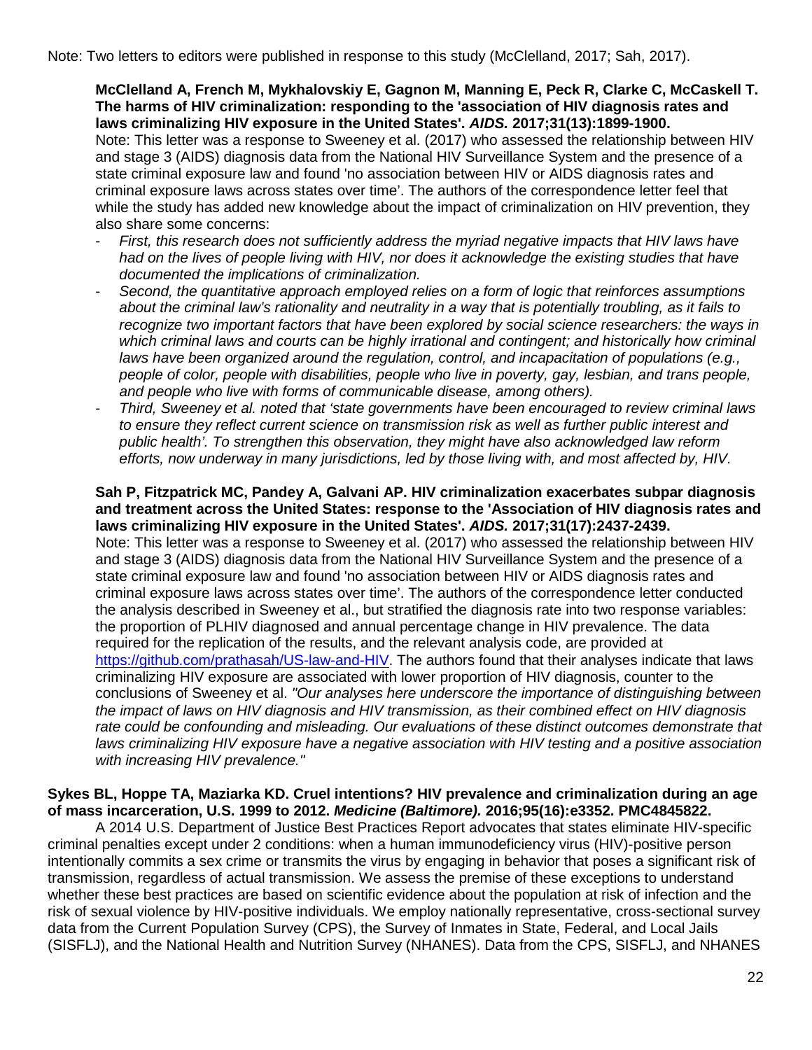Note: Two letters to editors were published in response to this study (McClelland, 2017; Sah, 2017).

**McClelland A, French M, Mykhalovskiy E, Gagnon M, Manning E, Peck R, Clarke C, McCaskell T. The harms of HIV criminalization: responding to the 'association of HIV diagnosis rates and laws criminalizing HIV exposure in the United States'. *AIDS.* 2017;31(13):1899-1900.**
Note: This letter was a response to Sweeney et al. (2017) who assessed the relationship between HIV and stage 3 (AIDS) diagnosis data from the National HIV Surveillance System and the presence of a state criminal exposure law and found 'no association between HIV or AIDS diagnosis rates and criminal exposure laws across states over time'. The authors of the correspondence letter feel that while the study has added new knowledge about the impact of criminalization on HIV prevention, they also share some concerns:

- *First, this research does not sufficiently address the myriad negative impacts that HIV laws have had on the lives of people living with HIV, nor does it acknowledge the existing studies that have documented the implications of criminalization.*
- *Second, the quantitative approach employed relies on a form of logic that reinforces assumptions about the criminal law's rationality and neutrality in a way that is potentially troubling, as it fails to recognize two important factors that have been explored by social science researchers: the ways in which criminal laws and courts can be highly irrational and contingent; and historically how criminal laws have been organized around the regulation, control, and incapacitation of populations (e.g., people of color, people with disabilities, people who live in poverty, gay, lesbian, and trans people, and people who live with forms of communicable disease, among others).*
- *Third, Sweeney et al. noted that 'state governments have been encouraged to review criminal laws to ensure they reflect current science on transmission risk as well as further public interest and public health'. To strengthen this observation, they might have also acknowledged law reform efforts, now underway in many jurisdictions, led by those living with, and most affected by, HIV.*

**Sah P, Fitzpatrick MC, Pandey A, Galvani AP. HIV criminalization exacerbates subpar diagnosis and treatment across the United States: response to the 'Association of HIV diagnosis rates and laws criminalizing HIV exposure in the United States'. *AIDS.* 2017;31(17):2437-2439.**
Note: This letter was a response to Sweeney et al. (2017) who assessed the relationship between HIV and stage 3 (AIDS) diagnosis data from the National HIV Surveillance System and the presence of a state criminal exposure law and found 'no association between HIV or AIDS diagnosis rates and criminal exposure laws across states over time'. The authors of the correspondence letter conducted the analysis described in Sweeney et al., but stratified the diagnosis rate into two response variables: the proportion of PLHIV diagnosed and annual percentage change in HIV prevalence. The data required for the replication of the results, and the relevant analysis code, are provided at https://github.com/prathasah/US-law-and-HIV. The authors found that their analyses indicate that laws criminalizing HIV exposure are associated with lower proportion of HIV diagnosis, counter to the conclusions of Sweeney et al. *"Our analyses here underscore the importance of distinguishing between the impact of laws on HIV diagnosis and HIV transmission, as their combined effect on HIV diagnosis rate could be confounding and misleading. Our evaluations of these distinct outcomes demonstrate that laws criminalizing HIV exposure have a negative association with HIV testing and a positive association with increasing HIV prevalence."*

**Sykes BL, Hoppe TA, Maziarka KD. Cruel intentions? HIV prevalence and criminalization during an age of mass incarceration, U.S. 1999 to 2012. *Medicine (Baltimore).* 2016;95(16):e3352. PMC4845822.**

A 2014 U.S. Department of Justice Best Practices Report advocates that states eliminate HIV-specific criminal penalties except under 2 conditions: when a human immunodeficiency virus (HIV)-positive person intentionally commits a sex crime or transmits the virus by engaging in behavior that poses a significant risk of transmission, regardless of actual transmission. We assess the premise of these exceptions to understand whether these best practices are based on scientific evidence about the population at risk of infection and the risk of sexual violence by HIV-positive individuals. We employ nationally representative, cross-sectional survey data from the Current Population Survey (CPS), the Survey of Inmates in State, Federal, and Local Jails (SISFLJ), and the National Health and Nutrition Survey (NHANES). Data from the CPS, SISFLJ, and NHANES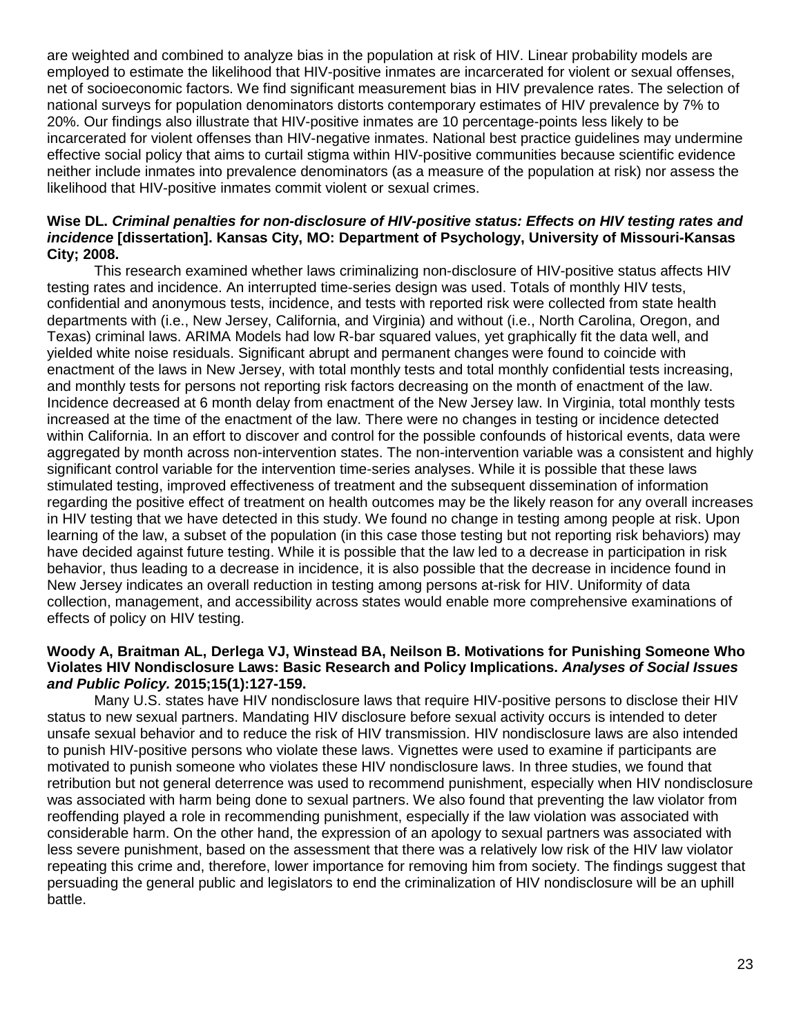are weighted and combined to analyze bias in the population at risk of HIV. Linear probability models are employed to estimate the likelihood that HIV-positive inmates are incarcerated for violent or sexual offenses, net of socioeconomic factors. We find significant measurement bias in HIV prevalence rates. The selection of national surveys for population denominators distorts contemporary estimates of HIV prevalence by 7% to 20%. Our findings also illustrate that HIV-positive inmates are 10 percentage-points less likely to be incarcerated for violent offenses than HIV-negative inmates. National best practice guidelines may undermine effective social policy that aims to curtail stigma within HIV-positive communities because scientific evidence neither include inmates into prevalence denominators (as a measure of the population at risk) nor assess the likelihood that HIV-positive inmates commit violent or sexual crimes.

**Wise DL. *Criminal penalties for non-disclosure of HIV-positive status: Effects on HIV testing rates and incidence* [dissertation]. Kansas City, MO: Department of Psychology, University of Missouri-Kansas City; 2008.**

This research examined whether laws criminalizing non-disclosure of HIV-positive status affects HIV testing rates and incidence. An interrupted time-series design was used. Totals of monthly HIV tests, confidential and anonymous tests, incidence, and tests with reported risk were collected from state health departments with (i.e., New Jersey, California, and Virginia) and without (i.e., North Carolina, Oregon, and Texas) criminal laws. ARIMA Models had low R-bar squared values, yet graphically fit the data well, and yielded white noise residuals. Significant abrupt and permanent changes were found to coincide with enactment of the laws in New Jersey, with total monthly tests and total monthly confidential tests increasing, and monthly tests for persons not reporting risk factors decreasing on the month of enactment of the law. Incidence decreased at 6 month delay from enactment of the New Jersey law. In Virginia, total monthly tests increased at the time of the enactment of the law. There were no changes in testing or incidence detected within California. In an effort to discover and control for the possible confounds of historical events, data were aggregated by month across non-intervention states. The non-intervention variable was a consistent and highly significant control variable for the intervention time-series analyses. While it is possible that these laws stimulated testing, improved effectiveness of treatment and the subsequent dissemination of information regarding the positive effect of treatment on health outcomes may be the likely reason for any overall increases in HIV testing that we have detected in this study. We found no change in testing among people at risk. Upon learning of the law, a subset of the population (in this case those testing but not reporting risk behaviors) may have decided against future testing. While it is possible that the law led to a decrease in participation in risk behavior, thus leading to a decrease in incidence, it is also possible that the decrease in incidence found in New Jersey indicates an overall reduction in testing among persons at-risk for HIV. Uniformity of data collection, management, and accessibility across states would enable more comprehensive examinations of effects of policy on HIV testing.

**Woody A, Braitman AL, Derlega VJ, Winstead BA, Neilson B. Motivations for Punishing Someone Who Violates HIV Nondisclosure Laws: Basic Research and Policy Implications. *Analyses of Social Issues and Public Policy.* 2015;15(1):127-159.**

Many U.S. states have HIV nondisclosure laws that require HIV-positive persons to disclose their HIV status to new sexual partners. Mandating HIV disclosure before sexual activity occurs is intended to deter unsafe sexual behavior and to reduce the risk of HIV transmission. HIV nondisclosure laws are also intended to punish HIV-positive persons who violate these laws. Vignettes were used to examine if participants are motivated to punish someone who violates these HIV nondisclosure laws. In three studies, we found that retribution but not general deterrence was used to recommend punishment, especially when HIV nondisclosure was associated with harm being done to sexual partners. We also found that preventing the law violator from reoffending played a role in recommending punishment, especially if the law violation was associated with considerable harm. On the other hand, the expression of an apology to sexual partners was associated with less severe punishment, based on the assessment that there was a relatively low risk of the HIV law violator repeating this crime and, therefore, lower importance for removing him from society. The findings suggest that persuading the general public and legislators to end the criminalization of HIV nondisclosure will be an uphill battle.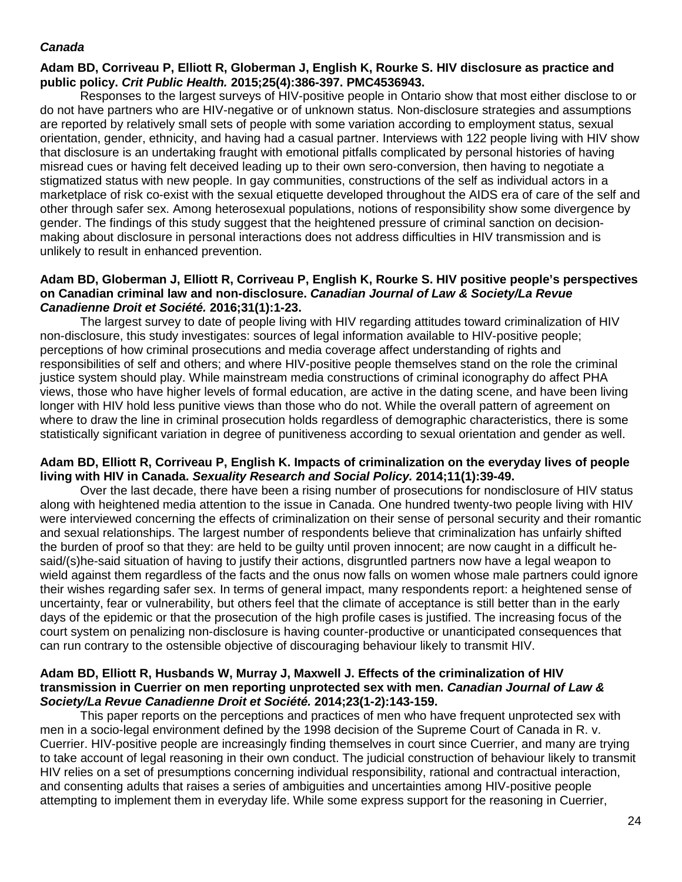***Canada***

**Adam BD, Corriveau P, Elliott R, Globerman J, English K, Rourke S. HIV disclosure as practice and public policy. *Crit Public Health.* 2015;25(4):386-397. PMC4536943.**

Responses to the largest surveys of HIV-positive people in Ontario show that most either disclose to or do not have partners who are HIV-negative or of unknown status. Non-disclosure strategies and assumptions are reported by relatively small sets of people with some variation according to employment status, sexual orientation, gender, ethnicity, and having had a casual partner. Interviews with 122 people living with HIV show that disclosure is an undertaking fraught with emotional pitfalls complicated by personal histories of having misread cues or having felt deceived leading up to their own sero-conversion, then having to negotiate a stigmatized status with new people. In gay communities, constructions of the self as individual actors in a marketplace of risk co-exist with the sexual etiquette developed throughout the AIDS era of care of the self and other through safer sex. Among heterosexual populations, notions of responsibility show some divergence by gender. The findings of this study suggest that the heightened pressure of criminal sanction on decision-making about disclosure in personal interactions does not address difficulties in HIV transmission and is unlikely to result in enhanced prevention.

**Adam BD, Globerman J, Elliott R, Corriveau P, English K, Rourke S. HIV positive people's perspectives on Canadian criminal law and non-disclosure. *Canadian Journal of Law & Society/La Revue Canadienne Droit et Société.* 2016;31(1):1-23.**

The largest survey to date of people living with HIV regarding attitudes toward criminalization of HIV non-disclosure, this study investigates: sources of legal information available to HIV-positive people; perceptions of how criminal prosecutions and media coverage affect understanding of rights and responsibilities of self and others; and where HIV-positive people themselves stand on the role the criminal justice system should play. While mainstream media constructions of criminal iconography do affect PHA views, those who have higher levels of formal education, are active in the dating scene, and have been living longer with HIV hold less punitive views than those who do not. While the overall pattern of agreement on where to draw the line in criminal prosecution holds regardless of demographic characteristics, there is some statistically significant variation in degree of punitiveness according to sexual orientation and gender as well.

**Adam BD, Elliott R, Corriveau P, English K. Impacts of criminalization on the everyday lives of people living with HIV in Canada. *Sexuality Research and Social Policy.* 2014;11(1):39-49.**

Over the last decade, there have been a rising number of prosecutions for nondisclosure of HIV status along with heightened media attention to the issue in Canada. One hundred twenty-two people living with HIV were interviewed concerning the effects of criminalization on their sense of personal security and their romantic and sexual relationships. The largest number of respondents believe that criminalization has unfairly shifted the burden of proof so that they: are held to be guilty until proven innocent; are now caught in a difficult he-said/(s)he-said situation of having to justify their actions, disgruntled partners now have a legal weapon to wield against them regardless of the facts and the onus now falls on women whose male partners could ignore their wishes regarding safer sex. In terms of general impact, many respondents report: a heightened sense of uncertainty, fear or vulnerability, but others feel that the climate of acceptance is still better than in the early days of the epidemic or that the prosecution of the high profile cases is justified. The increasing focus of the court system on penalizing non-disclosure is having counter-productive or unanticipated consequences that can run contrary to the ostensible objective of discouraging behaviour likely to transmit HIV.

**Adam BD, Elliott R, Husbands W, Murray J, Maxwell J. Effects of the criminalization of HIV transmission in Cuerrier on men reporting unprotected sex with men. *Canadian Journal of Law & Society/La Revue Canadienne Droit et Société.* 2014;23(1-2):143-159.**

This paper reports on the perceptions and practices of men who have frequent unprotected sex with men in a socio-legal environment defined by the 1998 decision of the Supreme Court of Canada in R. v. Cuerrier. HIV-positive people are increasingly finding themselves in court since Cuerrier, and many are trying to take account of legal reasoning in their own conduct. The judicial construction of behaviour likely to transmit HIV relies on a set of presumptions concerning individual responsibility, rational and contractual interaction, and consenting adults that raises a series of ambiguities and uncertainties among HIV-positive people attempting to implement them in everyday life. While some express support for the reasoning in Cuerrier,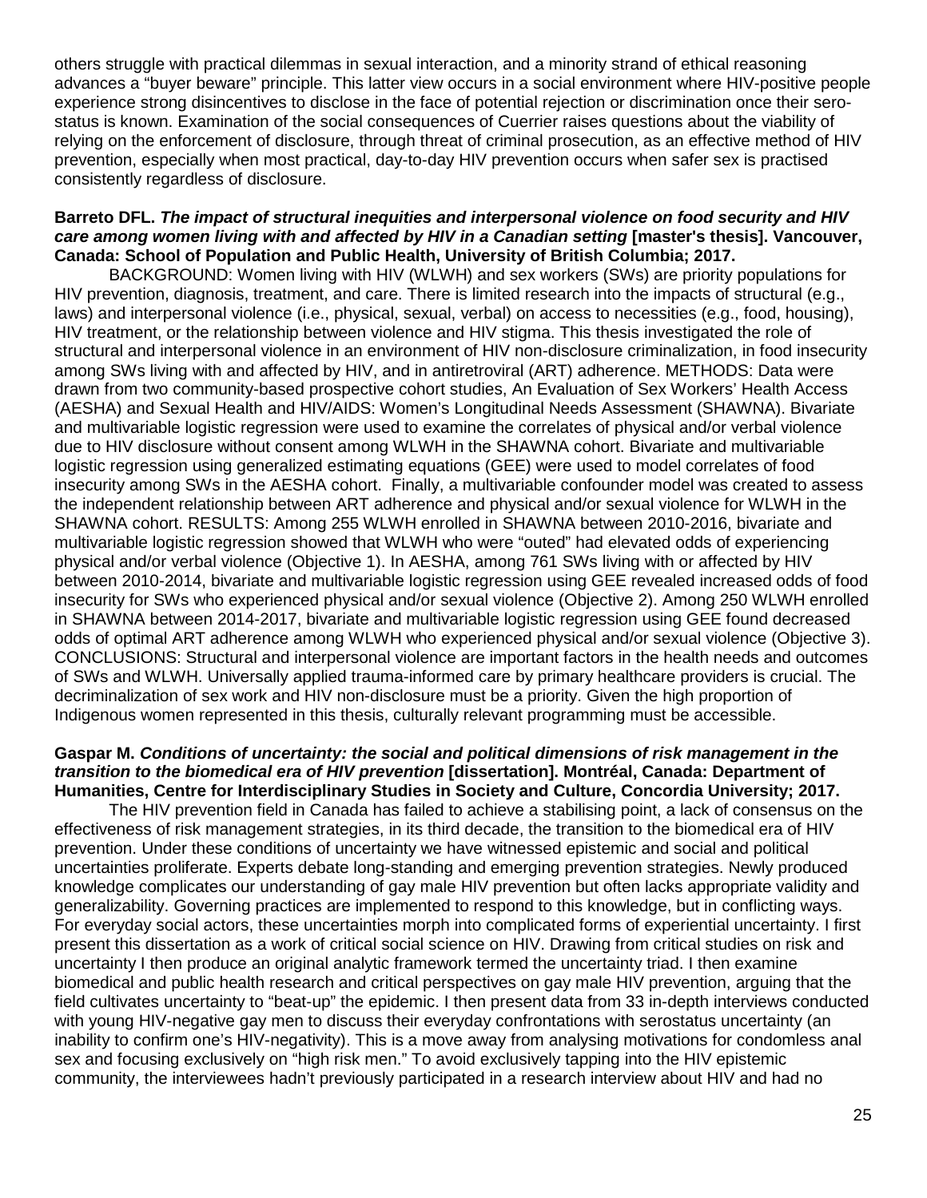others struggle with practical dilemmas in sexual interaction, and a minority strand of ethical reasoning advances a "buyer beware" principle. This latter view occurs in a social environment where HIV-positive people experience strong disincentives to disclose in the face of potential rejection or discrimination once their sero-status is known. Examination of the social consequences of Cuerrier raises questions about the viability of relying on the enforcement of disclosure, through threat of criminal prosecution, as an effective method of HIV prevention, especially when most practical, day-to-day HIV prevention occurs when safer sex is practised consistently regardless of disclosure.

**Barreto DFL. *The impact of structural inequities and interpersonal violence on food security and HIV care among women living with and affected by HIV in a Canadian setting* [master's thesis]. Vancouver, Canada: School of Population and Public Health, University of British Columbia; 2017.**

BACKGROUND: Women living with HIV (WLWH) and sex workers (SWs) are priority populations for HIV prevention, diagnosis, treatment, and care. There is limited research into the impacts of structural (e.g., laws) and interpersonal violence (i.e., physical, sexual, verbal) on access to necessities (e.g., food, housing), HIV treatment, or the relationship between violence and HIV stigma. This thesis investigated the role of structural and interpersonal violence in an environment of HIV non-disclosure criminalization, in food insecurity among SWs living with and affected by HIV, and in antiretroviral (ART) adherence. METHODS: Data were drawn from two community-based prospective cohort studies, An Evaluation of Sex Workers' Health Access (AESHA) and Sexual Health and HIV/AIDS: Women's Longitudinal Needs Assessment (SHAWNA). Bivariate and multivariable logistic regression were used to examine the correlates of physical and/or verbal violence due to HIV disclosure without consent among WLWH in the SHAWNA cohort. Bivariate and multivariable logistic regression using generalized estimating equations (GEE) were used to model correlates of food insecurity among SWs in the AESHA cohort. Finally, a multivariable confounder model was created to assess the independent relationship between ART adherence and physical and/or sexual violence for WLWH in the SHAWNA cohort. RESULTS: Among 255 WLWH enrolled in SHAWNA between 2010-2016, bivariate and multivariable logistic regression showed that WLWH who were "outed" had elevated odds of experiencing physical and/or verbal violence (Objective 1). In AESHA, among 761 SWs living with or affected by HIV between 2010-2014, bivariate and multivariable logistic regression using GEE revealed increased odds of food insecurity for SWs who experienced physical and/or sexual violence (Objective 2). Among 250 WLWH enrolled in SHAWNA between 2014-2017, bivariate and multivariable logistic regression using GEE found decreased odds of optimal ART adherence among WLWH who experienced physical and/or sexual violence (Objective 3). CONCLUSIONS: Structural and interpersonal violence are important factors in the health needs and outcomes of SWs and WLWH. Universally applied trauma-informed care by primary healthcare providers is crucial. The decriminalization of sex work and HIV non-disclosure must be a priority. Given the high proportion of Indigenous women represented in this thesis, culturally relevant programming must be accessible.

**Gaspar M. *Conditions of uncertainty: the social and political dimensions of risk management in the transition to the biomedical era of HIV prevention* [dissertation]. Montréal, Canada: Department of Humanities, Centre for Interdisciplinary Studies in Society and Culture, Concordia University; 2017.**

The HIV prevention field in Canada has failed to achieve a stabilising point, a lack of consensus on the effectiveness of risk management strategies, in its third decade, the transition to the biomedical era of HIV prevention. Under these conditions of uncertainty we have witnessed epistemic and social and political uncertainties proliferate. Experts debate long-standing and emerging prevention strategies. Newly produced knowledge complicates our understanding of gay male HIV prevention but often lacks appropriate validity and generalizability. Governing practices are implemented to respond to this knowledge, but in conflicting ways. For everyday social actors, these uncertainties morph into complicated forms of experiential uncertainty. I first present this dissertation as a work of critical social science on HIV. Drawing from critical studies on risk and uncertainty I then produce an original analytic framework termed the uncertainty triad. I then examine biomedical and public health research and critical perspectives on gay male HIV prevention, arguing that the field cultivates uncertainty to "beat-up" the epidemic. I then present data from 33 in-depth interviews conducted with young HIV-negative gay men to discuss their everyday confrontations with serostatus uncertainty (an inability to confirm one's HIV-negativity). This is a move away from analysing motivations for condomless anal sex and focusing exclusively on "high risk men." To avoid exclusively tapping into the HIV epistemic community, the interviewees hadn't previously participated in a research interview about HIV and had no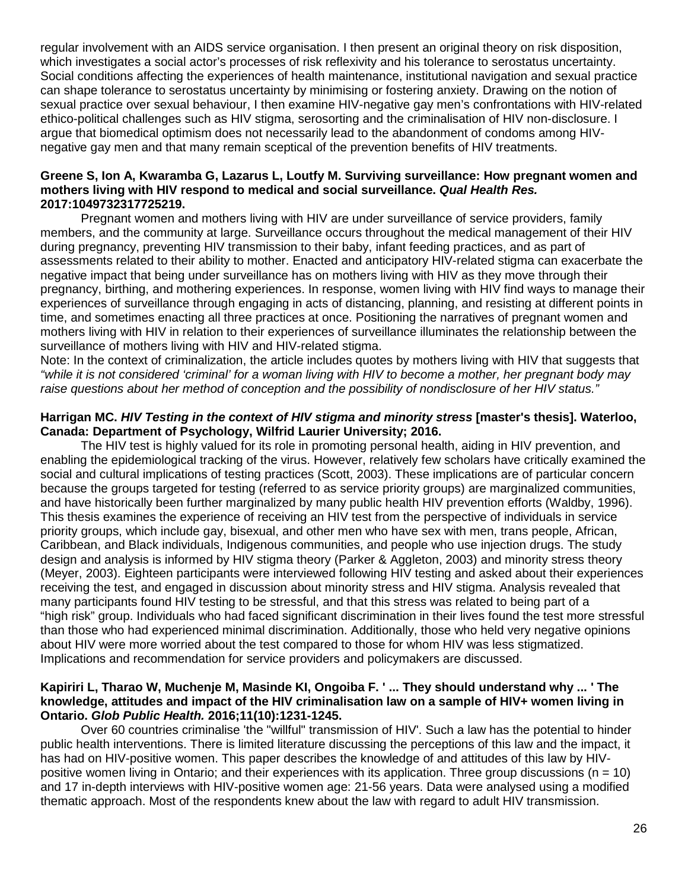regular involvement with an AIDS service organisation. I then present an original theory on risk disposition, which investigates a social actor's processes of risk reflexivity and his tolerance to serostatus uncertainty. Social conditions affecting the experiences of health maintenance, institutional navigation and sexual practice can shape tolerance to serostatus uncertainty by minimising or fostering anxiety. Drawing on the notion of sexual practice over sexual behaviour, I then examine HIV-negative gay men's confrontations with HIV-related ethico-political challenges such as HIV stigma, serosorting and the criminalisation of HIV non-disclosure. I argue that biomedical optimism does not necessarily lead to the abandonment of condoms among HIV-negative gay men and that many remain sceptical of the prevention benefits of HIV treatments.

**Greene S, Ion A, Kwaramba G, Lazarus L, Loutfy M. Surviving surveillance: How pregnant women and mothers living with HIV respond to medical and social surveillance. *Qual Health Res.* 2017:1049732317725219.**

Pregnant women and mothers living with HIV are under surveillance of service providers, family members, and the community at large. Surveillance occurs throughout the medical management of their HIV during pregnancy, preventing HIV transmission to their baby, infant feeding practices, and as part of assessments related to their ability to mother. Enacted and anticipatory HIV-related stigma can exacerbate the negative impact that being under surveillance has on mothers living with HIV as they move through their pregnancy, birthing, and mothering experiences. In response, women living with HIV find ways to manage their experiences of surveillance through engaging in acts of distancing, planning, and resisting at different points in time, and sometimes enacting all three practices at once. Positioning the narratives of pregnant women and mothers living with HIV in relation to their experiences of surveillance illuminates the relationship between the surveillance of mothers living with HIV and HIV-related stigma.

Note: In the context of criminalization, the article includes quotes by mothers living with HIV that suggests that *"while it is not considered 'criminal' for a woman living with HIV to become a mother, her pregnant body may raise questions about her method of conception and the possibility of nondisclosure of her HIV status."*

**Harrigan MC. *HIV Testing in the context of HIV stigma and minority stress* [master's thesis]. Waterloo, Canada: Department of Psychology, Wilfrid Laurier University; 2016.**

The HIV test is highly valued for its role in promoting personal health, aiding in HIV prevention, and enabling the epidemiological tracking of the virus. However, relatively few scholars have critically examined the social and cultural implications of testing practices (Scott, 2003). These implications are of particular concern because the groups targeted for testing (referred to as service priority groups) are marginalized communities, and have historically been further marginalized by many public health HIV prevention efforts (Waldby, 1996). This thesis examines the experience of receiving an HIV test from the perspective of individuals in service priority groups, which include gay, bisexual, and other men who have sex with men, trans people, African, Caribbean, and Black individuals, Indigenous communities, and people who use injection drugs. The study design and analysis is informed by HIV stigma theory (Parker & Aggleton, 2003) and minority stress theory (Meyer, 2003). Eighteen participants were interviewed following HIV testing and asked about their experiences receiving the test, and engaged in discussion about minority stress and HIV stigma. Analysis revealed that many participants found HIV testing to be stressful, and that this stress was related to being part of a "high risk" group. Individuals who had faced significant discrimination in their lives found the test more stressful than those who had experienced minimal discrimination. Additionally, those who held very negative opinions about HIV were more worried about the test compared to those for whom HIV was less stigmatized. Implications and recommendation for service providers and policymakers are discussed.

**Kapiriri L, Tharao W, Muchenje M, Masinde KI, Ongoiba F. ' ... They should understand why ... ' The knowledge, attitudes and impact of the HIV criminalisation law on a sample of HIV+ women living in Ontario. *Glob Public Health.* 2016;11(10):1231-1245.**

Over 60 countries criminalise 'the "willful" transmission of HIV'. Such a law has the potential to hinder public health interventions. There is limited literature discussing the perceptions of this law and the impact, it has had on HIV-positive women. This paper describes the knowledge of and attitudes of this law by HIV-positive women living in Ontario; and their experiences with its application. Three group discussions (n = 10) and 17 in-depth interviews with HIV-positive women age: 21-56 years. Data were analysed using a modified thematic approach. Most of the respondents knew about the law with regard to adult HIV transmission.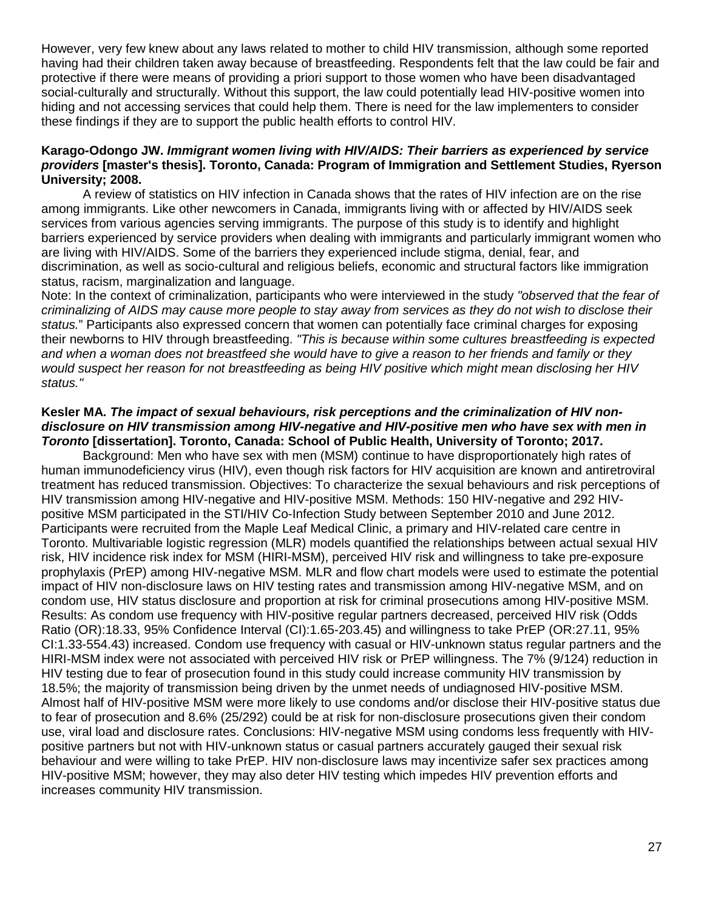However, very few knew about any laws related to mother to child HIV transmission, although some reported having had their children taken away because of breastfeeding. Respondents felt that the law could be fair and protective if there were means of providing a priori support to those women who have been disadvantaged social-culturally and structurally. Without this support, the law could potentially lead HIV-positive women into hiding and not accessing services that could help them. There is need for the law implementers to consider these findings if they are to support the public health efforts to control HIV.

**Karago-Odongo JW. *Immigrant women living with HIV/AIDS: Their barriers as experienced by service providers* [master's thesis]. Toronto, Canada: Program of Immigration and Settlement Studies, Ryerson University; 2008.**

A review of statistics on HIV infection in Canada shows that the rates of HIV infection are on the rise among immigrants. Like other newcomers in Canada, immigrants living with or affected by HIV/AIDS seek services from various agencies serving immigrants. The purpose of this study is to identify and highlight barriers experienced by service providers when dealing with immigrants and particularly immigrant women who are living with HIV/AIDS. Some of the barriers they experienced include stigma, denial, fear, and discrimination, as well as socio-cultural and religious beliefs, economic and structural factors like immigration status, racism, marginalization and language.

Note: In the context of criminalization, participants who were interviewed in the study *"observed that the fear of criminalizing of AIDS may cause more people to stay away from services as they do not wish to disclose their status.*" Participants also expressed concern that women can potentially face criminal charges for exposing their newborns to HIV through breastfeeding. *"This is because within some cultures breastfeeding is expected and when a woman does not breastfeed she would have to give a reason to her friends and family or they would suspect her reason for not breastfeeding as being HIV positive which might mean disclosing her HIV status."*

**Kesler MA. *The impact of sexual behaviours, risk perceptions and the criminalization of HIV non-disclosure on HIV transmission among HIV-negative and HIV-positive men who have sex with men in Toronto* [dissertation]. Toronto, Canada: School of Public Health, University of Toronto; 2017.**

Background: Men who have sex with men (MSM) continue to have disproportionately high rates of human immunodeficiency virus (HIV), even though risk factors for HIV acquisition are known and antiretroviral treatment has reduced transmission. Objectives: To characterize the sexual behaviours and risk perceptions of HIV transmission among HIV-negative and HIV-positive MSM. Methods: 150 HIV-negative and 292 HIV-positive MSM participated in the STI/HIV Co-Infection Study between September 2010 and June 2012. Participants were recruited from the Maple Leaf Medical Clinic, a primary and HIV-related care centre in Toronto. Multivariable logistic regression (MLR) models quantified the relationships between actual sexual HIV risk, HIV incidence risk index for MSM (HIRI-MSM), perceived HIV risk and willingness to take pre-exposure prophylaxis (PrEP) among HIV-negative MSM. MLR and flow chart models were used to estimate the potential impact of HIV non-disclosure laws on HIV testing rates and transmission among HIV-negative MSM, and on condom use, HIV status disclosure and proportion at risk for criminal prosecutions among HIV-positive MSM. Results: As condom use frequency with HIV-positive regular partners decreased, perceived HIV risk (Odds Ratio (OR):18.33, 95% Confidence Interval (CI):1.65-203.45) and willingness to take PrEP (OR:27.11, 95% CI:1.33-554.43) increased. Condom use frequency with casual or HIV-unknown status regular partners and the HIRI-MSM index were not associated with perceived HIV risk or PrEP willingness. The 7% (9/124) reduction in HIV testing due to fear of prosecution found in this study could increase community HIV transmission by 18.5%; the majority of transmission being driven by the unmet needs of undiagnosed HIV-positive MSM. Almost half of HIV-positive MSM were more likely to use condoms and/or disclose their HIV-positive status due to fear of prosecution and 8.6% (25/292) could be at risk for non-disclosure prosecutions given their condom use, viral load and disclosure rates. Conclusions: HIV-negative MSM using condoms less frequently with HIV-positive partners but not with HIV-unknown status or casual partners accurately gauged their sexual risk behaviour and were willing to take PrEP. HIV non-disclosure laws may incentivize safer sex practices among HIV-positive MSM; however, they may also deter HIV testing which impedes HIV prevention efforts and increases community HIV transmission.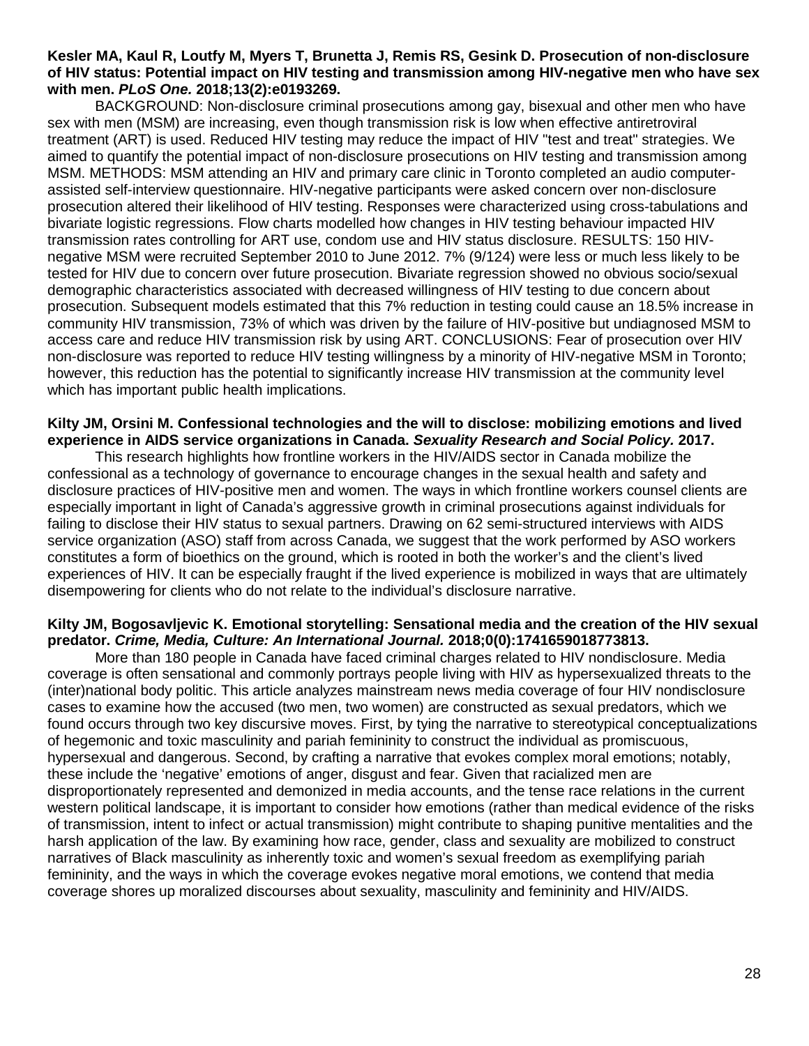**Kesler MA, Kaul R, Loutfy M, Myers T, Brunetta J, Remis RS, Gesink D. Prosecution of non-disclosure of HIV status: Potential impact on HIV testing and transmission among HIV-negative men who have sex with men. *PLoS One.* 2018;13(2):e0193269.**

BACKGROUND: Non-disclosure criminal prosecutions among gay, bisexual and other men who have sex with men (MSM) are increasing, even though transmission risk is low when effective antiretroviral treatment (ART) is used. Reduced HIV testing may reduce the impact of HIV "test and treat" strategies. We aimed to quantify the potential impact of non-disclosure prosecutions on HIV testing and transmission among MSM. METHODS: MSM attending an HIV and primary care clinic in Toronto completed an audio computer-assisted self-interview questionnaire. HIV-negative participants were asked concern over non-disclosure prosecution altered their likelihood of HIV testing. Responses were characterized using cross-tabulations and bivariate logistic regressions. Flow charts modelled how changes in HIV testing behaviour impacted HIV transmission rates controlling for ART use, condom use and HIV status disclosure. RESULTS: 150 HIV-negative MSM were recruited September 2010 to June 2012. 7% (9/124) were less or much less likely to be tested for HIV due to concern over future prosecution. Bivariate regression showed no obvious socio/sexual demographic characteristics associated with decreased willingness of HIV testing to due concern about prosecution. Subsequent models estimated that this 7% reduction in testing could cause an 18.5% increase in community HIV transmission, 73% of which was driven by the failure of HIV-positive but undiagnosed MSM to access care and reduce HIV transmission risk by using ART. CONCLUSIONS: Fear of prosecution over HIV non-disclosure was reported to reduce HIV testing willingness by a minority of HIV-negative MSM in Toronto; however, this reduction has the potential to significantly increase HIV transmission at the community level which has important public health implications.

**Kilty JM, Orsini M. Confessional technologies and the will to disclose: mobilizing emotions and lived experience in AIDS service organizations in Canada. *Sexuality Research and Social Policy.* 2017.**

This research highlights how frontline workers in the HIV/AIDS sector in Canada mobilize the confessional as a technology of governance to encourage changes in the sexual health and safety and disclosure practices of HIV-positive men and women. The ways in which frontline workers counsel clients are especially important in light of Canada's aggressive growth in criminal prosecutions against individuals for failing to disclose their HIV status to sexual partners. Drawing on 62 semi-structured interviews with AIDS service organization (ASO) staff from across Canada, we suggest that the work performed by ASO workers constitutes a form of bioethics on the ground, which is rooted in both the worker's and the client's lived experiences of HIV. It can be especially fraught if the lived experience is mobilized in ways that are ultimately disempowering for clients who do not relate to the individual's disclosure narrative.

**Kilty JM, Bogosavljevic K. Emotional storytelling: Sensational media and the creation of the HIV sexual predator. *Crime, Media, Culture: An International Journal.* 2018;0(0):1741659018773813.**

More than 180 people in Canada have faced criminal charges related to HIV nondisclosure. Media coverage is often sensational and commonly portrays people living with HIV as hypersexualized threats to the (inter)national body politic. This article analyzes mainstream news media coverage of four HIV nondisclosure cases to examine how the accused (two men, two women) are constructed as sexual predators, which we found occurs through two key discursive moves. First, by tying the narrative to stereotypical conceptualizations of hegemonic and toxic masculinity and pariah femininity to construct the individual as promiscuous, hypersexual and dangerous. Second, by crafting a narrative that evokes complex moral emotions; notably, these include the 'negative' emotions of anger, disgust and fear. Given that racialized men are disproportionately represented and demonized in media accounts, and the tense race relations in the current western political landscape, it is important to consider how emotions (rather than medical evidence of the risks of transmission, intent to infect or actual transmission) might contribute to shaping punitive mentalities and the harsh application of the law. By examining how race, gender, class and sexuality are mobilized to construct narratives of Black masculinity as inherently toxic and women's sexual freedom as exemplifying pariah femininity, and the ways in which the coverage evokes negative moral emotions, we contend that media coverage shores up moralized discourses about sexuality, masculinity and femininity and HIV/AIDS.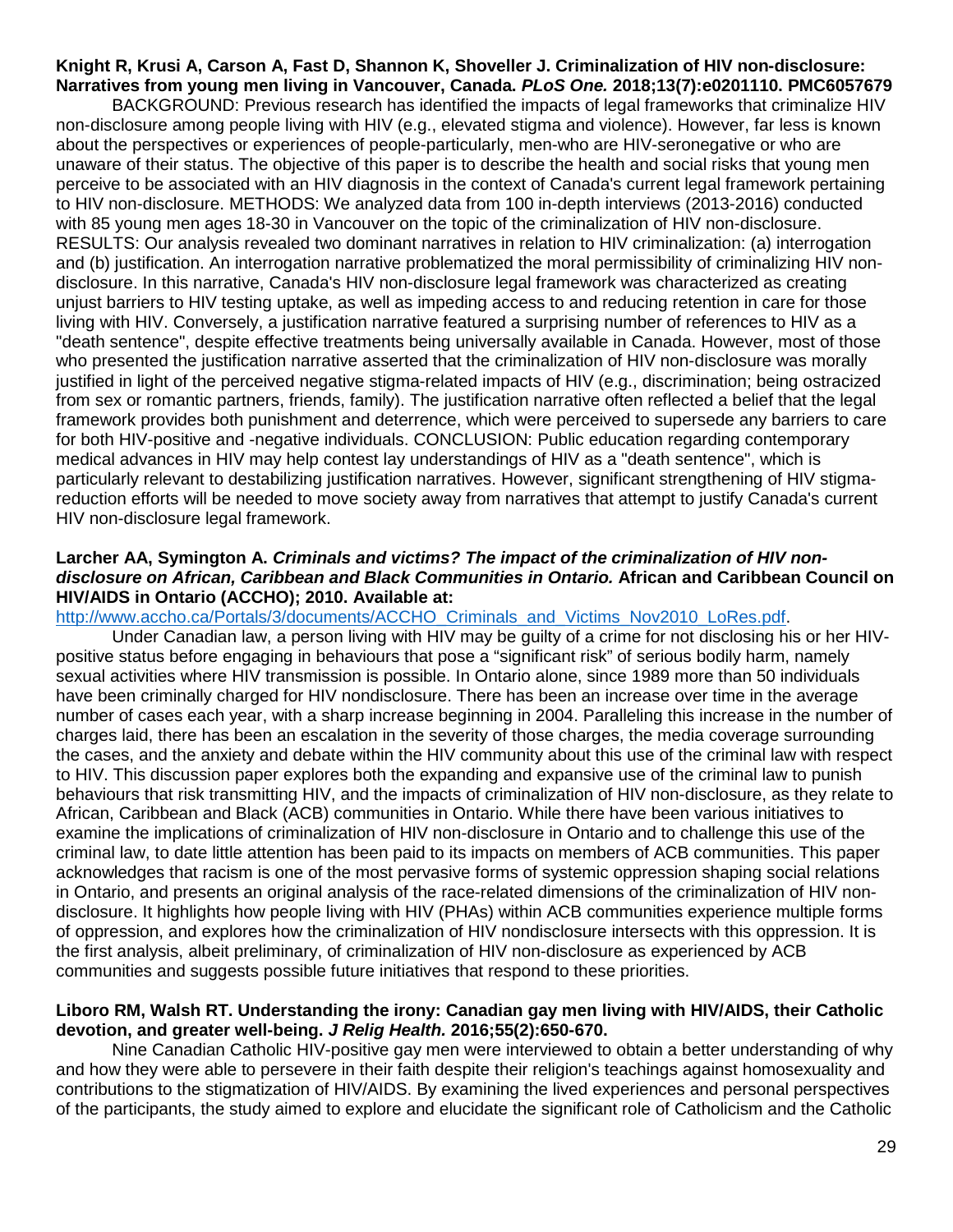**Knight R, Krusi A, Carson A, Fast D, Shannon K, Shoveller J. Criminalization of HIV non-disclosure: Narratives from young men living in Vancouver, Canada. *PLoS One.* 2018;13(7):e0201110. PMC6057679**

BACKGROUND: Previous research has identified the impacts of legal frameworks that criminalize HIV non-disclosure among people living with HIV (e.g., elevated stigma and violence). However, far less is known about the perspectives or experiences of people-particularly, men-who are HIV-seronegative or who are unaware of their status. The objective of this paper is to describe the health and social risks that young men perceive to be associated with an HIV diagnosis in the context of Canada's current legal framework pertaining to HIV non-disclosure. METHODS: We analyzed data from 100 in-depth interviews (2013-2016) conducted with 85 young men ages 18-30 in Vancouver on the topic of the criminalization of HIV non-disclosure. RESULTS: Our analysis revealed two dominant narratives in relation to HIV criminalization: (a) interrogation and (b) justification. An interrogation narrative problematized the moral permissibility of criminalizing HIV non-disclosure. In this narrative, Canada's HIV non-disclosure legal framework was characterized as creating unjust barriers to HIV testing uptake, as well as impeding access to and reducing retention in care for those living with HIV. Conversely, a justification narrative featured a surprising number of references to HIV as a "death sentence", despite effective treatments being universally available in Canada. However, most of those who presented the justification narrative asserted that the criminalization of HIV non-disclosure was morally justified in light of the perceived negative stigma-related impacts of HIV (e.g., discrimination; being ostracized from sex or romantic partners, friends, family). The justification narrative often reflected a belief that the legal framework provides both punishment and deterrence, which were perceived to supersede any barriers to care for both HIV-positive and -negative individuals. CONCLUSION: Public education regarding contemporary medical advances in HIV may help contest lay understandings of HIV as a "death sentence", which is particularly relevant to destabilizing justification narratives. However, significant strengthening of HIV stigma-reduction efforts will be needed to move society away from narratives that attempt to justify Canada's current HIV non-disclosure legal framework.

**Larcher AA, Symington A. *Criminals and victims? The impact of the criminalization of HIV non-disclosure on African, Caribbean and Black Communities in Ontario.* African and Caribbean Council on HIV/AIDS in Ontario (ACCHO); 2010. Available at:**
http://www.accho.ca/Portals/3/documents/ACCHO_Criminals_and_Victims_Nov2010_LoRes.pdf.

Under Canadian law, a person living with HIV may be guilty of a crime for not disclosing his or her HIV-positive status before engaging in behaviours that pose a "significant risk" of serious bodily harm, namely sexual activities where HIV transmission is possible. In Ontario alone, since 1989 more than 50 individuals have been criminally charged for HIV nondisclosure. There has been an increase over time in the average number of cases each year, with a sharp increase beginning in 2004. Paralleling this increase in the number of charges laid, there has been an escalation in the severity of those charges, the media coverage surrounding the cases, and the anxiety and debate within the HIV community about this use of the criminal law with respect to HIV. This discussion paper explores both the expanding and expansive use of the criminal law to punish behaviours that risk transmitting HIV, and the impacts of criminalization of HIV non-disclosure, as they relate to African, Caribbean and Black (ACB) communities in Ontario. While there have been various initiatives to examine the implications of criminalization of HIV non-disclosure in Ontario and to challenge this use of the criminal law, to date little attention has been paid to its impacts on members of ACB communities. This paper acknowledges that racism is one of the most pervasive forms of systemic oppression shaping social relations in Ontario, and presents an original analysis of the race-related dimensions of the criminalization of HIV non-disclosure. It highlights how people living with HIV (PHAs) within ACB communities experience multiple forms of oppression, and explores how the criminalization of HIV nondisclosure intersects with this oppression. It is the first analysis, albeit preliminary, of criminalization of HIV non-disclosure as experienced by ACB communities and suggests possible future initiatives that respond to these priorities.

**Liboro RM, Walsh RT. Understanding the irony: Canadian gay men living with HIV/AIDS, their Catholic devotion, and greater well-being. *J Relig Health.* 2016;55(2):650-670.**

Nine Canadian Catholic HIV-positive gay men were interviewed to obtain a better understanding of why and how they were able to persevere in their faith despite their religion's teachings against homosexuality and contributions to the stigmatization of HIV/AIDS. By examining the lived experiences and personal perspectives of the participants, the study aimed to explore and elucidate the significant role of Catholicism and the Catholic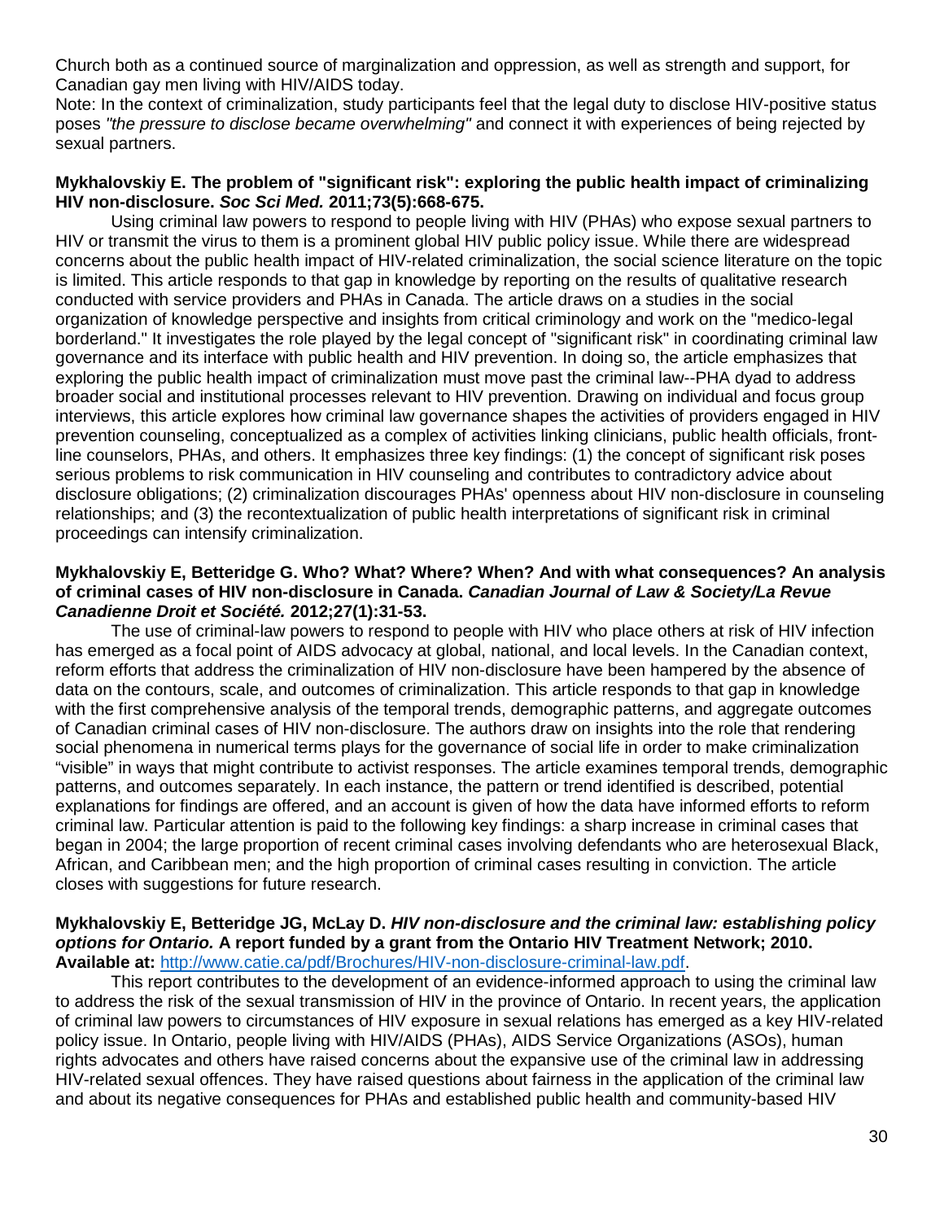Church both as a continued source of marginalization and oppression, as well as strength and support, for Canadian gay men living with HIV/AIDS today.
Note: In the context of criminalization, study participants feel that the legal duty to disclose HIV-positive status poses *"the pressure to disclose became overwhelming"* and connect it with experiences of being rejected by sexual partners.

**Mykhalovskiy E. The problem of "significant risk": exploring the public health impact of criminalizing HIV non-disclosure. *Soc Sci Med.* 2011;73(5):668-675.**

Using criminal law powers to respond to people living with HIV (PHAs) who expose sexual partners to HIV or transmit the virus to them is a prominent global HIV public policy issue. While there are widespread concerns about the public health impact of HIV-related criminalization, the social science literature on the topic is limited. This article responds to that gap in knowledge by reporting on the results of qualitative research conducted with service providers and PHAs in Canada. The article draws on a studies in the social organization of knowledge perspective and insights from critical criminology and work on the "medico-legal borderland." It investigates the role played by the legal concept of "significant risk" in coordinating criminal law governance and its interface with public health and HIV prevention. In doing so, the article emphasizes that exploring the public health impact of criminalization must move past the criminal law--PHA dyad to address broader social and institutional processes relevant to HIV prevention. Drawing on individual and focus group interviews, this article explores how criminal law governance shapes the activities of providers engaged in HIV prevention counseling, conceptualized as a complex of activities linking clinicians, public health officials, front-line counselors, PHAs, and others. It emphasizes three key findings: (1) the concept of significant risk poses serious problems to risk communication in HIV counseling and contributes to contradictory advice about disclosure obligations; (2) criminalization discourages PHAs' openness about HIV non-disclosure in counseling relationships; and (3) the recontextualization of public health interpretations of significant risk in criminal proceedings can intensify criminalization.

**Mykhalovskiy E, Betteridge G. Who? What? Where? When? And with what consequences? An analysis of criminal cases of HIV non-disclosure in Canada. *Canadian Journal of Law & Society/La Revue Canadienne Droit et Société.* 2012;27(1):31-53.**

The use of criminal-law powers to respond to people with HIV who place others at risk of HIV infection has emerged as a focal point of AIDS advocacy at global, national, and local levels. In the Canadian context, reform efforts that address the criminalization of HIV non-disclosure have been hampered by the absence of data on the contours, scale, and outcomes of criminalization. This article responds to that gap in knowledge with the first comprehensive analysis of the temporal trends, demographic patterns, and aggregate outcomes of Canadian criminal cases of HIV non-disclosure. The authors draw on insights into the role that rendering social phenomena in numerical terms plays for the governance of social life in order to make criminalization "visible" in ways that might contribute to activist responses. The article examines temporal trends, demographic patterns, and outcomes separately. In each instance, the pattern or trend identified is described, potential explanations for findings are offered, and an account is given of how the data have informed efforts to reform criminal law. Particular attention is paid to the following key findings: a sharp increase in criminal cases that began in 2004; the large proportion of recent criminal cases involving defendants who are heterosexual Black, African, and Caribbean men; and the high proportion of criminal cases resulting in conviction. The article closes with suggestions for future research.

**Mykhalovskiy E, Betteridge JG, McLay D. *HIV non-disclosure and the criminal law: establishing policy options for Ontario.* A report funded by a grant from the Ontario HIV Treatment Network; 2010. Available at:** http://www.catie.ca/pdf/Brochures/HIV-non-disclosure-criminal-law.pdf.

This report contributes to the development of an evidence-informed approach to using the criminal law to address the risk of the sexual transmission of HIV in the province of Ontario. In recent years, the application of criminal law powers to circumstances of HIV exposure in sexual relations has emerged as a key HIV-related policy issue. In Ontario, people living with HIV/AIDS (PHAs), AIDS Service Organizations (ASOs), human rights advocates and others have raised concerns about the expansive use of the criminal law in addressing HIV-related sexual offences. They have raised questions about fairness in the application of the criminal law and about its negative consequences for PHAs and established public health and community-based HIV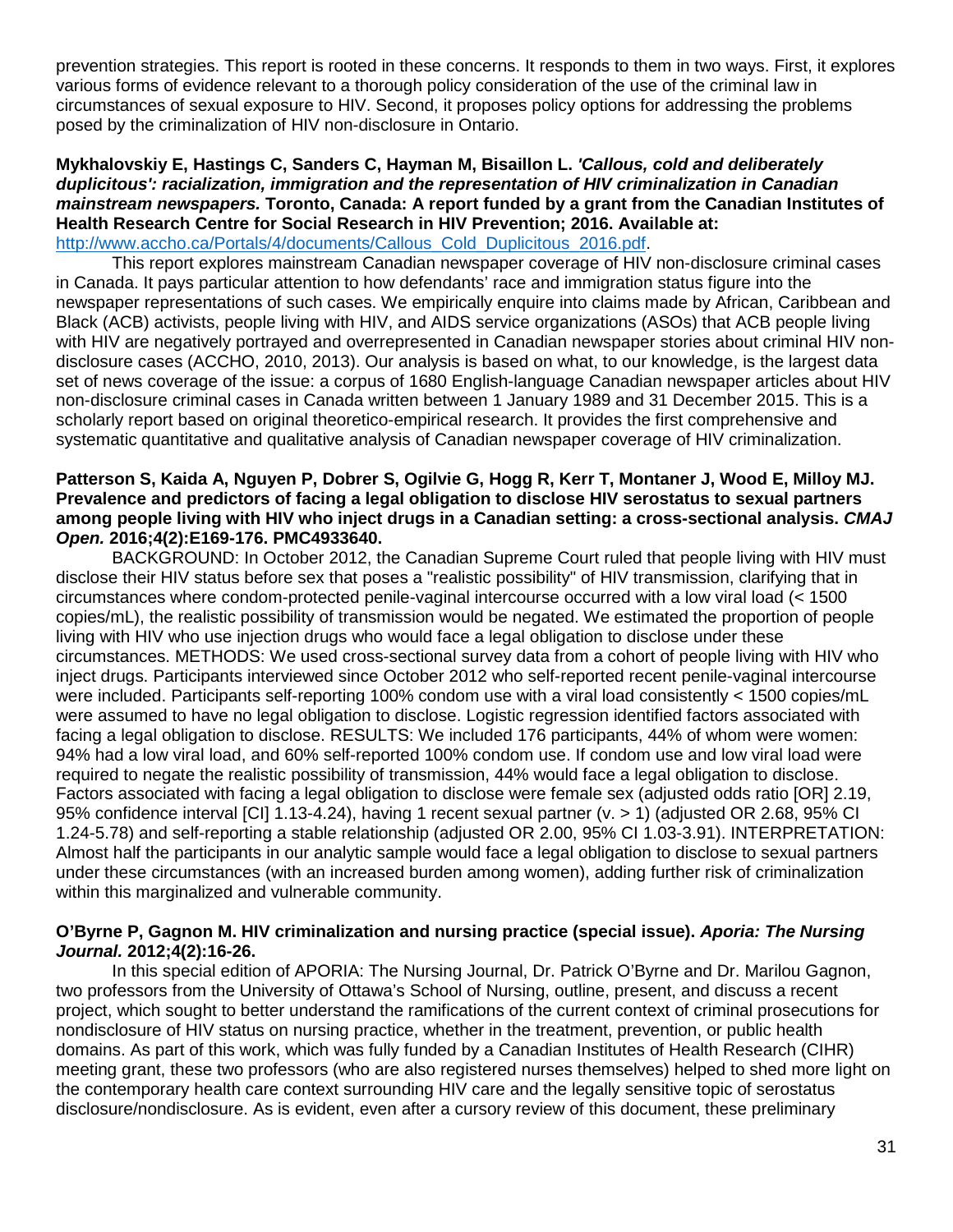prevention strategies. This report is rooted in these concerns. It responds to them in two ways. First, it explores various forms of evidence relevant to a thorough policy consideration of the use of the criminal law in circumstances of sexual exposure to HIV. Second, it proposes policy options for addressing the problems posed by the criminalization of HIV non-disclosure in Ontario.

**Mykhalovskiy E, Hastings C, Sanders C, Hayman M, Bisaillon L. *'Callous, cold and deliberately duplicitous': racialization, immigration and the representation of HIV criminalization in Canadian mainstream newspapers.* Toronto, Canada: A report funded by a grant from the Canadian Institutes of Health Research Centre for Social Research in HIV Prevention; 2016. Available at:** http://www.accho.ca/Portals/4/documents/Callous_Cold_Duplicitous_2016.pdf.

This report explores mainstream Canadian newspaper coverage of HIV non-disclosure criminal cases in Canada. It pays particular attention to how defendants' race and immigration status figure into the newspaper representations of such cases. We empirically enquire into claims made by African, Caribbean and Black (ACB) activists, people living with HIV, and AIDS service organizations (ASOs) that ACB people living with HIV are negatively portrayed and overrepresented in Canadian newspaper stories about criminal HIV non-disclosure cases (ACCHO, 2010, 2013). Our analysis is based on what, to our knowledge, is the largest data set of news coverage of the issue: a corpus of 1680 English-language Canadian newspaper articles about HIV non-disclosure criminal cases in Canada written between 1 January 1989 and 31 December 2015. This is a scholarly report based on original theoretico-empirical research. It provides the first comprehensive and systematic quantitative and qualitative analysis of Canadian newspaper coverage of HIV criminalization.

**Patterson S, Kaida A, Nguyen P, Dobrer S, Ogilvie G, Hogg R, Kerr T, Montaner J, Wood E, Milloy MJ. Prevalence and predictors of facing a legal obligation to disclose HIV serostatus to sexual partners among people living with HIV who inject drugs in a Canadian setting: a cross-sectional analysis. *CMAJ Open.* 2016;4(2):E169-176. PMC4933640.**

BACKGROUND: In October 2012, the Canadian Supreme Court ruled that people living with HIV must disclose their HIV status before sex that poses a "realistic possibility" of HIV transmission, clarifying that in circumstances where condom-protected penile-vaginal intercourse occurred with a low viral load (< 1500 copies/mL), the realistic possibility of transmission would be negated. We estimated the proportion of people living with HIV who use injection drugs who would face a legal obligation to disclose under these circumstances. METHODS: We used cross-sectional survey data from a cohort of people living with HIV who inject drugs. Participants interviewed since October 2012 who self-reported recent penile-vaginal intercourse were included. Participants self-reporting 100% condom use with a viral load consistently < 1500 copies/mL were assumed to have no legal obligation to disclose. Logistic regression identified factors associated with facing a legal obligation to disclose. RESULTS: We included 176 participants, 44% of whom were women: 94% had a low viral load, and 60% self-reported 100% condom use. If condom use and low viral load were required to negate the realistic possibility of transmission, 44% would face a legal obligation to disclose. Factors associated with facing a legal obligation to disclose were female sex (adjusted odds ratio [OR] 2.19, 95% confidence interval [CI] 1.13-4.24), having 1 recent sexual partner (v. > 1) (adjusted OR 2.68, 95% CI 1.24-5.78) and self-reporting a stable relationship (adjusted OR 2.00, 95% CI 1.03-3.91). INTERPRETATION: Almost half the participants in our analytic sample would face a legal obligation to disclose to sexual partners under these circumstances (with an increased burden among women), adding further risk of criminalization within this marginalized and vulnerable community.

**O'Byrne P, Gagnon M. HIV criminalization and nursing practice (special issue). *Aporia: The Nursing Journal.* 2012;4(2):16-26.**

In this special edition of APORIA: The Nursing Journal, Dr. Patrick O'Byrne and Dr. Marilou Gagnon, two professors from the University of Ottawa's School of Nursing, outline, present, and discuss a recent project, which sought to better understand the ramifications of the current context of criminal prosecutions for nondisclosure of HIV status on nursing practice, whether in the treatment, prevention, or public health domains. As part of this work, which was fully funded by a Canadian Institutes of Health Research (CIHR) meeting grant, these two professors (who are also registered nurses themselves) helped to shed more light on the contemporary health care context surrounding HIV care and the legally sensitive topic of serostatus disclosure/nondisclosure. As is evident, even after a cursory review of this document, these preliminary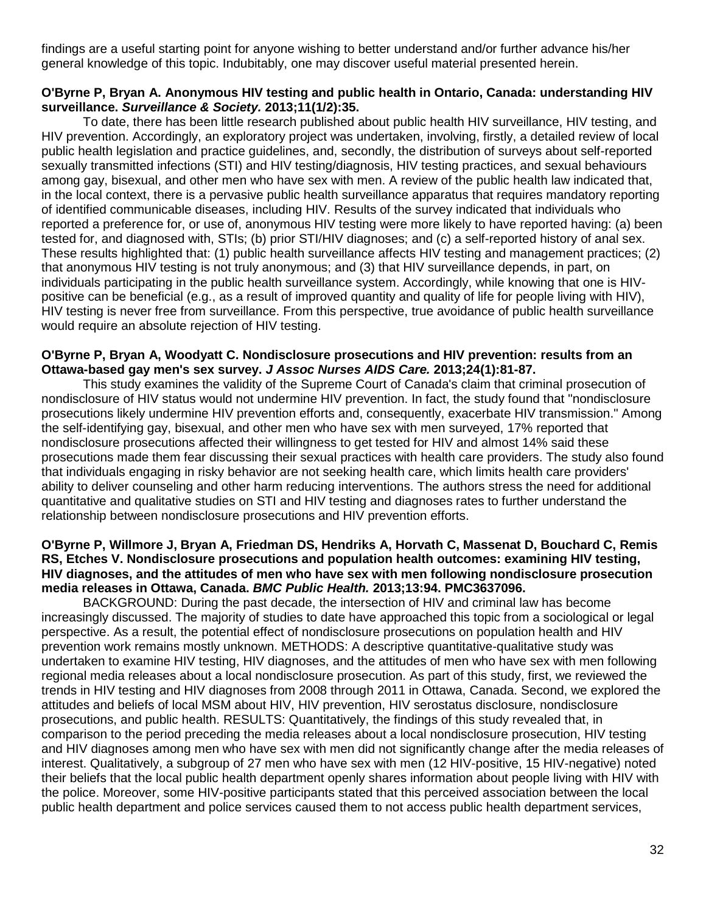findings are a useful starting point for anyone wishing to better understand and/or further advance his/her general knowledge of this topic. Indubitably, one may discover useful material presented herein.

**O'Byrne P, Bryan A. Anonymous HIV testing and public health in Ontario, Canada: understanding HIV surveillance. *Surveillance & Society.* 2013;11(1/2):35.**

To date, there has been little research published about public health HIV surveillance, HIV testing, and HIV prevention. Accordingly, an exploratory project was undertaken, involving, firstly, a detailed review of local public health legislation and practice guidelines, and, secondly, the distribution of surveys about self-reported sexually transmitted infections (STI) and HIV testing/diagnosis, HIV testing practices, and sexual behaviours among gay, bisexual, and other men who have sex with men. A review of the public health law indicated that, in the local context, there is a pervasive public health surveillance apparatus that requires mandatory reporting of identified communicable diseases, including HIV. Results of the survey indicated that individuals who reported a preference for, or use of, anonymous HIV testing were more likely to have reported having: (a) been tested for, and diagnosed with, STIs; (b) prior STI/HIV diagnoses; and (c) a self-reported history of anal sex. These results highlighted that: (1) public health surveillance affects HIV testing and management practices; (2) that anonymous HIV testing is not truly anonymous; and (3) that HIV surveillance depends, in part, on individuals participating in the public health surveillance system. Accordingly, while knowing that one is HIV-positive can be beneficial (e.g., as a result of improved quantity and quality of life for people living with HIV), HIV testing is never free from surveillance. From this perspective, true avoidance of public health surveillance would require an absolute rejection of HIV testing.

**O'Byrne P, Bryan A, Woodyatt C. Nondisclosure prosecutions and HIV prevention: results from an Ottawa-based gay men's sex survey. *J Assoc Nurses AIDS Care.* 2013;24(1):81-87.**

This study examines the validity of the Supreme Court of Canada's claim that criminal prosecution of nondisclosure of HIV status would not undermine HIV prevention. In fact, the study found that "nondisclosure prosecutions likely undermine HIV prevention efforts and, consequently, exacerbate HIV transmission." Among the self-identifying gay, bisexual, and other men who have sex with men surveyed, 17% reported that nondisclosure prosecutions affected their willingness to get tested for HIV and almost 14% said these prosecutions made them fear discussing their sexual practices with health care providers. The study also found that individuals engaging in risky behavior are not seeking health care, which limits health care providers' ability to deliver counseling and other harm reducing interventions. The authors stress the need for additional quantitative and qualitative studies on STI and HIV testing and diagnoses rates to further understand the relationship between nondisclosure prosecutions and HIV prevention efforts.

**O'Byrne P, Willmore J, Bryan A, Friedman DS, Hendriks A, Horvath C, Massenat D, Bouchard C, Remis RS, Etches V. Nondisclosure prosecutions and population health outcomes: examining HIV testing, HIV diagnoses, and the attitudes of men who have sex with men following nondisclosure prosecution media releases in Ottawa, Canada. *BMC Public Health.* 2013;13:94. PMC3637096.**

BACKGROUND: During the past decade, the intersection of HIV and criminal law has become increasingly discussed. The majority of studies to date have approached this topic from a sociological or legal perspective. As a result, the potential effect of nondisclosure prosecutions on population health and HIV prevention work remains mostly unknown. METHODS: A descriptive quantitative-qualitative study was undertaken to examine HIV testing, HIV diagnoses, and the attitudes of men who have sex with men following regional media releases about a local nondisclosure prosecution. As part of this study, first, we reviewed the trends in HIV testing and HIV diagnoses from 2008 through 2011 in Ottawa, Canada. Second, we explored the attitudes and beliefs of local MSM about HIV, HIV prevention, HIV serostatus disclosure, nondisclosure prosecutions, and public health. RESULTS: Quantitatively, the findings of this study revealed that, in comparison to the period preceding the media releases about a local nondisclosure prosecution, HIV testing and HIV diagnoses among men who have sex with men did not significantly change after the media releases of interest. Qualitatively, a subgroup of 27 men who have sex with men (12 HIV-positive, 15 HIV-negative) noted their beliefs that the local public health department openly shares information about people living with HIV with the police. Moreover, some HIV-positive participants stated that this perceived association between the local public health department and police services caused them to not access public health department services,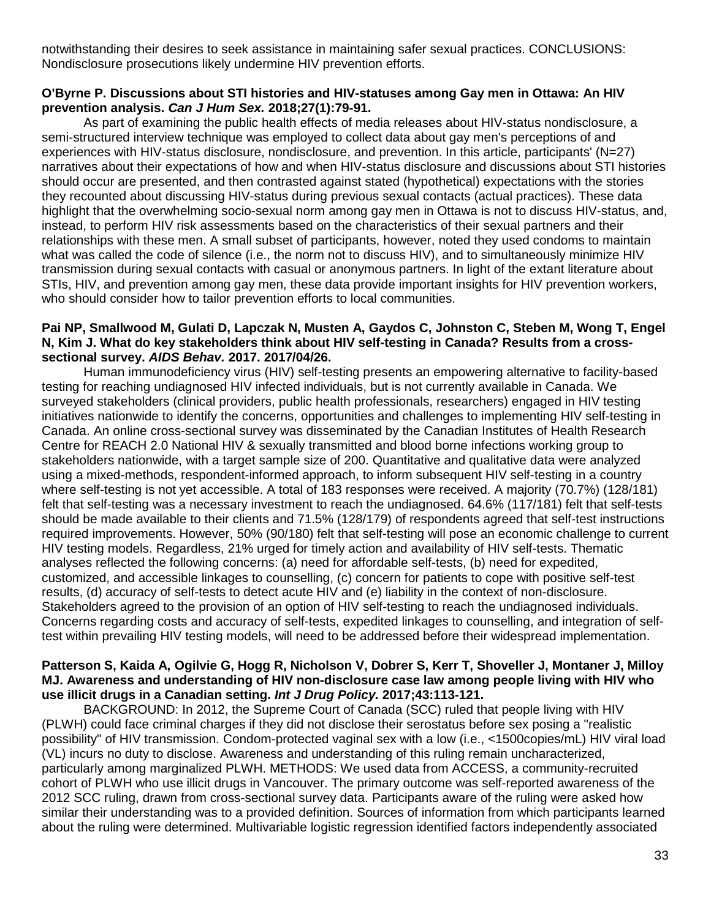notwithstanding their desires to seek assistance in maintaining safer sexual practices. CONCLUSIONS: Nondisclosure prosecutions likely undermine HIV prevention efforts.

**O'Byrne P. Discussions about STI histories and HIV-statuses among Gay men in Ottawa: An HIV prevention analysis. *Can J Hum Sex.* 2018;27(1):79-91.**

As part of examining the public health effects of media releases about HIV-status nondisclosure, a semi-structured interview technique was employed to collect data about gay men's perceptions of and experiences with HIV-status disclosure, nondisclosure, and prevention. In this article, participants' (N=27) narratives about their expectations of how and when HIV-status disclosure and discussions about STI histories should occur are presented, and then contrasted against stated (hypothetical) expectations with the stories they recounted about discussing HIV-status during previous sexual contacts (actual practices). These data highlight that the overwhelming socio-sexual norm among gay men in Ottawa is not to discuss HIV-status, and, instead, to perform HIV risk assessments based on the characteristics of their sexual partners and their relationships with these men. A small subset of participants, however, noted they used condoms to maintain what was called the code of silence (i.e., the norm not to discuss HIV), and to simultaneously minimize HIV transmission during sexual contacts with casual or anonymous partners. In light of the extant literature about STIs, HIV, and prevention among gay men, these data provide important insights for HIV prevention workers, who should consider how to tailor prevention efforts to local communities.

**Pai NP, Smallwood M, Gulati D, Lapczak N, Musten A, Gaydos C, Johnston C, Steben M, Wong T, Engel N, Kim J. What do key stakeholders think about HIV self-testing in Canada? Results from a cross-sectional survey. *AIDS Behav.* 2017. 2017/04/26.**

Human immunodeficiency virus (HIV) self-testing presents an empowering alternative to facility-based testing for reaching undiagnosed HIV infected individuals, but is not currently available in Canada. We surveyed stakeholders (clinical providers, public health professionals, researchers) engaged in HIV testing initiatives nationwide to identify the concerns, opportunities and challenges to implementing HIV self-testing in Canada. An online cross-sectional survey was disseminated by the Canadian Institutes of Health Research Centre for REACH 2.0 National HIV & sexually transmitted and blood borne infections working group to stakeholders nationwide, with a target sample size of 200. Quantitative and qualitative data were analyzed using a mixed-methods, respondent-informed approach, to inform subsequent HIV self-testing in a country where self-testing is not yet accessible. A total of 183 responses were received. A majority (70.7%) (128/181) felt that self-testing was a necessary investment to reach the undiagnosed. 64.6% (117/181) felt that self-tests should be made available to their clients and 71.5% (128/179) of respondents agreed that self-test instructions required improvements. However, 50% (90/180) felt that self-testing will pose an economic challenge to current HIV testing models. Regardless, 21% urged for timely action and availability of HIV self-tests. Thematic analyses reflected the following concerns: (a) need for affordable self-tests, (b) need for expedited, customized, and accessible linkages to counselling, (c) concern for patients to cope with positive self-test results, (d) accuracy of self-tests to detect acute HIV and (e) liability in the context of non-disclosure. Stakeholders agreed to the provision of an option of HIV self-testing to reach the undiagnosed individuals. Concerns regarding costs and accuracy of self-tests, expedited linkages to counselling, and integration of self-test within prevailing HIV testing models, will need to be addressed before their widespread implementation.

**Patterson S, Kaida A, Ogilvie G, Hogg R, Nicholson V, Dobrer S, Kerr T, Shoveller J, Montaner J, Milloy MJ. Awareness and understanding of HIV non-disclosure case law among people living with HIV who use illicit drugs in a Canadian setting. *Int J Drug Policy.* 2017;43:113-121.**

BACKGROUND: In 2012, the Supreme Court of Canada (SCC) ruled that people living with HIV (PLWH) could face criminal charges if they did not disclose their serostatus before sex posing a "realistic possibility" of HIV transmission. Condom-protected vaginal sex with a low (i.e., <1500copies/mL) HIV viral load (VL) incurs no duty to disclose. Awareness and understanding of this ruling remain uncharacterized, particularly among marginalized PLWH. METHODS: We used data from ACCESS, a community-recruited cohort of PLWH who use illicit drugs in Vancouver. The primary outcome was self-reported awareness of the 2012 SCC ruling, drawn from cross-sectional survey data. Participants aware of the ruling were asked how similar their understanding was to a provided definition. Sources of information from which participants learned about the ruling were determined. Multivariable logistic regression identified factors independently associated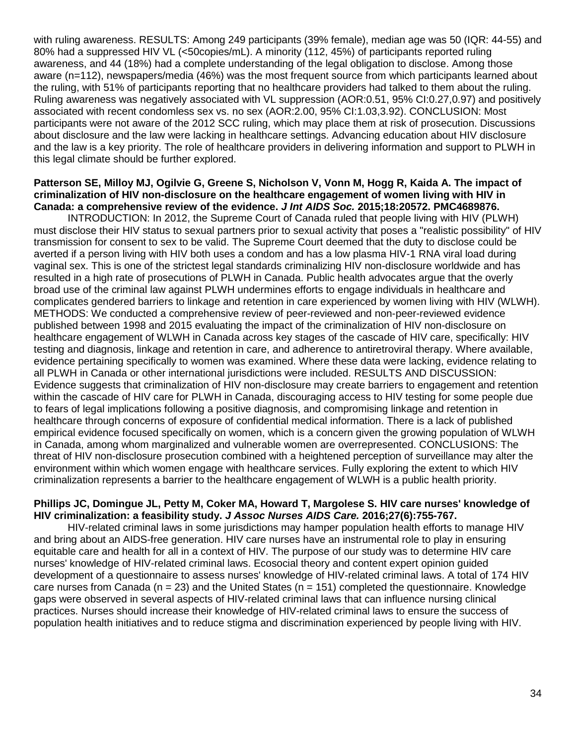with ruling awareness. RESULTS: Among 249 participants (39% female), median age was 50 (IQR: 44-55) and 80% had a suppressed HIV VL (<50copies/mL). A minority (112, 45%) of participants reported ruling awareness, and 44 (18%) had a complete understanding of the legal obligation to disclose. Among those aware (n=112), newspapers/media (46%) was the most frequent source from which participants learned about the ruling, with 51% of participants reporting that no healthcare providers had talked to them about the ruling. Ruling awareness was negatively associated with VL suppression (AOR:0.51, 95% CI:0.27,0.97) and positively associated with recent condomless sex vs. no sex (AOR:2.00, 95% CI:1.03,3.92). CONCLUSION: Most participants were not aware of the 2012 SCC ruling, which may place them at risk of prosecution. Discussions about disclosure and the law were lacking in healthcare settings. Advancing education about HIV disclosure and the law is a key priority. The role of healthcare providers in delivering information and support to PLWH in this legal climate should be further explored.

**Patterson SE, Milloy MJ, Ogilvie G, Greene S, Nicholson V, Vonn M, Hogg R, Kaida A. The impact of criminalization of HIV non-disclosure on the healthcare engagement of women living with HIV in Canada: a comprehensive review of the evidence. *J Int AIDS Soc.* 2015;18:20572. PMC4689876.**

INTRODUCTION: In 2012, the Supreme Court of Canada ruled that people living with HIV (PLWH) must disclose their HIV status to sexual partners prior to sexual activity that poses a "realistic possibility" of HIV transmission for consent to sex to be valid. The Supreme Court deemed that the duty to disclose could be averted if a person living with HIV both uses a condom and has a low plasma HIV-1 RNA viral load during vaginal sex. This is one of the strictest legal standards criminalizing HIV non-disclosure worldwide and has resulted in a high rate of prosecutions of PLWH in Canada. Public health advocates argue that the overly broad use of the criminal law against PLWH undermines efforts to engage individuals in healthcare and complicates gendered barriers to linkage and retention in care experienced by women living with HIV (WLWH). METHODS: We conducted a comprehensive review of peer-reviewed and non-peer-reviewed evidence published between 1998 and 2015 evaluating the impact of the criminalization of HIV non-disclosure on healthcare engagement of WLWH in Canada across key stages of the cascade of HIV care, specifically: HIV testing and diagnosis, linkage and retention in care, and adherence to antiretroviral therapy. Where available, evidence pertaining specifically to women was examined. Where these data were lacking, evidence relating to all PLWH in Canada or other international jurisdictions were included. RESULTS AND DISCUSSION: Evidence suggests that criminalization of HIV non-disclosure may create barriers to engagement and retention within the cascade of HIV care for PLWH in Canada, discouraging access to HIV testing for some people due to fears of legal implications following a positive diagnosis, and compromising linkage and retention in healthcare through concerns of exposure of confidential medical information. There is a lack of published empirical evidence focused specifically on women, which is a concern given the growing population of WLWH in Canada, among whom marginalized and vulnerable women are overrepresented. CONCLUSIONS: The threat of HIV non-disclosure prosecution combined with a heightened perception of surveillance may alter the environment within which women engage with healthcare services. Fully exploring the extent to which HIV criminalization represents a barrier to the healthcare engagement of WLWH is a public health priority.

**Phillips JC, Domingue JL, Petty M, Coker MA, Howard T, Margolese S. HIV care nurses' knowledge of HIV criminalization: a feasibility study. *J Assoc Nurses AIDS Care.* 2016;27(6):755-767.**

HIV-related criminal laws in some jurisdictions may hamper population health efforts to manage HIV and bring about an AIDS-free generation. HIV care nurses have an instrumental role to play in ensuring equitable care and health for all in a context of HIV. The purpose of our study was to determine HIV care nurses' knowledge of HIV-related criminal laws. Ecosocial theory and content expert opinion guided development of a questionnaire to assess nurses' knowledge of HIV-related criminal laws. A total of 174 HIV care nurses from Canada (n = 23) and the United States (n = 151) completed the questionnaire. Knowledge gaps were observed in several aspects of HIV-related criminal laws that can influence nursing clinical practices. Nurses should increase their knowledge of HIV-related criminal laws to ensure the success of population health initiatives and to reduce stigma and discrimination experienced by people living with HIV.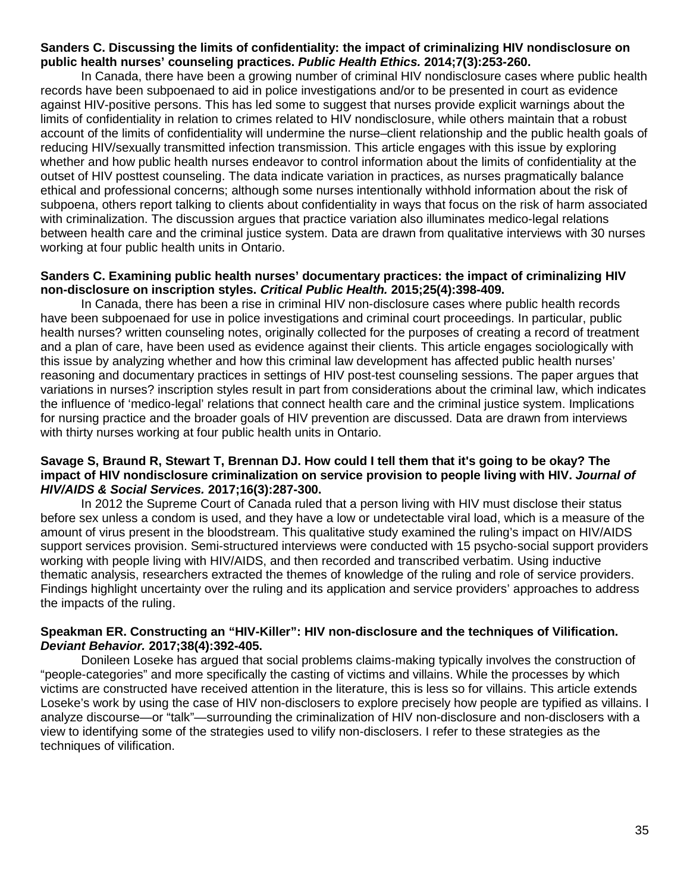**Sanders C. Discussing the limits of confidentiality: the impact of criminalizing HIV nondisclosure on public health nurses' counseling practices. *Public Health Ethics.* 2014;7(3):253-260.**

In Canada, there have been a growing number of criminal HIV nondisclosure cases where public health records have been subpoenaed to aid in police investigations and/or to be presented in court as evidence against HIV-positive persons. This has led some to suggest that nurses provide explicit warnings about the limits of confidentiality in relation to crimes related to HIV nondisclosure, while others maintain that a robust account of the limits of confidentiality will undermine the nurse–client relationship and the public health goals of reducing HIV/sexually transmitted infection transmission. This article engages with this issue by exploring whether and how public health nurses endeavor to control information about the limits of confidentiality at the outset of HIV posttest counseling. The data indicate variation in practices, as nurses pragmatically balance ethical and professional concerns; although some nurses intentionally withhold information about the risk of subpoena, others report talking to clients about confidentiality in ways that focus on the risk of harm associated with criminalization. The discussion argues that practice variation also illuminates medico-legal relations between health care and the criminal justice system. Data are drawn from qualitative interviews with 30 nurses working at four public health units in Ontario.

**Sanders C. Examining public health nurses' documentary practices: the impact of criminalizing HIV non-disclosure on inscription styles. *Critical Public Health.* 2015;25(4):398-409.**

In Canada, there has been a rise in criminal HIV non-disclosure cases where public health records have been subpoenaed for use in police investigations and criminal court proceedings. In particular, public health nurses? written counseling notes, originally collected for the purposes of creating a record of treatment and a plan of care, have been used as evidence against their clients. This article engages sociologically with this issue by analyzing whether and how this criminal law development has affected public health nurses' reasoning and documentary practices in settings of HIV post-test counseling sessions. The paper argues that variations in nurses? inscription styles result in part from considerations about the criminal law, which indicates the influence of 'medico-legal' relations that connect health care and the criminal justice system. Implications for nursing practice and the broader goals of HIV prevention are discussed. Data are drawn from interviews with thirty nurses working at four public health units in Ontario.

**Savage S, Braund R, Stewart T, Brennan DJ. How could I tell them that it's going to be okay? The impact of HIV nondisclosure criminalization on service provision to people living with HIV. *Journal of HIV/AIDS & Social Services.* 2017;16(3):287-300.**

In 2012 the Supreme Court of Canada ruled that a person living with HIV must disclose their status before sex unless a condom is used, and they have a low or undetectable viral load, which is a measure of the amount of virus present in the bloodstream. This qualitative study examined the ruling's impact on HIV/AIDS support services provision. Semi-structured interviews were conducted with 15 psycho-social support providers working with people living with HIV/AIDS, and then recorded and transcribed verbatim. Using inductive thematic analysis, researchers extracted the themes of knowledge of the ruling and role of service providers. Findings highlight uncertainty over the ruling and its application and service providers' approaches to address the impacts of the ruling.

**Speakman ER. Constructing an "HIV-Killer": HIV non-disclosure and the techniques of Vilification. *Deviant Behavior.* 2017;38(4):392-405.**

Donileen Loseke has argued that social problems claims-making typically involves the construction of "people-categories" and more specifically the casting of victims and villains. While the processes by which victims are constructed have received attention in the literature, this is less so for villains. This article extends Loseke's work by using the case of HIV non-disclosers to explore precisely how people are typified as villains. I analyze discourse—or "talk"—surrounding the criminalization of HIV non-disclosure and non-disclosers with a view to identifying some of the strategies used to vilify non-disclosers. I refer to these strategies as the techniques of vilification.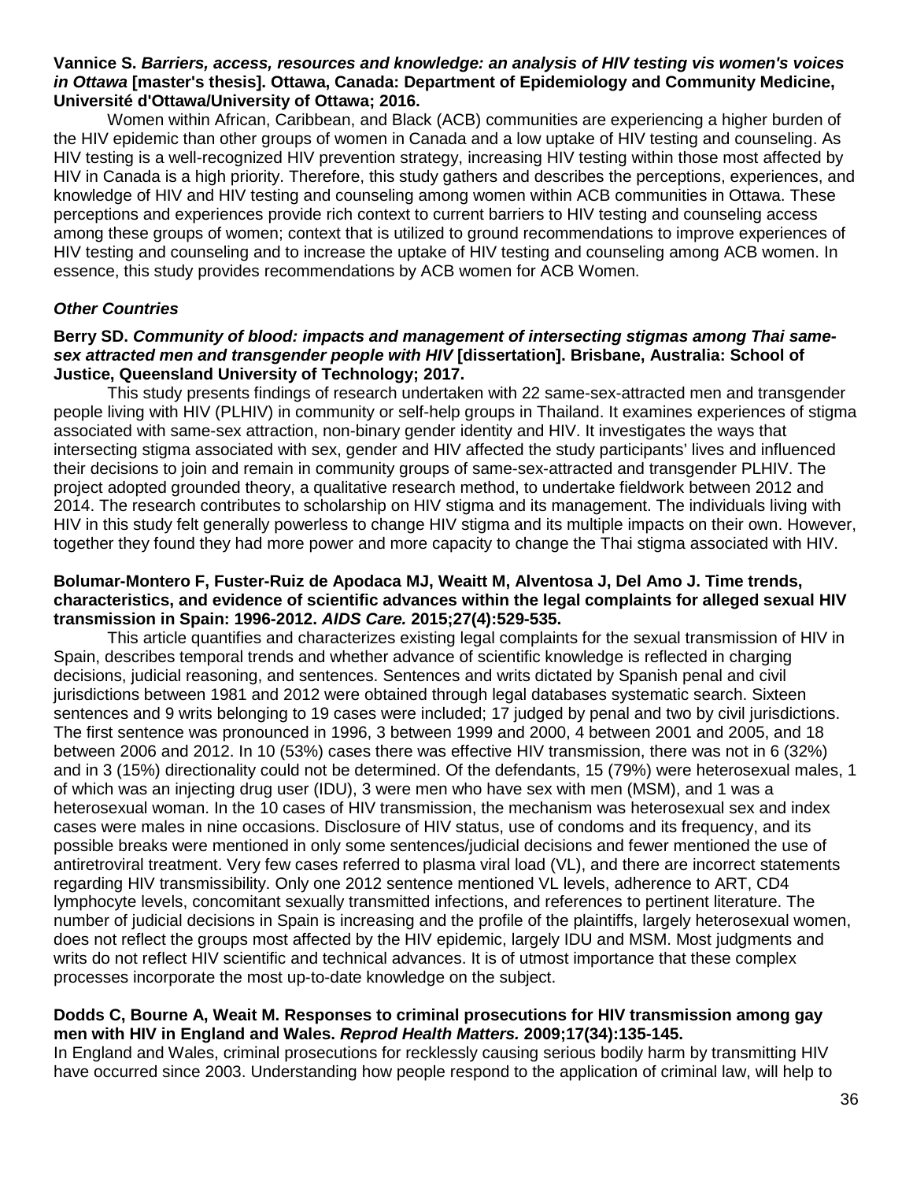**Vannice S. *Barriers, access, resources and knowledge: an analysis of HIV testing vis women's voices in Ottawa* [master's thesis]. Ottawa, Canada: Department of Epidemiology and Community Medicine, Université d'Ottawa/University of Ottawa; 2016.**

Women within African, Caribbean, and Black (ACB) communities are experiencing a higher burden of the HIV epidemic than other groups of women in Canada and a low uptake of HIV testing and counseling. As HIV testing is a well-recognized HIV prevention strategy, increasing HIV testing within those most affected by HIV in Canada is a high priority. Therefore, this study gathers and describes the perceptions, experiences, and knowledge of HIV and HIV testing and counseling among women within ACB communities in Ottawa. These perceptions and experiences provide rich context to current barriers to HIV testing and counseling access among these groups of women; context that is utilized to ground recommendations to improve experiences of HIV testing and counseling and to increase the uptake of HIV testing and counseling among ACB women. In essence, this study provides recommendations by ACB women for ACB Women.

### *Other Countries*

**Berry SD. *Community of blood: impacts and management of intersecting stigmas among Thai same-sex attracted men and transgender people with HIV* [dissertation]. Brisbane, Australia: School of Justice, Queensland University of Technology; 2017.**

This study presents findings of research undertaken with 22 same-sex-attracted men and transgender people living with HIV (PLHIV) in community or self-help groups in Thailand. It examines experiences of stigma associated with same-sex attraction, non-binary gender identity and HIV. It investigates the ways that intersecting stigma associated with sex, gender and HIV affected the study participants' lives and influenced their decisions to join and remain in community groups of same-sex-attracted and transgender PLHIV. The project adopted grounded theory, a qualitative research method, to undertake fieldwork between 2012 and 2014. The research contributes to scholarship on HIV stigma and its management. The individuals living with HIV in this study felt generally powerless to change HIV stigma and its multiple impacts on their own. However, together they found they had more power and more capacity to change the Thai stigma associated with HIV.

**Bolumar-Montero F, Fuster-Ruiz de Apodaca MJ, Weaitt M, Alventosa J, Del Amo J. Time trends, characteristics, and evidence of scientific advances within the legal complaints for alleged sexual HIV transmission in Spain: 1996-2012. *AIDS Care.* 2015;27(4):529-535.**

This article quantifies and characterizes existing legal complaints for the sexual transmission of HIV in Spain, describes temporal trends and whether advance of scientific knowledge is reflected in charging decisions, judicial reasoning, and sentences. Sentences and writs dictated by Spanish penal and civil jurisdictions between 1981 and 2012 were obtained through legal databases systematic search. Sixteen sentences and 9 writs belonging to 19 cases were included; 17 judged by penal and two by civil jurisdictions. The first sentence was pronounced in 1996, 3 between 1999 and 2000, 4 between 2001 and 2005, and 18 between 2006 and 2012. In 10 (53%) cases there was effective HIV transmission, there was not in 6 (32%) and in 3 (15%) directionality could not be determined. Of the defendants, 15 (79%) were heterosexual males, 1 of which was an injecting drug user (IDU), 3 were men who have sex with men (MSM), and 1 was a heterosexual woman. In the 10 cases of HIV transmission, the mechanism was heterosexual sex and index cases were males in nine occasions. Disclosure of HIV status, use of condoms and its frequency, and its possible breaks were mentioned in only some sentences/judicial decisions and fewer mentioned the use of antiretroviral treatment. Very few cases referred to plasma viral load (VL), and there are incorrect statements regarding HIV transmissibility. Only one 2012 sentence mentioned VL levels, adherence to ART, CD4 lymphocyte levels, concomitant sexually transmitted infections, and references to pertinent literature. The number of judicial decisions in Spain is increasing and the profile of the plaintiffs, largely heterosexual women, does not reflect the groups most affected by the HIV epidemic, largely IDU and MSM. Most judgments and writs do not reflect HIV scientific and technical advances. It is of utmost importance that these complex processes incorporate the most up-to-date knowledge on the subject.

**Dodds C, Bourne A, Weait M. Responses to criminal prosecutions for HIV transmission among gay men with HIV in England and Wales. *Reprod Health Matters.* 2009;17(34):135-145.**

In England and Wales, criminal prosecutions for recklessly causing serious bodily harm by transmitting HIV have occurred since 2003. Understanding how people respond to the application of criminal law, will help to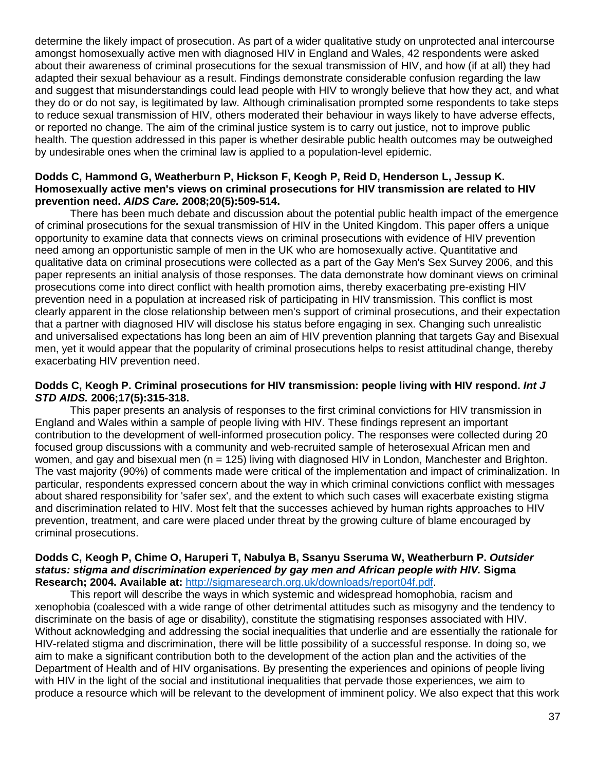determine the likely impact of prosecution. As part of a wider qualitative study on unprotected anal intercourse amongst homosexually active men with diagnosed HIV in England and Wales, 42 respondents were asked about their awareness of criminal prosecutions for the sexual transmission of HIV, and how (if at all) they had adapted their sexual behaviour as a result. Findings demonstrate considerable confusion regarding the law and suggest that misunderstandings could lead people with HIV to wrongly believe that how they act, and what they do or do not say, is legitimated by law. Although criminalisation prompted some respondents to take steps to reduce sexual transmission of HIV, others moderated their behaviour in ways likely to have adverse effects, or reported no change. The aim of the criminal justice system is to carry out justice, not to improve public health. The question addressed in this paper is whether desirable public health outcomes may be outweighed by undesirable ones when the criminal law is applied to a population-level epidemic.

**Dodds C, Hammond G, Weatherburn P, Hickson F, Keogh P, Reid D, Henderson L, Jessup K. Homosexually active men's views on criminal prosecutions for HIV transmission are related to HIV prevention need. *AIDS Care.* 2008;20(5):509-514.**

There has been much debate and discussion about the potential public health impact of the emergence of criminal prosecutions for the sexual transmission of HIV in the United Kingdom. This paper offers a unique opportunity to examine data that connects views on criminal prosecutions with evidence of HIV prevention need among an opportunistic sample of men in the UK who are homosexually active. Quantitative and qualitative data on criminal prosecutions were collected as a part of the Gay Men's Sex Survey 2006, and this paper represents an initial analysis of those responses. The data demonstrate how dominant views on criminal prosecutions come into direct conflict with health promotion aims, thereby exacerbating pre-existing HIV prevention need in a population at increased risk of participating in HIV transmission. This conflict is most clearly apparent in the close relationship between men's support of criminal prosecutions, and their expectation that a partner with diagnosed HIV will disclose his status before engaging in sex. Changing such unrealistic and universalised expectations has long been an aim of HIV prevention planning that targets Gay and Bisexual men, yet it would appear that the popularity of criminal prosecutions helps to resist attitudinal change, thereby exacerbating HIV prevention need.

**Dodds C, Keogh P. Criminal prosecutions for HIV transmission: people living with HIV respond. *Int J STD AIDS.* 2006;17(5):315-318.**

This paper presents an analysis of responses to the first criminal convictions for HIV transmission in England and Wales within a sample of people living with HIV. These findings represent an important contribution to the development of well-informed prosecution policy. The responses were collected during 20 focused group discussions with a community and web-recruited sample of heterosexual African men and women, and gay and bisexual men (n = 125) living with diagnosed HIV in London, Manchester and Brighton. The vast majority (90%) of comments made were critical of the implementation and impact of criminalization. In particular, respondents expressed concern about the way in which criminal convictions conflict with messages about shared responsibility for 'safer sex', and the extent to which such cases will exacerbate existing stigma and discrimination related to HIV. Most felt that the successes achieved by human rights approaches to HIV prevention, treatment, and care were placed under threat by the growing culture of blame encouraged by criminal prosecutions.

**Dodds C, Keogh P, Chime O, Haruperi T, Nabulya B, Ssanyu Sseruma W, Weatherburn P. *Outsider status: stigma and discrimination experienced by gay men and African people with HIV.* Sigma Research; 2004. Available at:** [http://sigmaresearch.org.uk/downloads/report04f.pdf](http://sigmaresearch.org.uk/downloads/report04f.pdf).

This report will describe the ways in which systemic and widespread homophobia, racism and xenophobia (coalesced with a wide range of other detrimental attitudes such as misogyny and the tendency to discriminate on the basis of age or disability), constitute the stigmatising responses associated with HIV. Without acknowledging and addressing the social inequalities that underlie and are essentially the rationale for HIV-related stigma and discrimination, there will be little possibility of a successful response. In doing so, we aim to make a significant contribution both to the development of the action plan and the activities of the Department of Health and of HIV organisations. By presenting the experiences and opinions of people living with HIV in the light of the social and institutional inequalities that pervade those experiences, we aim to produce a resource which will be relevant to the development of imminent policy. We also expect that this work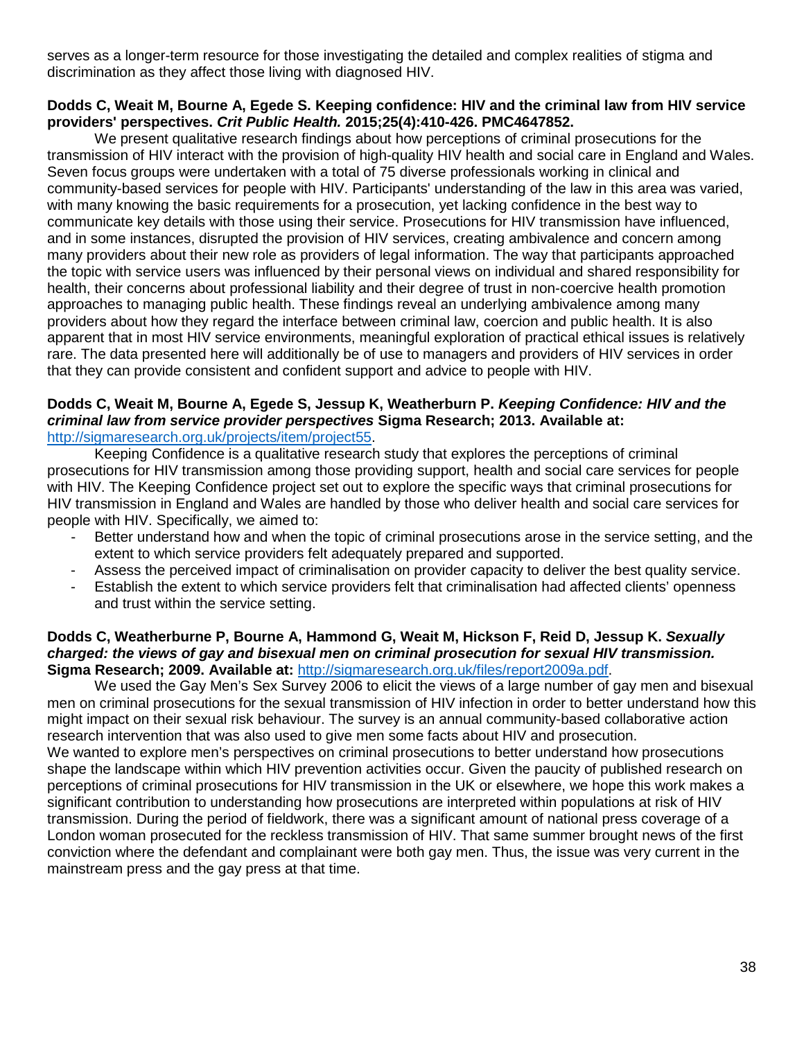serves as a longer-term resource for those investigating the detailed and complex realities of stigma and discrimination as they affect those living with diagnosed HIV.

**Dodds C, Weait M, Bourne A, Egede S. Keeping confidence: HIV and the criminal law from HIV service providers' perspectives. *Crit Public Health.* 2015;25(4):410-426. PMC4647852.**

We present qualitative research findings about how perceptions of criminal prosecutions for the transmission of HIV interact with the provision of high-quality HIV health and social care in England and Wales. Seven focus groups were undertaken with a total of 75 diverse professionals working in clinical and community-based services for people with HIV. Participants' understanding of the law in this area was varied, with many knowing the basic requirements for a prosecution, yet lacking confidence in the best way to communicate key details with those using their service. Prosecutions for HIV transmission have influenced, and in some instances, disrupted the provision of HIV services, creating ambivalence and concern among many providers about their new role as providers of legal information. The way that participants approached the topic with service users was influenced by their personal views on individual and shared responsibility for health, their concerns about professional liability and their degree of trust in non-coercive health promotion approaches to managing public health. These findings reveal an underlying ambivalence among many providers about how they regard the interface between criminal law, coercion and public health. It is also apparent that in most HIV service environments, meaningful exploration of practical ethical issues is relatively rare. The data presented here will additionally be of use to managers and providers of HIV services in order that they can provide consistent and confident support and advice to people with HIV.

**Dodds C, Weait M, Bourne A, Egede S, Jessup K, Weatherburn P. *Keeping Confidence: HIV and the criminal law from service provider perspectives* Sigma Research; 2013. Available at:** http://sigmaresearch.org.uk/projects/item/project55.

Keeping Confidence is a qualitative research study that explores the perceptions of criminal prosecutions for HIV transmission among those providing support, health and social care services for people with HIV. The Keeping Confidence project set out to explore the specific ways that criminal prosecutions for HIV transmission in England and Wales are handled by those who deliver health and social care services for people with HIV. Specifically, we aimed to:

- Better understand how and when the topic of criminal prosecutions arose in the service setting, and the extent to which service providers felt adequately prepared and supported.
- Assess the perceived impact of criminalisation on provider capacity to deliver the best quality service.
- Establish the extent to which service providers felt that criminalisation had affected clients' openness and trust within the service setting.

**Dodds C, Weatherburne P, Bourne A, Hammond G, Weait M, Hickson F, Reid D, Jessup K. *Sexually charged: the views of gay and bisexual men on criminal prosecution for sexual HIV transmission.* Sigma Research; 2009. Available at:** http://sigmaresearch.org.uk/files/report2009a.pdf.

We used the Gay Men's Sex Survey 2006 to elicit the views of a large number of gay men and bisexual men on criminal prosecutions for the sexual transmission of HIV infection in order to better understand how this might impact on their sexual risk behaviour. The survey is an annual community-based collaborative action research intervention that was also used to give men some facts about HIV and prosecution.
We wanted to explore men's perspectives on criminal prosecutions to better understand how prosecutions shape the landscape within which HIV prevention activities occur. Given the paucity of published research on perceptions of criminal prosecutions for HIV transmission in the UK or elsewhere, we hope this work makes a significant contribution to understanding how prosecutions are interpreted within populations at risk of HIV transmission. During the period of fieldwork, there was a significant amount of national press coverage of a London woman prosecuted for the reckless transmission of HIV. That same summer brought news of the first conviction where the defendant and complainant were both gay men. Thus, the issue was very current in the mainstream press and the gay press at that time.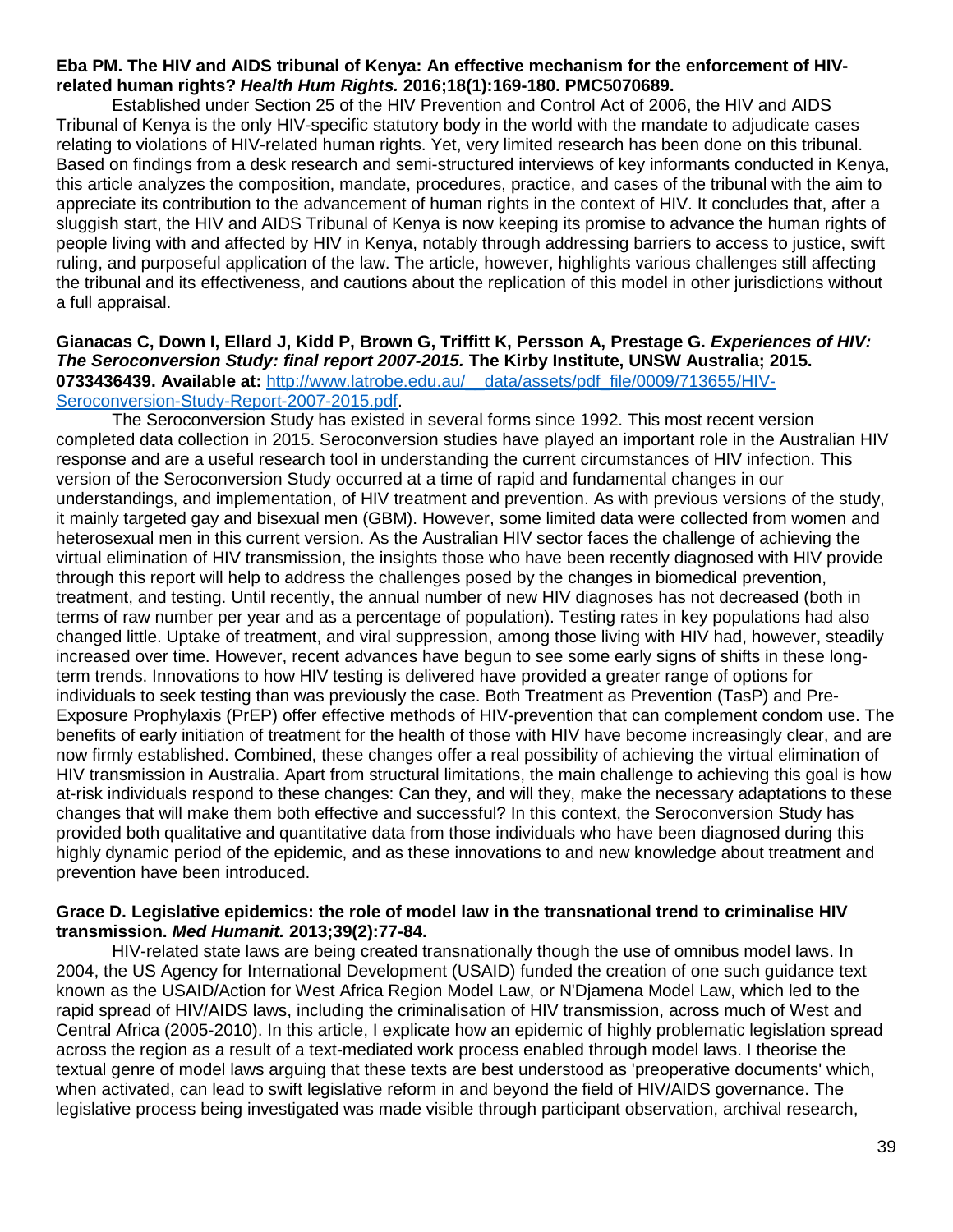**Eba PM. The HIV and AIDS tribunal of Kenya: An effective mechanism for the enforcement of HIV-related human rights? *Health Hum Rights.* 2016;18(1):169-180. PMC5070689.**

Established under Section 25 of the HIV Prevention and Control Act of 2006, the HIV and AIDS Tribunal of Kenya is the only HIV-specific statutory body in the world with the mandate to adjudicate cases relating to violations of HIV-related human rights. Yet, very limited research has been done on this tribunal. Based on findings from a desk research and semi-structured interviews of key informants conducted in Kenya, this article analyzes the composition, mandate, procedures, practice, and cases of the tribunal with the aim to appreciate its contribution to the advancement of human rights in the context of HIV. It concludes that, after a sluggish start, the HIV and AIDS Tribunal of Kenya is now keeping its promise to advance the human rights of people living with and affected by HIV in Kenya, notably through addressing barriers to access to justice, swift ruling, and purposeful application of the law. The article, however, highlights various challenges still affecting the tribunal and its effectiveness, and cautions about the replication of this model in other jurisdictions without a full appraisal.

**Gianacas C, Down I, Ellard J, Kidd P, Brown G, Triffitt K, Persson A, Prestage G. *Experiences of HIV: The Seroconversion Study: final report 2007-2015.* The Kirby Institute, UNSW Australia; 2015. 0733436439. Available at:** [http://www.latrobe.edu.au/__data/assets/pdf_file/0009/713655/HIV-Seroconversion-Study-Report-2007-2015.pdf](http://www.latrobe.edu.au/__data/assets/pdf_file/0009/713655/HIV-Seroconversion-Study-Report-2007-2015.pdf).

The Seroconversion Study has existed in several forms since 1992. This most recent version completed data collection in 2015. Seroconversion studies have played an important role in the Australian HIV response and are a useful research tool in understanding the current circumstances of HIV infection. This version of the Seroconversion Study occurred at a time of rapid and fundamental changes in our understandings, and implementation, of HIV treatment and prevention. As with previous versions of the study, it mainly targeted gay and bisexual men (GBM). However, some limited data were collected from women and heterosexual men in this current version. As the Australian HIV sector faces the challenge of achieving the virtual elimination of HIV transmission, the insights those who have been recently diagnosed with HIV provide through this report will help to address the challenges posed by the changes in biomedical prevention, treatment, and testing. Until recently, the annual number of new HIV diagnoses has not decreased (both in terms of raw number per year and as a percentage of population). Testing rates in key populations had also changed little. Uptake of treatment, and viral suppression, among those living with HIV had, however, steadily increased over time. However, recent advances have begun to see some early signs of shifts in these long-term trends. Innovations to how HIV testing is delivered have provided a greater range of options for individuals to seek testing than was previously the case. Both Treatment as Prevention (TasP) and Pre-Exposure Prophylaxis (PrEP) offer effective methods of HIV-prevention that can complement condom use. The benefits of early initiation of treatment for the health of those with HIV have become increasingly clear, and are now firmly established. Combined, these changes offer a real possibility of achieving the virtual elimination of HIV transmission in Australia. Apart from structural limitations, the main challenge to achieving this goal is how at-risk individuals respond to these changes: Can they, and will they, make the necessary adaptations to these changes that will make them both effective and successful? In this context, the Seroconversion Study has provided both qualitative and quantitative data from those individuals who have been diagnosed during this highly dynamic period of the epidemic, and as these innovations to and new knowledge about treatment and prevention have been introduced.

**Grace D. Legislative epidemics: the role of model law in the transnational trend to criminalise HIV transmission. *Med Humanit.* 2013;39(2):77-84.**

HIV-related state laws are being created transnationally though the use of omnibus model laws. In 2004, the US Agency for International Development (USAID) funded the creation of one such guidance text known as the USAID/Action for West Africa Region Model Law, or N'Djamena Model Law, which led to the rapid spread of HIV/AIDS laws, including the criminalisation of HIV transmission, across much of West and Central Africa (2005-2010). In this article, I explicate how an epidemic of highly problematic legislation spread across the region as a result of a text-mediated work process enabled through model laws. I theorise the textual genre of model laws arguing that these texts are best understood as 'preoperative documents' which, when activated, can lead to swift legislative reform in and beyond the field of HIV/AIDS governance. The legislative process being investigated was made visible through participant observation, archival research,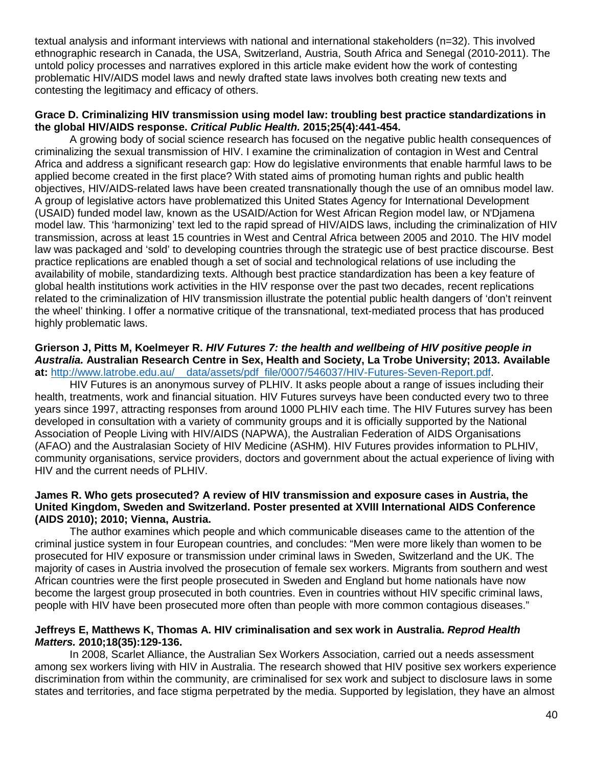textual analysis and informant interviews with national and international stakeholders (n=32). This involved ethnographic research in Canada, the USA, Switzerland, Austria, South Africa and Senegal (2010-2011). The untold policy processes and narratives explored in this article make evident how the work of contesting problematic HIV/AIDS model laws and newly drafted state laws involves both creating new texts and contesting the legitimacy and efficacy of others.

**Grace D. Criminalizing HIV transmission using model law: troubling best practice standardizations in the global HIV/AIDS response. *Critical Public Health.* 2015;25(4):441-454.**

A growing body of social science research has focused on the negative public health consequences of criminalizing the sexual transmission of HIV. I examine the criminalization of contagion in West and Central Africa and address a significant research gap: How do legislative environments that enable harmful laws to be applied become created in the first place? With stated aims of promoting human rights and public health objectives, HIV/AIDS-related laws have been created transnationally though the use of an omnibus model law. A group of legislative actors have problematized this United States Agency for International Development (USAID) funded model law, known as the USAID/Action for West African Region model law, or N'Djamena model law. This 'harmonizing' text led to the rapid spread of HIV/AIDS laws, including the criminalization of HIV transmission, across at least 15 countries in West and Central Africa between 2005 and 2010. The HIV model law was packaged and 'sold' to developing countries through the strategic use of best practice discourse. Best practice replications are enabled though a set of social and technological relations of use including the availability of mobile, standardizing texts. Although best practice standardization has been a key feature of global health institutions work activities in the HIV response over the past two decades, recent replications related to the criminalization of HIV transmission illustrate the potential public health dangers of 'don't reinvent the wheel' thinking. I offer a normative critique of the transnational, text-mediated process that has produced highly problematic laws.

**Grierson J, Pitts M, Koelmeyer R. *HIV Futures 7: the health and wellbeing of HIV positive people in Australia.* Australian Research Centre in Sex, Health and Society, La Trobe University; 2013. Available at:** [http://www.latrobe.edu.au/__data/assets/pdf_file/0007/546037/HIV-Futures-Seven-Report.pdf](http://www.latrobe.edu.au/__data/assets/pdf_file/0007/546037/HIV-Futures-Seven-Report.pdf).

HIV Futures is an anonymous survey of PLHIV. It asks people about a range of issues including their health, treatments, work and financial situation. HIV Futures surveys have been conducted every two to three years since 1997, attracting responses from around 1000 PLHIV each time. The HIV Futures survey has been developed in consultation with a variety of community groups and it is officially supported by the National Association of People Living with HIV/AIDS (NAPWA), the Australian Federation of AIDS Organisations (AFAO) and the Australasian Society of HIV Medicine (ASHM). HIV Futures provides information to PLHIV, community organisations, service providers, doctors and government about the actual experience of living with HIV and the current needs of PLHIV.

**James R. Who gets prosecuted? A review of HIV transmission and exposure cases in Austria, the United Kingdom, Sweden and Switzerland. Poster presented at XVIII International AIDS Conference (AIDS 2010); 2010; Vienna, Austria.**

The author examines which people and which communicable diseases came to the attention of the criminal justice system in four European countries, and concludes: "Men were more likely than women to be prosecuted for HIV exposure or transmission under criminal laws in Sweden, Switzerland and the UK. The majority of cases in Austria involved the prosecution of female sex workers. Migrants from southern and west African countries were the first people prosecuted in Sweden and England but home nationals have now become the largest group prosecuted in both countries. Even in countries without HIV specific criminal laws, people with HIV have been prosecuted more often than people with more common contagious diseases."

**Jeffreys E, Matthews K, Thomas A. HIV criminalisation and sex work in Australia. *Reprod Health Matters.* 2010;18(35):129-136.**

In 2008, Scarlet Alliance, the Australian Sex Workers Association, carried out a needs assessment among sex workers living with HIV in Australia. The research showed that HIV positive sex workers experience discrimination from within the community, are criminalised for sex work and subject to disclosure laws in some states and territories, and face stigma perpetrated by the media. Supported by legislation, they have an almost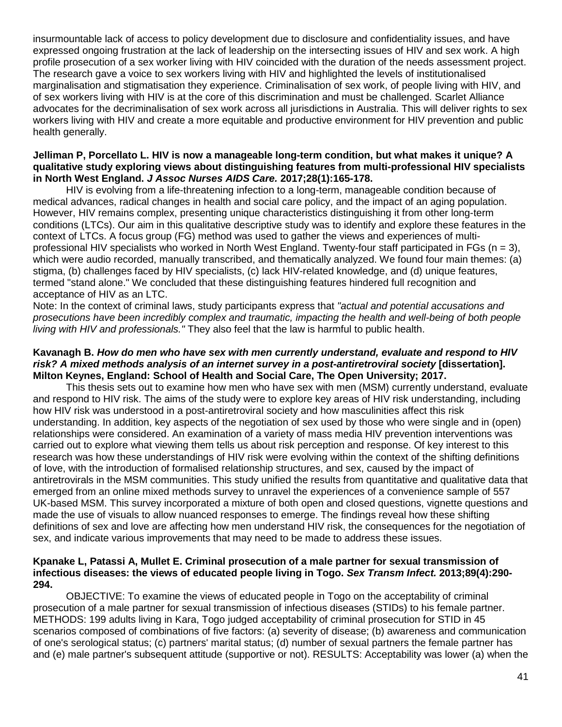insurmountable lack of access to policy development due to disclosure and confidentiality issues, and have expressed ongoing frustration at the lack of leadership on the intersecting issues of HIV and sex work. A high profile prosecution of a sex worker living with HIV coincided with the duration of the needs assessment project. The research gave a voice to sex workers living with HIV and highlighted the levels of institutionalised marginalisation and stigmatisation they experience. Criminalisation of sex work, of people living with HIV, and of sex workers living with HIV is at the core of this discrimination and must be challenged. Scarlet Alliance advocates for the decriminalisation of sex work across all jurisdictions in Australia. This will deliver rights to sex workers living with HIV and create a more equitable and productive environment for HIV prevention and public health generally.

**Jelliman P, Porcellato L. HIV is now a manageable long-term condition, but what makes it unique? A qualitative study exploring views about distinguishing features from multi-professional HIV specialists in North West England. *J Assoc Nurses AIDS Care.* 2017;28(1):165-178.**

HIV is evolving from a life-threatening infection to a long-term, manageable condition because of medical advances, radical changes in health and social care policy, and the impact of an aging population. However, HIV remains complex, presenting unique characteristics distinguishing it from other long-term conditions (LTCs). Our aim in this qualitative descriptive study was to identify and explore these features in the context of LTCs. A focus group (FG) method was used to gather the views and experiences of multi-professional HIV specialists who worked in North West England. Twenty-four staff participated in FGs (n = 3), which were audio recorded, manually transcribed, and thematically analyzed. We found four main themes: (a) stigma, (b) challenges faced by HIV specialists, (c) lack HIV-related knowledge, and (d) unique features, termed "stand alone." We concluded that these distinguishing features hindered full recognition and acceptance of HIV as an LTC.

Note: In the context of criminal laws, study participants express that *"actual and potential accusations and prosecutions have been incredibly complex and traumatic, impacting the health and well-being of both people living with HIV and professionals."* They also feel that the law is harmful to public health.

**Kavanagh B. *How do men who have sex with men currently understand, evaluate and respond to HIV risk? A mixed methods analysis of an internet survey in a post-antiretroviral society* [dissertation]. Milton Keynes, England: School of Health and Social Care, The Open University; 2017.**

This thesis sets out to examine how men who have sex with men (MSM) currently understand, evaluate and respond to HIV risk. The aims of the study were to explore key areas of HIV risk understanding, including how HIV risk was understood in a post-antiretroviral society and how masculinities affect this risk understanding. In addition, key aspects of the negotiation of sex used by those who were single and in (open) relationships were considered. An examination of a variety of mass media HIV prevention interventions was carried out to explore what viewing them tells us about risk perception and response. Of key interest to this research was how these understandings of HIV risk were evolving within the context of the shifting definitions of love, with the introduction of formalised relationship structures, and sex, caused by the impact of antiretrovirals in the MSM communities. This study unified the results from quantitative and qualitative data that emerged from an online mixed methods survey to unravel the experiences of a convenience sample of 557 UK-based MSM. This survey incorporated a mixture of both open and closed questions, vignette questions and made the use of visuals to allow nuanced responses to emerge. The findings reveal how these shifting definitions of sex and love are affecting how men understand HIV risk, the consequences for the negotiation of sex, and indicate various improvements that may need to be made to address these issues.

**Kpanake L, Patassi A, Mullet E. Criminal prosecution of a male partner for sexual transmission of infectious diseases: the views of educated people living in Togo. *Sex Transm Infect.* 2013;89(4):290-294.**

OBJECTIVE: To examine the views of educated people in Togo on the acceptability of criminal prosecution of a male partner for sexual transmission of infectious diseases (STIDs) to his female partner. METHODS: 199 adults living in Kara, Togo judged acceptability of criminal prosecution for STID in 45 scenarios composed of combinations of five factors: (a) severity of disease; (b) awareness and communication of one's serological status; (c) partners' marital status; (d) number of sexual partners the female partner has and (e) male partner's subsequent attitude (supportive or not). RESULTS: Acceptability was lower (a) when the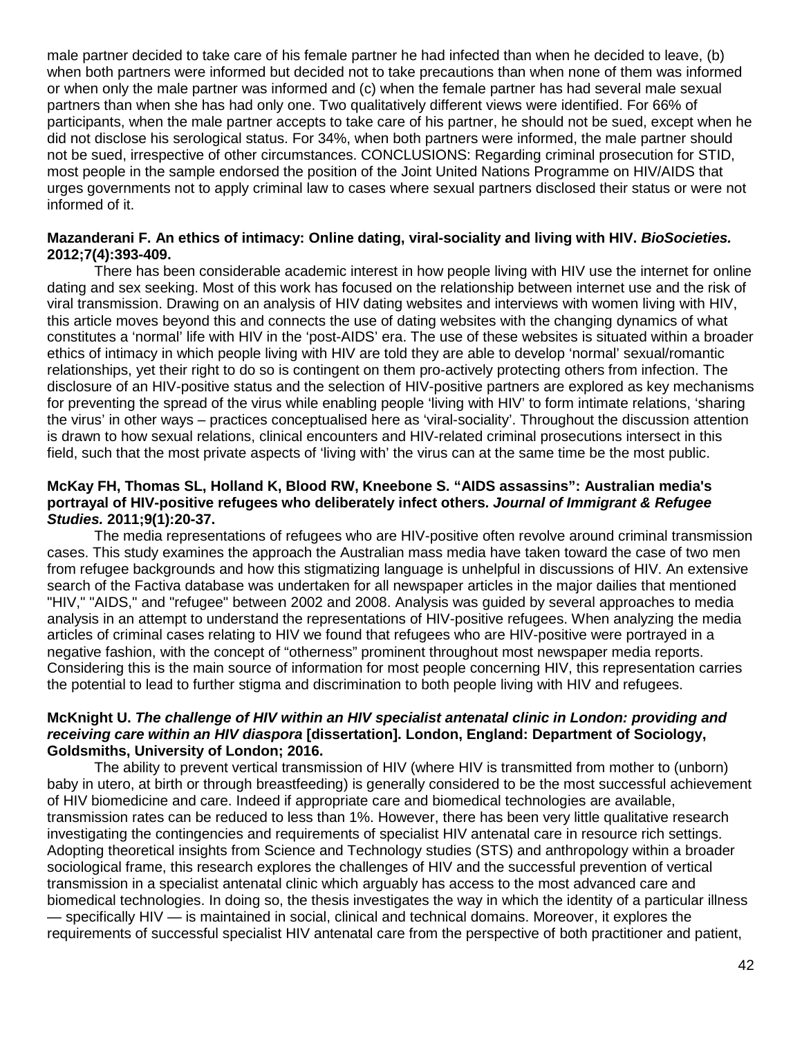male partner decided to take care of his female partner he had infected than when he decided to leave, (b) when both partners were informed but decided not to take precautions than when none of them was informed or when only the male partner was informed and (c) when the female partner has had several male sexual partners than when she has had only one. Two qualitatively different views were identified. For 66% of participants, when the male partner accepts to take care of his partner, he should not be sued, except when he did not disclose his serological status. For 34%, when both partners were informed, the male partner should not be sued, irrespective of other circumstances. CONCLUSIONS: Regarding criminal prosecution for STID, most people in the sample endorsed the position of the Joint United Nations Programme on HIV/AIDS that urges governments not to apply criminal law to cases where sexual partners disclosed their status or were not informed of it.

**Mazanderani F. An ethics of intimacy: Online dating, viral-sociality and living with HIV. *BioSocieties.* 2012;7(4):393-409.**

There has been considerable academic interest in how people living with HIV use the internet for online dating and sex seeking. Most of this work has focused on the relationship between internet use and the risk of viral transmission. Drawing on an analysis of HIV dating websites and interviews with women living with HIV, this article moves beyond this and connects the use of dating websites with the changing dynamics of what constitutes a 'normal' life with HIV in the 'post-AIDS' era. The use of these websites is situated within a broader ethics of intimacy in which people living with HIV are told they are able to develop 'normal' sexual/romantic relationships, yet their right to do so is contingent on them pro-actively protecting others from infection. The disclosure of an HIV-positive status and the selection of HIV-positive partners are explored as key mechanisms for preventing the spread of the virus while enabling people 'living with HIV' to form intimate relations, 'sharing the virus' in other ways – practices conceptualised here as 'viral-sociality'. Throughout the discussion attention is drawn to how sexual relations, clinical encounters and HIV-related criminal prosecutions intersect in this field, such that the most private aspects of 'living with' the virus can at the same time be the most public.

**McKay FH, Thomas SL, Holland K, Blood RW, Kneebone S. "AIDS assassins": Australian media's portrayal of HIV-positive refugees who deliberately infect others. *Journal of Immigrant & Refugee Studies.* 2011;9(1):20-37.**

The media representations of refugees who are HIV-positive often revolve around criminal transmission cases. This study examines the approach the Australian mass media have taken toward the case of two men from refugee backgrounds and how this stigmatizing language is unhelpful in discussions of HIV. An extensive search of the Factiva database was undertaken for all newspaper articles in the major dailies that mentioned "HIV," "AIDS," and "refugee" between 2002 and 2008. Analysis was guided by several approaches to media analysis in an attempt to understand the representations of HIV-positive refugees. When analyzing the media articles of criminal cases relating to HIV we found that refugees who are HIV-positive were portrayed in a negative fashion, with the concept of "otherness" prominent throughout most newspaper media reports. Considering this is the main source of information for most people concerning HIV, this representation carries the potential to lead to further stigma and discrimination to both people living with HIV and refugees.

**McKnight U. *The challenge of HIV within an HIV specialist antenatal clinic in London: providing and receiving care within an HIV diaspora* [dissertation]. London, England: Department of Sociology, Goldsmiths, University of London; 2016.**

The ability to prevent vertical transmission of HIV (where HIV is transmitted from mother to (unborn) baby in utero, at birth or through breastfeeding) is generally considered to be the most successful achievement of HIV biomedicine and care. Indeed if appropriate care and biomedical technologies are available, transmission rates can be reduced to less than 1%. However, there has been very little qualitative research investigating the contingencies and requirements of specialist HIV antenatal care in resource rich settings. Adopting theoretical insights from Science and Technology studies (STS) and anthropology within a broader sociological frame, this research explores the challenges of HIV and the successful prevention of vertical transmission in a specialist antenatal clinic which arguably has access to the most advanced care and biomedical technologies. In doing so, the thesis investigates the way in which the identity of a particular illness — specifically HIV — is maintained in social, clinical and technical domains. Moreover, it explores the requirements of successful specialist HIV antenatal care from the perspective of both practitioner and patient,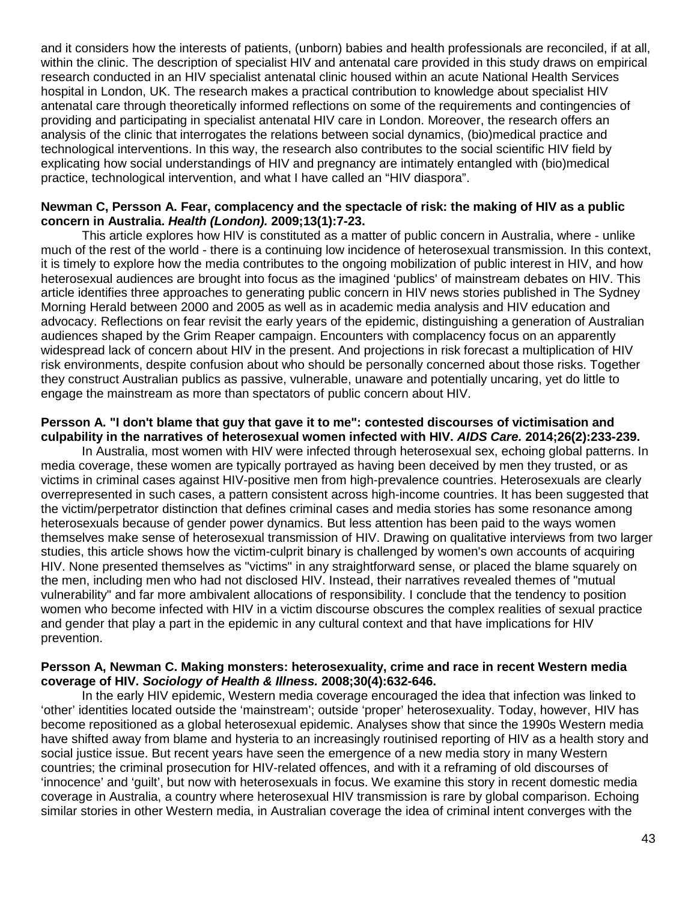and it considers how the interests of patients, (unborn) babies and health professionals are reconciled, if at all, within the clinic. The description of specialist HIV and antenatal care provided in this study draws on empirical research conducted in an HIV specialist antenatal clinic housed within an acute National Health Services hospital in London, UK. The research makes a practical contribution to knowledge about specialist HIV antenatal care through theoretically informed reflections on some of the requirements and contingencies of providing and participating in specialist antenatal HIV care in London. Moreover, the research offers an analysis of the clinic that interrogates the relations between social dynamics, (bio)medical practice and technological interventions. In this way, the research also contributes to the social scientific HIV field by explicating how social understandings of HIV and pregnancy are intimately entangled with (bio)medical practice, technological intervention, and what I have called an "HIV diaspora".

**Newman C, Persson A. Fear, complacency and the spectacle of risk: the making of HIV as a public concern in Australia. *Health (London).* 2009;13(1):7-23.**

This article explores how HIV is constituted as a matter of public concern in Australia, where - unlike much of the rest of the world - there is a continuing low incidence of heterosexual transmission. In this context, it is timely to explore how the media contributes to the ongoing mobilization of public interest in HIV, and how heterosexual audiences are brought into focus as the imagined 'publics' of mainstream debates on HIV. This article identifies three approaches to generating public concern in HIV news stories published in The Sydney Morning Herald between 2000 and 2005 as well as in academic media analysis and HIV education and advocacy. Reflections on fear revisit the early years of the epidemic, distinguishing a generation of Australian audiences shaped by the Grim Reaper campaign. Encounters with complacency focus on an apparently widespread lack of concern about HIV in the present. And projections in risk forecast a multiplication of HIV risk environments, despite confusion about who should be personally concerned about those risks. Together they construct Australian publics as passive, vulnerable, unaware and potentially uncaring, yet do little to engage the mainstream as more than spectators of public concern about HIV.

**Persson A. "I don't blame that guy that gave it to me": contested discourses of victimisation and culpability in the narratives of heterosexual women infected with HIV. *AIDS Care.* 2014;26(2):233-239.**

In Australia, most women with HIV were infected through heterosexual sex, echoing global patterns. In media coverage, these women are typically portrayed as having been deceived by men they trusted, or as victims in criminal cases against HIV-positive men from high-prevalence countries. Heterosexuals are clearly overrepresented in such cases, a pattern consistent across high-income countries. It has been suggested that the victim/perpetrator distinction that defines criminal cases and media stories has some resonance among heterosexuals because of gender power dynamics. But less attention has been paid to the ways women themselves make sense of heterosexual transmission of HIV. Drawing on qualitative interviews from two larger studies, this article shows how the victim-culprit binary is challenged by women's own accounts of acquiring HIV. None presented themselves as "victims" in any straightforward sense, or placed the blame squarely on the men, including men who had not disclosed HIV. Instead, their narratives revealed themes of "mutual vulnerability" and far more ambivalent allocations of responsibility. I conclude that the tendency to position women who become infected with HIV in a victim discourse obscures the complex realities of sexual practice and gender that play a part in the epidemic in any cultural context and that have implications for HIV prevention.

**Persson A, Newman C. Making monsters: heterosexuality, crime and race in recent Western media coverage of HIV. *Sociology of Health & Illness.* 2008;30(4):632-646.**

In the early HIV epidemic, Western media coverage encouraged the idea that infection was linked to 'other' identities located outside the 'mainstream'; outside 'proper' heterosexuality. Today, however, HIV has become repositioned as a global heterosexual epidemic. Analyses show that since the 1990s Western media have shifted away from blame and hysteria to an increasingly routinised reporting of HIV as a health story and social justice issue. But recent years have seen the emergence of a new media story in many Western countries; the criminal prosecution for HIV-related offences, and with it a reframing of old discourses of 'innocence' and 'guilt', but now with heterosexuals in focus. We examine this story in recent domestic media coverage in Australia, a country where heterosexual HIV transmission is rare by global comparison. Echoing similar stories in other Western media, in Australian coverage the idea of criminal intent converges with the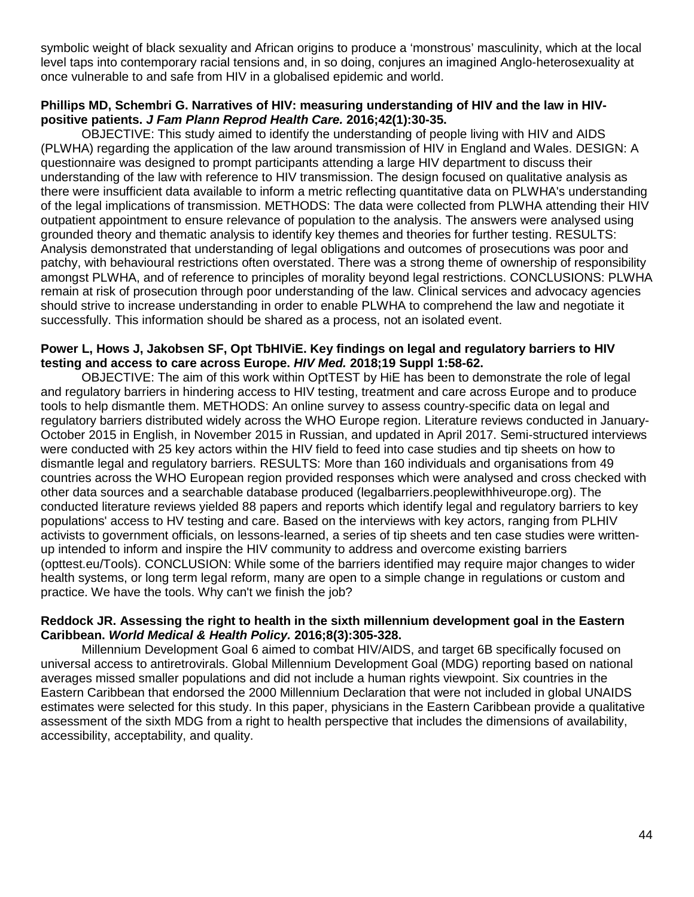symbolic weight of black sexuality and African origins to produce a 'monstrous' masculinity, which at the local level taps into contemporary racial tensions and, in so doing, conjures an imagined Anglo-heterosexuality at once vulnerable to and safe from HIV in a globalised epidemic and world.

**Phillips MD, Schembri G. Narratives of HIV: measuring understanding of HIV and the law in HIV-positive patients. *J Fam Plann Reprod Health Care.* 2016;42(1):30-35.**

OBJECTIVE: This study aimed to identify the understanding of people living with HIV and AIDS (PLWHA) regarding the application of the law around transmission of HIV in England and Wales. DESIGN: A questionnaire was designed to prompt participants attending a large HIV department to discuss their understanding of the law with reference to HIV transmission. The design focused on qualitative analysis as there were insufficient data available to inform a metric reflecting quantitative data on PLWHA's understanding of the legal implications of transmission. METHODS: The data were collected from PLWHA attending their HIV outpatient appointment to ensure relevance of population to the analysis. The answers were analysed using grounded theory and thematic analysis to identify key themes and theories for further testing. RESULTS: Analysis demonstrated that understanding of legal obligations and outcomes of prosecutions was poor and patchy, with behavioural restrictions often overstated. There was a strong theme of ownership of responsibility amongst PLWHA, and of reference to principles of morality beyond legal restrictions. CONCLUSIONS: PLWHA remain at risk of prosecution through poor understanding of the law. Clinical services and advocacy agencies should strive to increase understanding in order to enable PLWHA to comprehend the law and negotiate it successfully. This information should be shared as a process, not an isolated event.

**Power L, Hows J, Jakobsen SF, Opt TbHIViE. Key findings on legal and regulatory barriers to HIV testing and access to care across Europe. *HIV Med.* 2018;19 Suppl 1:58-62.**

OBJECTIVE: The aim of this work within OptTEST by HiE has been to demonstrate the role of legal and regulatory barriers in hindering access to HIV testing, treatment and care across Europe and to produce tools to help dismantle them. METHODS: An online survey to assess country-specific data on legal and regulatory barriers distributed widely across the WHO Europe region. Literature reviews conducted in January-October 2015 in English, in November 2015 in Russian, and updated in April 2017. Semi-structured interviews were conducted with 25 key actors within the HIV field to feed into case studies and tip sheets on how to dismantle legal and regulatory barriers. RESULTS: More than 160 individuals and organisations from 49 countries across the WHO European region provided responses which were analysed and cross checked with other data sources and a searchable database produced (legalbarriers.peoplewithhiveurope.org). The conducted literature reviews yielded 88 papers and reports which identify legal and regulatory barriers to key populations' access to HV testing and care. Based on the interviews with key actors, ranging from PLHIV activists to government officials, on lessons-learned, a series of tip sheets and ten case studies were written-up intended to inform and inspire the HIV community to address and overcome existing barriers (opttest.eu/Tools). CONCLUSION: While some of the barriers identified may require major changes to wider health systems, or long term legal reform, many are open to a simple change in regulations or custom and practice. We have the tools. Why can't we finish the job?

**Reddock JR. Assessing the right to health in the sixth millennium development goal in the Eastern Caribbean. *World Medical & Health Policy.* 2016;8(3):305-328.**

Millennium Development Goal 6 aimed to combat HIV/AIDS, and target 6B specifically focused on universal access to antiretrovirals. Global Millennium Development Goal (MDG) reporting based on national averages missed smaller populations and did not include a human rights viewpoint. Six countries in the Eastern Caribbean that endorsed the 2000 Millennium Declaration that were not included in global UNAIDS estimates were selected for this study. In this paper, physicians in the Eastern Caribbean provide a qualitative assessment of the sixth MDG from a right to health perspective that includes the dimensions of availability, accessibility, acceptability, and quality.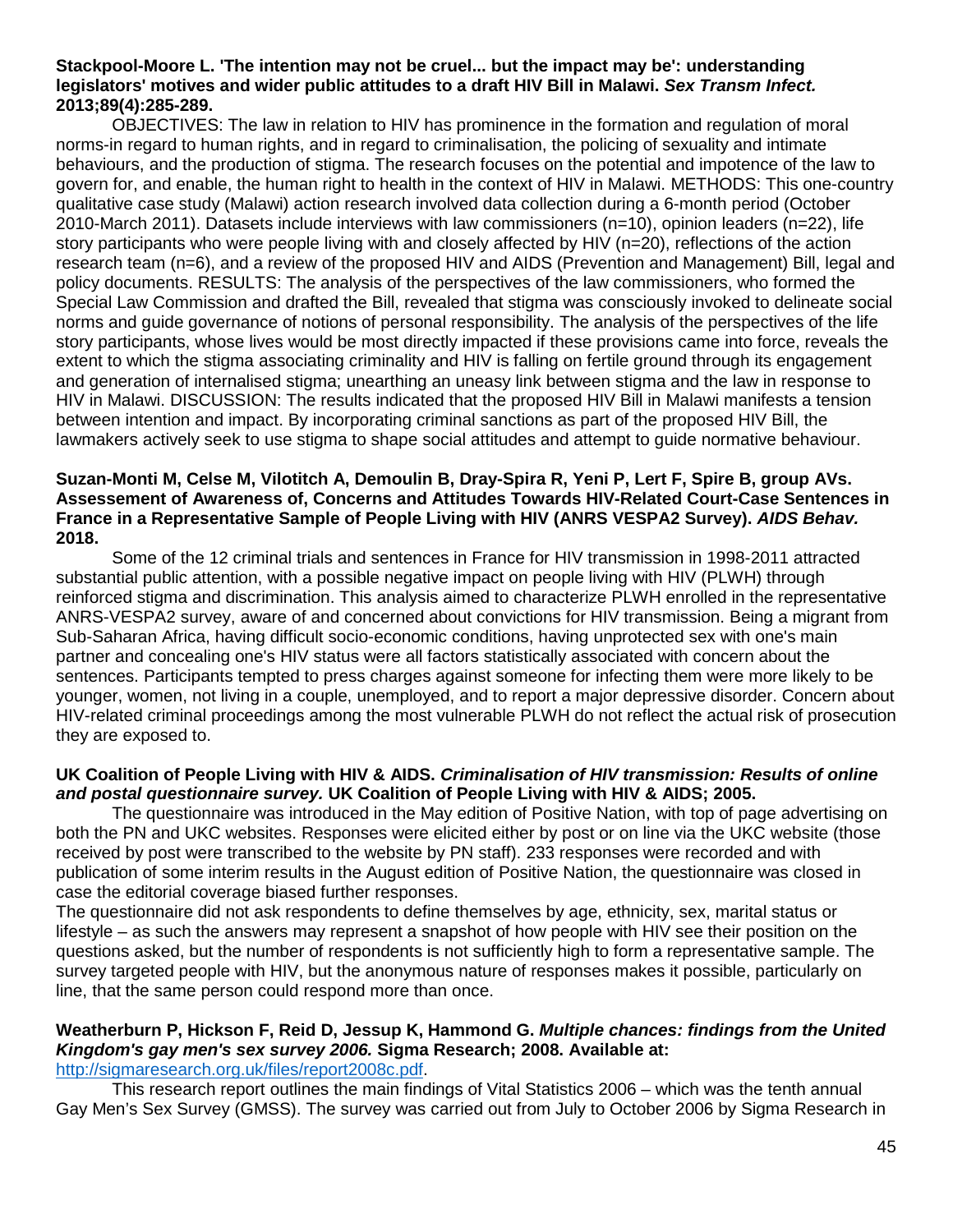**Stackpool-Moore L. 'The intention may not be cruel... but the impact may be': understanding legislators' motives and wider public attitudes to a draft HIV Bill in Malawi. *Sex Transm Infect.* 2013;89(4):285-289.**

OBJECTIVES: The law in relation to HIV has prominence in the formation and regulation of moral norms-in regard to human rights, and in regard to criminalisation, the policing of sexuality and intimate behaviours, and the production of stigma. The research focuses on the potential and impotence of the law to govern for, and enable, the human right to health in the context of HIV in Malawi. METHODS: This one-country qualitative case study (Malawi) action research involved data collection during a 6-month period (October 2010-March 2011). Datasets include interviews with law commissioners (n=10), opinion leaders (n=22), life story participants who were people living with and closely affected by HIV (n=20), reflections of the action research team (n=6), and a review of the proposed HIV and AIDS (Prevention and Management) Bill, legal and policy documents. RESULTS: The analysis of the perspectives of the law commissioners, who formed the Special Law Commission and drafted the Bill, revealed that stigma was consciously invoked to delineate social norms and guide governance of notions of personal responsibility. The analysis of the perspectives of the life story participants, whose lives would be most directly impacted if these provisions came into force, reveals the extent to which the stigma associating criminality and HIV is falling on fertile ground through its engagement and generation of internalised stigma; unearthing an uneasy link between stigma and the law in response to HIV in Malawi. DISCUSSION: The results indicated that the proposed HIV Bill in Malawi manifests a tension between intention and impact. By incorporating criminal sanctions as part of the proposed HIV Bill, the lawmakers actively seek to use stigma to shape social attitudes and attempt to guide normative behaviour.

**Suzan-Monti M, Celse M, Vilotitch A, Demoulin B, Dray-Spira R, Yeni P, Lert F, Spire B, group AVs. Assessement of Awareness of, Concerns and Attitudes Towards HIV-Related Court-Case Sentences in France in a Representative Sample of People Living with HIV (ANRS VESPA2 Survey). *AIDS Behav.* 2018.**

Some of the 12 criminal trials and sentences in France for HIV transmission in 1998-2011 attracted substantial public attention, with a possible negative impact on people living with HIV (PLWH) through reinforced stigma and discrimination. This analysis aimed to characterize PLWH enrolled in the representative ANRS-VESPA2 survey, aware of and concerned about convictions for HIV transmission. Being a migrant from Sub-Saharan Africa, having difficult socio-economic conditions, having unprotected sex with one's main partner and concealing one's HIV status were all factors statistically associated with concern about the sentences. Participants tempted to press charges against someone for infecting them were more likely to be younger, women, not living in a couple, unemployed, and to report a major depressive disorder. Concern about HIV-related criminal proceedings among the most vulnerable PLWH do not reflect the actual risk of prosecution they are exposed to.

**UK Coalition of People Living with HIV & AIDS. *Criminalisation of HIV transmission: Results of online and postal questionnaire survey.* UK Coalition of People Living with HIV & AIDS; 2005.**

The questionnaire was introduced in the May edition of Positive Nation, with top of page advertising on both the PN and UKC websites. Responses were elicited either by post or on line via the UKC website (those received by post were transcribed to the website by PN staff). 233 responses were recorded and with publication of some interim results in the August edition of Positive Nation, the questionnaire was closed in case the editorial coverage biased further responses.

The questionnaire did not ask respondents to define themselves by age, ethnicity, sex, marital status or lifestyle – as such the answers may represent a snapshot of how people with HIV see their position on the questions asked, but the number of respondents is not sufficiently high to form a representative sample. The survey targeted people with HIV, but the anonymous nature of responses makes it possible, particularly on line, that the same person could respond more than once.

**Weatherburn P, Hickson F, Reid D, Jessup K, Hammond G. *Multiple chances: findings from the United Kingdom's gay men's sex survey 2006.* Sigma Research; 2008. Available at:** http://sigmaresearch.org.uk/files/report2008c.pdf.

This research report outlines the main findings of Vital Statistics 2006 – which was the tenth annual Gay Men's Sex Survey (GMSS). The survey was carried out from July to October 2006 by Sigma Research in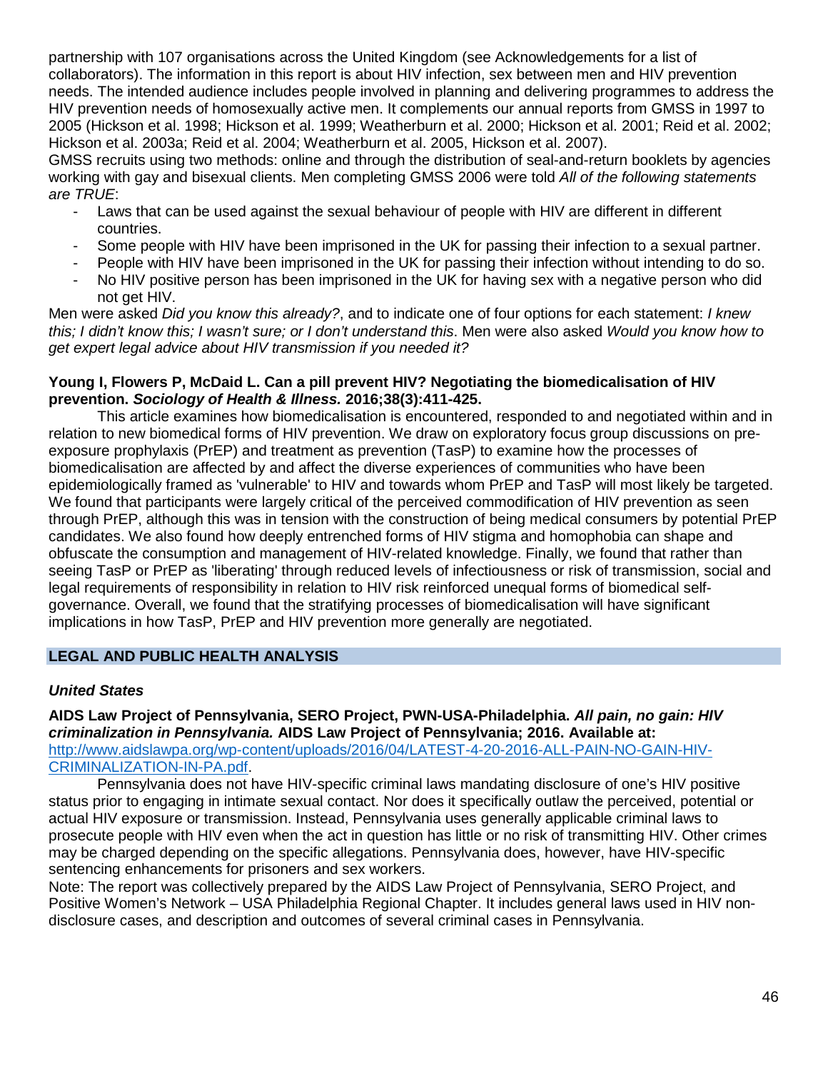partnership with 107 organisations across the United Kingdom (see Acknowledgements for a list of collaborators). The information in this report is about HIV infection, sex between men and HIV prevention needs. The intended audience includes people involved in planning and delivering programmes to address the HIV prevention needs of homosexually active men. It complements our annual reports from GMSS in 1997 to 2005 (Hickson et al. 1998; Hickson et al. 1999; Weatherburn et al. 2000; Hickson et al. 2001; Reid et al. 2002; Hickson et al. 2003a; Reid et al. 2004; Weatherburn et al. 2005, Hickson et al. 2007).

GMSS recruits using two methods: online and through the distribution of seal-and-return booklets by agencies working with gay and bisexual clients. Men completing GMSS 2006 were told *All of the following statements are TRUE*:

- Laws that can be used against the sexual behaviour of people with HIV are different in different countries.
- Some people with HIV have been imprisoned in the UK for passing their infection to a sexual partner.
- People with HIV have been imprisoned in the UK for passing their infection without intending to do so.
- No HIV positive person has been imprisoned in the UK for having sex with a negative person who did not get HIV.

Men were asked *Did you know this already?*, and to indicate one of four options for each statement: *I knew this; I didn't know this; I wasn't sure; or I don't understand this*. Men were also asked *Would you know how to get expert legal advice about HIV transmission if you needed it?*

**Young I, Flowers P, McDaid L. Can a pill prevent HIV? Negotiating the biomedicalisation of HIV prevention. *Sociology of Health & Illness.* 2016;38(3):411-425.**

This article examines how biomedicalisation is encountered, responded to and negotiated within and in relation to new biomedical forms of HIV prevention. We draw on exploratory focus group discussions on pre-exposure prophylaxis (PrEP) and treatment as prevention (TasP) to examine how the processes of biomedicalisation are affected by and affect the diverse experiences of communities who have been epidemiologically framed as 'vulnerable' to HIV and towards whom PrEP and TasP will most likely be targeted. We found that participants were largely critical of the perceived commodification of HIV prevention as seen through PrEP, although this was in tension with the construction of being medical consumers by potential PrEP candidates. We also found how deeply entrenched forms of HIV stigma and homophobia can shape and obfuscate the consumption and management of HIV-related knowledge. Finally, we found that rather than seeing TasP or PrEP as 'liberating' through reduced levels of infectiousness or risk of transmission, social and legal requirements of responsibility in relation to HIV risk reinforced unequal forms of biomedical self-governance. Overall, we found that the stratifying processes of biomedicalisation will have significant implications in how TasP, PrEP and HIV prevention more generally are negotiated.

## LEGAL AND PUBLIC HEALTH ANALYSIS

### *United States*

**AIDS Law Project of Pennsylvania, SERO Project, PWN-USA-Philadelphia. *All pain, no gain: HIV criminalization in Pennsylvania.* AIDS Law Project of Pennsylvania; 2016. Available at:** [http://www.aidslawpa.org/wp-content/uploads/2016/04/LATEST-4-20-2016-ALL-PAIN-NO-GAIN-HIV-CRIMINALIZATION-IN-PA.pdf](http://www.aidslawpa.org/wp-content/uploads/2016/04/LATEST-4-20-2016-ALL-PAIN-NO-GAIN-HIV-CRIMINALIZATION-IN-PA.pdf).

Pennsylvania does not have HIV-specific criminal laws mandating disclosure of one's HIV positive status prior to engaging in intimate sexual contact. Nor does it specifically outlaw the perceived, potential or actual HIV exposure or transmission. Instead, Pennsylvania uses generally applicable criminal laws to prosecute people with HIV even when the act in question has little or no risk of transmitting HIV. Other crimes may be charged depending on the specific allegations. Pennsylvania does, however, have HIV-specific sentencing enhancements for prisoners and sex workers.

Note: The report was collectively prepared by the AIDS Law Project of Pennsylvania, SERO Project, and Positive Women's Network – USA Philadelphia Regional Chapter. It includes general laws used in HIV non-disclosure cases, and description and outcomes of several criminal cases in Pennsylvania.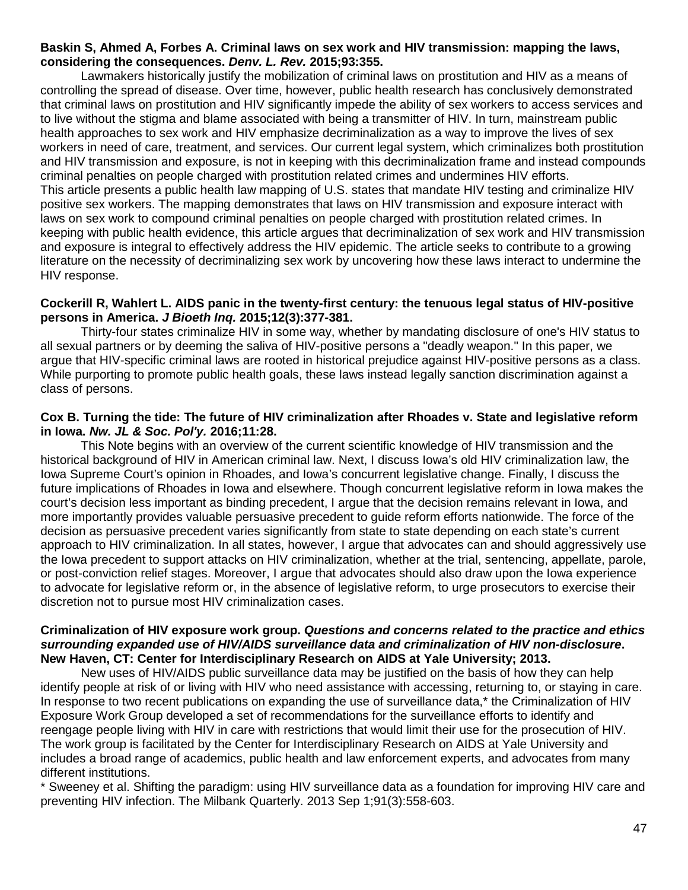**Baskin S, Ahmed A, Forbes A. Criminal laws on sex work and HIV transmission: mapping the laws, considering the consequences. *Denv. L. Rev.* 2015;93:355.**

Lawmakers historically justify the mobilization of criminal laws on prostitution and HIV as a means of controlling the spread of disease. Over time, however, public health research has conclusively demonstrated that criminal laws on prostitution and HIV significantly impede the ability of sex workers to access services and to live without the stigma and blame associated with being a transmitter of HIV. In turn, mainstream public health approaches to sex work and HIV emphasize decriminalization as a way to improve the lives of sex workers in need of care, treatment, and services. Our current legal system, which criminalizes both prostitution and HIV transmission and exposure, is not in keeping with this decriminalization frame and instead compounds criminal penalties on people charged with prostitution related crimes and undermines HIV efforts.
This article presents a public health law mapping of U.S. states that mandate HIV testing and criminalize HIV positive sex workers. The mapping demonstrates that laws on HIV transmission and exposure interact with laws on sex work to compound criminal penalties on people charged with prostitution related crimes. In keeping with public health evidence, this article argues that decriminalization of sex work and HIV transmission and exposure is integral to effectively address the HIV epidemic. The article seeks to contribute to a growing literature on the necessity of decriminalizing sex work by uncovering how these laws interact to undermine the HIV response.

**Cockerill R, Wahlert L. AIDS panic in the twenty-first century: the tenuous legal status of HIV-positive persons in America. *J Bioeth Inq.* 2015;12(3):377-381.**

Thirty-four states criminalize HIV in some way, whether by mandating disclosure of one's HIV status to all sexual partners or by deeming the saliva of HIV-positive persons a "deadly weapon." In this paper, we argue that HIV-specific criminal laws are rooted in historical prejudice against HIV-positive persons as a class. While purporting to promote public health goals, these laws instead legally sanction discrimination against a class of persons.

**Cox B. Turning the tide: The future of HIV criminalization after Rhoades v. State and legislative reform in Iowa. *Nw. JL & Soc. Pol'y.* 2016;11:28.**

This Note begins with an overview of the current scientific knowledge of HIV transmission and the historical background of HIV in American criminal law. Next, I discuss Iowa's old HIV criminalization law, the Iowa Supreme Court's opinion in Rhoades, and Iowa's concurrent legislative change. Finally, I discuss the future implications of Rhoades in Iowa and elsewhere. Though concurrent legislative reform in Iowa makes the court's decision less important as binding precedent, I argue that the decision remains relevant in Iowa, and more importantly provides valuable persuasive precedent to guide reform efforts nationwide. The force of the decision as persuasive precedent varies significantly from state to state depending on each state's current approach to HIV criminalization. In all states, however, I argue that advocates can and should aggressively use the Iowa precedent to support attacks on HIV criminalization, whether at the trial, sentencing, appellate, parole, or post-conviction relief stages. Moreover, I argue that advocates should also draw upon the Iowa experience to advocate for legislative reform or, in the absence of legislative reform, to urge prosecutors to exercise their discretion not to pursue most HIV criminalization cases.

**Criminalization of HIV exposure work group. *Questions and concerns related to the practice and ethics surrounding expanded use of HIV/AIDS surveillance data and criminalization of HIV non-disclosure*. New Haven, CT: Center for Interdisciplinary Research on AIDS at Yale University; 2013.**

New uses of HIV/AIDS public surveillance data may be justified on the basis of how they can help identify people at risk of or living with HIV who need assistance with accessing, returning to, or staying in care. In response to two recent publications on expanding the use of surveillance data,* the Criminalization of HIV Exposure Work Group developed a set of recommendations for the surveillance efforts to identify and reengage people living with HIV in care with restrictions that would limit their use for the prosecution of HIV. The work group is facilitated by the Center for Interdisciplinary Research on AIDS at Yale University and includes a broad range of academics, public health and law enforcement experts, and advocates from many different institutions.

* Sweeney et al. Shifting the paradigm: using HIV surveillance data as a foundation for improving HIV care and preventing HIV infection. The Milbank Quarterly. 2013 Sep 1;91(3):558-603.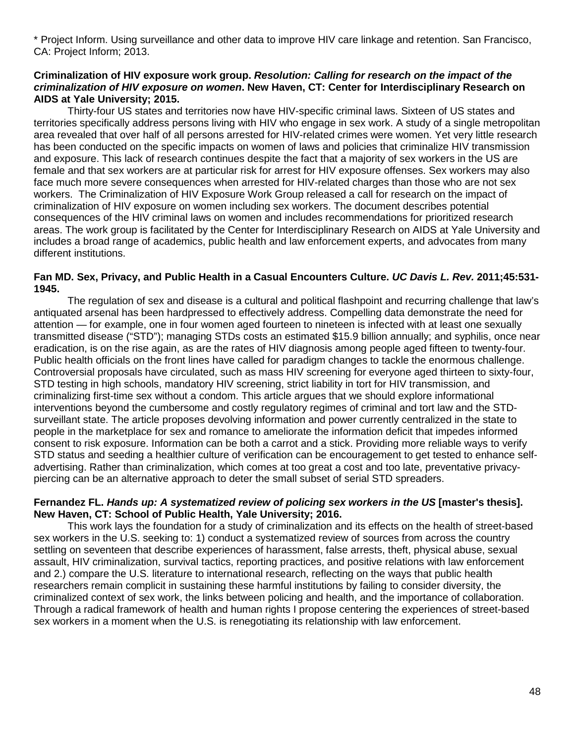* Project Inform. Using surveillance and other data to improve HIV care linkage and retention. San Francisco, CA: Project Inform; 2013.

**Criminalization of HIV exposure work group. *Resolution: Calling for research on the impact of the criminalization of HIV exposure on women*. New Haven, CT: Center for Interdisciplinary Research on AIDS at Yale University; 2015.**

Thirty-four US states and territories now have HIV-specific criminal laws. Sixteen of US states and territories specifically address persons living with HIV who engage in sex work. A study of a single metropolitan area revealed that over half of all persons arrested for HIV-related crimes were women. Yet very little research has been conducted on the specific impacts on women of laws and policies that criminalize HIV transmission and exposure. This lack of research continues despite the fact that a majority of sex workers in the US are female and that sex workers are at particular risk for arrest for HIV exposure offenses. Sex workers may also face much more severe consequences when arrested for HIV-related charges than those who are not sex workers. The Criminalization of HIV Exposure Work Group released a call for research on the impact of criminalization of HIV exposure on women including sex workers. The document describes potential consequences of the HIV criminal laws on women and includes recommendations for prioritized research areas. The work group is facilitated by the Center for Interdisciplinary Research on AIDS at Yale University and includes a broad range of academics, public health and law enforcement experts, and advocates from many different institutions.

**Fan MD. Sex, Privacy, and Public Health in a Casual Encounters Culture. *UC Davis L. Rev.* 2011;45:531-1945.**

The regulation of sex and disease is a cultural and political flashpoint and recurring challenge that law's antiquated arsenal has been hardpressed to effectively address. Compelling data demonstrate the need for attention — for example, one in four women aged fourteen to nineteen is infected with at least one sexually transmitted disease ("STD"); managing STDs costs an estimated $15.9 billion annually; and syphilis, once near eradication, is on the rise again, as are the rates of HIV diagnosis among people aged fifteen to twenty-four. Public health officials on the front lines have called for paradigm changes to tackle the enormous challenge. Controversial proposals have circulated, such as mass HIV screening for everyone aged thirteen to sixty-four, STD testing in high schools, mandatory HIV screening, strict liability in tort for HIV transmission, and criminalizing first-time sex without a condom. This article argues that we should explore informational interventions beyond the cumbersome and costly regulatory regimes of criminal and tort law and the STD-surveillant state. The article proposes devolving information and power currently centralized in the state to people in the marketplace for sex and romance to ameliorate the information deficit that impedes informed consent to risk exposure. Information can be both a carrot and a stick. Providing more reliable ways to verify STD status and seeding a healthier culture of verification can be encouragement to get tested to enhance self-advertising. Rather than criminalization, which comes at too great a cost and too late, preventative privacy-piercing can be an alternative approach to deter the small subset of serial STD spreaders.

**Fernandez FL. *Hands up: A systematized review of policing sex workers in the US* [master's thesis]. New Haven, CT: School of Public Health, Yale University; 2016.**

This work lays the foundation for a study of criminalization and its effects on the health of street-based sex workers in the U.S. seeking to: 1) conduct a systematized review of sources from across the country settling on seventeen that describe experiences of harassment, false arrests, theft, physical abuse, sexual assault, HIV criminalization, survival tactics, reporting practices, and positive relations with law enforcement and 2.) compare the U.S. literature to international research, reflecting on the ways that public health researchers remain complicit in sustaining these harmful institutions by failing to consider diversity, the criminalized context of sex work, the links between policing and health, and the importance of collaboration. Through a radical framework of health and human rights I propose centering the experiences of street-based sex workers in a moment when the U.S. is renegotiating its relationship with law enforcement.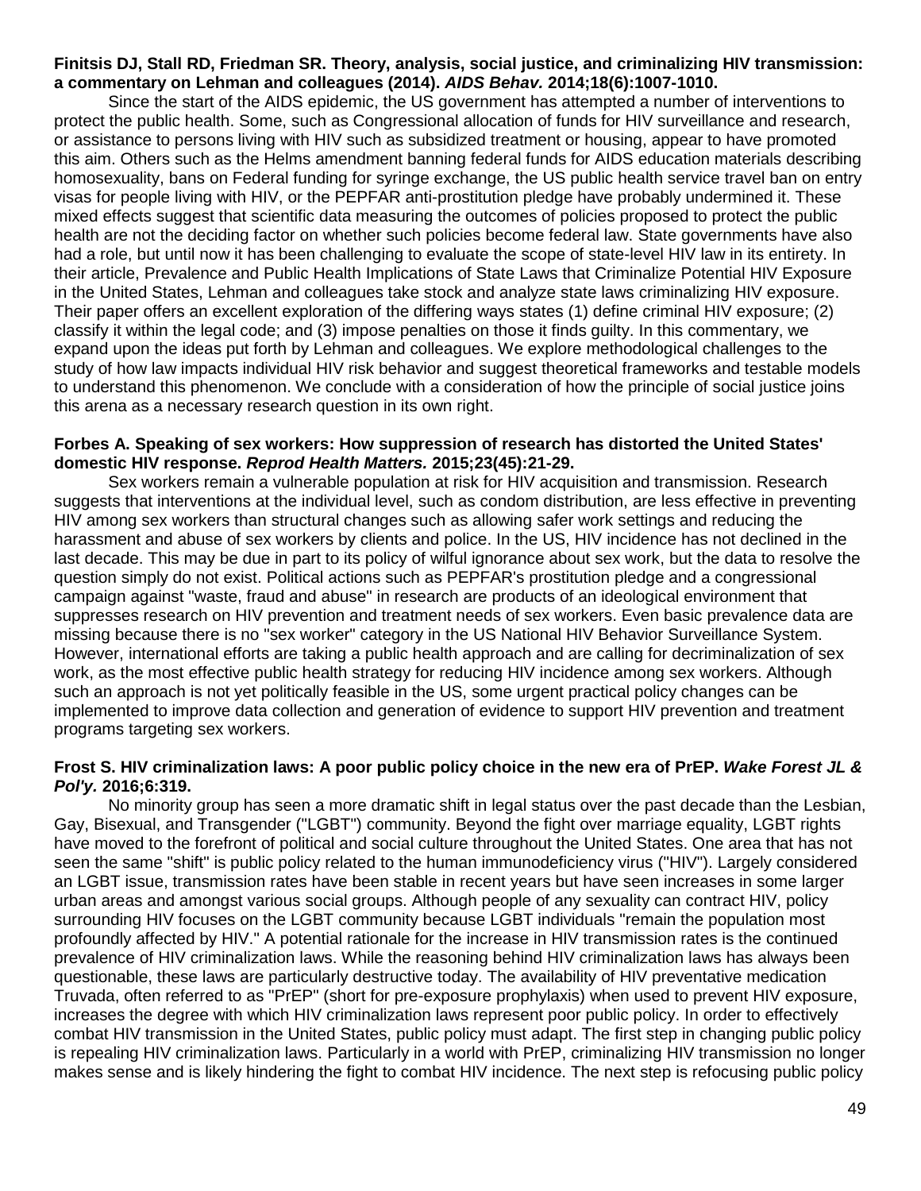**Finitsis DJ, Stall RD, Friedman SR. Theory, analysis, social justice, and criminalizing HIV transmission: a commentary on Lehman and colleagues (2014). *AIDS Behav.* 2014;18(6):1007-1010.**

Since the start of the AIDS epidemic, the US government has attempted a number of interventions to protect the public health. Some, such as Congressional allocation of funds for HIV surveillance and research, or assistance to persons living with HIV such as subsidized treatment or housing, appear to have promoted this aim. Others such as the Helms amendment banning federal funds for AIDS education materials describing homosexuality, bans on Federal funding for syringe exchange, the US public health service travel ban on entry visas for people living with HIV, or the PEPFAR anti-prostitution pledge have probably undermined it. These mixed effects suggest that scientific data measuring the outcomes of policies proposed to protect the public health are not the deciding factor on whether such policies become federal law. State governments have also had a role, but until now it has been challenging to evaluate the scope of state-level HIV law in its entirety. In their article, Prevalence and Public Health Implications of State Laws that Criminalize Potential HIV Exposure in the United States, Lehman and colleagues take stock and analyze state laws criminalizing HIV exposure. Their paper offers an excellent exploration of the differing ways states (1) define criminal HIV exposure; (2) classify it within the legal code; and (3) impose penalties on those it finds guilty. In this commentary, we expand upon the ideas put forth by Lehman and colleagues. We explore methodological challenges to the study of how law impacts individual HIV risk behavior and suggest theoretical frameworks and testable models to understand this phenomenon. We conclude with a consideration of how the principle of social justice joins this arena as a necessary research question in its own right.

**Forbes A. Speaking of sex workers: How suppression of research has distorted the United States' domestic HIV response. *Reprod Health Matters.* 2015;23(45):21-29.**

Sex workers remain a vulnerable population at risk for HIV acquisition and transmission. Research suggests that interventions at the individual level, such as condom distribution, are less effective in preventing HIV among sex workers than structural changes such as allowing safer work settings and reducing the harassment and abuse of sex workers by clients and police. In the US, HIV incidence has not declined in the last decade. This may be due in part to its policy of wilful ignorance about sex work, but the data to resolve the question simply do not exist. Political actions such as PEPFAR's prostitution pledge and a congressional campaign against "waste, fraud and abuse" in research are products of an ideological environment that suppresses research on HIV prevention and treatment needs of sex workers. Even basic prevalence data are missing because there is no "sex worker" category in the US National HIV Behavior Surveillance System. However, international efforts are taking a public health approach and are calling for decriminalization of sex work, as the most effective public health strategy for reducing HIV incidence among sex workers. Although such an approach is not yet politically feasible in the US, some urgent practical policy changes can be implemented to improve data collection and generation of evidence to support HIV prevention and treatment programs targeting sex workers.

**Frost S. HIV criminalization laws: A poor public policy choice in the new era of PrEP. *Wake Forest JL & Pol'y.* 2016;6:319.**

No minority group has seen a more dramatic shift in legal status over the past decade than the Lesbian, Gay, Bisexual, and Transgender ("LGBT") community. Beyond the fight over marriage equality, LGBT rights have moved to the forefront of political and social culture throughout the United States. One area that has not seen the same "shift" is public policy related to the human immunodeficiency virus ("HIV"). Largely considered an LGBT issue, transmission rates have been stable in recent years but have seen increases in some larger urban areas and amongst various social groups. Although people of any sexuality can contract HIV, policy surrounding HIV focuses on the LGBT community because LGBT individuals "remain the population most profoundly affected by HIV." A potential rationale for the increase in HIV transmission rates is the continued prevalence of HIV criminalization laws. While the reasoning behind HIV criminalization laws has always been questionable, these laws are particularly destructive today. The availability of HIV preventative medication Truvada, often referred to as "PrEP" (short for pre-exposure prophylaxis) when used to prevent HIV exposure, increases the degree with which HIV criminalization laws represent poor public policy. In order to effectively combat HIV transmission in the United States, public policy must adapt. The first step in changing public policy is repealing HIV criminalization laws. Particularly in a world with PrEP, criminalizing HIV transmission no longer makes sense and is likely hindering the fight to combat HIV incidence. The next step is refocusing public policy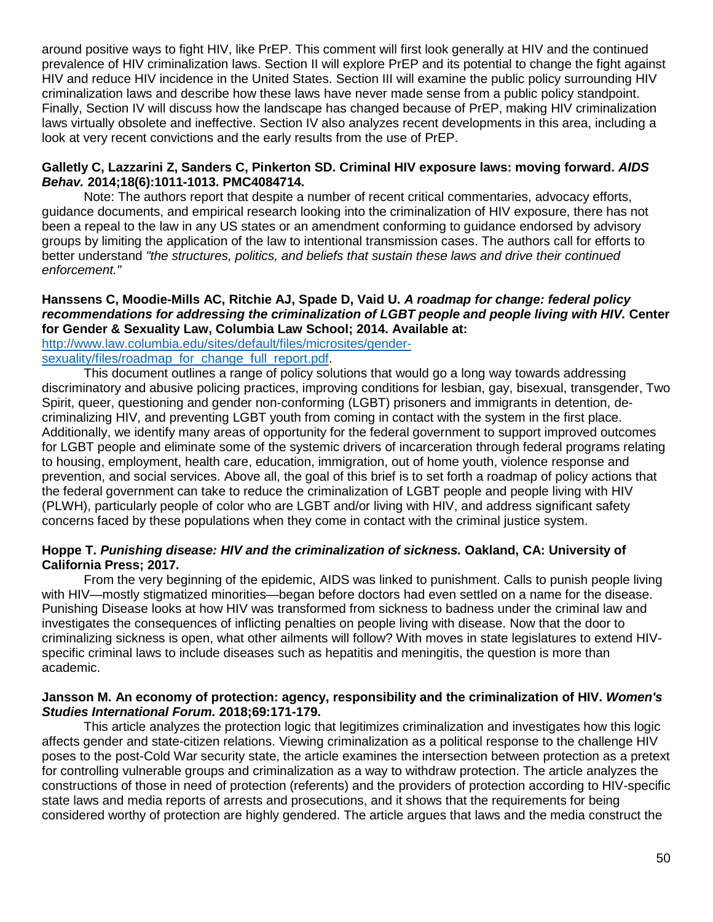around positive ways to fight HIV, like PrEP. This comment will first look generally at HIV and the continued prevalence of HIV criminalization laws. Section II will explore PrEP and its potential to change the fight against HIV and reduce HIV incidence in the United States. Section III will examine the public policy surrounding HIV criminalization laws and describe how these laws have never made sense from a public policy standpoint. Finally, Section IV will discuss how the landscape has changed because of PrEP, making HIV criminalization laws virtually obsolete and ineffective. Section IV also analyzes recent developments in this area, including a look at very recent convictions and the early results from the use of PrEP.

**Galletly C, Lazzarini Z, Sanders C, Pinkerton SD. Criminal HIV exposure laws: moving forward. *AIDS Behav.* 2014;18(6):1011-1013. PMC4084714.**

Note: The authors report that despite a number of recent critical commentaries, advocacy efforts, guidance documents, and empirical research looking into the criminalization of HIV exposure, there has not been a repeal to the law in any US states or an amendment conforming to guidance endorsed by advisory groups by limiting the application of the law to intentional transmission cases. The authors call for efforts to better understand *"the structures, politics, and beliefs that sustain these laws and drive their continued enforcement."*

**Hanssens C, Moodie-Mills AC, Ritchie AJ, Spade D, Vaid U. *A roadmap for change: federal policy recommendations for addressing the criminalization of LGBT people and people living with HIV.* Center for Gender & Sexuality Law, Columbia Law School; 2014. Available at:** [http://www.law.columbia.edu/sites/default/files/microsites/gender-sexuality/files/roadmap_for_change_full_report.pdf](http://www.law.columbia.edu/sites/default/files/microsites/gender-sexuality/files/roadmap_for_change_full_report.pdf).

This document outlines a range of policy solutions that would go a long way towards addressing discriminatory and abusive policing practices, improving conditions for lesbian, gay, bisexual, transgender, Two Spirit, queer, questioning and gender non-conforming (LGBT) prisoners and immigrants in detention, de-criminalizing HIV, and preventing LGBT youth from coming in contact with the system in the first place. Additionally, we identify many areas of opportunity for the federal government to support improved outcomes for LGBT people and eliminate some of the systemic drivers of incarceration through federal programs relating to housing, employment, health care, education, immigration, out of home youth, violence response and prevention, and social services. Above all, the goal of this brief is to set forth a roadmap of policy actions that the federal government can take to reduce the criminalization of LGBT people and people living with HIV (PLWH), particularly people of color who are LGBT and/or living with HIV, and address significant safety concerns faced by these populations when they come in contact with the criminal justice system.

**Hoppe T. *Punishing disease: HIV and the criminalization of sickness.* Oakland, CA: University of California Press; 2017.**

From the very beginning of the epidemic, AIDS was linked to punishment. Calls to punish people living with HIV—mostly stigmatized minorities—began before doctors had even settled on a name for the disease. Punishing Disease looks at how HIV was transformed from sickness to badness under the criminal law and investigates the consequences of inflicting penalties on people living with disease. Now that the door to criminalizing sickness is open, what other ailments will follow? With moves in state legislatures to extend HIV-specific criminal laws to include diseases such as hepatitis and meningitis, the question is more than academic.

**Jansson M. An economy of protection: agency, responsibility and the criminalization of HIV. *Women's Studies International Forum.* 2018;69:171-179.**

This article analyzes the protection logic that legitimizes criminalization and investigates how this logic affects gender and state-citizen relations. Viewing criminalization as a political response to the challenge HIV poses to the post-Cold War security state, the article examines the intersection between protection as a pretext for controlling vulnerable groups and criminalization as a way to withdraw protection. The article analyzes the constructions of those in need of protection (referents) and the providers of protection according to HIV-specific state laws and media reports of arrests and prosecutions, and it shows that the requirements for being considered worthy of protection are highly gendered. The article argues that laws and the media construct the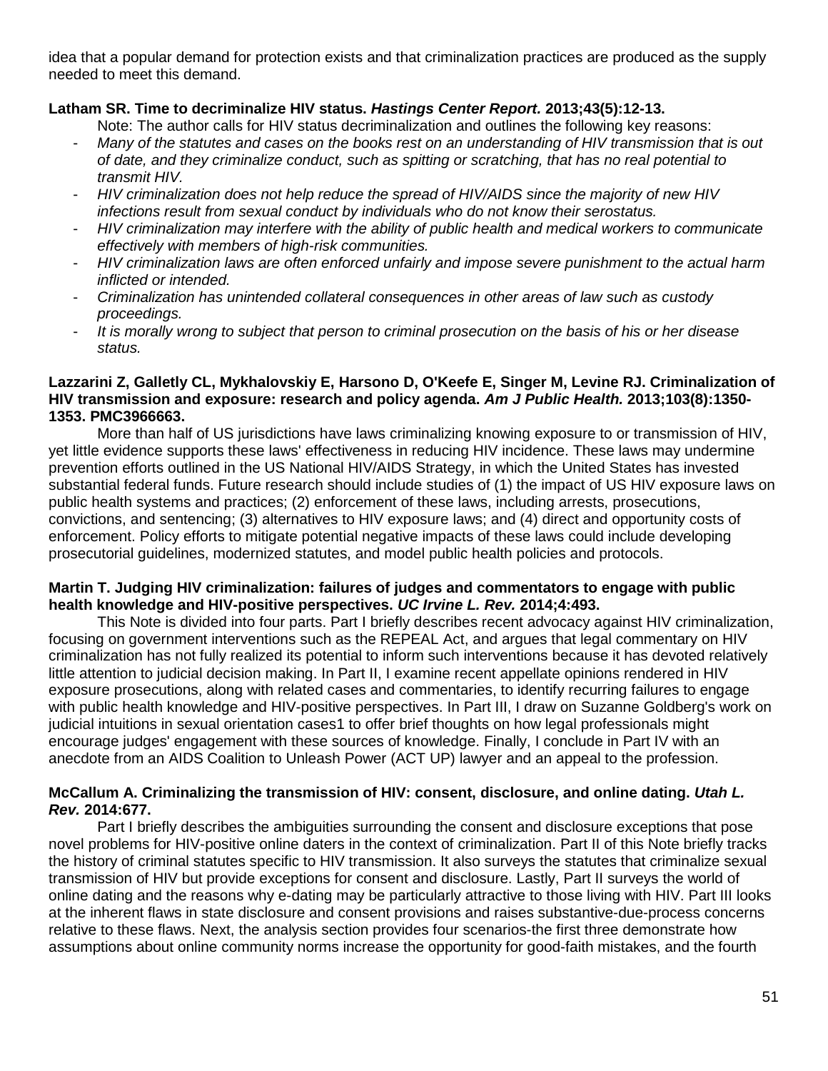idea that a popular demand for protection exists and that criminalization practices are produced as the supply needed to meet this demand.

**Latham SR. Time to decriminalize HIV status. *Hastings Center Report.* 2013;43(5):12-13.**

Note: The author calls for HIV status decriminalization and outlines the following key reasons:

- *Many of the statutes and cases on the books rest on an understanding of HIV transmission that is out of date, and they criminalize conduct, such as spitting or scratching, that has no real potential to transmit HIV.*
- *HIV criminalization does not help reduce the spread of HIV/AIDS since the majority of new HIV infections result from sexual conduct by individuals who do not know their serostatus.*
- *HIV criminalization may interfere with the ability of public health and medical workers to communicate effectively with members of high-risk communities.*
- *HIV criminalization laws are often enforced unfairly and impose severe punishment to the actual harm inflicted or intended.*
- *Criminalization has unintended collateral consequences in other areas of law such as custody proceedings.*
- *It is morally wrong to subject that person to criminal prosecution on the basis of his or her disease status.*

**Lazzarini Z, Galletly CL, Mykhalovskiy E, Harsono D, O'Keefe E, Singer M, Levine RJ. Criminalization of HIV transmission and exposure: research and policy agenda. *Am J Public Health.* 2013;103(8):1350-1353. PMC3966663.**

More than half of US jurisdictions have laws criminalizing knowing exposure to or transmission of HIV, yet little evidence supports these laws' effectiveness in reducing HIV incidence. These laws may undermine prevention efforts outlined in the US National HIV/AIDS Strategy, in which the United States has invested substantial federal funds. Future research should include studies of (1) the impact of US HIV exposure laws on public health systems and practices; (2) enforcement of these laws, including arrests, prosecutions, convictions, and sentencing; (3) alternatives to HIV exposure laws; and (4) direct and opportunity costs of enforcement. Policy efforts to mitigate potential negative impacts of these laws could include developing prosecutorial guidelines, modernized statutes, and model public health policies and protocols.

**Martin T. Judging HIV criminalization: failures of judges and commentators to engage with public health knowledge and HIV-positive perspectives. *UC Irvine L. Rev.* 2014;4:493.**

This Note is divided into four parts. Part I briefly describes recent advocacy against HIV criminalization, focusing on government interventions such as the REPEAL Act, and argues that legal commentary on HIV criminalization has not fully realized its potential to inform such interventions because it has devoted relatively little attention to judicial decision making. In Part II, I examine recent appellate opinions rendered in HIV exposure prosecutions, along with related cases and commentaries, to identify recurring failures to engage with public health knowledge and HIV-positive perspectives. In Part III, I draw on Suzanne Goldberg's work on judicial intuitions in sexual orientation cases1 to offer brief thoughts on how legal professionals might encourage judges' engagement with these sources of knowledge. Finally, I conclude in Part IV with an anecdote from an AIDS Coalition to Unleash Power (ACT UP) lawyer and an appeal to the profession.

**McCallum A. Criminalizing the transmission of HIV: consent, disclosure, and online dating. *Utah L. Rev.* 2014:677.**

Part I briefly describes the ambiguities surrounding the consent and disclosure exceptions that pose novel problems for HIV-positive online daters in the context of criminalization. Part II of this Note briefly tracks the history of criminal statutes specific to HIV transmission. It also surveys the statutes that criminalize sexual transmission of HIV but provide exceptions for consent and disclosure. Lastly, Part II surveys the world of online dating and the reasons why e-dating may be particularly attractive to those living with HIV. Part III looks at the inherent flaws in state disclosure and consent provisions and raises substantive-due-process concerns relative to these flaws. Next, the analysis section provides four scenarios-the first three demonstrate how assumptions about online community norms increase the opportunity for good-faith mistakes, and the fourth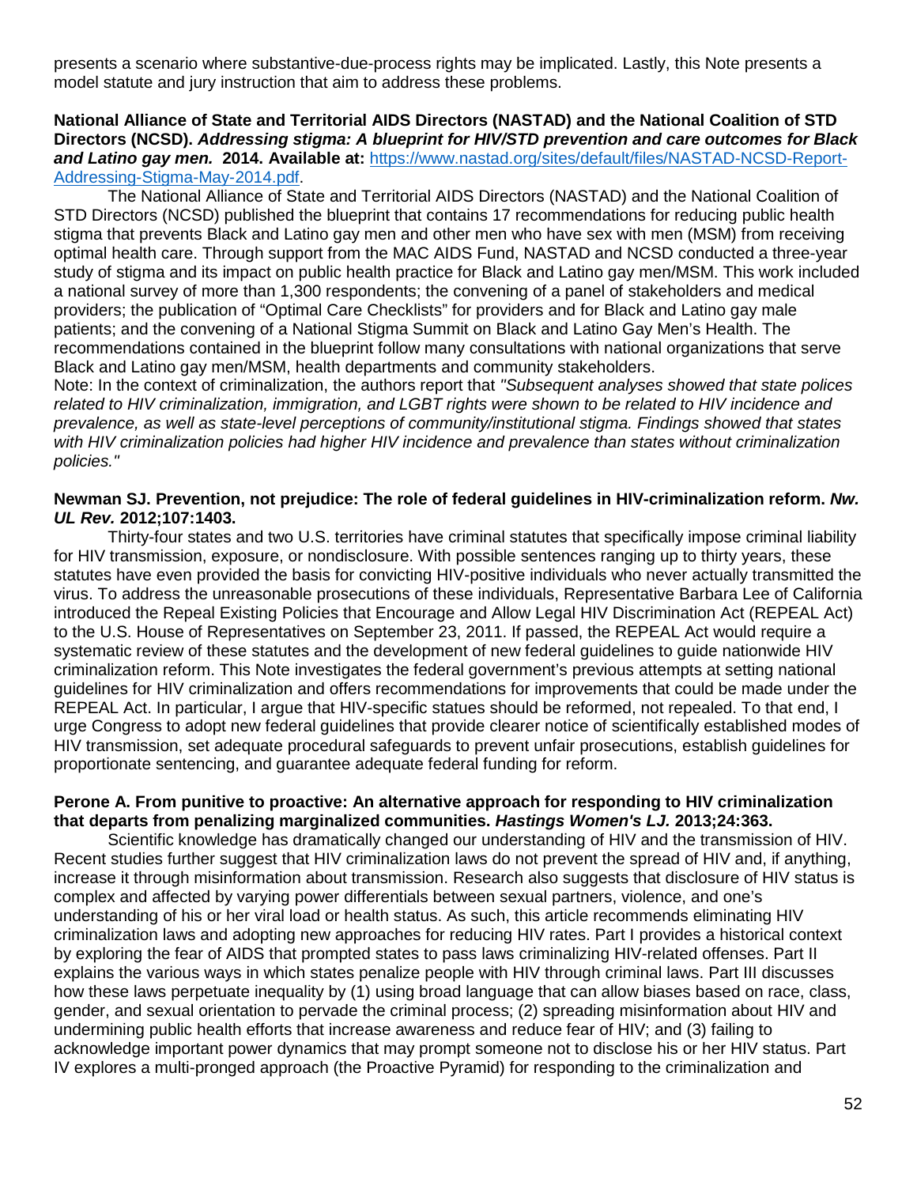presents a scenario where substantive-due-process rights may be implicated. Lastly, this Note presents a model statute and jury instruction that aim to address these problems.

**National Alliance of State and Territorial AIDS Directors (NASTAD) and the National Coalition of STD Directors (NCSD).** ***Addressing stigma: A blueprint for HIV/STD prevention and care outcomes for Black and Latino gay men.*** **2014. Available at:** [https://www.nastad.org/sites/default/files/NASTAD-NCSD-Report-Addressing-Stigma-May-2014.pdf](https://www.nastad.org/sites/default/files/NASTAD-NCSD-Report-Addressing-Stigma-May-2014.pdf).

The National Alliance of State and Territorial AIDS Directors (NASTAD) and the National Coalition of STD Directors (NCSD) published the blueprint that contains 17 recommendations for reducing public health stigma that prevents Black and Latino gay men and other men who have sex with men (MSM) from receiving optimal health care. Through support from the MAC AIDS Fund, NASTAD and NCSD conducted a three-year study of stigma and its impact on public health practice for Black and Latino gay men/MSM. This work included a national survey of more than 1,300 respondents; the convening of a panel of stakeholders and medical providers; the publication of "Optimal Care Checklists" for providers and for Black and Latino gay male patients; and the convening of a National Stigma Summit on Black and Latino Gay Men's Health. The recommendations contained in the blueprint follow many consultations with national organizations that serve Black and Latino gay men/MSM, health departments and community stakeholders.

Note: In the context of criminalization, the authors report that *"Subsequent analyses showed that state polices related to HIV criminalization, immigration, and LGBT rights were shown to be related to HIV incidence and prevalence, as well as state-level perceptions of community/institutional stigma. Findings showed that states with HIV criminalization policies had higher HIV incidence and prevalence than states without criminalization policies."*

**Newman SJ. Prevention, not prejudice: The role of federal guidelines in HIV-criminalization reform.** ***Nw. UL Rev.*** **2012;107:1403.**

Thirty-four states and two U.S. territories have criminal statutes that specifically impose criminal liability for HIV transmission, exposure, or nondisclosure. With possible sentences ranging up to thirty years, these statutes have even provided the basis for convicting HIV-positive individuals who never actually transmitted the virus. To address the unreasonable prosecutions of these individuals, Representative Barbara Lee of California introduced the Repeal Existing Policies that Encourage and Allow Legal HIV Discrimination Act (REPEAL Act) to the U.S. House of Representatives on September 23, 2011. If passed, the REPEAL Act would require a systematic review of these statutes and the development of new federal guidelines to guide nationwide HIV criminalization reform. This Note investigates the federal government's previous attempts at setting national guidelines for HIV criminalization and offers recommendations for improvements that could be made under the REPEAL Act. In particular, I argue that HIV-specific statues should be reformed, not repealed. To that end, I urge Congress to adopt new federal guidelines that provide clearer notice of scientifically established modes of HIV transmission, set adequate procedural safeguards to prevent unfair prosecutions, establish guidelines for proportionate sentencing, and guarantee adequate federal funding for reform.

**Perone A. From punitive to proactive: An alternative approach for responding to HIV criminalization that departs from penalizing marginalized communities.** ***Hastings Women's LJ.*** **2013;24:363.**

Scientific knowledge has dramatically changed our understanding of HIV and the transmission of HIV. Recent studies further suggest that HIV criminalization laws do not prevent the spread of HIV and, if anything, increase it through misinformation about transmission. Research also suggests that disclosure of HIV status is complex and affected by varying power differentials between sexual partners, violence, and one's understanding of his or her viral load or health status. As such, this article recommends eliminating HIV criminalization laws and adopting new approaches for reducing HIV rates. Part I provides a historical context by exploring the fear of AIDS that prompted states to pass laws criminalizing HIV-related offenses. Part II explains the various ways in which states penalize people with HIV through criminal laws. Part III discusses how these laws perpetuate inequality by (1) using broad language that can allow biases based on race, class, gender, and sexual orientation to pervade the criminal process; (2) spreading misinformation about HIV and undermining public health efforts that increase awareness and reduce fear of HIV; and (3) failing to acknowledge important power dynamics that may prompt someone not to disclose his or her HIV status. Part IV explores a multi-pronged approach (the Proactive Pyramid) for responding to the criminalization and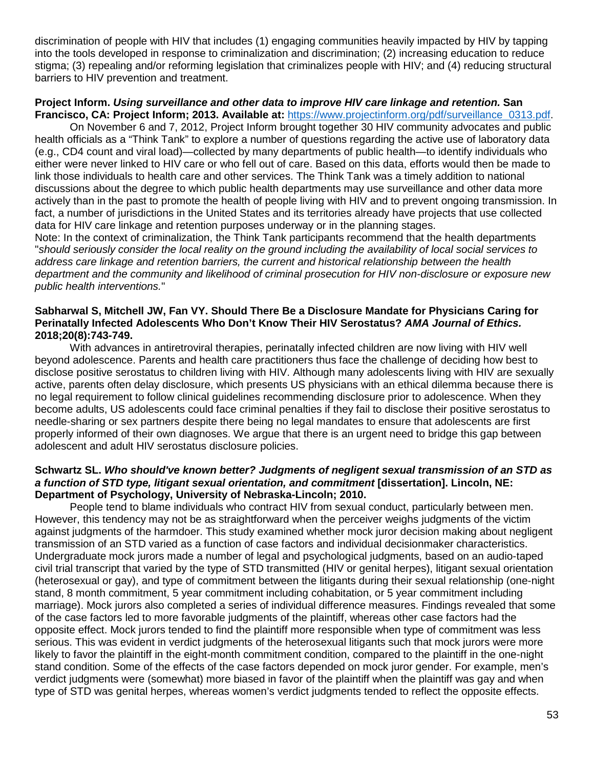discrimination of people with HIV that includes (1) engaging communities heavily impacted by HIV by tapping into the tools developed in response to criminalization and discrimination; (2) increasing education to reduce stigma; (3) repealing and/or reforming legislation that criminalizes people with HIV; and (4) reducing structural barriers to HIV prevention and treatment.

**Project Inform. *Using surveillance and other data to improve HIV care linkage and retention.* San Francisco, CA: Project Inform; 2013. Available at:** [https://www.projectinform.org/pdf/surveillance_0313.pdf](https://www.projectinform.org/pdf/surveillance_0313.pdf).

On November 6 and 7, 2012, Project Inform brought together 30 HIV community advocates and public health officials as a "Think Tank" to explore a number of questions regarding the active use of laboratory data (e.g., CD4 count and viral load)—collected by many departments of public health—to identify individuals who either were never linked to HIV care or who fell out of care. Based on this data, efforts would then be made to link those individuals to health care and other services. The Think Tank was a timely addition to national discussions about the degree to which public health departments may use surveillance and other data more actively than in the past to promote the health of people living with HIV and to prevent ongoing transmission. In fact, a number of jurisdictions in the United States and its territories already have projects that use collected data for HIV care linkage and retention purposes underway or in the planning stages.

Note: In the context of criminalization, the Think Tank participants recommend that the health departments "*should seriously consider the local reality on the ground including the availability of local social services to address care linkage and retention barriers, the current and historical relationship between the health department and the community and likelihood of criminal prosecution for HIV non-disclosure or exposure new public health interventions.*"

**Sabharwal S, Mitchell JW, Fan VY. Should There Be a Disclosure Mandate for Physicians Caring for Perinatally Infected Adolescents Who Don't Know Their HIV Serostatus? *AMA Journal of Ethics.* 2018;20(8):743-749.**

With advances in antiretroviral therapies, perinatally infected children are now living with HIV well beyond adolescence. Parents and health care practitioners thus face the challenge of deciding how best to disclose positive serostatus to children living with HIV. Although many adolescents living with HIV are sexually active, parents often delay disclosure, which presents US physicians with an ethical dilemma because there is no legal requirement to follow clinical guidelines recommending disclosure prior to adolescence. When they become adults, US adolescents could face criminal penalties if they fail to disclose their positive serostatus to needle-sharing or sex partners despite there being no legal mandates to ensure that adolescents are first properly informed of their own diagnoses. We argue that there is an urgent need to bridge this gap between adolescent and adult HIV serostatus disclosure policies.

**Schwartz SL. *Who should've known better? Judgments of negligent sexual transmission of an STD as a function of STD type, litigant sexual orientation, and commitment* [dissertation]. Lincoln, NE: Department of Psychology, University of Nebraska-Lincoln; 2010.**

People tend to blame individuals who contract HIV from sexual conduct, particularly between men. However, this tendency may not be as straightforward when the perceiver weighs judgments of the victim against judgments of the harmdoer. This study examined whether mock juror decision making about negligent transmission of an STD varied as a function of case factors and individual decisionmaker characteristics. Undergraduate mock jurors made a number of legal and psychological judgments, based on an audio-taped civil trial transcript that varied by the type of STD transmitted (HIV or genital herpes), litigant sexual orientation (heterosexual or gay), and type of commitment between the litigants during their sexual relationship (one-night stand, 8 month commitment, 5 year commitment including cohabitation, or 5 year commitment including marriage). Mock jurors also completed a series of individual difference measures. Findings revealed that some of the case factors led to more favorable judgments of the plaintiff, whereas other case factors had the opposite effect. Mock jurors tended to find the plaintiff more responsible when type of commitment was less serious. This was evident in verdict judgments of the heterosexual litigants such that mock jurors were more likely to favor the plaintiff in the eight-month commitment condition, compared to the plaintiff in the one-night stand condition. Some of the effects of the case factors depended on mock juror gender. For example, men's verdict judgments were (somewhat) more biased in favor of the plaintiff when the plaintiff was gay and when type of STD was genital herpes, whereas women's verdict judgments tended to reflect the opposite effects.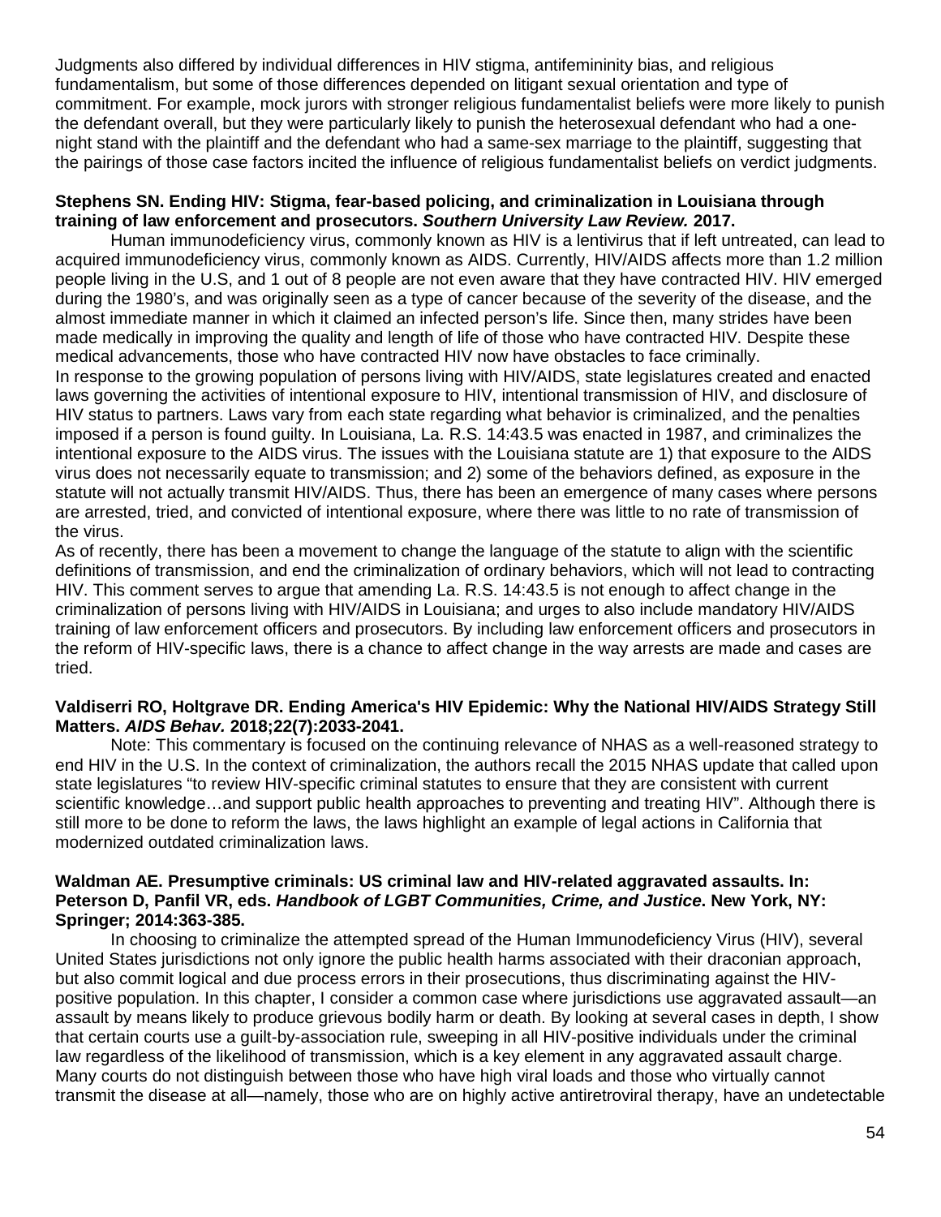Judgments also differed by individual differences in HIV stigma, antifemininity bias, and religious fundamentalism, but some of those differences depended on litigant sexual orientation and type of commitment. For example, mock jurors with stronger religious fundamentalist beliefs were more likely to punish the defendant overall, but they were particularly likely to punish the heterosexual defendant who had a one-night stand with the plaintiff and the defendant who had a same-sex marriage to the plaintiff, suggesting that the pairings of those case factors incited the influence of religious fundamentalist beliefs on verdict judgments.

**Stephens SN. Ending HIV: Stigma, fear-based policing, and criminalization in Louisiana through training of law enforcement and prosecutors. *Southern University Law Review.* 2017.**

Human immunodeficiency virus, commonly known as HIV is a lentivirus that if left untreated, can lead to acquired immunodeficiency virus, commonly known as AIDS. Currently, HIV/AIDS affects more than 1.2 million people living in the U.S, and 1 out of 8 people are not even aware that they have contracted HIV. HIV emerged during the 1980's, and was originally seen as a type of cancer because of the severity of the disease, and the almost immediate manner in which it claimed an infected person's life. Since then, many strides have been made medically in improving the quality and length of life of those who have contracted HIV. Despite these medical advancements, those who have contracted HIV now have obstacles to face criminally.
In response to the growing population of persons living with HIV/AIDS, state legislatures created and enacted laws governing the activities of intentional exposure to HIV, intentional transmission of HIV, and disclosure of HIV status to partners. Laws vary from each state regarding what behavior is criminalized, and the penalties imposed if a person is found guilty. In Louisiana, La. R.S. 14:43.5 was enacted in 1987, and criminalizes the intentional exposure to the AIDS virus. The issues with the Louisiana statute are 1) that exposure to the AIDS virus does not necessarily equate to transmission; and 2) some of the behaviors defined, as exposure in the statute will not actually transmit HIV/AIDS. Thus, there has been an emergence of many cases where persons are arrested, tried, and convicted of intentional exposure, where there was little to no rate of transmission of the virus.
As of recently, there has been a movement to change the language of the statute to align with the scientific definitions of transmission, and end the criminalization of ordinary behaviors, which will not lead to contracting HIV. This comment serves to argue that amending La. R.S. 14:43.5 is not enough to affect change in the criminalization of persons living with HIV/AIDS in Louisiana; and urges to also include mandatory HIV/AIDS training of law enforcement officers and prosecutors. By including law enforcement officers and prosecutors in the reform of HIV-specific laws, there is a chance to affect change in the way arrests are made and cases are tried.

**Valdiserri RO, Holtgrave DR. Ending America's HIV Epidemic: Why the National HIV/AIDS Strategy Still Matters. *AIDS Behav.* 2018;22(7):2033-2041.**

Note: This commentary is focused on the continuing relevance of NHAS as a well-reasoned strategy to end HIV in the U.S. In the context of criminalization, the authors recall the 2015 NHAS update that called upon state legislatures "to review HIV-specific criminal statutes to ensure that they are consistent with current scientific knowledge…and support public health approaches to preventing and treating HIV". Although there is still more to be done to reform the laws, the laws highlight an example of legal actions in California that modernized outdated criminalization laws.

**Waldman AE. Presumptive criminals: US criminal law and HIV-related aggravated assaults. In: Peterson D, Panfil VR, eds. *Handbook of LGBT Communities, Crime, and Justice*. New York, NY: Springer; 2014:363-385.**

In choosing to criminalize the attempted spread of the Human Immunodeficiency Virus (HIV), several United States jurisdictions not only ignore the public health harms associated with their draconian approach, but also commit logical and due process errors in their prosecutions, thus discriminating against the HIV-positive population. In this chapter, I consider a common case where jurisdictions use aggravated assault—an assault by means likely to produce grievous bodily harm or death. By looking at several cases in depth, I show that certain courts use a guilt-by-association rule, sweeping in all HIV-positive individuals under the criminal law regardless of the likelihood of transmission, which is a key element in any aggravated assault charge. Many courts do not distinguish between those who have high viral loads and those who virtually cannot transmit the disease at all—namely, those who are on highly active antiretroviral therapy, have an undetectable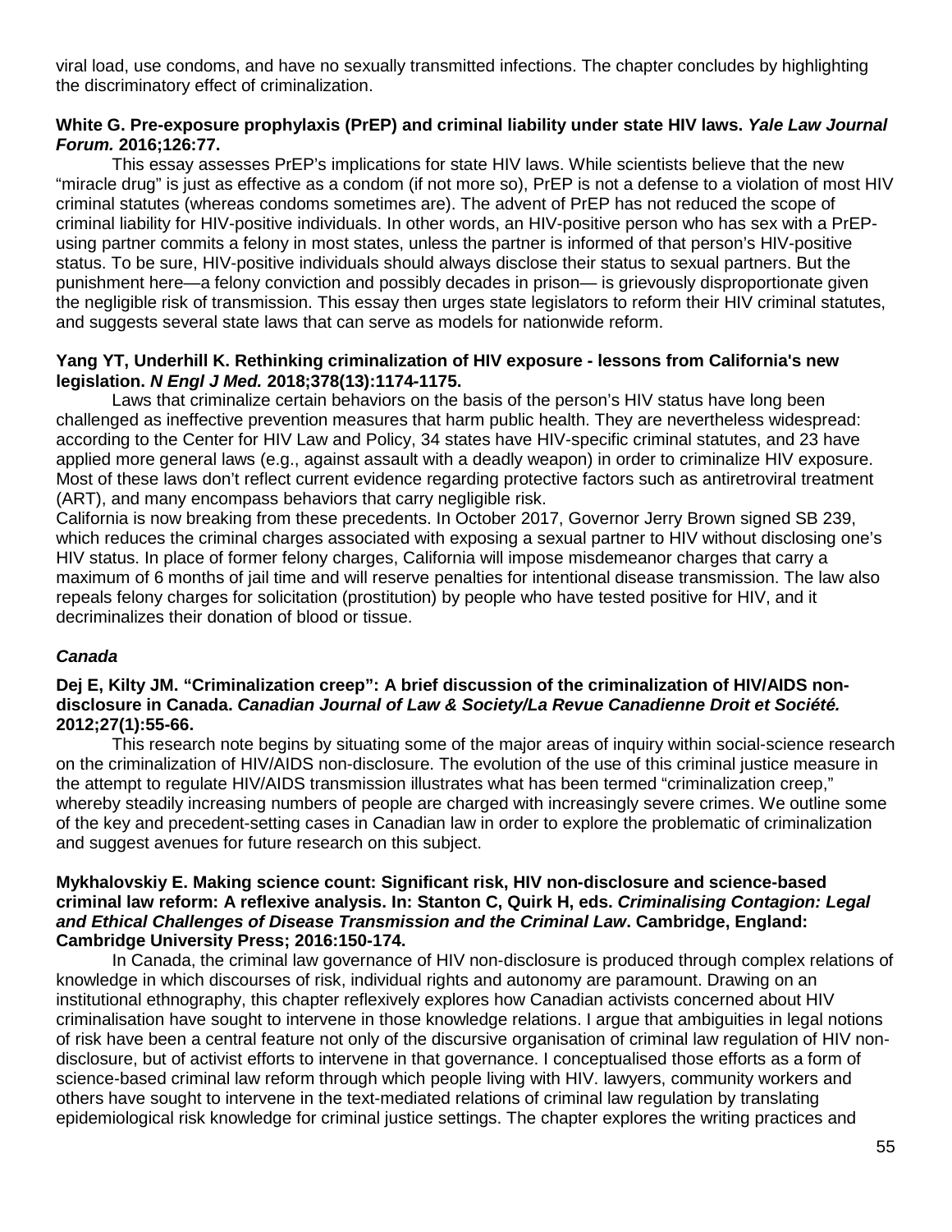viral load, use condoms, and have no sexually transmitted infections. The chapter concludes by highlighting the discriminatory effect of criminalization.

**White G. Pre-exposure prophylaxis (PrEP) and criminal liability under state HIV laws. *Yale Law Journal Forum.* 2016;126:77.**

This essay assesses PrEP's implications for state HIV laws. While scientists believe that the new "miracle drug" is just as effective as a condom (if not more so), PrEP is not a defense to a violation of most HIV criminal statutes (whereas condoms sometimes are). The advent of PrEP has not reduced the scope of criminal liability for HIV-positive individuals. In other words, an HIV-positive person who has sex with a PrEP-using partner commits a felony in most states, unless the partner is informed of that person's HIV-positive status. To be sure, HIV-positive individuals should always disclose their status to sexual partners. But the punishment here—a felony conviction and possibly decades in prison— is grievously disproportionate given the negligible risk of transmission. This essay then urges state legislators to reform their HIV criminal statutes, and suggests several state laws that can serve as models for nationwide reform.

**Yang YT, Underhill K. Rethinking criminalization of HIV exposure - lessons from California's new legislation. *N Engl J Med.* 2018;378(13):1174-1175.**

Laws that criminalize certain behaviors on the basis of the person's HIV status have long been challenged as ineffective prevention measures that harm public health. They are nevertheless widespread: according to the Center for HIV Law and Policy, 34 states have HIV-specific criminal statutes, and 23 have applied more general laws (e.g., against assault with a deadly weapon) in order to criminalize HIV exposure. Most of these laws don't reflect current evidence regarding protective factors such as antiretroviral treatment (ART), and many encompass behaviors that carry negligible risk.
California is now breaking from these precedents. In October 2017, Governor Jerry Brown signed SB 239, which reduces the criminal charges associated with exposing a sexual partner to HIV without disclosing one's HIV status. In place of former felony charges, California will impose misdemeanor charges that carry a maximum of 6 months of jail time and will reserve penalties for intentional disease transmission. The law also repeals felony charges for solicitation (prostitution) by people who have tested positive for HIV, and it decriminalizes their donation of blood or tissue.

### *Canada*

**Dej E, Kilty JM. "Criminalization creep": A brief discussion of the criminalization of HIV/AIDS non-disclosure in Canada. *Canadian Journal of Law & Society/La Revue Canadienne Droit et Société.* 2012;27(1):55-66.**

This research note begins by situating some of the major areas of inquiry within social-science research on the criminalization of HIV/AIDS non-disclosure. The evolution of the use of this criminal justice measure in the attempt to regulate HIV/AIDS transmission illustrates what has been termed "criminalization creep," whereby steadily increasing numbers of people are charged with increasingly severe crimes. We outline some of the key and precedent-setting cases in Canadian law in order to explore the problematic of criminalization and suggest avenues for future research on this subject.

**Mykhalovskiy E. Making science count: Significant risk, HIV non-disclosure and science-based criminal law reform: A reflexive analysis. In: Stanton C, Quirk H, eds. *Criminalising Contagion: Legal and Ethical Challenges of Disease Transmission and the Criminal Law*. Cambridge, England: Cambridge University Press; 2016:150-174.**

In Canada, the criminal law governance of HIV non-disclosure is produced through complex relations of knowledge in which discourses of risk, individual rights and autonomy are paramount. Drawing on an institutional ethnography, this chapter reflexively explores how Canadian activists concerned about HIV criminalisation have sought to intervene in those knowledge relations. I argue that ambiguities in legal notions of risk have been a central feature not only of the discursive organisation of criminal law regulation of HIV non-disclosure, but of activist efforts to intervene in that governance. I conceptualised those efforts as a form of science-based criminal law reform through which people living with HIV. lawyers, community workers and others have sought to intervene in the text-mediated relations of criminal law regulation by translating epidemiological risk knowledge for criminal justice settings. The chapter explores the writing practices and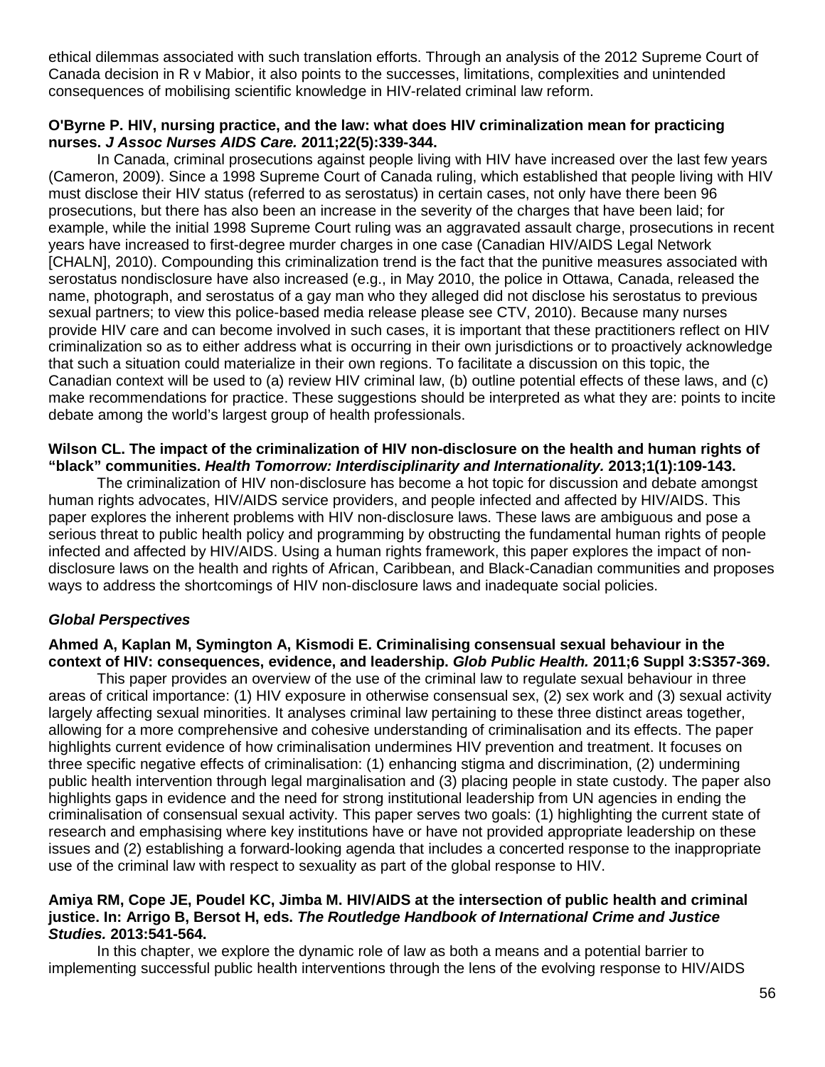ethical dilemmas associated with such translation efforts. Through an analysis of the 2012 Supreme Court of Canada decision in R v Mabior, it also points to the successes, limitations, complexities and unintended consequences of mobilising scientific knowledge in HIV-related criminal law reform.

**O'Byrne P. HIV, nursing practice, and the law: what does HIV criminalization mean for practicing nurses. *J Assoc Nurses AIDS Care.* 2011;22(5):339-344.**

In Canada, criminal prosecutions against people living with HIV have increased over the last few years (Cameron, 2009). Since a 1998 Supreme Court of Canada ruling, which established that people living with HIV must disclose their HIV status (referred to as serostatus) in certain cases, not only have there been 96 prosecutions, but there has also been an increase in the severity of the charges that have been laid; for example, while the initial 1998 Supreme Court ruling was an aggravated assault charge, prosecutions in recent years have increased to first-degree murder charges in one case (Canadian HIV/AIDS Legal Network [CHALN], 2010). Compounding this criminalization trend is the fact that the punitive measures associated with serostatus nondisclosure have also increased (e.g., in May 2010, the police in Ottawa, Canada, released the name, photograph, and serostatus of a gay man who they alleged did not disclose his serostatus to previous sexual partners; to view this police-based media release please see CTV, 2010). Because many nurses provide HIV care and can become involved in such cases, it is important that these practitioners reflect on HIV criminalization so as to either address what is occurring in their own jurisdictions or to proactively acknowledge that such a situation could materialize in their own regions. To facilitate a discussion on this topic, the Canadian context will be used to (a) review HIV criminal law, (b) outline potential effects of these laws, and (c) make recommendations for practice. These suggestions should be interpreted as what they are: points to incite debate among the world's largest group of health professionals.

**Wilson CL. The impact of the criminalization of HIV non-disclosure on the health and human rights of "black" communities. *Health Tomorrow: Interdisciplinarity and Internationality.* 2013;1(1):109-143.**

The criminalization of HIV non-disclosure has become a hot topic for discussion and debate amongst human rights advocates, HIV/AIDS service providers, and people infected and affected by HIV/AIDS. This paper explores the inherent problems with HIV non-disclosure laws. These laws are ambiguous and pose a serious threat to public health policy and programming by obstructing the fundamental human rights of people infected and affected by HIV/AIDS. Using a human rights framework, this paper explores the impact of non-disclosure laws on the health and rights of African, Caribbean, and Black-Canadian communities and proposes ways to address the shortcomings of HIV non-disclosure laws and inadequate social policies.

### *Global Perspectives*

**Ahmed A, Kaplan M, Symington A, Kismodi E. Criminalising consensual sexual behaviour in the context of HIV: consequences, evidence, and leadership. *Glob Public Health.* 2011;6 Suppl 3:S357-369.**

This paper provides an overview of the use of the criminal law to regulate sexual behaviour in three areas of critical importance: (1) HIV exposure in otherwise consensual sex, (2) sex work and (3) sexual activity largely affecting sexual minorities. It analyses criminal law pertaining to these three distinct areas together, allowing for a more comprehensive and cohesive understanding of criminalisation and its effects. The paper highlights current evidence of how criminalisation undermines HIV prevention and treatment. It focuses on three specific negative effects of criminalisation: (1) enhancing stigma and discrimination, (2) undermining public health intervention through legal marginalisation and (3) placing people in state custody. The paper also highlights gaps in evidence and the need for strong institutional leadership from UN agencies in ending the criminalisation of consensual sexual activity. This paper serves two goals: (1) highlighting the current state of research and emphasising where key institutions have or have not provided appropriate leadership on these issues and (2) establishing a forward-looking agenda that includes a concerted response to the inappropriate use of the criminal law with respect to sexuality as part of the global response to HIV.

**Amiya RM, Cope JE, Poudel KC, Jimba M. HIV/AIDS at the intersection of public health and criminal justice. In: Arrigo B, Bersot H, eds. *The Routledge Handbook of International Crime and Justice Studies.* 2013:541-564.**

In this chapter, we explore the dynamic role of law as both a means and a potential barrier to implementing successful public health interventions through the lens of the evolving response to HIV/AIDS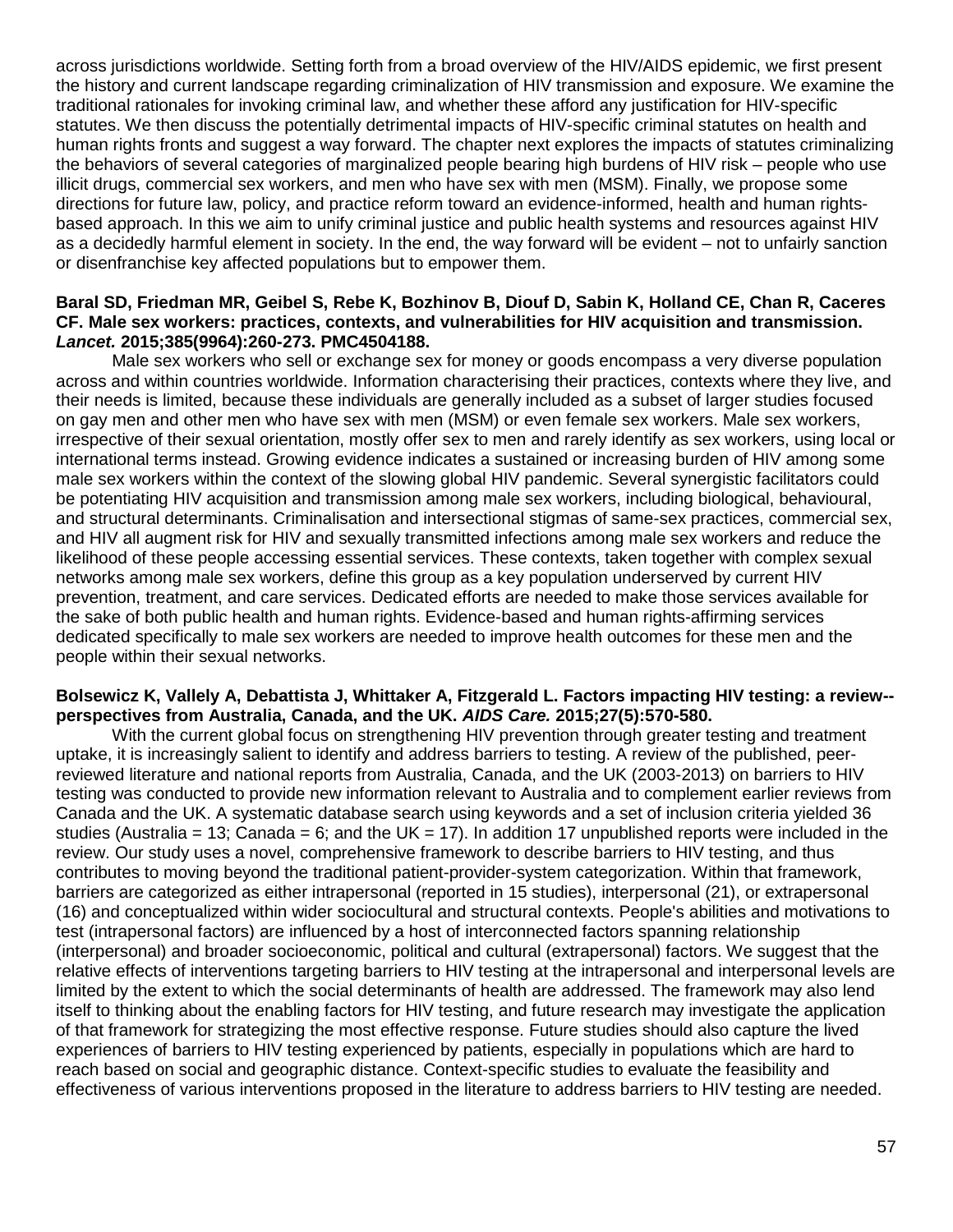across jurisdictions worldwide. Setting forth from a broad overview of the HIV/AIDS epidemic, we first present the history and current landscape regarding criminalization of HIV transmission and exposure. We examine the traditional rationales for invoking criminal law, and whether these afford any justification for HIV-specific statutes. We then discuss the potentially detrimental impacts of HIV-specific criminal statutes on health and human rights fronts and suggest a way forward. The chapter next explores the impacts of statutes criminalizing the behaviors of several categories of marginalized people bearing high burdens of HIV risk – people who use illicit drugs, commercial sex workers, and men who have sex with men (MSM). Finally, we propose some directions for future law, policy, and practice reform toward an evidence-informed, health and human rights-based approach. In this we aim to unify criminal justice and public health systems and resources against HIV as a decidedly harmful element in society. In the end, the way forward will be evident – not to unfairly sanction or disenfranchise key affected populations but to empower them.

**Baral SD, Friedman MR, Geibel S, Rebe K, Bozhinov B, Diouf D, Sabin K, Holland CE, Chan R, Caceres CF. Male sex workers: practices, contexts, and vulnerabilities for HIV acquisition and transmission. *Lancet.* 2015;385(9964):260-273. PMC4504188.**

Male sex workers who sell or exchange sex for money or goods encompass a very diverse population across and within countries worldwide. Information characterising their practices, contexts where they live, and their needs is limited, because these individuals are generally included as a subset of larger studies focused on gay men and other men who have sex with men (MSM) or even female sex workers. Male sex workers, irrespective of their sexual orientation, mostly offer sex to men and rarely identify as sex workers, using local or international terms instead. Growing evidence indicates a sustained or increasing burden of HIV among some male sex workers within the context of the slowing global HIV pandemic. Several synergistic facilitators could be potentiating HIV acquisition and transmission among male sex workers, including biological, behavioural, and structural determinants. Criminalisation and intersectional stigmas of same-sex practices, commercial sex, and HIV all augment risk for HIV and sexually transmitted infections among male sex workers and reduce the likelihood of these people accessing essential services. These contexts, taken together with complex sexual networks among male sex workers, define this group as a key population underserved by current HIV prevention, treatment, and care services. Dedicated efforts are needed to make those services available for the sake of both public health and human rights. Evidence-based and human rights-affirming services dedicated specifically to male sex workers are needed to improve health outcomes for these men and the people within their sexual networks.

**Bolsewicz K, Vallely A, Debattista J, Whittaker A, Fitzgerald L. Factors impacting HIV testing: a review--perspectives from Australia, Canada, and the UK. *AIDS Care.* 2015;27(5):570-580.**

With the current global focus on strengthening HIV prevention through greater testing and treatment uptake, it is increasingly salient to identify and address barriers to testing. A review of the published, peer-reviewed literature and national reports from Australia, Canada, and the UK (2003-2013) on barriers to HIV testing was conducted to provide new information relevant to Australia and to complement earlier reviews from Canada and the UK. A systematic database search using keywords and a set of inclusion criteria yielded 36 studies (Australia = 13; Canada = 6; and the UK = 17). In addition 17 unpublished reports were included in the review. Our study uses a novel, comprehensive framework to describe barriers to HIV testing, and thus contributes to moving beyond the traditional patient-provider-system categorization. Within that framework, barriers are categorized as either intrapersonal (reported in 15 studies), interpersonal (21), or extrapersonal (16) and conceptualized within wider sociocultural and structural contexts. People's abilities and motivations to test (intrapersonal factors) are influenced by a host of interconnected factors spanning relationship (interpersonal) and broader socioeconomic, political and cultural (extrapersonal) factors. We suggest that the relative effects of interventions targeting barriers to HIV testing at the intrapersonal and interpersonal levels are limited by the extent to which the social determinants of health are addressed. The framework may also lend itself to thinking about the enabling factors for HIV testing, and future research may investigate the application of that framework for strategizing the most effective response. Future studies should also capture the lived experiences of barriers to HIV testing experienced by patients, especially in populations which are hard to reach based on social and geographic distance. Context-specific studies to evaluate the feasibility and effectiveness of various interventions proposed in the literature to address barriers to HIV testing are needed.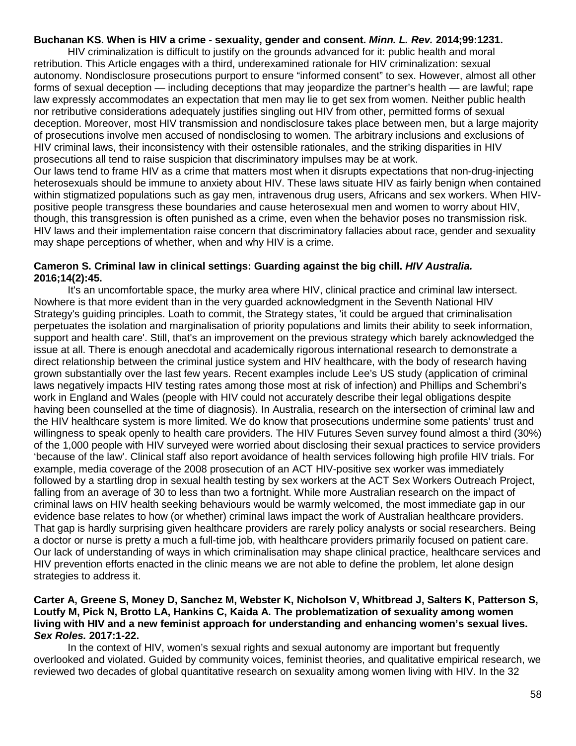**Buchanan KS. When is HIV a crime - sexuality, gender and consent. *Minn. L. Rev.* 2014;99:1231.**

HIV criminalization is difficult to justify on the grounds advanced for it: public health and moral retribution. This Article engages with a third, underexamined rationale for HIV criminalization: sexual autonomy. Nondisclosure prosecutions purport to ensure "informed consent" to sex. However, almost all other forms of sexual deception — including deceptions that may jeopardize the partner's health — are lawful; rape law expressly accommodates an expectation that men may lie to get sex from women. Neither public health nor retributive considerations adequately justifies singling out HIV from other, permitted forms of sexual deception. Moreover, most HIV transmission and nondisclosure takes place between men, but a large majority of prosecutions involve men accused of nondisclosing to women. The arbitrary inclusions and exclusions of HIV criminal laws, their inconsistency with their ostensible rationales, and the striking disparities in HIV prosecutions all tend to raise suspicion that discriminatory impulses may be at work.
Our laws tend to frame HIV as a crime that matters most when it disrupts expectations that non-drug-injecting heterosexuals should be immune to anxiety about HIV. These laws situate HIV as fairly benign when contained within stigmatized populations such as gay men, intravenous drug users, Africans and sex workers. When HIV-positive people transgress these boundaries and cause heterosexual men and women to worry about HIV, though, this transgression is often punished as a crime, even when the behavior poses no transmission risk. HIV laws and their implementation raise concern that discriminatory fallacies about race, gender and sexuality may shape perceptions of whether, when and why HIV is a crime.

**Cameron S. Criminal law in clinical settings: Guarding against the big chill. *HIV Australia.* 2016;14(2):45.**

It's an uncomfortable space, the murky area where HIV, clinical practice and criminal law intersect. Nowhere is that more evident than in the very guarded acknowledgment in the Seventh National HIV Strategy's guiding principles. Loath to commit, the Strategy states, 'it could be argued that criminalisation perpetuates the isolation and marginalisation of priority populations and limits their ability to seek information, support and health care'. Still, that's an improvement on the previous strategy which barely acknowledged the issue at all. There is enough anecdotal and academically rigorous international research to demonstrate a direct relationship between the criminal justice system and HIV healthcare, with the body of research having grown substantially over the last few years. Recent examples include Lee's US study (application of criminal laws negatively impacts HIV testing rates among those most at risk of infection) and Phillips and Schembri's work in England and Wales (people with HIV could not accurately describe their legal obligations despite having been counselled at the time of diagnosis). In Australia, research on the intersection of criminal law and the HIV healthcare system is more limited. We do know that prosecutions undermine some patients' trust and willingness to speak openly to health care providers. The HIV Futures Seven survey found almost a third (30%) of the 1,000 people with HIV surveyed were worried about disclosing their sexual practices to service providers 'because of the law'. Clinical staff also report avoidance of health services following high profile HIV trials. For example, media coverage of the 2008 prosecution of an ACT HIV-positive sex worker was immediately followed by a startling drop in sexual health testing by sex workers at the ACT Sex Workers Outreach Project, falling from an average of 30 to less than two a fortnight. While more Australian research on the impact of criminal laws on HIV health seeking behaviours would be warmly welcomed, the most immediate gap in our evidence base relates to how (or whether) criminal laws impact the work of Australian healthcare providers. That gap is hardly surprising given healthcare providers are rarely policy analysts or social researchers. Being a doctor or nurse is pretty a much a full-time job, with healthcare providers primarily focused on patient care. Our lack of understanding of ways in which criminalisation may shape clinical practice, healthcare services and HIV prevention efforts enacted in the clinic means we are not able to define the problem, let alone design strategies to address it.

**Carter A, Greene S, Money D, Sanchez M, Webster K, Nicholson V, Whitbread J, Salters K, Patterson S, Loutfy M, Pick N, Brotto LA, Hankins C, Kaida A. The problematization of sexuality among women living with HIV and a new feminist approach for understanding and enhancing women's sexual lives. *Sex Roles.* 2017:1-22.**

In the context of HIV, women's sexual rights and sexual autonomy are important but frequently overlooked and violated. Guided by community voices, feminist theories, and qualitative empirical research, we reviewed two decades of global quantitative research on sexuality among women living with HIV. In the 32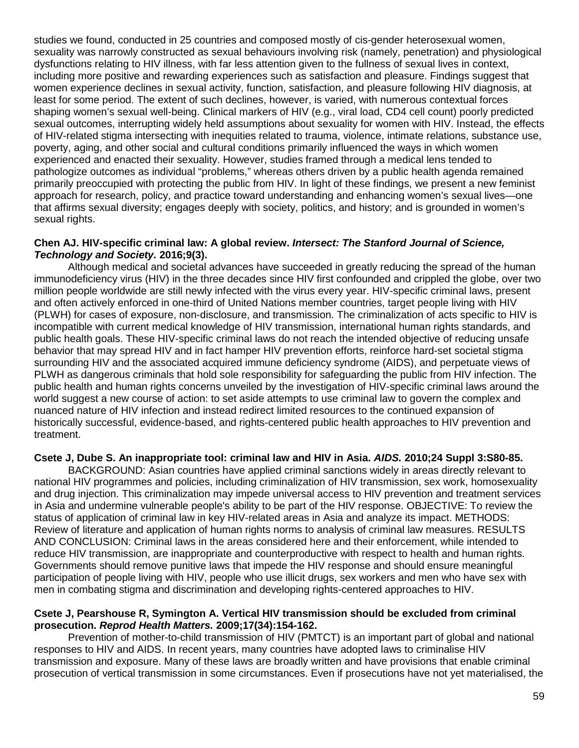studies we found, conducted in 25 countries and composed mostly of cis-gender heterosexual women, sexuality was narrowly constructed as sexual behaviours involving risk (namely, penetration) and physiological dysfunctions relating to HIV illness, with far less attention given to the fullness of sexual lives in context, including more positive and rewarding experiences such as satisfaction and pleasure. Findings suggest that women experience declines in sexual activity, function, satisfaction, and pleasure following HIV diagnosis, at least for some period. The extent of such declines, however, is varied, with numerous contextual forces shaping women's sexual well-being. Clinical markers of HIV (e.g., viral load, CD4 cell count) poorly predicted sexual outcomes, interrupting widely held assumptions about sexuality for women with HIV. Instead, the effects of HIV-related stigma intersecting with inequities related to trauma, violence, intimate relations, substance use, poverty, aging, and other social and cultural conditions primarily influenced the ways in which women experienced and enacted their sexuality. However, studies framed through a medical lens tended to pathologize outcomes as individual "problems," whereas others driven by a public health agenda remained primarily preoccupied with protecting the public from HIV. In light of these findings, we present a new feminist approach for research, policy, and practice toward understanding and enhancing women's sexual lives—one that affirms sexual diversity; engages deeply with society, politics, and history; and is grounded in women's sexual rights.

**Chen AJ. HIV-specific criminal law: A global review. *Intersect: The Stanford Journal of Science, Technology and Society.* 2016;9(3).**

Although medical and societal advances have succeeded in greatly reducing the spread of the human immunodeficiency virus (HIV) in the three decades since HIV first confounded and crippled the globe, over two million people worldwide are still newly infected with the virus every year. HIV-specific criminal laws, present and often actively enforced in one-third of United Nations member countries, target people living with HIV (PLWH) for cases of exposure, non-disclosure, and transmission. The criminalization of acts specific to HIV is incompatible with current medical knowledge of HIV transmission, international human rights standards, and public health goals. These HIV-specific criminal laws do not reach the intended objective of reducing unsafe behavior that may spread HIV and in fact hamper HIV prevention efforts, reinforce hard-set societal stigma surrounding HIV and the associated acquired immune deficiency syndrome (AIDS), and perpetuate views of PLWH as dangerous criminals that hold sole responsibility for safeguarding the public from HIV infection. The public health and human rights concerns unveiled by the investigation of HIV-specific criminal laws around the world suggest a new course of action: to set aside attempts to use criminal law to govern the complex and nuanced nature of HIV infection and instead redirect limited resources to the continued expansion of historically successful, evidence-based, and rights-centered public health approaches to HIV prevention and treatment.

**Csete J, Dube S. An inappropriate tool: criminal law and HIV in Asia. *AIDS.* 2010;24 Suppl 3:S80-85.**

BACKGROUND: Asian countries have applied criminal sanctions widely in areas directly relevant to national HIV programmes and policies, including criminalization of HIV transmission, sex work, homosexuality and drug injection. This criminalization may impede universal access to HIV prevention and treatment services in Asia and undermine vulnerable people's ability to be part of the HIV response. OBJECTIVE: To review the status of application of criminal law in key HIV-related areas in Asia and analyze its impact. METHODS: Review of literature and application of human rights norms to analysis of criminal law measures. RESULTS AND CONCLUSION: Criminal laws in the areas considered here and their enforcement, while intended to reduce HIV transmission, are inappropriate and counterproductive with respect to health and human rights. Governments should remove punitive laws that impede the HIV response and should ensure meaningful participation of people living with HIV, people who use illicit drugs, sex workers and men who have sex with men in combating stigma and discrimination and developing rights-centered approaches to HIV.

**Csete J, Pearshouse R, Symington A. Vertical HIV transmission should be excluded from criminal prosecution. *Reprod Health Matters.* 2009;17(34):154-162.**

Prevention of mother-to-child transmission of HIV (PMTCT) is an important part of global and national responses to HIV and AIDS. In recent years, many countries have adopted laws to criminalise HIV transmission and exposure. Many of these laws are broadly written and have provisions that enable criminal prosecution of vertical transmission in some circumstances. Even if prosecutions have not yet materialised, the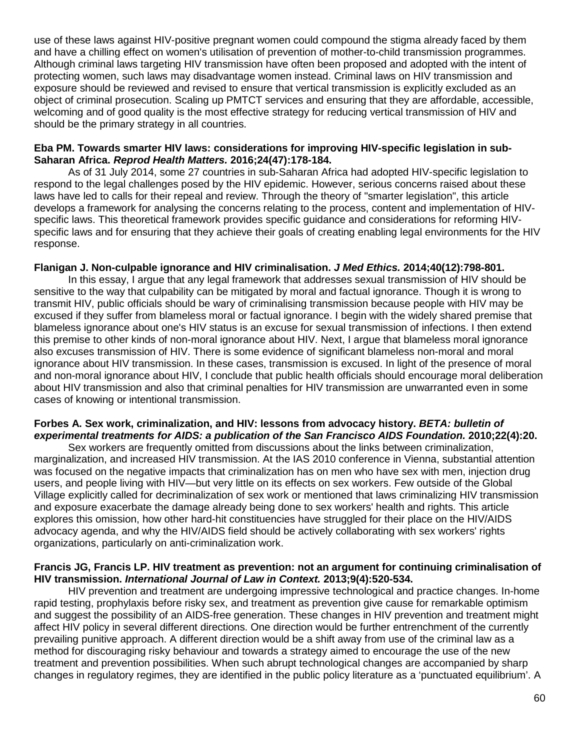use of these laws against HIV-positive pregnant women could compound the stigma already faced by them and have a chilling effect on women's utilisation of prevention of mother-to-child transmission programmes. Although criminal laws targeting HIV transmission have often been proposed and adopted with the intent of protecting women, such laws may disadvantage women instead. Criminal laws on HIV transmission and exposure should be reviewed and revised to ensure that vertical transmission is explicitly excluded as an object of criminal prosecution. Scaling up PMTCT services and ensuring that they are affordable, accessible, welcoming and of good quality is the most effective strategy for reducing vertical transmission of HIV and should be the primary strategy in all countries.

**Eba PM. Towards smarter HIV laws: considerations for improving HIV-specific legislation in sub-Saharan Africa. *Reprod Health Matters.* 2016;24(47):178-184.**

As of 31 July 2014, some 27 countries in sub-Saharan Africa had adopted HIV-specific legislation to respond to the legal challenges posed by the HIV epidemic. However, serious concerns raised about these laws have led to calls for their repeal and review. Through the theory of "smarter legislation", this article develops a framework for analysing the concerns relating to the process, content and implementation of HIV-specific laws. This theoretical framework provides specific guidance and considerations for reforming HIV-specific laws and for ensuring that they achieve their goals of creating enabling legal environments for the HIV response.

**Flanigan J. Non-culpable ignorance and HIV criminalisation. *J Med Ethics.* 2014;40(12):798-801.**

In this essay, I argue that any legal framework that addresses sexual transmission of HIV should be sensitive to the way that culpability can be mitigated by moral and factual ignorance. Though it is wrong to transmit HIV, public officials should be wary of criminalising transmission because people with HIV may be excused if they suffer from blameless moral or factual ignorance. I begin with the widely shared premise that blameless ignorance about one's HIV status is an excuse for sexual transmission of infections. I then extend this premise to other kinds of non-moral ignorance about HIV. Next, I argue that blameless moral ignorance also excuses transmission of HIV. There is some evidence of significant blameless non-moral and moral ignorance about HIV transmission. In these cases, transmission is excused. In light of the presence of moral and non-moral ignorance about HIV, I conclude that public health officials should encourage moral deliberation about HIV transmission and also that criminal penalties for HIV transmission are unwarranted even in some cases of knowing or intentional transmission.

**Forbes A. Sex work, criminalization, and HIV: lessons from advocacy history. *BETA: bulletin of experimental treatments for AIDS: a publication of the San Francisco AIDS Foundation.* 2010;22(4):20.**

Sex workers are frequently omitted from discussions about the links between criminalization, marginalization, and increased HIV transmission. At the IAS 2010 conference in Vienna, substantial attention was focused on the negative impacts that criminalization has on men who have sex with men, injection drug users, and people living with HIV—but very little on its effects on sex workers. Few outside of the Global Village explicitly called for decriminalization of sex work or mentioned that laws criminalizing HIV transmission and exposure exacerbate the damage already being done to sex workers' health and rights. This article explores this omission, how other hard-hit constituencies have struggled for their place on the HIV/AIDS advocacy agenda, and why the HIV/AIDS field should be actively collaborating with sex workers' rights organizations, particularly on anti-criminalization work.

**Francis JG, Francis LP. HIV treatment as prevention: not an argument for continuing criminalisation of HIV transmission. *International Journal of Law in Context.* 2013;9(4):520-534.**

HIV prevention and treatment are undergoing impressive technological and practice changes. In-home rapid testing, prophylaxis before risky sex, and treatment as prevention give cause for remarkable optimism and suggest the possibility of an AIDS-free generation. These changes in HIV prevention and treatment might affect HIV policy in several different directions. One direction would be further entrenchment of the currently prevailing punitive approach. A different direction would be a shift away from use of the criminal law as a method for discouraging risky behaviour and towards a strategy aimed to encourage the use of the new treatment and prevention possibilities. When such abrupt technological changes are accompanied by sharp changes in regulatory regimes, they are identified in the public policy literature as a 'punctuated equilibrium'. A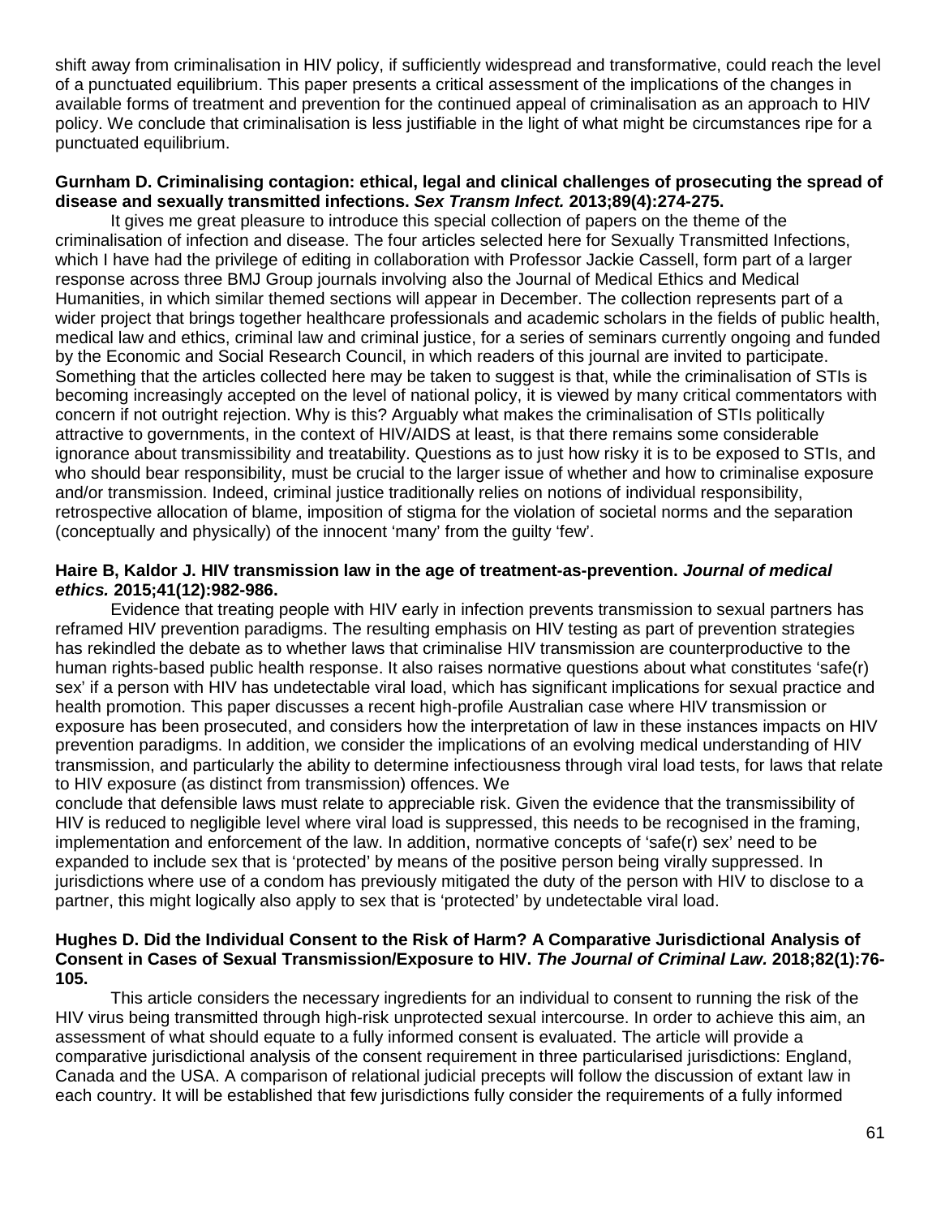shift away from criminalisation in HIV policy, if sufficiently widespread and transformative, could reach the level of a punctuated equilibrium. This paper presents a critical assessment of the implications of the changes in available forms of treatment and prevention for the continued appeal of criminalisation as an approach to HIV policy. We conclude that criminalisation is less justifiable in the light of what might be circumstances ripe for a punctuated equilibrium.

**Gurnham D. Criminalising contagion: ethical, legal and clinical challenges of prosecuting the spread of disease and sexually transmitted infections. *Sex Transm Infect.* 2013;89(4):274-275.**

It gives me great pleasure to introduce this special collection of papers on the theme of the criminalisation of infection and disease. The four articles selected here for Sexually Transmitted Infections, which I have had the privilege of editing in collaboration with Professor Jackie Cassell, form part of a larger response across three BMJ Group journals involving also the Journal of Medical Ethics and Medical Humanities, in which similar themed sections will appear in December. The collection represents part of a wider project that brings together healthcare professionals and academic scholars in the fields of public health, medical law and ethics, criminal law and criminal justice, for a series of seminars currently ongoing and funded by the Economic and Social Research Council, in which readers of this journal are invited to participate. Something that the articles collected here may be taken to suggest is that, while the criminalisation of STIs is becoming increasingly accepted on the level of national policy, it is viewed by many critical commentators with concern if not outright rejection. Why is this? Arguably what makes the criminalisation of STIs politically attractive to governments, in the context of HIV/AIDS at least, is that there remains some considerable ignorance about transmissibility and treatability. Questions as to just how risky it is to be exposed to STIs, and who should bear responsibility, must be crucial to the larger issue of whether and how to criminalise exposure and/or transmission. Indeed, criminal justice traditionally relies on notions of individual responsibility, retrospective allocation of blame, imposition of stigma for the violation of societal norms and the separation (conceptually and physically) of the innocent 'many' from the guilty 'few'.

**Haire B, Kaldor J. HIV transmission law in the age of treatment-as-prevention. *Journal of medical ethics.* 2015;41(12):982-986.**

Evidence that treating people with HIV early in infection prevents transmission to sexual partners has reframed HIV prevention paradigms. The resulting emphasis on HIV testing as part of prevention strategies has rekindled the debate as to whether laws that criminalise HIV transmission are counterproductive to the human rights-based public health response. It also raises normative questions about what constitutes 'safe(r) sex' if a person with HIV has undetectable viral load, which has significant implications for sexual practice and health promotion. This paper discusses a recent high-profile Australian case where HIV transmission or exposure has been prosecuted, and considers how the interpretation of law in these instances impacts on HIV prevention paradigms. In addition, we consider the implications of an evolving medical understanding of HIV transmission, and particularly the ability to determine infectiousness through viral load tests, for laws that relate to HIV exposure (as distinct from transmission) offences. We conclude that defensible laws must relate to appreciable risk. Given the evidence that the transmissibility of HIV is reduced to negligible level where viral load is suppressed, this needs to be recognised in the framing, implementation and enforcement of the law. In addition, normative concepts of 'safe(r) sex' need to be expanded to include sex that is 'protected' by means of the positive person being virally suppressed. In jurisdictions where use of a condom has previously mitigated the duty of the person with HIV to disclose to a partner, this might logically also apply to sex that is 'protected' by undetectable viral load.

**Hughes D. Did the Individual Consent to the Risk of Harm? A Comparative Jurisdictional Analysis of Consent in Cases of Sexual Transmission/Exposure to HIV. *The Journal of Criminal Law.* 2018;82(1):76-105.**

This article considers the necessary ingredients for an individual to consent to running the risk of the HIV virus being transmitted through high-risk unprotected sexual intercourse. In order to achieve this aim, an assessment of what should equate to a fully informed consent is evaluated. The article will provide a comparative jurisdictional analysis of the consent requirement in three particularised jurisdictions: England, Canada and the USA. A comparison of relational judicial precepts will follow the discussion of extant law in each country. It will be established that few jurisdictions fully consider the requirements of a fully informed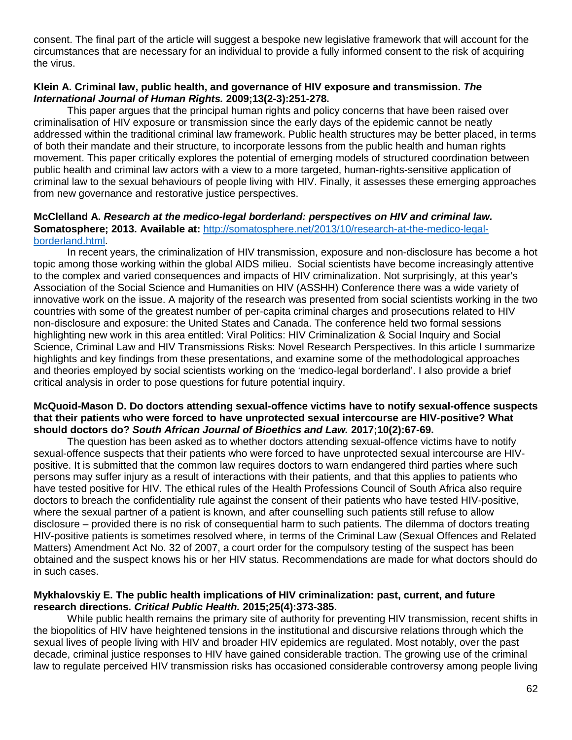consent. The final part of the article will suggest a bespoke new legislative framework that will account for the circumstances that are necessary for an individual to provide a fully informed consent to the risk of acquiring the virus.

**Klein A. Criminal law, public health, and governance of HIV exposure and transmission. *The International Journal of Human Rights.* 2009;13(2-3):251-278.**

This paper argues that the principal human rights and policy concerns that have been raised over criminalisation of HIV exposure or transmission since the early days of the epidemic cannot be neatly addressed within the traditional criminal law framework. Public health structures may be better placed, in terms of both their mandate and their structure, to incorporate lessons from the public health and human rights movement. This paper critically explores the potential of emerging models of structured coordination between public health and criminal law actors with a view to a more targeted, human-rights-sensitive application of criminal law to the sexual behaviours of people living with HIV. Finally, it assesses these emerging approaches from new governance and restorative justice perspectives.

**McClelland A. *Research at the medico-legal borderland: perspectives on HIV and criminal law.* Somatosphere; 2013. Available at:** [http://somatosphere.net/2013/10/research-at-the-medico-legal-borderland.html](http://somatosphere.net/2013/10/research-at-the-medico-legal-borderland.html).

In recent years, the criminalization of HIV transmission, exposure and non-disclosure has become a hot topic among those working within the global AIDS milieu. Social scientists have become increasingly attentive to the complex and varied consequences and impacts of HIV criminalization. Not surprisingly, at this year's Association of the Social Science and Humanities on HIV (ASSHH) Conference there was a wide variety of innovative work on the issue. A majority of the research was presented from social scientists working in the two countries with some of the greatest number of per-capita criminal charges and prosecutions related to HIV non-disclosure and exposure: the United States and Canada. The conference held two formal sessions highlighting new work in this area entitled: Viral Politics: HIV Criminalization & Social Inquiry and Social Science, Criminal Law and HIV Transmissions Risks: Novel Research Perspectives. In this article I summarize highlights and key findings from these presentations, and examine some of the methodological approaches and theories employed by social scientists working on the 'medico-legal borderland'. I also provide a brief critical analysis in order to pose questions for future potential inquiry.

**McQuoid-Mason D. Do doctors attending sexual-offence victims have to notify sexual-offence suspects that their patients who were forced to have unprotected sexual intercourse are HIV-positive? What should doctors do? *South African Journal of Bioethics and Law.* 2017;10(2):67-69.**

The question has been asked as to whether doctors attending sexual-offence victims have to notify sexual-offence suspects that their patients who were forced to have unprotected sexual intercourse are HIV-positive. It is submitted that the common law requires doctors to warn endangered third parties where such persons may suffer injury as a result of interactions with their patients, and that this applies to patients who have tested positive for HIV. The ethical rules of the Health Professions Council of South Africa also require doctors to breach the confidentiality rule against the consent of their patients who have tested HIV-positive, where the sexual partner of a patient is known, and after counselling such patients still refuse to allow disclosure – provided there is no risk of consequential harm to such patients. The dilemma of doctors treating HIV-positive patients is sometimes resolved where, in terms of the Criminal Law (Sexual Offences and Related Matters) Amendment Act No. 32 of 2007, a court order for the compulsory testing of the suspect has been obtained and the suspect knows his or her HIV status. Recommendations are made for what doctors should do in such cases.

**Mykhalovskiy E. The public health implications of HIV criminalization: past, current, and future research directions. *Critical Public Health.* 2015;25(4):373-385.**

While public health remains the primary site of authority for preventing HIV transmission, recent shifts in the biopolitics of HIV have heightened tensions in the institutional and discursive relations through which the sexual lives of people living with HIV and broader HIV epidemics are regulated. Most notably, over the past decade, criminal justice responses to HIV have gained considerable traction. The growing use of the criminal law to regulate perceived HIV transmission risks has occasioned considerable controversy among people living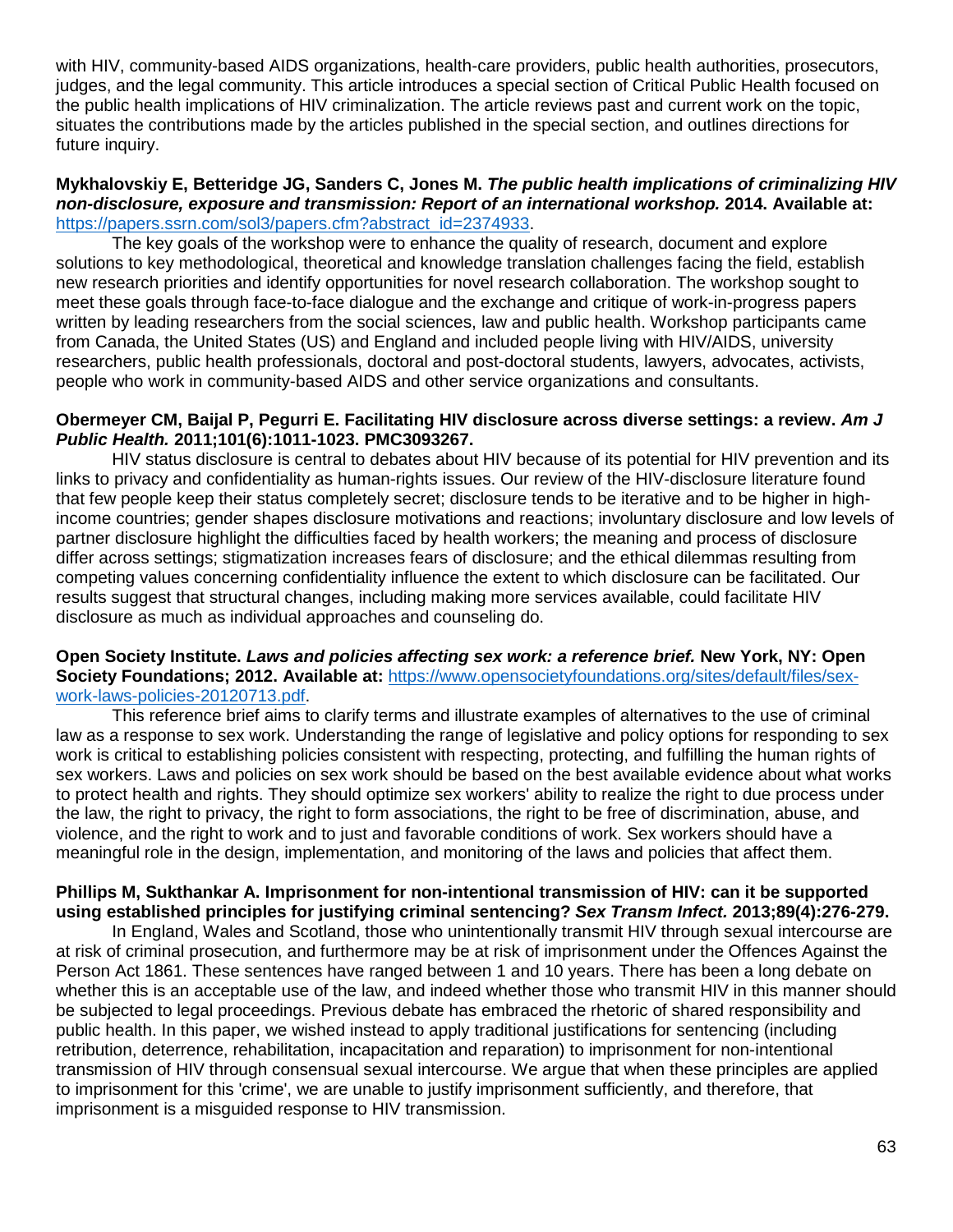with HIV, community-based AIDS organizations, health-care providers, public health authorities, prosecutors, judges, and the legal community. This article introduces a special section of Critical Public Health focused on the public health implications of HIV criminalization. The article reviews past and current work on the topic, situates the contributions made by the articles published in the special section, and outlines directions for future inquiry.

**Mykhalovskiy E, Betteridge JG, Sanders C, Jones M. *The public health implications of criminalizing HIV non-disclosure, exposure and transmission: Report of an international workshop.* 2014. Available at:** https://papers.ssrn.com/sol3/papers.cfm?abstract_id=2374933.

The key goals of the workshop were to enhance the quality of research, document and explore solutions to key methodological, theoretical and knowledge translation challenges facing the field, establish new research priorities and identify opportunities for novel research collaboration. The workshop sought to meet these goals through face-to-face dialogue and the exchange and critique of work-in-progress papers written by leading researchers from the social sciences, law and public health. Workshop participants came from Canada, the United States (US) and England and included people living with HIV/AIDS, university researchers, public health professionals, doctoral and post-doctoral students, lawyers, advocates, activists, people who work in community-based AIDS and other service organizations and consultants.

**Obermeyer CM, Baijal P, Pegurri E. Facilitating HIV disclosure across diverse settings: a review. *Am J Public Health.* 2011;101(6):1011-1023. PMC3093267.**

HIV status disclosure is central to debates about HIV because of its potential for HIV prevention and its links to privacy and confidentiality as human-rights issues. Our review of the HIV-disclosure literature found that few people keep their status completely secret; disclosure tends to be iterative and to be higher in high-income countries; gender shapes disclosure motivations and reactions; involuntary disclosure and low levels of partner disclosure highlight the difficulties faced by health workers; the meaning and process of disclosure differ across settings; stigmatization increases fears of disclosure; and the ethical dilemmas resulting from competing values concerning confidentiality influence the extent to which disclosure can be facilitated. Our results suggest that structural changes, including making more services available, could facilitate HIV disclosure as much as individual approaches and counseling do.

**Open Society Institute. *Laws and policies affecting sex work: a reference brief.* New York, NY: Open Society Foundations; 2012. Available at:** https://www.opensocietyfoundations.org/sites/default/files/sex-work-laws-policies-20120713.pdf.

This reference brief aims to clarify terms and illustrate examples of alternatives to the use of criminal law as a response to sex work. Understanding the range of legislative and policy options for responding to sex work is critical to establishing policies consistent with respecting, protecting, and fulfilling the human rights of sex workers. Laws and policies on sex work should be based on the best available evidence about what works to protect health and rights. They should optimize sex workers' ability to realize the right to due process under the law, the right to privacy, the right to form associations, the right to be free of discrimination, abuse, and violence, and the right to work and to just and favorable conditions of work. Sex workers should have a meaningful role in the design, implementation, and monitoring of the laws and policies that affect them.

**Phillips M, Sukthankar A. Imprisonment for non-intentional transmission of HIV: can it be supported using established principles for justifying criminal sentencing? *Sex Transm Infect.* 2013;89(4):276-279.**

In England, Wales and Scotland, those who unintentionally transmit HIV through sexual intercourse are at risk of criminal prosecution, and furthermore may be at risk of imprisonment under the Offences Against the Person Act 1861. These sentences have ranged between 1 and 10 years. There has been a long debate on whether this is an acceptable use of the law, and indeed whether those who transmit HIV in this manner should be subjected to legal proceedings. Previous debate has embraced the rhetoric of shared responsibility and public health. In this paper, we wished instead to apply traditional justifications for sentencing (including retribution, deterrence, rehabilitation, incapacitation and reparation) to imprisonment for non-intentional transmission of HIV through consensual sexual intercourse. We argue that when these principles are applied to imprisonment for this 'crime', we are unable to justify imprisonment sufficiently, and therefore, that imprisonment is a misguided response to HIV transmission.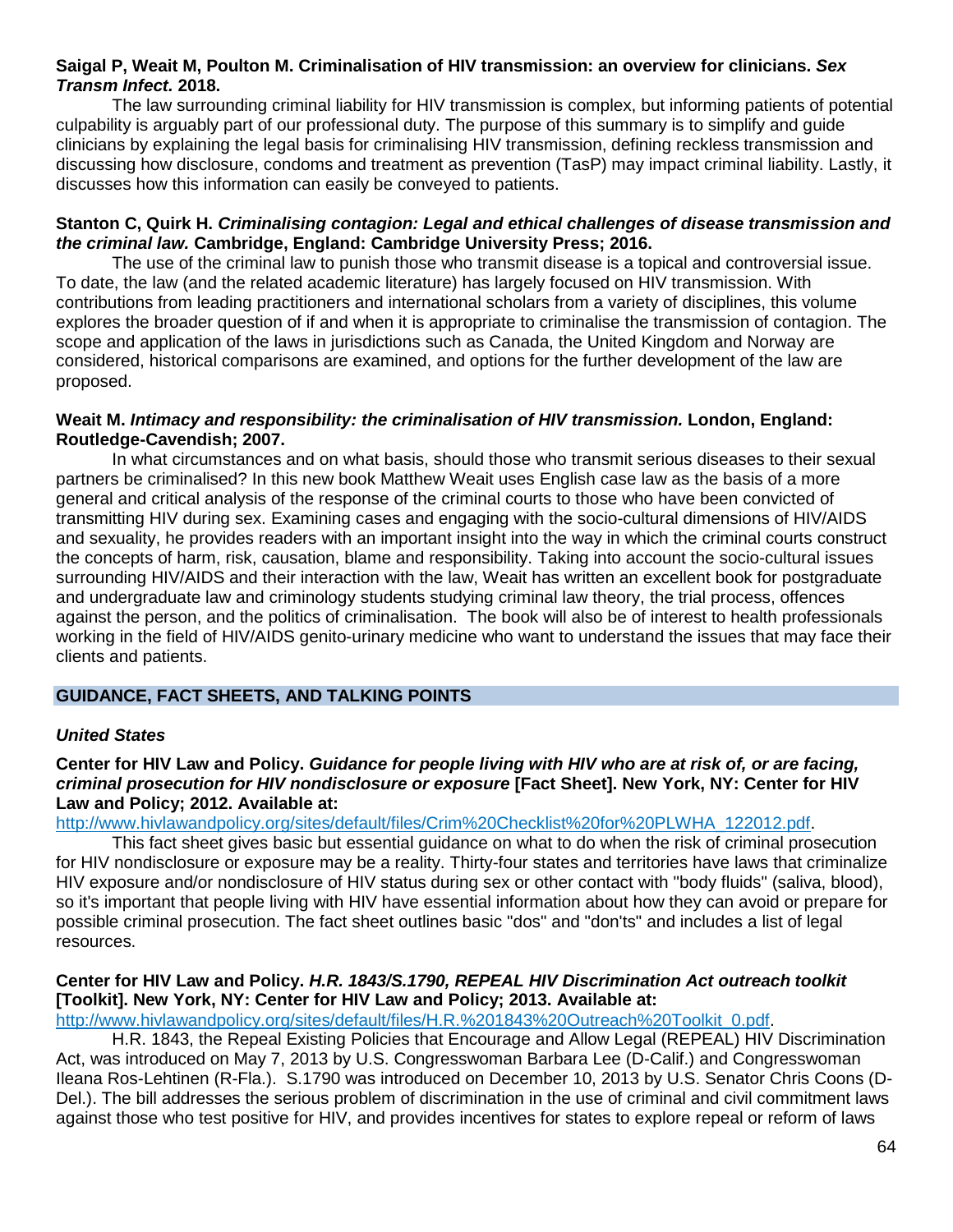**Saigal P, Weait M, Poulton M. Criminalisation of HIV transmission: an overview for clinicians. *Sex Transm Infect.* 2018.**

The law surrounding criminal liability for HIV transmission is complex, but informing patients of potential culpability is arguably part of our professional duty. The purpose of this summary is to simplify and guide clinicians by explaining the legal basis for criminalising HIV transmission, defining reckless transmission and discussing how disclosure, condoms and treatment as prevention (TasP) may impact criminal liability. Lastly, it discusses how this information can easily be conveyed to patients.

**Stanton C, Quirk H. *Criminalising contagion: Legal and ethical challenges of disease transmission and the criminal law.* Cambridge, England: Cambridge University Press; 2016.**

The use of the criminal law to punish those who transmit disease is a topical and controversial issue. To date, the law (and the related academic literature) has largely focused on HIV transmission. With contributions from leading practitioners and international scholars from a variety of disciplines, this volume explores the broader question of if and when it is appropriate to criminalise the transmission of contagion. The scope and application of the laws in jurisdictions such as Canada, the United Kingdom and Norway are considered, historical comparisons are examined, and options for the further development of the law are proposed.

**Weait M. *Intimacy and responsibility: the criminalisation of HIV transmission.* London, England: Routledge-Cavendish; 2007.**

In what circumstances and on what basis, should those who transmit serious diseases to their sexual partners be criminalised? In this new book Matthew Weait uses English case law as the basis of a more general and critical analysis of the response of the criminal courts to those who have been convicted of transmitting HIV during sex. Examining cases and engaging with the socio-cultural dimensions of HIV/AIDS and sexuality, he provides readers with an important insight into the way in which the criminal courts construct the concepts of harm, risk, causation, blame and responsibility. Taking into account the socio-cultural issues surrounding HIV/AIDS and their interaction with the law, Weait has written an excellent book for postgraduate and undergraduate law and criminology students studying criminal law theory, the trial process, offences against the person, and the politics of criminalisation. The book will also be of interest to health professionals working in the field of HIV/AIDS genito-urinary medicine who want to understand the issues that may face their clients and patients.

## GUIDANCE, FACT SHEETS, AND TALKING POINTS

### *United States*

**Center for HIV Law and Policy. *Guidance for people living with HIV who are at risk of, or are facing, criminal prosecution for HIV nondisclosure or exposure* [Fact Sheet]. New York, NY: Center for HIV Law and Policy; 2012. Available at:**
http://www.hivlawandpolicy.org/sites/default/files/Crim%20Checklist%20for%20PLWHA_122012.pdf.

This fact sheet gives basic but essential guidance on what to do when the risk of criminal prosecution for HIV nondisclosure or exposure may be a reality. Thirty-four states and territories have laws that criminalize HIV exposure and/or nondisclosure of HIV status during sex or other contact with "body fluids" (saliva, blood), so it's important that people living with HIV have essential information about how they can avoid or prepare for possible criminal prosecution. The fact sheet outlines basic "dos" and "don'ts" and includes a list of legal resources.

**Center for HIV Law and Policy. *H.R. 1843/S.1790, REPEAL HIV Discrimination Act outreach toolkit* [Toolkit]. New York, NY: Center for HIV Law and Policy; 2013. Available at:**
http://www.hivlawandpolicy.org/sites/default/files/H.R.%201843%20Outreach%20Toolkit_0.pdf.

H.R. 1843, the Repeal Existing Policies that Encourage and Allow Legal (REPEAL) HIV Discrimination Act, was introduced on May 7, 2013 by U.S. Congresswoman Barbara Lee (D-Calif.) and Congresswoman Ileana Ros-Lehtinen (R-Fla.). S.1790 was introduced on December 10, 2013 by U.S. Senator Chris Coons (D-Del.). The bill addresses the serious problem of discrimination in the use of criminal and civil commitment laws against those who test positive for HIV, and provides incentives for states to explore repeal or reform of laws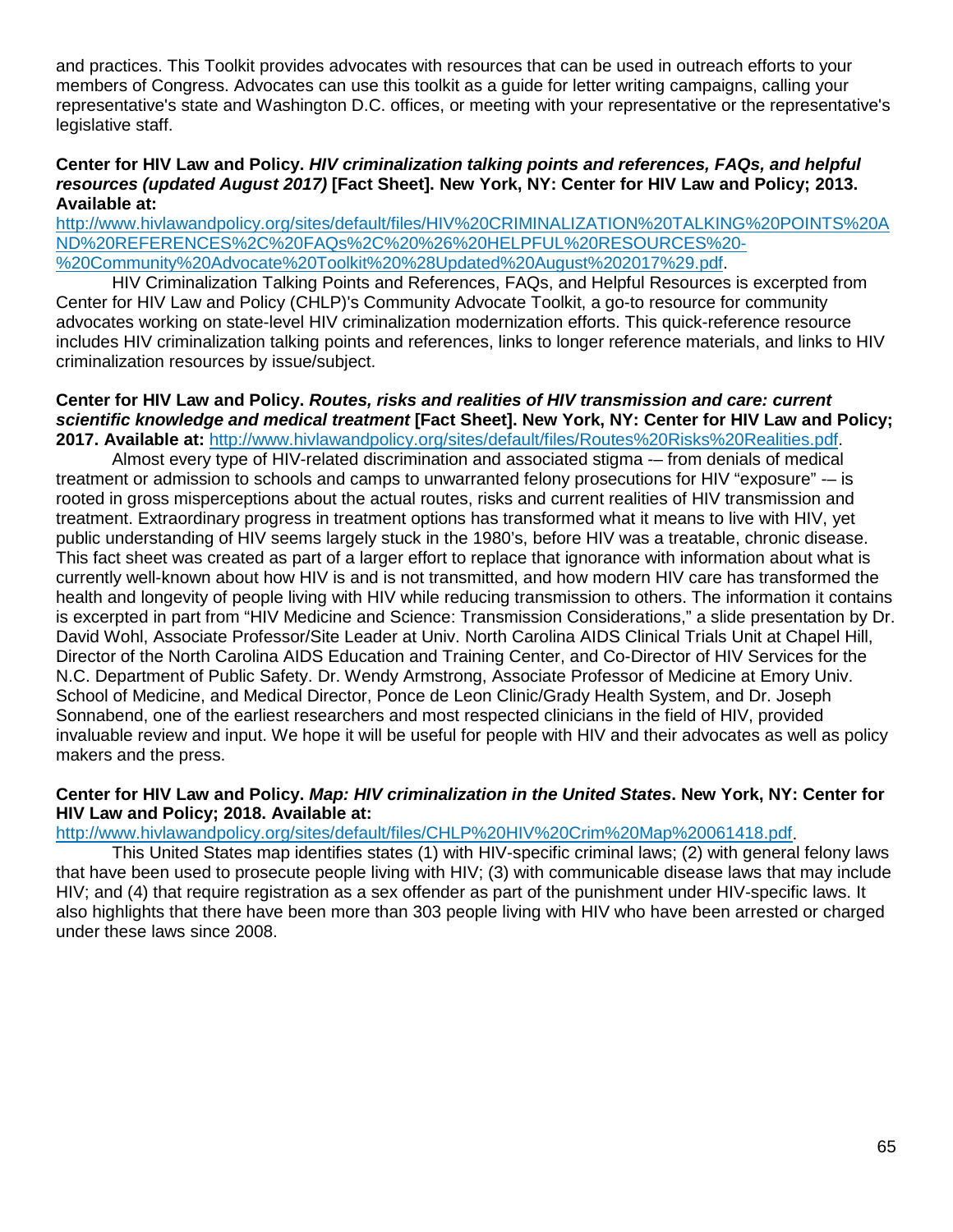and practices. This Toolkit provides advocates with resources that can be used in outreach efforts to your members of Congress. Advocates can use this toolkit as a guide for letter writing campaigns, calling your representative's state and Washington D.C. offices, or meeting with your representative or the representative's legislative staff.

**Center for HIV Law and Policy. *HIV criminalization talking points and references, FAQs, and helpful resources (updated August 2017)* [Fact Sheet]. New York, NY: Center for HIV Law and Policy; 2013. Available at:** [http://www.hivlawandpolicy.org/sites/default/files/HIV%20CRIMINALIZATION%20TALKING%20POINTS%20AND%20REFERENCES%2C%20FAQs%2C%20%26%20HELPFUL%20RESOURCES%20-%20Community%20Advocate%20Toolkit%20%28Updated%20August%202017%29.pdf](http://www.hivlawandpolicy.org/sites/default/files/HIV%20CRIMINALIZATION%20TALKING%20POINTS%20AND%20REFERENCES%2C%20FAQs%2C%20%26%20HELPFUL%20RESOURCES%20-%20Community%20Advocate%20Toolkit%20%28Updated%20August%202017%29.pdf).

HIV Criminalization Talking Points and References, FAQs, and Helpful Resources is excerpted from Center for HIV Law and Policy (CHLP)'s Community Advocate Toolkit, a go-to resource for community advocates working on state-level HIV criminalization modernization efforts. This quick-reference resource includes HIV criminalization talking points and references, links to longer reference materials, and links to HIV criminalization resources by issue/subject.

**Center for HIV Law and Policy. *Routes, risks and realities of HIV transmission and care: current scientific knowledge and medical treatment* [Fact Sheet]. New York, NY: Center for HIV Law and Policy; 2017. Available at:** [http://www.hivlawandpolicy.org/sites/default/files/Routes%20Risks%20Realities.pdf](http://www.hivlawandpolicy.org/sites/default/files/Routes%20Risks%20Realities.pdf).

Almost every type of HIV-related discrimination and associated stigma -– from denials of medical treatment or admission to schools and camps to unwarranted felony prosecutions for HIV "exposure" -– is rooted in gross misperceptions about the actual routes, risks and current realities of HIV transmission and treatment. Extraordinary progress in treatment options has transformed what it means to live with HIV, yet public understanding of HIV seems largely stuck in the 1980's, before HIV was a treatable, chronic disease. This fact sheet was created as part of a larger effort to replace that ignorance with information about what is currently well-known about how HIV is and is not transmitted, and how modern HIV care has transformed the health and longevity of people living with HIV while reducing transmission to others. The information it contains is excerpted in part from "HIV Medicine and Science: Transmission Considerations," a slide presentation by Dr. David Wohl, Associate Professor/Site Leader at Univ. North Carolina AIDS Clinical Trials Unit at Chapel Hill, Director of the North Carolina AIDS Education and Training Center, and Co-Director of HIV Services for the N.C. Department of Public Safety. Dr. Wendy Armstrong, Associate Professor of Medicine at Emory Univ. School of Medicine, and Medical Director, Ponce de Leon Clinic/Grady Health System, and Dr. Joseph Sonnabend, one of the earliest researchers and most respected clinicians in the field of HIV, provided invaluable review and input. We hope it will be useful for people with HIV and their advocates as well as policy makers and the press.

**Center for HIV Law and Policy. *Map: HIV criminalization in the United States*. New York, NY: Center for HIV Law and Policy; 2018. Available at:** [http://www.hivlawandpolicy.org/sites/default/files/CHLP%20HIV%20Crim%20Map%20061418.pdf](http://www.hivlawandpolicy.org/sites/default/files/CHLP%20HIV%20Crim%20Map%20061418.pdf).

This United States map identifies states (1) with HIV-specific criminal laws; (2) with general felony laws that have been used to prosecute people living with HIV; (3) with communicable disease laws that may include HIV; and (4) that require registration as a sex offender as part of the punishment under HIV-specific laws. It also highlights that there have been more than 303 people living with HIV who have been arrested or charged under these laws since 2008.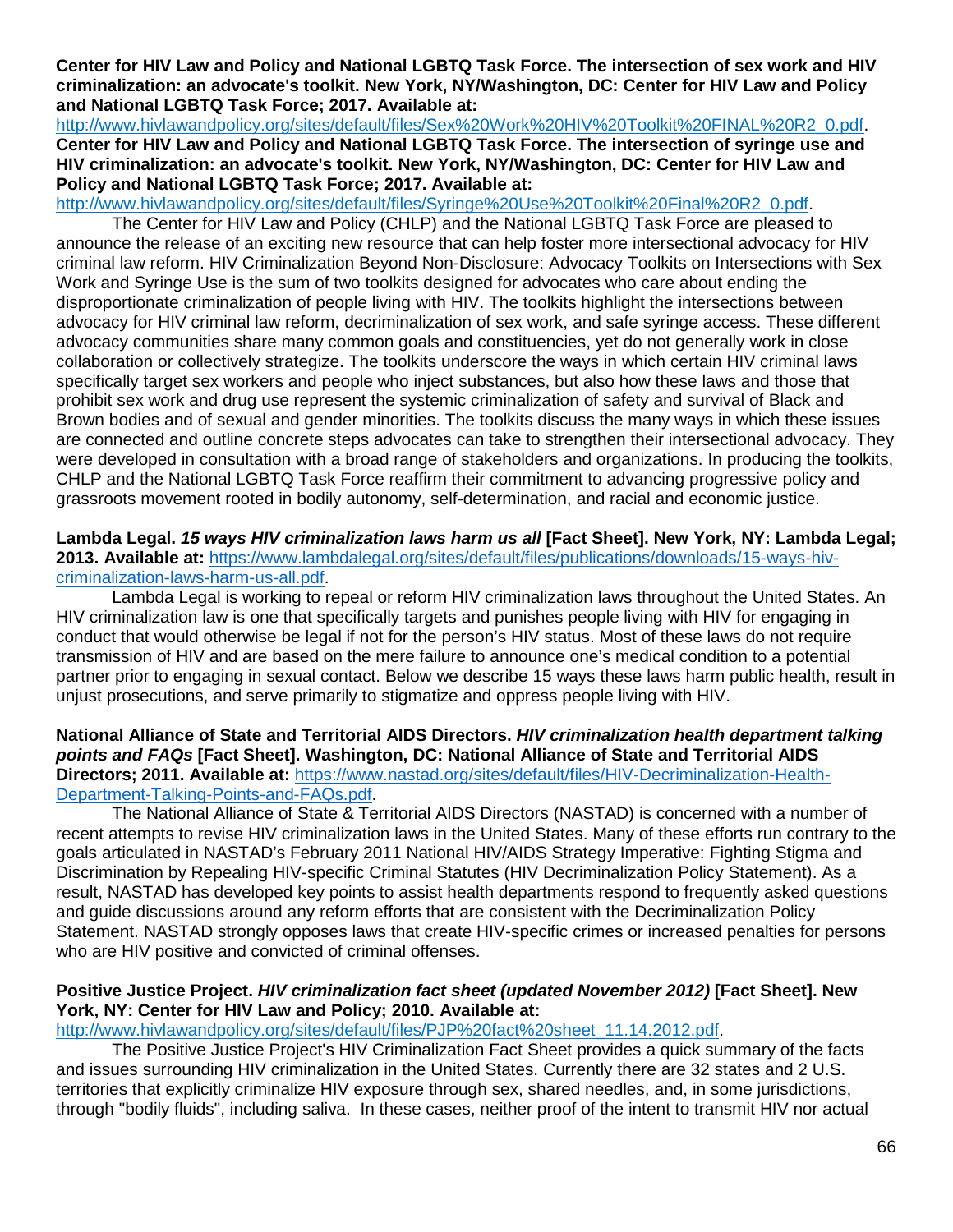**Center for HIV Law and Policy and National LGBTQ Task Force. The intersection of sex work and HIV criminalization: an advocate's toolkit. New York, NY/Washington, DC: Center for HIV Law and Policy and National LGBTQ Task Force; 2017. Available at:**
http://www.hivlawandpolicy.org/sites/default/files/Sex%20Work%20HIV%20Toolkit%20FINAL%20R2_0.pdf.
**Center for HIV Law and Policy and National LGBTQ Task Force. The intersection of syringe use and HIV criminalization: an advocate's toolkit. New York, NY/Washington, DC: Center for HIV Law and Policy and National LGBTQ Task Force; 2017. Available at:**
http://www.hivlawandpolicy.org/sites/default/files/Syringe%20Use%20Toolkit%20Final%20R2_0.pdf.

The Center for HIV Law and Policy (CHLP) and the National LGBTQ Task Force are pleased to announce the release of an exciting new resource that can help foster more intersectional advocacy for HIV criminal law reform. HIV Criminalization Beyond Non-Disclosure: Advocacy Toolkits on Intersections with Sex Work and Syringe Use is the sum of two toolkits designed for advocates who care about ending the disproportionate criminalization of people living with HIV. The toolkits highlight the intersections between advocacy for HIV criminal law reform, decriminalization of sex work, and safe syringe access. These different advocacy communities share many common goals and constituencies, yet do not generally work in close collaboration or collectively strategize. The toolkits underscore the ways in which certain HIV criminal laws specifically target sex workers and people who inject substances, but also how these laws and those that prohibit sex work and drug use represent the systemic criminalization of safety and survival of Black and Brown bodies and of sexual and gender minorities. The toolkits discuss the many ways in which these issues are connected and outline concrete steps advocates can take to strengthen their intersectional advocacy. They were developed in consultation with a broad range of stakeholders and organizations. In producing the toolkits, CHLP and the National LGBTQ Task Force reaffirm their commitment to advancing progressive policy and grassroots movement rooted in bodily autonomy, self-determination, and racial and economic justice.

**Lambda Legal. *15 ways HIV criminalization laws harm us all* [Fact Sheet]. New York, NY: Lambda Legal; 2013. Available at:** https://www.lambdalegal.org/sites/default/files/publications/downloads/15-ways-hiv-criminalization-laws-harm-us-all.pdf.

Lambda Legal is working to repeal or reform HIV criminalization laws throughout the United States. An HIV criminalization law is one that specifically targets and punishes people living with HIV for engaging in conduct that would otherwise be legal if not for the person's HIV status. Most of these laws do not require transmission of HIV and are based on the mere failure to announce one's medical condition to a potential partner prior to engaging in sexual contact. Below we describe 15 ways these laws harm public health, result in unjust prosecutions, and serve primarily to stigmatize and oppress people living with HIV.

**National Alliance of State and Territorial AIDS Directors. *HIV criminalization health department talking points and FAQs* [Fact Sheet]. Washington, DC: National Alliance of State and Territorial AIDS Directors; 2011. Available at:** https://www.nastad.org/sites/default/files/HIV-Decriminalization-Health-Department-Talking-Points-and-FAQs.pdf.

The National Alliance of State & Territorial AIDS Directors (NASTAD) is concerned with a number of recent attempts to revise HIV criminalization laws in the United States. Many of these efforts run contrary to the goals articulated in NASTAD's February 2011 National HIV/AIDS Strategy Imperative: Fighting Stigma and Discrimination by Repealing HIV-specific Criminal Statutes (HIV Decriminalization Policy Statement). As a result, NASTAD has developed key points to assist health departments respond to frequently asked questions and guide discussions around any reform efforts that are consistent with the Decriminalization Policy Statement. NASTAD strongly opposes laws that create HIV-specific crimes or increased penalties for persons who are HIV positive and convicted of criminal offenses.

**Positive Justice Project. *HIV criminalization fact sheet (updated November 2012)* [Fact Sheet]. New York, NY: Center for HIV Law and Policy; 2010. Available at:**
http://www.hivlawandpolicy.org/sites/default/files/PJP%20fact%20sheet_11.14.2012.pdf.

The Positive Justice Project's HIV Criminalization Fact Sheet provides a quick summary of the facts and issues surrounding HIV criminalization in the United States. Currently there are 32 states and 2 U.S. territories that explicitly criminalize HIV exposure through sex, shared needles, and, in some jurisdictions, through "bodily fluids", including saliva. In these cases, neither proof of the intent to transmit HIV nor actual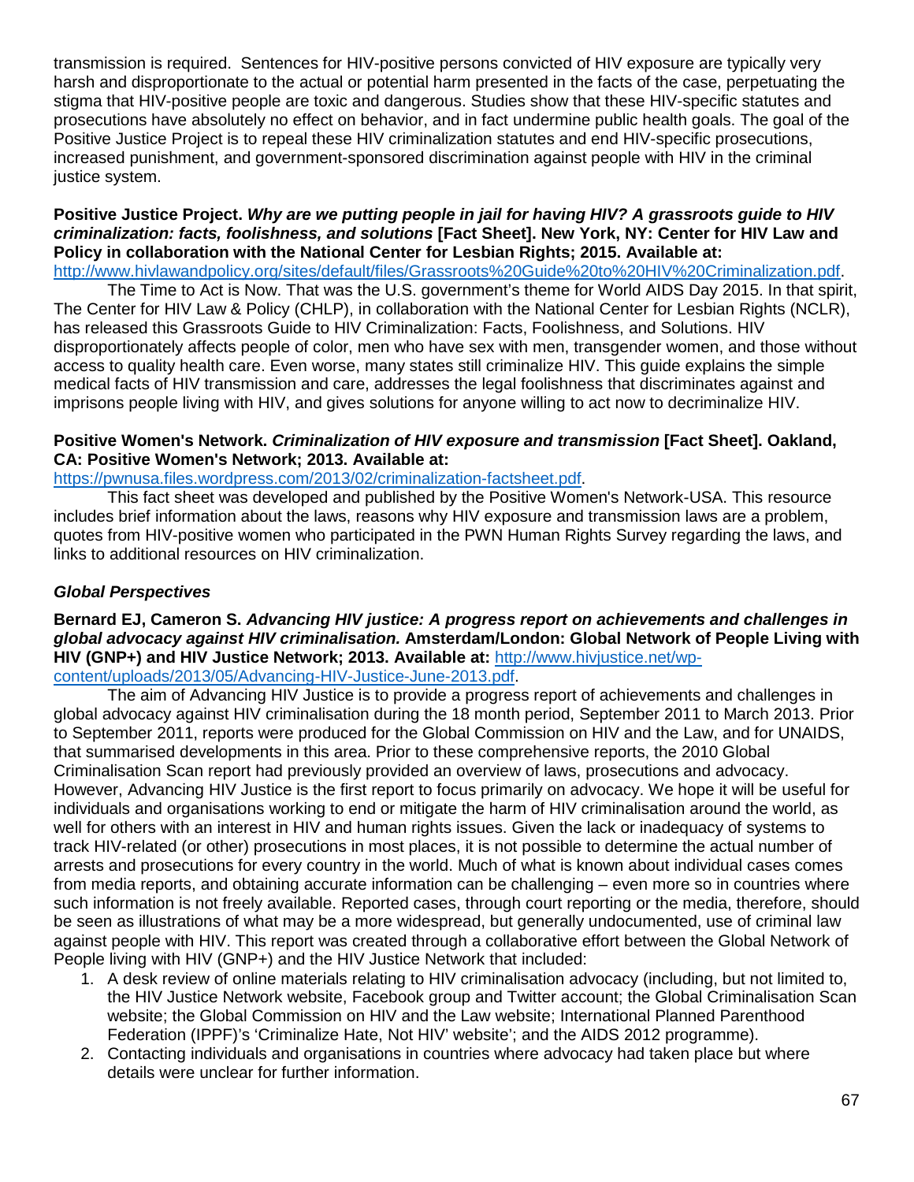transmission is required. Sentences for HIV-positive persons convicted of HIV exposure are typically very harsh and disproportionate to the actual or potential harm presented in the facts of the case, perpetuating the stigma that HIV-positive people are toxic and dangerous. Studies show that these HIV-specific statutes and prosecutions have absolutely no effect on behavior, and in fact undermine public health goals. The goal of the Positive Justice Project is to repeal these HIV criminalization statutes and end HIV-specific prosecutions, increased punishment, and government-sponsored discrimination against people with HIV in the criminal justice system.

**Positive Justice Project. *Why are we putting people in jail for having HIV? A grassroots guide to HIV criminalization: facts, foolishness, and solutions* [Fact Sheet]. New York, NY: Center for HIV Law and Policy in collaboration with the National Center for Lesbian Rights; 2015. Available at:** http://www.hivlawandpolicy.org/sites/default/files/Grassroots%20Guide%20to%20HIV%20Criminalization.pdf.

The Time to Act is Now. That was the U.S. government's theme for World AIDS Day 2015. In that spirit, The Center for HIV Law & Policy (CHLP), in collaboration with the National Center for Lesbian Rights (NCLR), has released this Grassroots Guide to HIV Criminalization: Facts, Foolishness, and Solutions. HIV disproportionately affects people of color, men who have sex with men, transgender women, and those without access to quality health care. Even worse, many states still criminalize HIV. This guide explains the simple medical facts of HIV transmission and care, addresses the legal foolishness that discriminates against and imprisons people living with HIV, and gives solutions for anyone willing to act now to decriminalize HIV.

**Positive Women's Network. *Criminalization of HIV exposure and transmission* [Fact Sheet]. Oakland, CA: Positive Women's Network; 2013. Available at:** https://pwnusa.files.wordpress.com/2013/02/criminalization-factsheet.pdf.

This fact sheet was developed and published by the Positive Women's Network-USA. This resource includes brief information about the laws, reasons why HIV exposure and transmission laws are a problem, quotes from HIV-positive women who participated in the PWN Human Rights Survey regarding the laws, and links to additional resources on HIV criminalization.

### *Global Perspectives*

**Bernard EJ, Cameron S. *Advancing HIV justice: A progress report on achievements and challenges in global advocacy against HIV criminalisation.* Amsterdam/London: Global Network of People Living with HIV (GNP+) and HIV Justice Network; 2013. Available at:** http://www.hivjustice.net/wp-content/uploads/2013/05/Advancing-HIV-Justice-June-2013.pdf.

The aim of Advancing HIV Justice is to provide a progress report of achievements and challenges in global advocacy against HIV criminalisation during the 18 month period, September 2011 to March 2013. Prior to September 2011, reports were produced for the Global Commission on HIV and the Law, and for UNAIDS, that summarised developments in this area. Prior to these comprehensive reports, the 2010 Global Criminalisation Scan report had previously provided an overview of laws, prosecutions and advocacy. However, Advancing HIV Justice is the first report to focus primarily on advocacy. We hope it will be useful for individuals and organisations working to end or mitigate the harm of HIV criminalisation around the world, as well for others with an interest in HIV and human rights issues. Given the lack or inadequacy of systems to track HIV-related (or other) prosecutions in most places, it is not possible to determine the actual number of arrests and prosecutions for every country in the world. Much of what is known about individual cases comes from media reports, and obtaining accurate information can be challenging – even more so in countries where such information is not freely available. Reported cases, through court reporting or the media, therefore, should be seen as illustrations of what may be a more widespread, but generally undocumented, use of criminal law against people with HIV. This report was created through a collaborative effort between the Global Network of People living with HIV (GNP+) and the HIV Justice Network that included:

1. A desk review of online materials relating to HIV criminalisation advocacy (including, but not limited to, the HIV Justice Network website, Facebook group and Twitter account; the Global Criminalisation Scan website; the Global Commission on HIV and the Law website; International Planned Parenthood Federation (IPPF)'s 'Criminalize Hate, Not HIV' website'; and the AIDS 2012 programme).
2. Contacting individuals and organisations in countries where advocacy had taken place but where details were unclear for further information.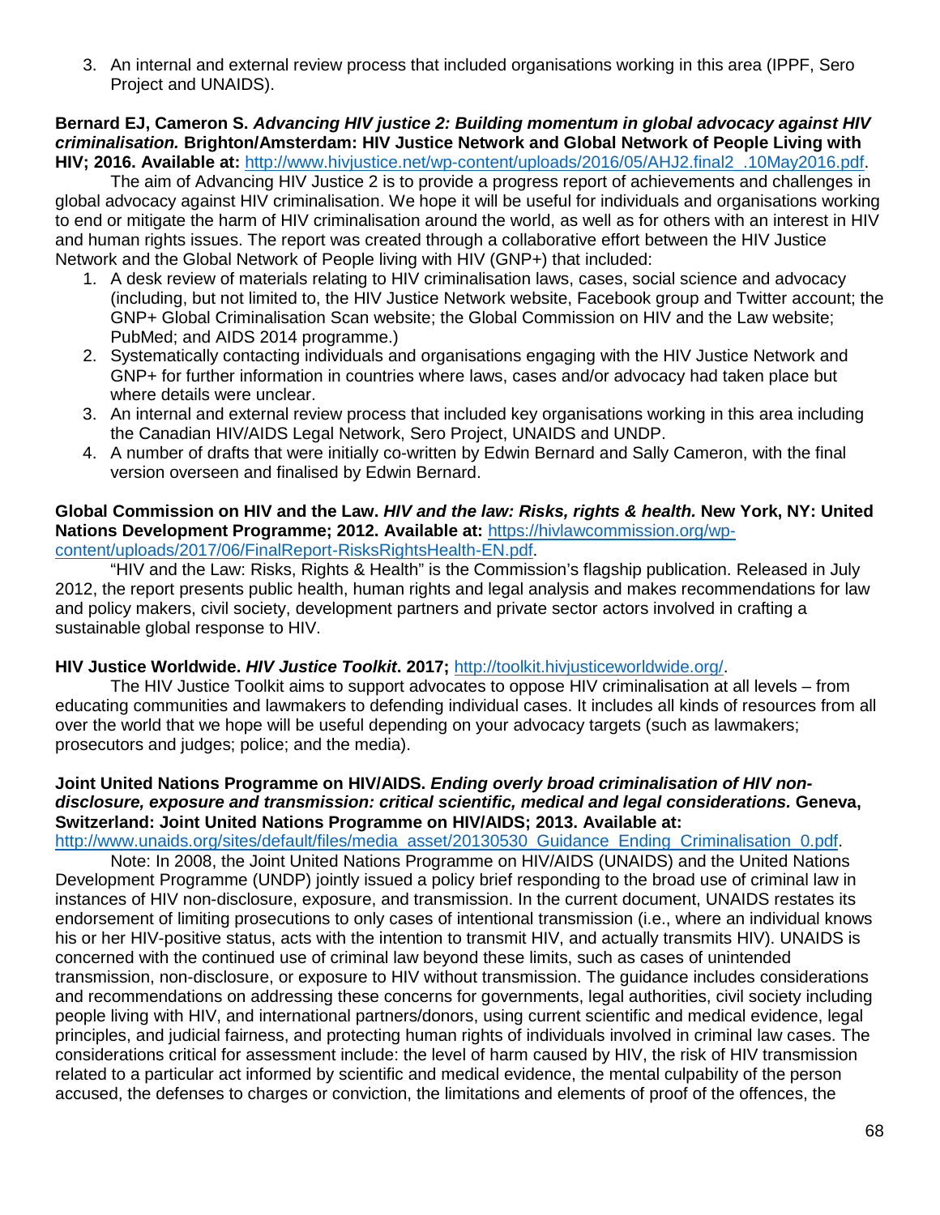3. An internal and external review process that included organisations working in this area (IPPF, Sero Project and UNAIDS).

**Bernard EJ, Cameron S. *Advancing HIV justice 2: Building momentum in global advocacy against HIV criminalisation.* Brighton/Amsterdam: HIV Justice Network and Global Network of People Living with HIV; 2016. Available at:** http://www.hivjustice.net/wp-content/uploads/2016/05/AHJ2.final2_.10May2016.pdf.

The aim of Advancing HIV Justice 2 is to provide a progress report of achievements and challenges in global advocacy against HIV criminalisation. We hope it will be useful for individuals and organisations working to end or mitigate the harm of HIV criminalisation around the world, as well as for others with an interest in HIV and human rights issues. The report was created through a collaborative effort between the HIV Justice Network and the Global Network of People living with HIV (GNP+) that included:

1. A desk review of materials relating to HIV criminalisation laws, cases, social science and advocacy (including, but not limited to, the HIV Justice Network website, Facebook group and Twitter account; the GNP+ Global Criminalisation Scan website; the Global Commission on HIV and the Law website; PubMed; and AIDS 2014 programme.)
2. Systematically contacting individuals and organisations engaging with the HIV Justice Network and GNP+ for further information in countries where laws, cases and/or advocacy had taken place but where details were unclear.
3. An internal and external review process that included key organisations working in this area including the Canadian HIV/AIDS Legal Network, Sero Project, UNAIDS and UNDP.
4. A number of drafts that were initially co-written by Edwin Bernard and Sally Cameron, with the final version overseen and finalised by Edwin Bernard.

**Global Commission on HIV and the Law. *HIV and the law: Risks, rights & health.* New York, NY: United Nations Development Programme; 2012. Available at:** https://hivlawcommission.org/wp-content/uploads/2017/06/FinalReport-RisksRightsHealth-EN.pdf.

"HIV and the Law: Risks, Rights & Health" is the Commission's flagship publication. Released in July 2012, the report presents public health, human rights and legal analysis and makes recommendations for law and policy makers, civil society, development partners and private sector actors involved in crafting a sustainable global response to HIV.

**HIV Justice Worldwide. *HIV Justice Toolkit*. 2017;** http://toolkit.hivjusticeworldwide.org/.

The HIV Justice Toolkit aims to support advocates to oppose HIV criminalisation at all levels – from educating communities and lawmakers to defending individual cases. It includes all kinds of resources from all over the world that we hope will be useful depending on your advocacy targets (such as lawmakers; prosecutors and judges; police; and the media).

**Joint United Nations Programme on HIV/AIDS. *Ending overly broad criminalisation of HIV non-disclosure, exposure and transmission: critical scientific, medical and legal considerations.* Geneva, Switzerland: Joint United Nations Programme on HIV/AIDS; 2013. Available at:** http://www.unaids.org/sites/default/files/media_asset/20130530_Guidance_Ending_Criminalisation_0.pdf.

Note: In 2008, the Joint United Nations Programme on HIV/AIDS (UNAIDS) and the United Nations Development Programme (UNDP) jointly issued a policy brief responding to the broad use of criminal law in instances of HIV non-disclosure, exposure, and transmission. In the current document, UNAIDS restates its endorsement of limiting prosecutions to only cases of intentional transmission (i.e., where an individual knows his or her HIV-positive status, acts with the intention to transmit HIV, and actually transmits HIV). UNAIDS is concerned with the continued use of criminal law beyond these limits, such as cases of unintended transmission, non-disclosure, or exposure to HIV without transmission. The guidance includes considerations and recommendations on addressing these concerns for governments, legal authorities, civil society including people living with HIV, and international partners/donors, using current scientific and medical evidence, legal principles, and judicial fairness, and protecting human rights of individuals involved in criminal law cases. The considerations critical for assessment include: the level of harm caused by HIV, the risk of HIV transmission related to a particular act informed by scientific and medical evidence, the mental culpability of the person accused, the defenses to charges or conviction, the limitations and elements of proof of the offences, the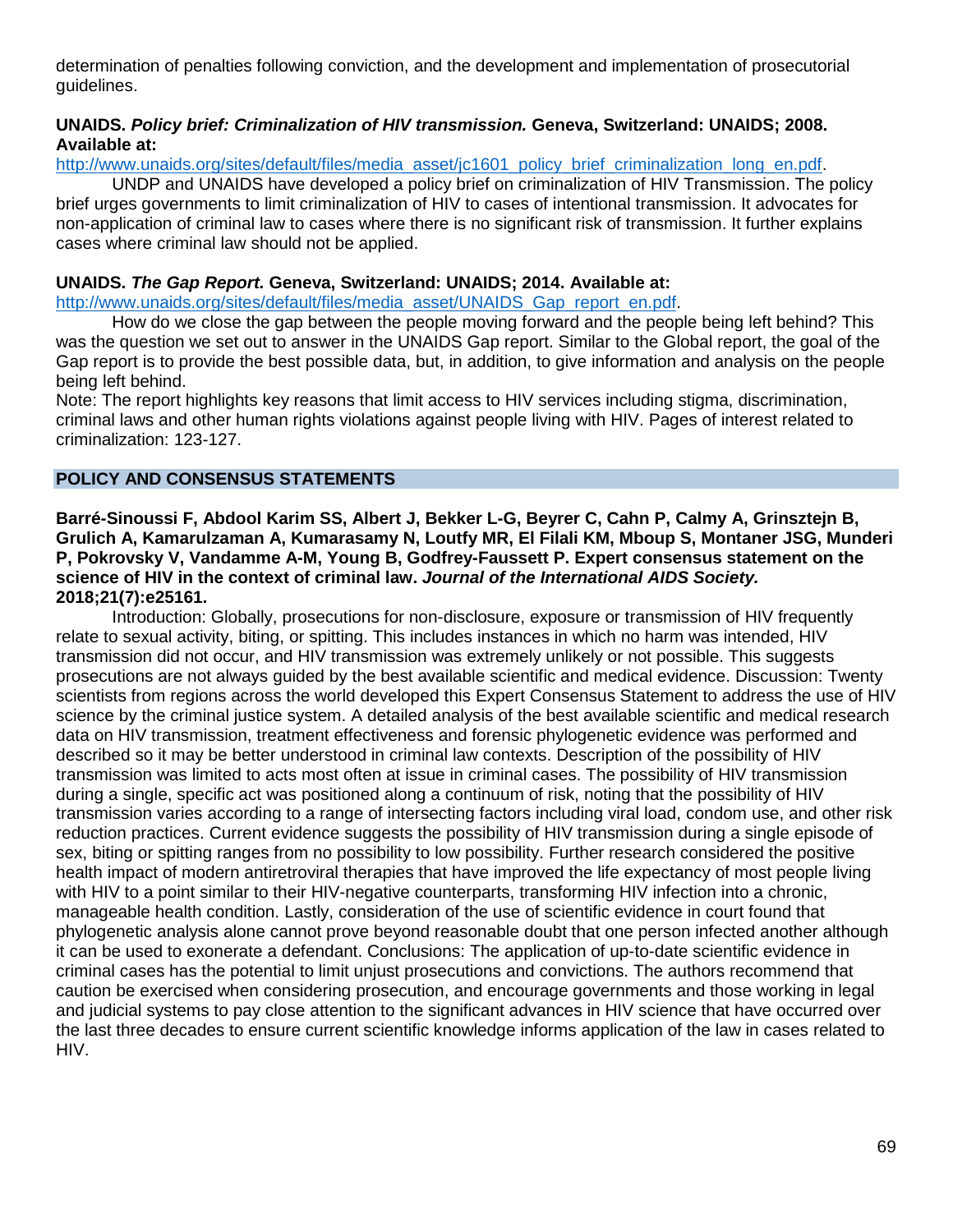determination of penalties following conviction, and the development and implementation of prosecutorial guidelines.

**UNAIDS. *Policy brief: Criminalization of HIV transmission.* Geneva, Switzerland: UNAIDS; 2008. Available at:** [http://www.unaids.org/sites/default/files/media_asset/jc1601_policy_brief_criminalization_long_en.pdf](http://www.unaids.org/sites/default/files/media_asset/jc1601_policy_brief_criminalization_long_en.pdf).

UNDP and UNAIDS have developed a policy brief on criminalization of HIV Transmission. The policy brief urges governments to limit criminalization of HIV to cases of intentional transmission. It advocates for non-application of criminal law to cases where there is no significant risk of transmission. It further explains cases where criminal law should not be applied.

**UNAIDS. *The Gap Report.* Geneva, Switzerland: UNAIDS; 2014. Available at:** [http://www.unaids.org/sites/default/files/media_asset/UNAIDS_Gap_report_en.pdf](http://www.unaids.org/sites/default/files/media_asset/UNAIDS_Gap_report_en.pdf).

How do we close the gap between the people moving forward and the people being left behind? This was the question we set out to answer in the UNAIDS Gap report. Similar to the Global report, the goal of the Gap report is to provide the best possible data, but, in addition, to give information and analysis on the people being left behind.

Note: The report highlights key reasons that limit access to HIV services including stigma, discrimination, criminal laws and other human rights violations against people living with HIV. Pages of interest related to criminalization: 123-127.

## POLICY AND CONSENSUS STATEMENTS

**Barré-Sinoussi F, Abdool Karim SS, Albert J, Bekker L-G, Beyrer C, Cahn P, Calmy A, Grinsztejn B, Grulich A, Kamarulzaman A, Kumarasamy N, Loutfy MR, El Filali KM, Mboup S, Montaner JSG, Munderi P, Pokrovsky V, Vandamme A-M, Young B, Godfrey-Faussett P. Expert consensus statement on the science of HIV in the context of criminal law. *Journal of the International AIDS Society.* 2018;21(7):e25161.**

Introduction: Globally, prosecutions for non-disclosure, exposure or transmission of HIV frequently relate to sexual activity, biting, or spitting. This includes instances in which no harm was intended, HIV transmission did not occur, and HIV transmission was extremely unlikely or not possible. This suggests prosecutions are not always guided by the best available scientific and medical evidence. Discussion: Twenty scientists from regions across the world developed this Expert Consensus Statement to address the use of HIV science by the criminal justice system. A detailed analysis of the best available scientific and medical research data on HIV transmission, treatment effectiveness and forensic phylogenetic evidence was performed and described so it may be better understood in criminal law contexts. Description of the possibility of HIV transmission was limited to acts most often at issue in criminal cases. The possibility of HIV transmission during a single, specific act was positioned along a continuum of risk, noting that the possibility of HIV transmission varies according to a range of intersecting factors including viral load, condom use, and other risk reduction practices. Current evidence suggests the possibility of HIV transmission during a single episode of sex, biting or spitting ranges from no possibility to low possibility. Further research considered the positive health impact of modern antiretroviral therapies that have improved the life expectancy of most people living with HIV to a point similar to their HIV-negative counterparts, transforming HIV infection into a chronic, manageable health condition. Lastly, consideration of the use of scientific evidence in court found that phylogenetic analysis alone cannot prove beyond reasonable doubt that one person infected another although it can be used to exonerate a defendant. Conclusions: The application of up-to-date scientific evidence in criminal cases has the potential to limit unjust prosecutions and convictions. The authors recommend that caution be exercised when considering prosecution, and encourage governments and those working in legal and judicial systems to pay close attention to the significant advances in HIV science that have occurred over the last three decades to ensure current scientific knowledge informs application of the law in cases related to HIV.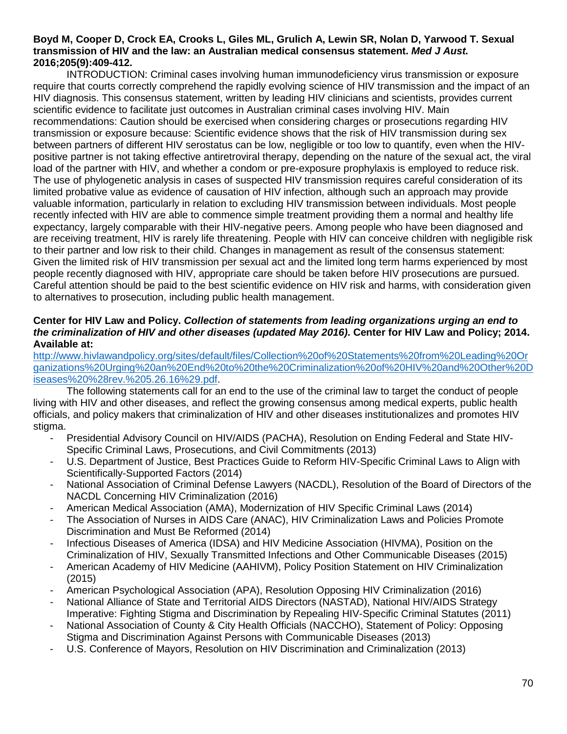**Boyd M, Cooper D, Crock EA, Crooks L, Giles ML, Grulich A, Lewin SR, Nolan D, Yarwood T. Sexual transmission of HIV and the law: an Australian medical consensus statement. *Med J Aust.* 2016;205(9):409-412.**

INTRODUCTION: Criminal cases involving human immunodeficiency virus transmission or exposure require that courts correctly comprehend the rapidly evolving science of HIV transmission and the impact of an HIV diagnosis. This consensus statement, written by leading HIV clinicians and scientists, provides current scientific evidence to facilitate just outcomes in Australian criminal cases involving HIV. Main recommendations: Caution should be exercised when considering charges or prosecutions regarding HIV transmission or exposure because: Scientific evidence shows that the risk of HIV transmission during sex between partners of different HIV serostatus can be low, negligible or too low to quantify, even when the HIV-positive partner is not taking effective antiretroviral therapy, depending on the nature of the sexual act, the viral load of the partner with HIV, and whether a condom or pre-exposure prophylaxis is employed to reduce risk. The use of phylogenetic analysis in cases of suspected HIV transmission requires careful consideration of its limited probative value as evidence of causation of HIV infection, although such an approach may provide valuable information, particularly in relation to excluding HIV transmission between individuals. Most people recently infected with HIV are able to commence simple treatment providing them a normal and healthy life expectancy, largely comparable with their HIV-negative peers. Among people who have been diagnosed and are receiving treatment, HIV is rarely life threatening. People with HIV can conceive children with negligible risk to their partner and low risk to their child. Changes in management as result of the consensus statement: Given the limited risk of HIV transmission per sexual act and the limited long term harms experienced by most people recently diagnosed with HIV, appropriate care should be taken before HIV prosecutions are pursued. Careful attention should be paid to the best scientific evidence on HIV risk and harms, with consideration given to alternatives to prosecution, including public health management.

**Center for HIV Law and Policy. *Collection of statements from leading organizations urging an end to the criminalization of HIV and other diseases (updated May 2016)*. Center for HIV Law and Policy; 2014. Available at:**
[http://www.hivlawandpolicy.org/sites/default/files/Collection%20of%20Statements%20from%20Leading%20Organizations%20Urging%20an%20End%20to%20the%20Criminalization%20of%20HIV%20and%20Other%20Diseases%20%28rev.%205.26.16%29.pdf](http://www.hivlawandpolicy.org/sites/default/files/Collection%20of%20Statements%20from%20Leading%20Organizations%20Urging%20an%20End%20to%20the%20Criminalization%20of%20HIV%20and%20Other%20Diseases%20%28rev.%205.26.16%29.pdf).

The following statements call for an end to the use of the criminal law to target the conduct of people living with HIV and other diseases, and reflect the growing consensus among medical experts, public health officials, and policy makers that criminalization of HIV and other diseases institutionalizes and promotes HIV stigma.

- Presidential Advisory Council on HIV/AIDS (PACHA), Resolution on Ending Federal and State HIV-Specific Criminal Laws, Prosecutions, and Civil Commitments (2013)
- U.S. Department of Justice, Best Practices Guide to Reform HIV-Specific Criminal Laws to Align with Scientifically-Supported Factors (2014)
- National Association of Criminal Defense Lawyers (NACDL), Resolution of the Board of Directors of the NACDL Concerning HIV Criminalization (2016)
- American Medical Association (AMA), Modernization of HIV Specific Criminal Laws (2014)
- The Association of Nurses in AIDS Care (ANAC), HIV Criminalization Laws and Policies Promote Discrimination and Must Be Reformed (2014)
- Infectious Diseases of America (IDSA) and HIV Medicine Association (HIVMA), Position on the Criminalization of HIV, Sexually Transmitted Infections and Other Communicable Diseases (2015)
- American Academy of HIV Medicine (AAHIVM), Policy Position Statement on HIV Criminalization (2015)
- American Psychological Association (APA), Resolution Opposing HIV Criminalization (2016)
- National Alliance of State and Territorial AIDS Directors (NASTAD), National HIV/AIDS Strategy Imperative: Fighting Stigma and Discrimination by Repealing HIV-Specific Criminal Statutes (2011)
- National Association of County & City Health Officials (NACCHO), Statement of Policy: Opposing Stigma and Discrimination Against Persons with Communicable Diseases (2013)
- U.S. Conference of Mayors, Resolution on HIV Discrimination and Criminalization (2013)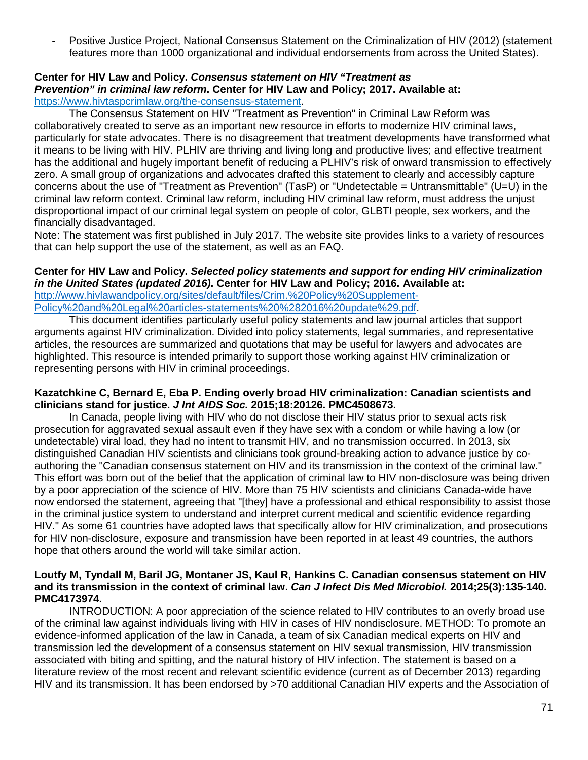- Positive Justice Project, National Consensus Statement on the Criminalization of HIV (2012) (statement features more than 1000 organizational and individual endorsements from across the United States).

**Center for HIV Law and Policy. *Consensus statement on HIV "Treatment as Prevention" in criminal law reform*. Center for HIV Law and Policy; 2017. Available at:** https://www.hivtaspcrimlaw.org/the-consensus-statement.

The Consensus Statement on HIV "Treatment as Prevention" in Criminal Law Reform was collaboratively created to serve as an important new resource in efforts to modernize HIV criminal laws, particularly for state advocates. There is no disagreement that treatment developments have transformed what it means to be living with HIV. PLHIV are thriving and living long and productive lives; and effective treatment has the additional and hugely important benefit of reducing a PLHIV's risk of onward transmission to effectively zero. A small group of organizations and advocates drafted this statement to clearly and accessibly capture concerns about the use of "Treatment as Prevention" (TasP) or "Undetectable = Untransmittable" (U=U) in the criminal law reform context. Criminal law reform, including HIV criminal law reform, must address the unjust disproportional impact of our criminal legal system on people of color, GLBTI people, sex workers, and the financially disadvantaged.

Note: The statement was first published in July 2017. The website site provides links to a variety of resources that can help support the use of the statement, as well as an FAQ.

**Center for HIV Law and Policy. *Selected policy statements and support for ending HIV criminalization in the United States (updated 2016)*. Center for HIV Law and Policy; 2016. Available at:** http://www.hivlawandpolicy.org/sites/default/files/Crim.%20Policy%20Supplement-Policy%20and%20Legal%20articles-statements%20%282016%20update%29.pdf.

This document identifies particularly useful policy statements and law journal articles that support arguments against HIV criminalization. Divided into policy statements, legal summaries, and representative articles, the resources are summarized and quotations that may be useful for lawyers and advocates are highlighted. This resource is intended primarily to support those working against HIV criminalization or representing persons with HIV in criminal proceedings.

**Kazatchkine C, Bernard E, Eba P. Ending overly broad HIV criminalization: Canadian scientists and clinicians stand for justice. *J Int AIDS Soc.* 2015;18:20126. PMC4508673.**

In Canada, people living with HIV who do not disclose their HIV status prior to sexual acts risk prosecution for aggravated sexual assault even if they have sex with a condom or while having a low (or undetectable) viral load, they had no intent to transmit HIV, and no transmission occurred. In 2013, six distinguished Canadian HIV scientists and clinicians took ground-breaking action to advance justice by co-authoring the "Canadian consensus statement on HIV and its transmission in the context of the criminal law." This effort was born out of the belief that the application of criminal law to HIV non-disclosure was being driven by a poor appreciation of the science of HIV. More than 75 HIV scientists and clinicians Canada-wide have now endorsed the statement, agreeing that "[they] have a professional and ethical responsibility to assist those in the criminal justice system to understand and interpret current medical and scientific evidence regarding HIV." As some 61 countries have adopted laws that specifically allow for HIV criminalization, and prosecutions for HIV non-disclosure, exposure and transmission have been reported in at least 49 countries, the authors hope that others around the world will take similar action.

**Loutfy M, Tyndall M, Baril JG, Montaner JS, Kaul R, Hankins C. Canadian consensus statement on HIV and its transmission in the context of criminal law. *Can J Infect Dis Med Microbiol.* 2014;25(3):135-140. PMC4173974.**

INTRODUCTION: A poor appreciation of the science related to HIV contributes to an overly broad use of the criminal law against individuals living with HIV in cases of HIV nondisclosure. METHOD: To promote an evidence-informed application of the law in Canada, a team of six Canadian medical experts on HIV and transmission led the development of a consensus statement on HIV sexual transmission, HIV transmission associated with biting and spitting, and the natural history of HIV infection. The statement is based on a literature review of the most recent and relevant scientific evidence (current as of December 2013) regarding HIV and its transmission. It has been endorsed by >70 additional Canadian HIV experts and the Association of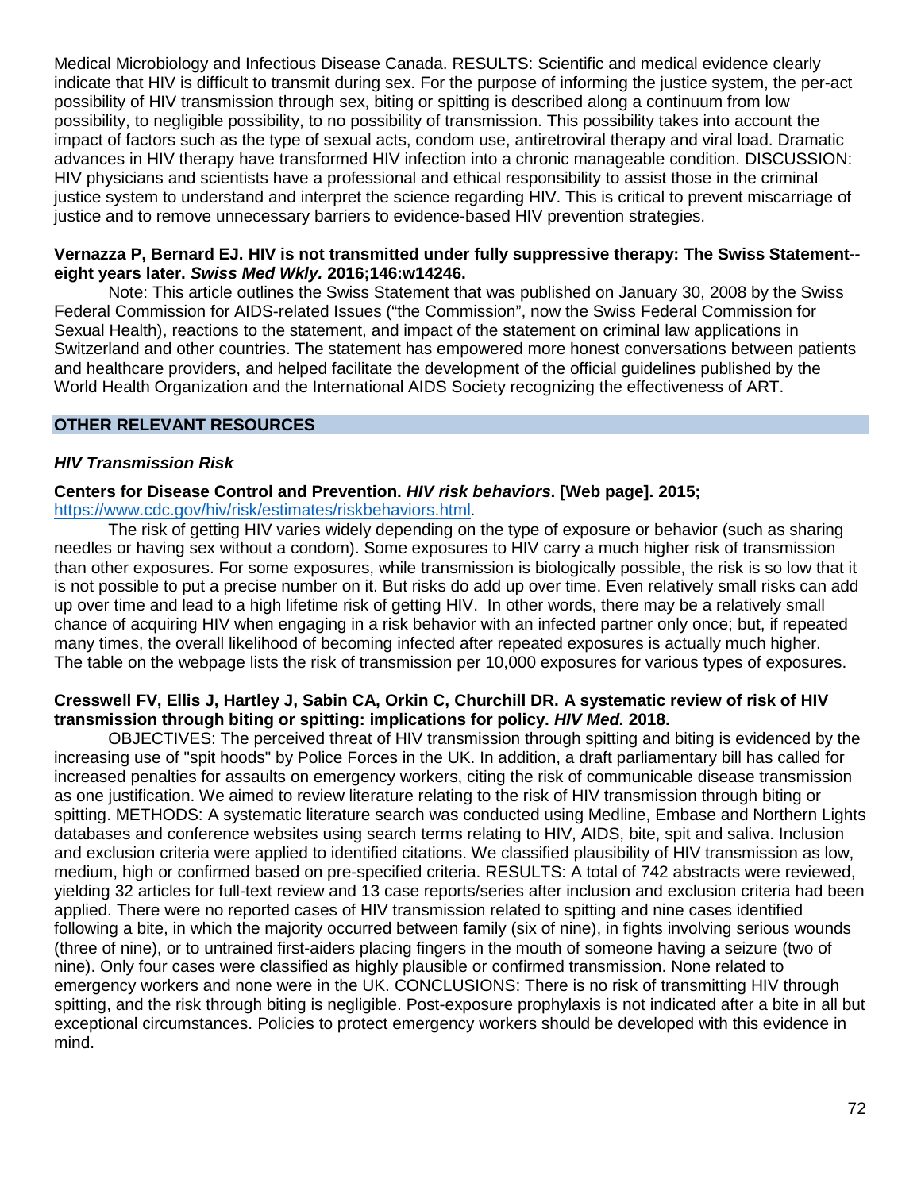Medical Microbiology and Infectious Disease Canada. RESULTS: Scientific and medical evidence clearly indicate that HIV is difficult to transmit during sex. For the purpose of informing the justice system, the per-act possibility of HIV transmission through sex, biting or spitting is described along a continuum from low possibility, to negligible possibility, to no possibility of transmission. This possibility takes into account the impact of factors such as the type of sexual acts, condom use, antiretroviral therapy and viral load. Dramatic advances in HIV therapy have transformed HIV infection into a chronic manageable condition. DISCUSSION: HIV physicians and scientists have a professional and ethical responsibility to assist those in the criminal justice system to understand and interpret the science regarding HIV. This is critical to prevent miscarriage of justice and to remove unnecessary barriers to evidence-based HIV prevention strategies.

**Vernazza P, Bernard EJ. HIV is not transmitted under fully suppressive therapy: The Swiss Statement--eight years later. *Swiss Med Wkly.* 2016;146:w14246.**

Note: This article outlines the Swiss Statement that was published on January 30, 2008 by the Swiss Federal Commission for AIDS-related Issues ("the Commission", now the Swiss Federal Commission for Sexual Health), reactions to the statement, and impact of the statement on criminal law applications in Switzerland and other countries. The statement has empowered more honest conversations between patients and healthcare providers, and helped facilitate the development of the official guidelines published by the World Health Organization and the International AIDS Society recognizing the effectiveness of ART.

## OTHER RELEVANT RESOURCES

### *HIV Transmission Risk*

**Centers for Disease Control and Prevention. *HIV risk behaviors*. [Web page]. 2015;** https://www.cdc.gov/hiv/risk/estimates/riskbehaviors.html.

The risk of getting HIV varies widely depending on the type of exposure or behavior (such as sharing needles or having sex without a condom). Some exposures to HIV carry a much higher risk of transmission than other exposures. For some exposures, while transmission is biologically possible, the risk is so low that it is not possible to put a precise number on it. But risks do add up over time. Even relatively small risks can add up over time and lead to a high lifetime risk of getting HIV. In other words, there may be a relatively small chance of acquiring HIV when engaging in a risk behavior with an infected partner only once; but, if repeated many times, the overall likelihood of becoming infected after repeated exposures is actually much higher. The table on the webpage lists the risk of transmission per 10,000 exposures for various types of exposures.

**Cresswell FV, Ellis J, Hartley J, Sabin CA, Orkin C, Churchill DR. A systematic review of risk of HIV transmission through biting or spitting: implications for policy. *HIV Med.* 2018.**

OBJECTIVES: The perceived threat of HIV transmission through spitting and biting is evidenced by the increasing use of "spit hoods" by Police Forces in the UK. In addition, a draft parliamentary bill has called for increased penalties for assaults on emergency workers, citing the risk of communicable disease transmission as one justification. We aimed to review literature relating to the risk of HIV transmission through biting or spitting. METHODS: A systematic literature search was conducted using Medline, Embase and Northern Lights databases and conference websites using search terms relating to HIV, AIDS, bite, spit and saliva. Inclusion and exclusion criteria were applied to identified citations. We classified plausibility of HIV transmission as low, medium, high or confirmed based on pre-specified criteria. RESULTS: A total of 742 abstracts were reviewed, yielding 32 articles for full-text review and 13 case reports/series after inclusion and exclusion criteria had been applied. There were no reported cases of HIV transmission related to spitting and nine cases identified following a bite, in which the majority occurred between family (six of nine), in fights involving serious wounds (three of nine), or to untrained first-aiders placing fingers in the mouth of someone having a seizure (two of nine). Only four cases were classified as highly plausible or confirmed transmission. None related to emergency workers and none were in the UK. CONCLUSIONS: There is no risk of transmitting HIV through spitting, and the risk through biting is negligible. Post-exposure prophylaxis is not indicated after a bite in all but exceptional circumstances. Policies to protect emergency workers should be developed with this evidence in mind.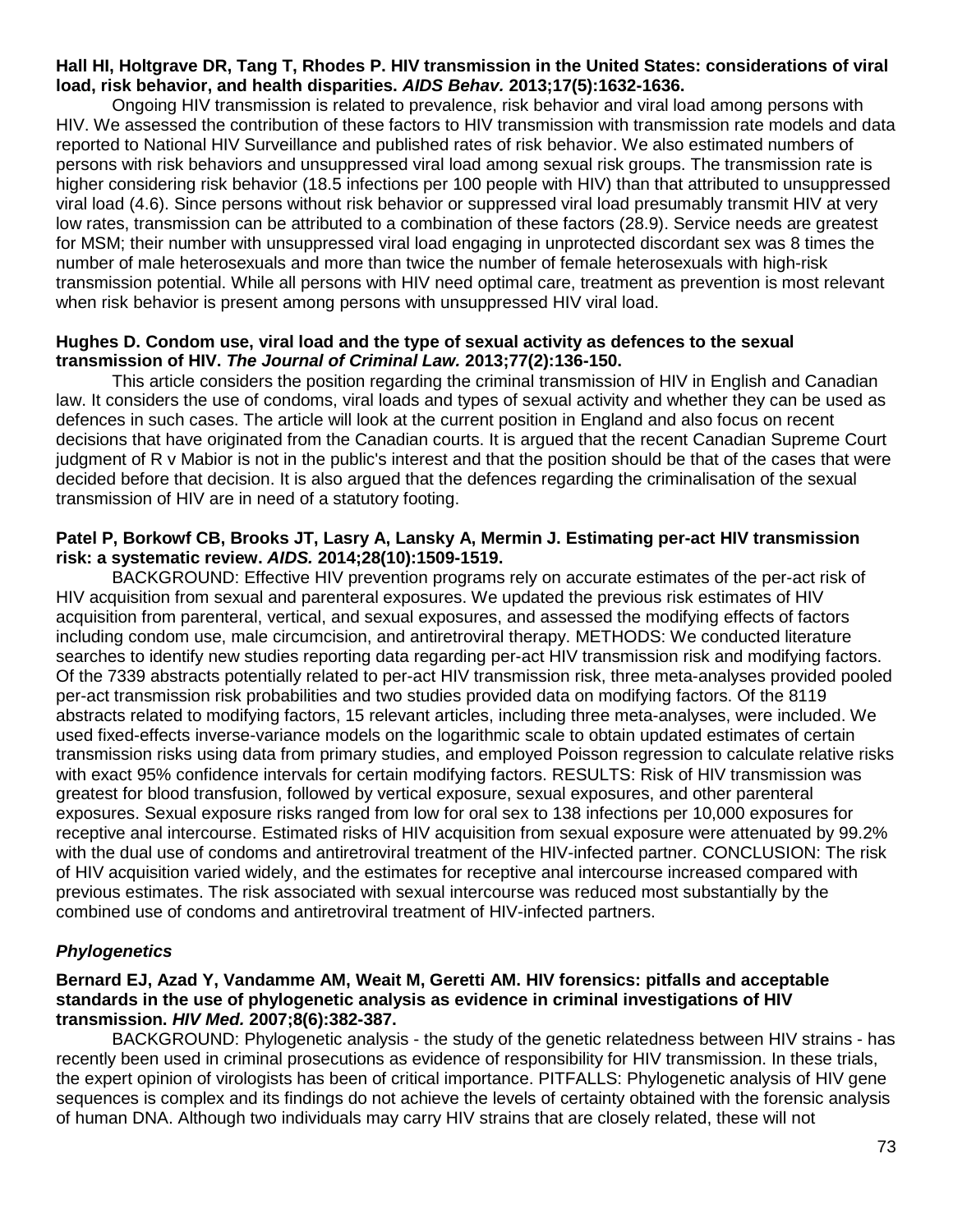**Hall HI, Holtgrave DR, Tang T, Rhodes P. HIV transmission in the United States: considerations of viral load, risk behavior, and health disparities. *AIDS Behav.* 2013;17(5):1632-1636.**

Ongoing HIV transmission is related to prevalence, risk behavior and viral load among persons with HIV. We assessed the contribution of these factors to HIV transmission with transmission rate models and data reported to National HIV Surveillance and published rates of risk behavior. We also estimated numbers of persons with risk behaviors and unsuppressed viral load among sexual risk groups. The transmission rate is higher considering risk behavior (18.5 infections per 100 people with HIV) than that attributed to unsuppressed viral load (4.6). Since persons without risk behavior or suppressed viral load presumably transmit HIV at very low rates, transmission can be attributed to a combination of these factors (28.9). Service needs are greatest for MSM; their number with unsuppressed viral load engaging in unprotected discordant sex was 8 times the number of male heterosexuals and more than twice the number of female heterosexuals with high-risk transmission potential. While all persons with HIV need optimal care, treatment as prevention is most relevant when risk behavior is present among persons with unsuppressed HIV viral load.

**Hughes D. Condom use, viral load and the type of sexual activity as defences to the sexual transmission of HIV. *The Journal of Criminal Law.* 2013;77(2):136-150.**

This article considers the position regarding the criminal transmission of HIV in English and Canadian law. It considers the use of condoms, viral loads and types of sexual activity and whether they can be used as defences in such cases. The article will look at the current position in England and also focus on recent decisions that have originated from the Canadian courts. It is argued that the recent Canadian Supreme Court judgment of R v Mabior is not in the public's interest and that the position should be that of the cases that were decided before that decision. It is also argued that the defences regarding the criminalisation of the sexual transmission of HIV are in need of a statutory footing.

**Patel P, Borkowf CB, Brooks JT, Lasry A, Lansky A, Mermin J. Estimating per-act HIV transmission risk: a systematic review. *AIDS.* 2014;28(10):1509-1519.**

BACKGROUND: Effective HIV prevention programs rely on accurate estimates of the per-act risk of HIV acquisition from sexual and parenteral exposures. We updated the previous risk estimates of HIV acquisition from parenteral, vertical, and sexual exposures, and assessed the modifying effects of factors including condom use, male circumcision, and antiretroviral therapy. METHODS: We conducted literature searches to identify new studies reporting data regarding per-act HIV transmission risk and modifying factors. Of the 7339 abstracts potentially related to per-act HIV transmission risk, three meta-analyses provided pooled per-act transmission risk probabilities and two studies provided data on modifying factors. Of the 8119 abstracts related to modifying factors, 15 relevant articles, including three meta-analyses, were included. We used fixed-effects inverse-variance models on the logarithmic scale to obtain updated estimates of certain transmission risks using data from primary studies, and employed Poisson regression to calculate relative risks with exact 95% confidence intervals for certain modifying factors. RESULTS: Risk of HIV transmission was greatest for blood transfusion, followed by vertical exposure, sexual exposures, and other parenteral exposures. Sexual exposure risks ranged from low for oral sex to 138 infections per 10,000 exposures for receptive anal intercourse. Estimated risks of HIV acquisition from sexual exposure were attenuated by 99.2% with the dual use of condoms and antiretroviral treatment of the HIV-infected partner. CONCLUSION: The risk of HIV acquisition varied widely, and the estimates for receptive anal intercourse increased compared with previous estimates. The risk associated with sexual intercourse was reduced most substantially by the combined use of condoms and antiretroviral treatment of HIV-infected partners.

### *Phylogenetics*

**Bernard EJ, Azad Y, Vandamme AM, Weait M, Geretti AM. HIV forensics: pitfalls and acceptable standards in the use of phylogenetic analysis as evidence in criminal investigations of HIV transmission. *HIV Med.* 2007;8(6):382-387.**

BACKGROUND: Phylogenetic analysis - the study of the genetic relatedness between HIV strains - has recently been used in criminal prosecutions as evidence of responsibility for HIV transmission. In these trials, the expert opinion of virologists has been of critical importance. PITFALLS: Phylogenetic analysis of HIV gene sequences is complex and its findings do not achieve the levels of certainty obtained with the forensic analysis of human DNA. Although two individuals may carry HIV strains that are closely related, these will not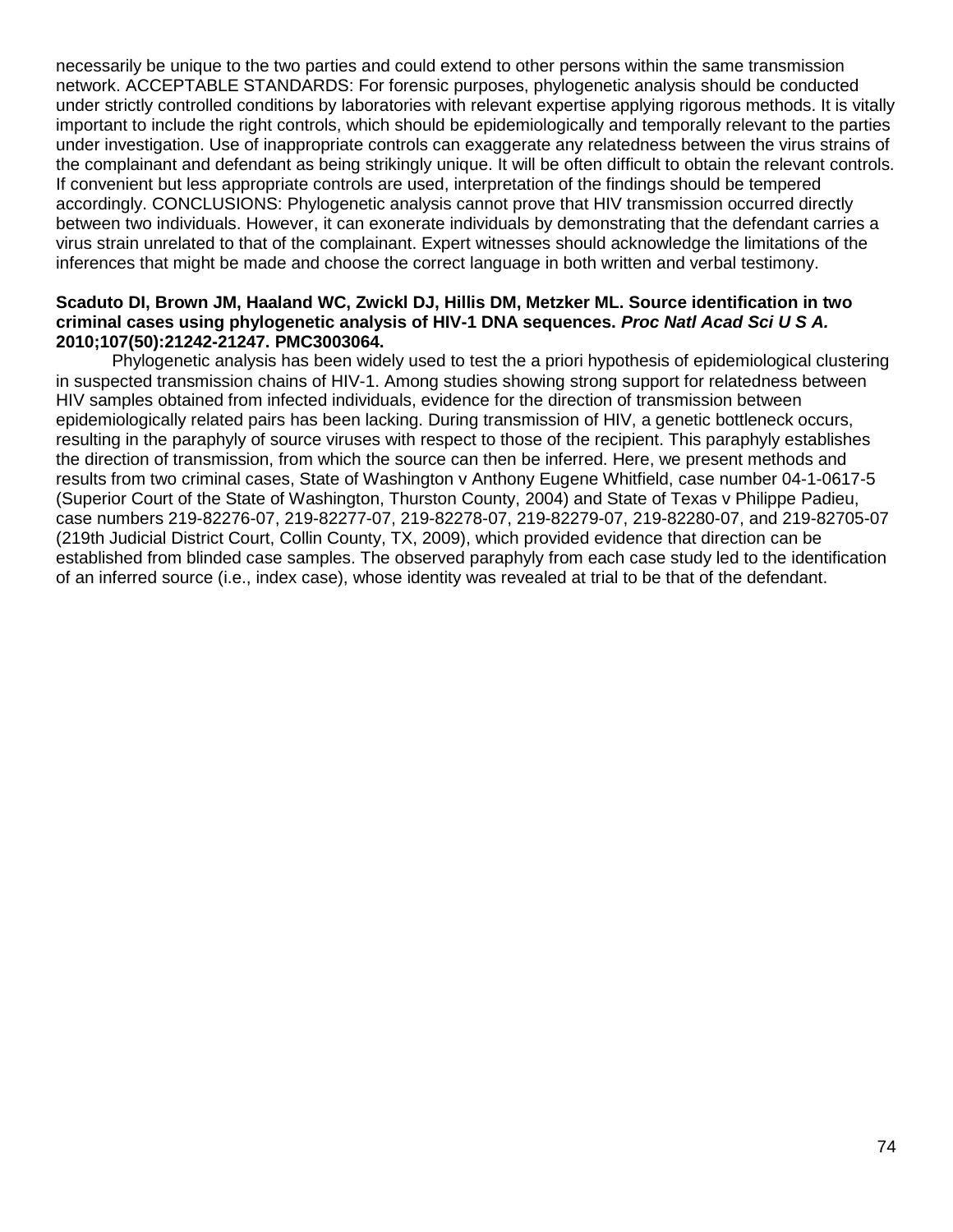necessarily be unique to the two parties and could extend to other persons within the same transmission network. ACCEPTABLE STANDARDS: For forensic purposes, phylogenetic analysis should be conducted under strictly controlled conditions by laboratories with relevant expertise applying rigorous methods. It is vitally important to include the right controls, which should be epidemiologically and temporally relevant to the parties under investigation. Use of inappropriate controls can exaggerate any relatedness between the virus strains of the complainant and defendant as being strikingly unique. It will be often difficult to obtain the relevant controls. If convenient but less appropriate controls are used, interpretation of the findings should be tempered accordingly. CONCLUSIONS: Phylogenetic analysis cannot prove that HIV transmission occurred directly between two individuals. However, it can exonerate individuals by demonstrating that the defendant carries a virus strain unrelated to that of the complainant. Expert witnesses should acknowledge the limitations of the inferences that might be made and choose the correct language in both written and verbal testimony.

**Scaduto DI, Brown JM, Haaland WC, Zwickl DJ, Hillis DM, Metzker ML. Source identification in two criminal cases using phylogenetic analysis of HIV-1 DNA sequences. *Proc Natl Acad Sci U S A.* 2010;107(50):21242-21247. PMC3003064.**

Phylogenetic analysis has been widely used to test the a priori hypothesis of epidemiological clustering in suspected transmission chains of HIV-1. Among studies showing strong support for relatedness between HIV samples obtained from infected individuals, evidence for the direction of transmission between epidemiologically related pairs has been lacking. During transmission of HIV, a genetic bottleneck occurs, resulting in the paraphyly of source viruses with respect to those of the recipient. This paraphyly establishes the direction of transmission, from which the source can then be inferred. Here, we present methods and results from two criminal cases, State of Washington v Anthony Eugene Whitfield, case number 04-1-0617-5 (Superior Court of the State of Washington, Thurston County, 2004) and State of Texas v Philippe Padieu, case numbers 219-82276-07, 219-82277-07, 219-82278-07, 219-82279-07, 219-82280-07, and 219-82705-07 (219th Judicial District Court, Collin County, TX, 2009), which provided evidence that direction can be established from blinded case samples. The observed paraphyly from each case study led to the identification of an inferred source (i.e., index case), whose identity was revealed at trial to be that of the defendant.